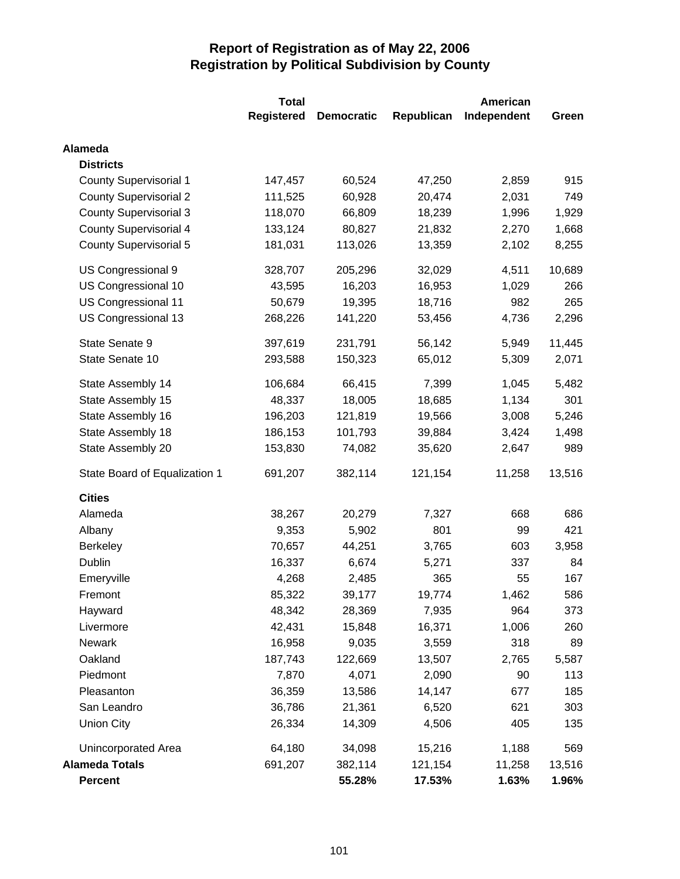# Report of Registration as of May 22, 2006
## Registration by Political Subdivision by County

| | Total Registered | Democratic | Republican | American Independent | Green |
|---|---|---|---|---|---|
| **Alameda** | | | | | |
| **Districts** | | | | | |
| County Supervisorial 1 | 147,457 | 60,524 | 47,250 | 2,859 | 915 |
| County Supervisorial 2 | 111,525 | 60,928 | 20,474 | 2,031 | 749 |
| County Supervisorial 3 | 118,070 | 66,809 | 18,239 | 1,996 | 1,929 |
| County Supervisorial 4 | 133,124 | 80,827 | 21,832 | 2,270 | 1,668 |
| County Supervisorial 5 | 181,031 | 113,026 | 13,359 | 2,102 | 8,255 |
| US Congressional 9 | 328,707 | 205,296 | 32,029 | 4,511 | 10,689 |
| US Congressional 10 | 43,595 | 16,203 | 16,953 | 1,029 | 266 |
| US Congressional 11 | 50,679 | 19,395 | 18,716 | 982 | 265 |
| US Congressional 13 | 268,226 | 141,220 | 53,456 | 4,736 | 2,296 |
| State Senate 9 | 397,619 | 231,791 | 56,142 | 5,949 | 11,445 |
| State Senate 10 | 293,588 | 150,323 | 65,012 | 5,309 | 2,071 |
| State Assembly 14 | 106,684 | 66,415 | 7,399 | 1,045 | 5,482 |
| State Assembly 15 | 48,337 | 18,005 | 18,685 | 1,134 | 301 |
| State Assembly 16 | 196,203 | 121,819 | 19,566 | 3,008 | 5,246 |
| State Assembly 18 | 186,153 | 101,793 | 39,884 | 3,424 | 1,498 |
| State Assembly 20 | 153,830 | 74,082 | 35,620 | 2,647 | 989 |
| State Board of Equalization 1 | 691,207 | 382,114 | 121,154 | 11,258 | 13,516 |
| **Cities** | | | | | |
| Alameda | 38,267 | 20,279 | 7,327 | 668 | 686 |
| Albany | 9,353 | 5,902 | 801 | 99 | 421 |
| Berkeley | 70,657 | 44,251 | 3,765 | 603 | 3,958 |
| Dublin | 16,337 | 6,674 | 5,271 | 337 | 84 |
| Emeryville | 4,268 | 2,485 | 365 | 55 | 167 |
| Fremont | 85,322 | 39,177 | 19,774 | 1,462 | 586 |
| Hayward | 48,342 | 28,369 | 7,935 | 964 | 373 |
| Livermore | 42,431 | 15,848 | 16,371 | 1,006 | 260 |
| Newark | 16,958 | 9,035 | 3,559 | 318 | 89 |
| Oakland | 187,743 | 122,669 | 13,507 | 2,765 | 5,587 |
| Piedmont | 7,870 | 4,071 | 2,090 | 90 | 113 |
| Pleasanton | 36,359 | 13,586 | 14,147 | 677 | 185 |
| San Leandro | 36,786 | 21,361 | 6,520 | 621 | 303 |
| Union City | 26,334 | 14,309 | 4,506 | 405 | 135 |
| Unincorporated Area | 64,180 | 34,098 | 15,216 | 1,188 | 569 |
| **Alameda Totals** | 691,207 | 382,114 | 121,154 | 11,258 | 13,516 |
| **Percent** | | **55.28%** | **17.53%** | **1.63%** | **1.96%** |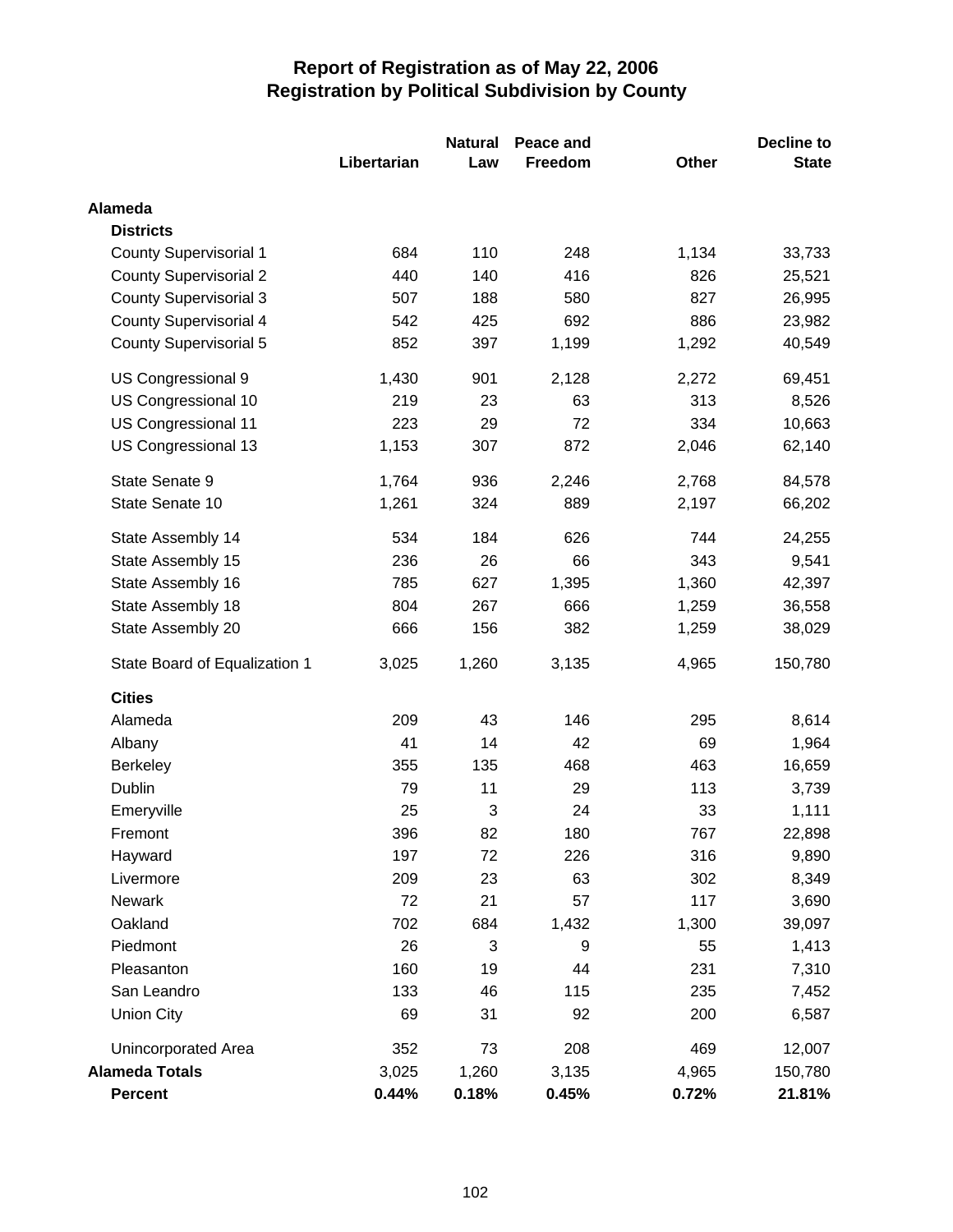# Report of Registration as of May 22, 2006
## Registration by Political Subdivision by County

| | Libertarian | Natural Law | Peace and Freedom | Other | Decline to State |
|---|---|---|---|---|---|
| **Alameda** | | | | | |
| **Districts** | | | | | |
| County Supervisorial 1 | 684 | 110 | 248 | 1,134 | 33,733 |
| County Supervisorial 2 | 440 | 140 | 416 | 826 | 25,521 |
| County Supervisorial 3 | 507 | 188 | 580 | 827 | 26,995 |
| County Supervisorial 4 | 542 | 425 | 692 | 886 | 23,982 |
| County Supervisorial 5 | 852 | 397 | 1,199 | 1,292 | 40,549 |
| US Congressional 9 | 1,430 | 901 | 2,128 | 2,272 | 69,451 |
| US Congressional 10 | 219 | 23 | 63 | 313 | 8,526 |
| US Congressional 11 | 223 | 29 | 72 | 334 | 10,663 |
| US Congressional 13 | 1,153 | 307 | 872 | 2,046 | 62,140 |
| State Senate 9 | 1,764 | 936 | 2,246 | 2,768 | 84,578 |
| State Senate 10 | 1,261 | 324 | 889 | 2,197 | 66,202 |
| State Assembly 14 | 534 | 184 | 626 | 744 | 24,255 |
| State Assembly 15 | 236 | 26 | 66 | 343 | 9,541 |
| State Assembly 16 | 785 | 627 | 1,395 | 1,360 | 42,397 |
| State Assembly 18 | 804 | 267 | 666 | 1,259 | 36,558 |
| State Assembly 20 | 666 | 156 | 382 | 1,259 | 38,029 |
| State Board of Equalization 1 | 3,025 | 1,260 | 3,135 | 4,965 | 150,780 |
| **Cities** | | | | | |
| Alameda | 209 | 43 | 146 | 295 | 8,614 |
| Albany | 41 | 14 | 42 | 69 | 1,964 |
| Berkeley | 355 | 135 | 468 | 463 | 16,659 |
| Dublin | 79 | 11 | 29 | 113 | 3,739 |
| Emeryville | 25 | 3 | 24 | 33 | 1,111 |
| Fremont | 396 | 82 | 180 | 767 | 22,898 |
| Hayward | 197 | 72 | 226 | 316 | 9,890 |
| Livermore | 209 | 23 | 63 | 302 | 8,349 |
| Newark | 72 | 21 | 57 | 117 | 3,690 |
| Oakland | 702 | 684 | 1,432 | 1,300 | 39,097 |
| Piedmont | 26 | 3 | 9 | 55 | 1,413 |
| Pleasanton | 160 | 19 | 44 | 231 | 7,310 |
| San Leandro | 133 | 46 | 115 | 235 | 7,452 |
| Union City | 69 | 31 | 92 | 200 | 6,587 |
| Unincorporated Area | 352 | 73 | 208 | 469 | 12,007 |
| **Alameda Totals** | 3,025 | 1,260 | 3,135 | 4,965 | 150,780 |
| **Percent** | **0.44%** | **0.18%** | **0.45%** | **0.72%** | **21.81%** |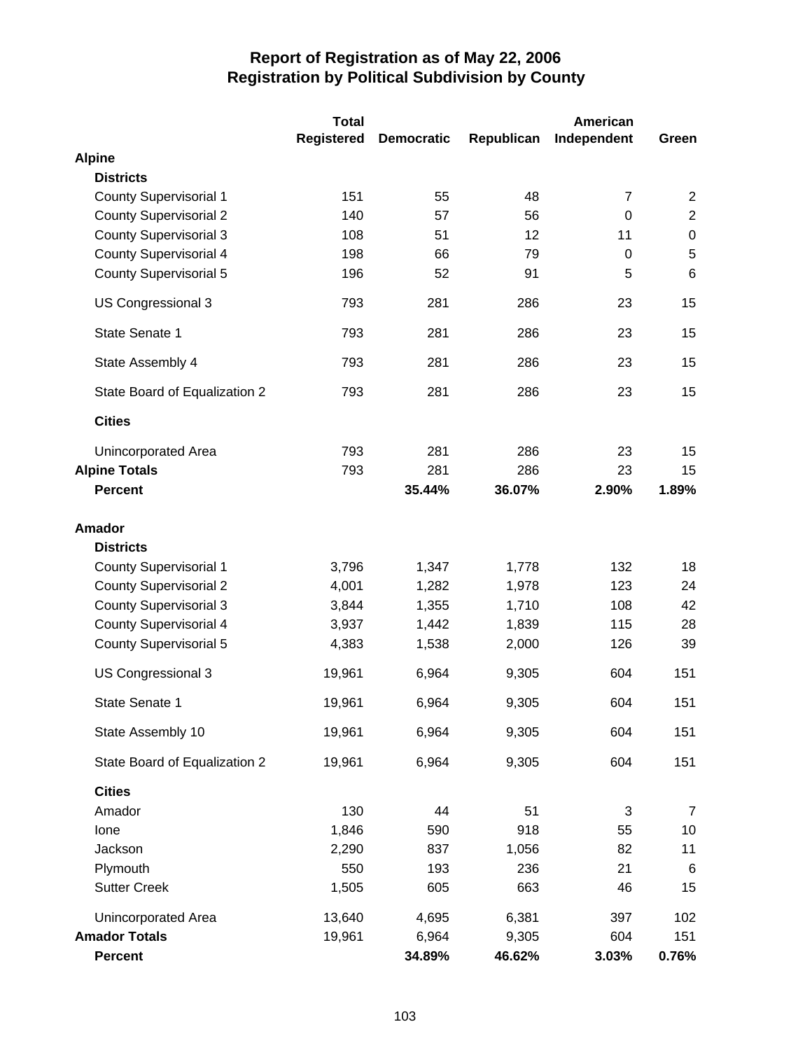# Report of Registration as of May 22, 2006
## Registration by Political Subdivision by County

| | Total Registered | Democratic | Republican | American Independent | Green |
|---|---|---|---|---|---|
| **Alpine** | | | | | |
| **Districts** | | | | | |
| County Supervisorial 1 | 151 | 55 | 48 | 7 | 2 |
| County Supervisorial 2 | 140 | 57 | 56 | 0 | 2 |
| County Supervisorial 3 | 108 | 51 | 12 | 11 | 0 |
| County Supervisorial 4 | 198 | 66 | 79 | 0 | 5 |
| County Supervisorial 5 | 196 | 52 | 91 | 5 | 6 |
| US Congressional 3 | 793 | 281 | 286 | 23 | 15 |
| State Senate 1 | 793 | 281 | 286 | 23 | 15 |
| State Assembly 4 | 793 | 281 | 286 | 23 | 15 |
| State Board of Equalization 2 | 793 | 281 | 286 | 23 | 15 |
| **Cities** | | | | | |
| Unincorporated Area | 793 | 281 | 286 | 23 | 15 |
| **Alpine Totals** | 793 | 281 | 286 | 23 | 15 |
| **Percent** | | **35.44%** | **36.07%** | **2.90%** | **1.89%** |
| **Amador** | | | | | |
| **Districts** | | | | | |
| County Supervisorial 1 | 3,796 | 1,347 | 1,778 | 132 | 18 |
| County Supervisorial 2 | 4,001 | 1,282 | 1,978 | 123 | 24 |
| County Supervisorial 3 | 3,844 | 1,355 | 1,710 | 108 | 42 |
| County Supervisorial 4 | 3,937 | 1,442 | 1,839 | 115 | 28 |
| County Supervisorial 5 | 4,383 | 1,538 | 2,000 | 126 | 39 |
| US Congressional 3 | 19,961 | 6,964 | 9,305 | 604 | 151 |
| State Senate 1 | 19,961 | 6,964 | 9,305 | 604 | 151 |
| State Assembly 10 | 19,961 | 6,964 | 9,305 | 604 | 151 |
| State Board of Equalization 2 | 19,961 | 6,964 | 9,305 | 604 | 151 |
| **Cities** | | | | | |
| Amador | 130 | 44 | 51 | 3 | 7 |
| Ione | 1,846 | 590 | 918 | 55 | 10 |
| Jackson | 2,290 | 837 | 1,056 | 82 | 11 |
| Plymouth | 550 | 193 | 236 | 21 | 6 |
| Sutter Creek | 1,505 | 605 | 663 | 46 | 15 |
| Unincorporated Area | 13,640 | 4,695 | 6,381 | 397 | 102 |
| **Amador Totals** | 19,961 | 6,964 | 9,305 | 604 | 151 |
| **Percent** | | **34.89%** | **46.62%** | **3.03%** | **0.76%** |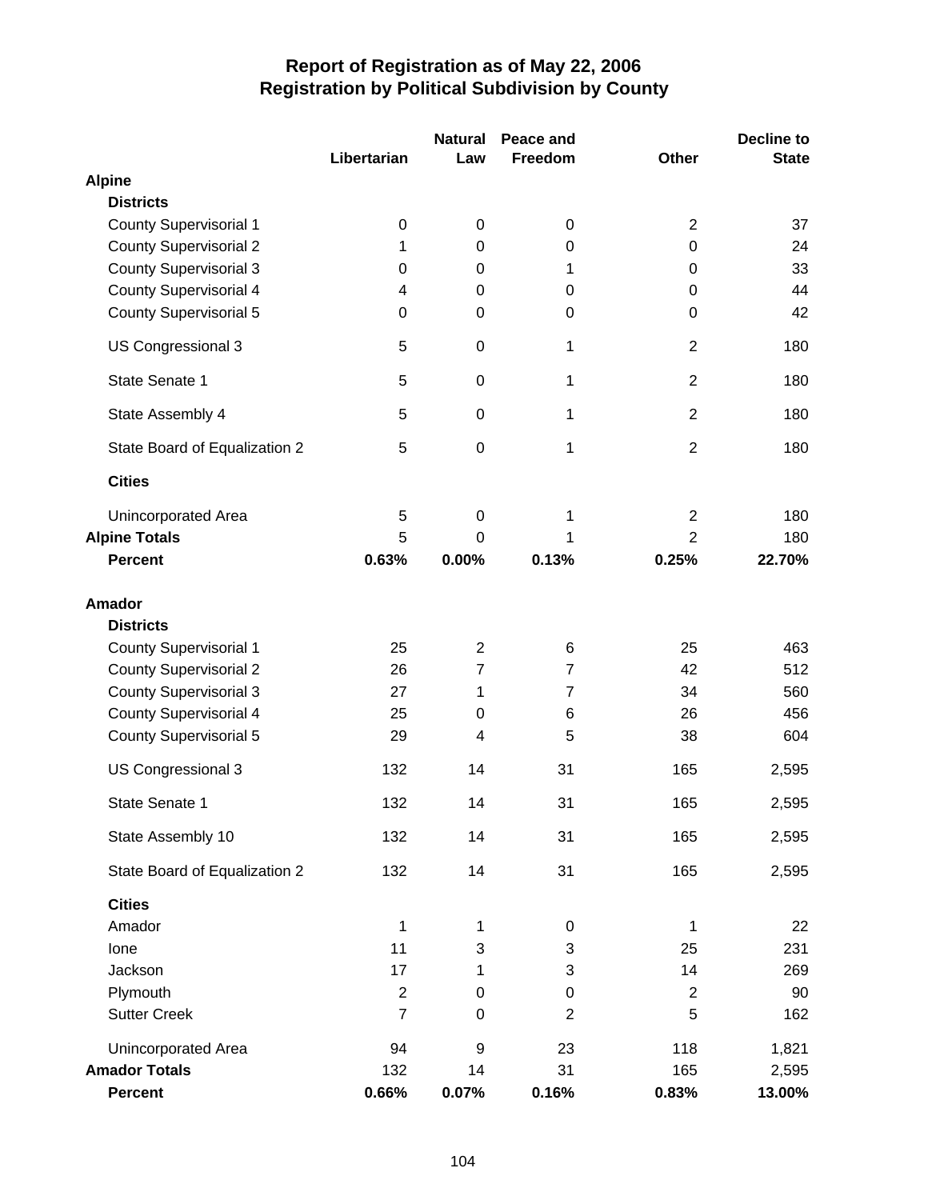# Report of Registration as of May 22, 2006
## Registration by Political Subdivision by County

| | Libertarian | Natural Law | Peace and Freedom | Other | Decline to State |
|---|---|---|---|---|---|
| **Alpine** | | | | | |
| **Districts** | | | | | |
| County Supervisorial 1 | 0 | 0 | 0 | 2 | 37 |
| County Supervisorial 2 | 1 | 0 | 0 | 0 | 24 |
| County Supervisorial 3 | 0 | 0 | 1 | 0 | 33 |
| County Supervisorial 4 | 4 | 0 | 0 | 0 | 44 |
| County Supervisorial 5 | 0 | 0 | 0 | 0 | 42 |
| US Congressional 3 | 5 | 0 | 1 | 2 | 180 |
| State Senate 1 | 5 | 0 | 1 | 2 | 180 |
| State Assembly 4 | 5 | 0 | 1 | 2 | 180 |
| State Board of Equalization 2 | 5 | 0 | 1 | 2 | 180 |
| **Cities** | | | | | |
| Unincorporated Area | 5 | 0 | 1 | 2 | 180 |
| **Alpine Totals** | 5 | 0 | 1 | 2 | 180 |
| **Percent** | **0.63%** | **0.00%** | **0.13%** | **0.25%** | **22.70%** |
| **Amador** | | | | | |
| **Districts** | | | | | |
| County Supervisorial 1 | 25 | 2 | 6 | 25 | 463 |
| County Supervisorial 2 | 26 | 7 | 7 | 42 | 512 |
| County Supervisorial 3 | 27 | 1 | 7 | 34 | 560 |
| County Supervisorial 4 | 25 | 0 | 6 | 26 | 456 |
| County Supervisorial 5 | 29 | 4 | 5 | 38 | 604 |
| US Congressional 3 | 132 | 14 | 31 | 165 | 2,595 |
| State Senate 1 | 132 | 14 | 31 | 165 | 2,595 |
| State Assembly 10 | 132 | 14 | 31 | 165 | 2,595 |
| State Board of Equalization 2 | 132 | 14 | 31 | 165 | 2,595 |
| **Cities** | | | | | |
| Amador | 1 | 1 | 0 | 1 | 22 |
| Ione | 11 | 3 | 3 | 25 | 231 |
| Jackson | 17 | 1 | 3 | 14 | 269 |
| Plymouth | 2 | 0 | 0 | 2 | 90 |
| Sutter Creek | 7 | 0 | 2 | 5 | 162 |
| Unincorporated Area | 94 | 9 | 23 | 118 | 1,821 |
| **Amador Totals** | 132 | 14 | 31 | 165 | 2,595 |
| **Percent** | **0.66%** | **0.07%** | **0.16%** | **0.83%** | **13.00%** |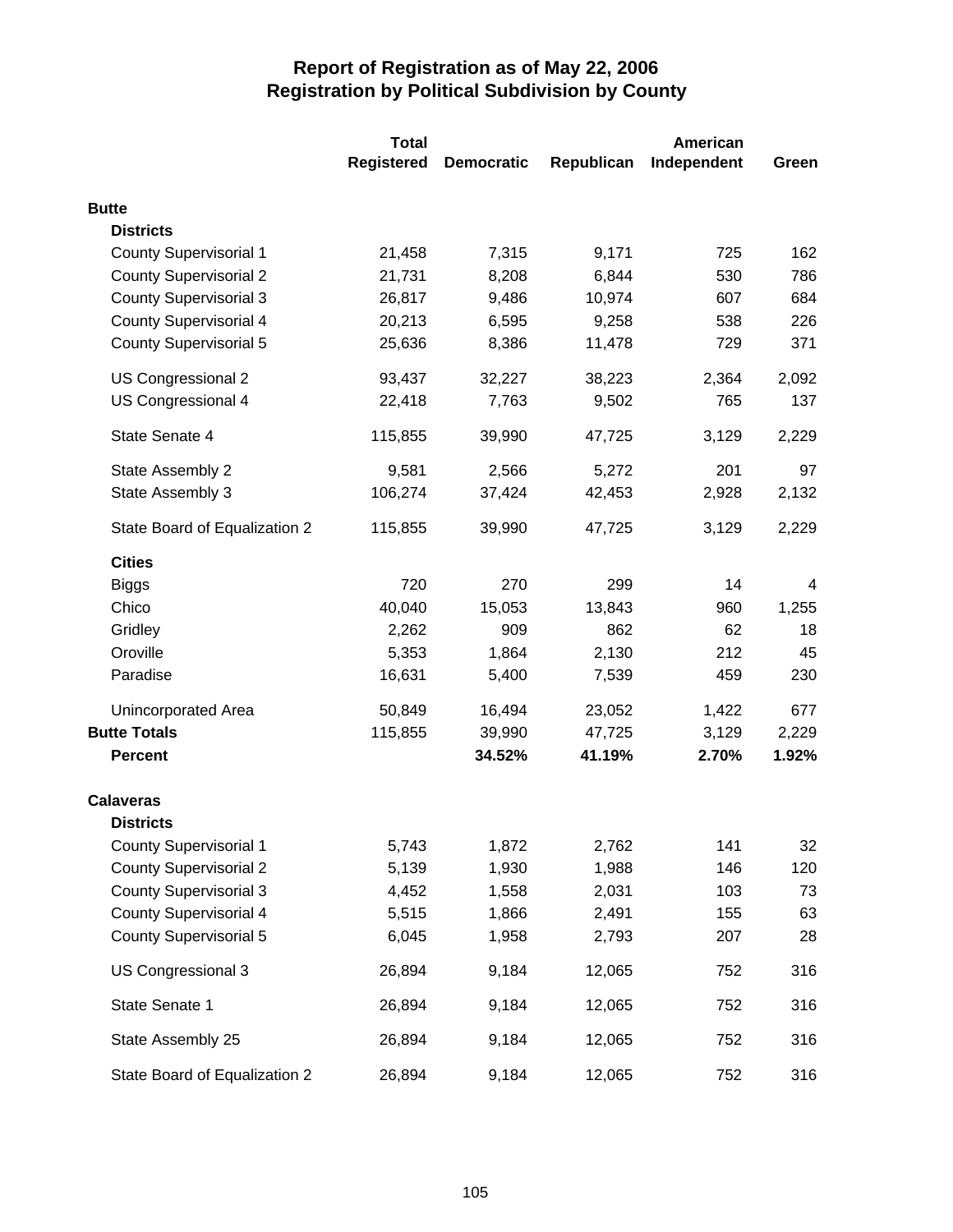# Report of Registration as of May 22, 2006
## Registration by Political Subdivision by County

| | Total Registered | Democratic | Republican | American Independent | Green |
|---|---|---|---|---|---|
| **Butte** | | | | | |
| **Districts** | | | | | |
| County Supervisorial 1 | 21,458 | 7,315 | 9,171 | 725 | 162 |
| County Supervisorial 2 | 21,731 | 8,208 | 6,844 | 530 | 786 |
| County Supervisorial 3 | 26,817 | 9,486 | 10,974 | 607 | 684 |
| County Supervisorial 4 | 20,213 | 6,595 | 9,258 | 538 | 226 |
| County Supervisorial 5 | 25,636 | 8,386 | 11,478 | 729 | 371 |
| US Congressional 2 | 93,437 | 32,227 | 38,223 | 2,364 | 2,092 |
| US Congressional 4 | 22,418 | 7,763 | 9,502 | 765 | 137 |
| State Senate 4 | 115,855 | 39,990 | 47,725 | 3,129 | 2,229 |
| State Assembly 2 | 9,581 | 2,566 | 5,272 | 201 | 97 |
| State Assembly 3 | 106,274 | 37,424 | 42,453 | 2,928 | 2,132 |
| State Board of Equalization 2 | 115,855 | 39,990 | 47,725 | 3,129 | 2,229 |
| **Cities** | | | | | |
| Biggs | 720 | 270 | 299 | 14 | 4 |
| Chico | 40,040 | 15,053 | 13,843 | 960 | 1,255 |
| Gridley | 2,262 | 909 | 862 | 62 | 18 |
| Oroville | 5,353 | 1,864 | 2,130 | 212 | 45 |
| Paradise | 16,631 | 5,400 | 7,539 | 459 | 230 |
| Unincorporated Area | 50,849 | 16,494 | 23,052 | 1,422 | 677 |
| **Butte Totals** | 115,855 | 39,990 | 47,725 | 3,129 | 2,229 |
| **Percent** | | **34.52%** | **41.19%** | **2.70%** | **1.92%** |
| **Calaveras** | | | | | |
| **Districts** | | | | | |
| County Supervisorial 1 | 5,743 | 1,872 | 2,762 | 141 | 32 |
| County Supervisorial 2 | 5,139 | 1,930 | 1,988 | 146 | 120 |
| County Supervisorial 3 | 4,452 | 1,558 | 2,031 | 103 | 73 |
| County Supervisorial 4 | 5,515 | 1,866 | 2,491 | 155 | 63 |
| County Supervisorial 5 | 6,045 | 1,958 | 2,793 | 207 | 28 |
| US Congressional 3 | 26,894 | 9,184 | 12,065 | 752 | 316 |
| State Senate 1 | 26,894 | 9,184 | 12,065 | 752 | 316 |
| State Assembly 25 | 26,894 | 9,184 | 12,065 | 752 | 316 |
| State Board of Equalization 2 | 26,894 | 9,184 | 12,065 | 752 | 316 |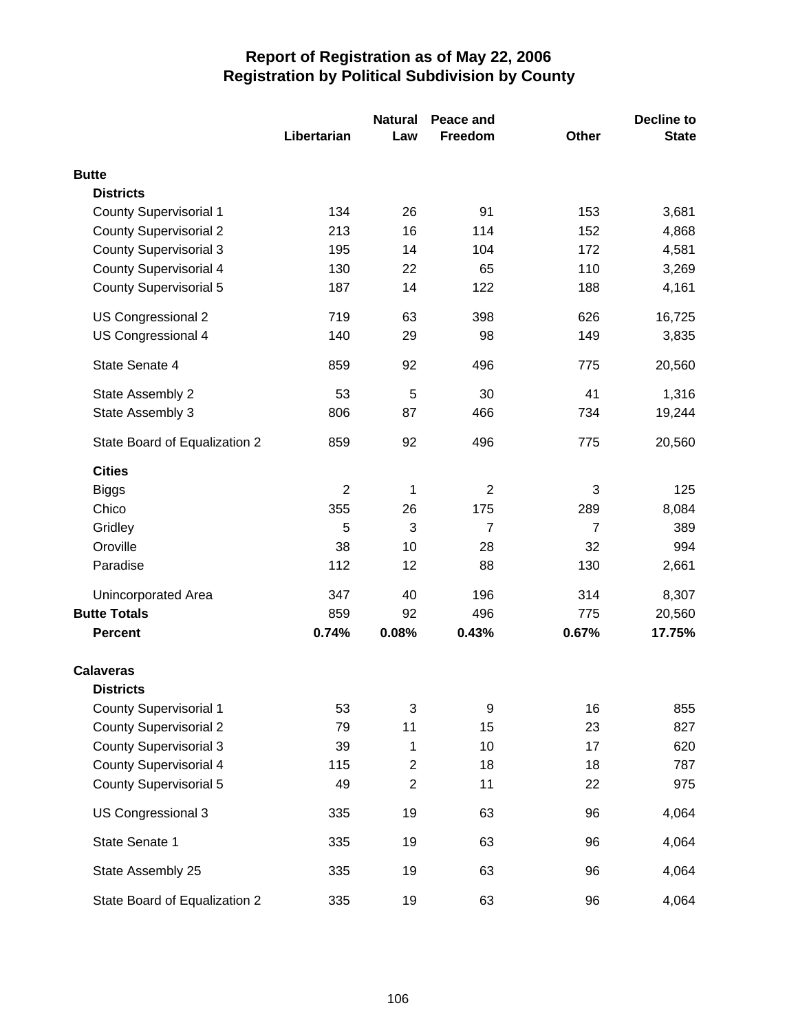# Report of Registration as of May 22, 2006
## Registration by Political Subdivision by County

| | Libertarian | Natural Law | Peace and Freedom | Other | Decline to State |
|---|---|---|---|---|---|
| **Butte** | | | | | |
| **Districts** | | | | | |
| County Supervisorial 1 | 134 | 26 | 91 | 153 | 3,681 |
| County Supervisorial 2 | 213 | 16 | 114 | 152 | 4,868 |
| County Supervisorial 3 | 195 | 14 | 104 | 172 | 4,581 |
| County Supervisorial 4 | 130 | 22 | 65 | 110 | 3,269 |
| County Supervisorial 5 | 187 | 14 | 122 | 188 | 4,161 |
| US Congressional 2 | 719 | 63 | 398 | 626 | 16,725 |
| US Congressional 4 | 140 | 29 | 98 | 149 | 3,835 |
| State Senate 4 | 859 | 92 | 496 | 775 | 20,560 |
| State Assembly 2 | 53 | 5 | 30 | 41 | 1,316 |
| State Assembly 3 | 806 | 87 | 466 | 734 | 19,244 |
| State Board of Equalization 2 | 859 | 92 | 496 | 775 | 20,560 |
| **Cities** | | | | | |
| Biggs | 2 | 1 | 2 | 3 | 125 |
| Chico | 355 | 26 | 175 | 289 | 8,084 |
| Gridley | 5 | 3 | 7 | 7 | 389 |
| Oroville | 38 | 10 | 28 | 32 | 994 |
| Paradise | 112 | 12 | 88 | 130 | 2,661 |
| Unincorporated Area | 347 | 40 | 196 | 314 | 8,307 |
| **Butte Totals** | 859 | 92 | 496 | 775 | 20,560 |
| **Percent** | **0.74%** | **0.08%** | **0.43%** | **0.67%** | **17.75%** |
| **Calaveras** | | | | | |
| **Districts** | | | | | |
| County Supervisorial 1 | 53 | 3 | 9 | 16 | 855 |
| County Supervisorial 2 | 79 | 11 | 15 | 23 | 827 |
| County Supervisorial 3 | 39 | 1 | 10 | 17 | 620 |
| County Supervisorial 4 | 115 | 2 | 18 | 18 | 787 |
| County Supervisorial 5 | 49 | 2 | 11 | 22 | 975 |
| US Congressional 3 | 335 | 19 | 63 | 96 | 4,064 |
| State Senate 1 | 335 | 19 | 63 | 96 | 4,064 |
| State Assembly 25 | 335 | 19 | 63 | 96 | 4,064 |
| State Board of Equalization 2 | 335 | 19 | 63 | 96 | 4,064 |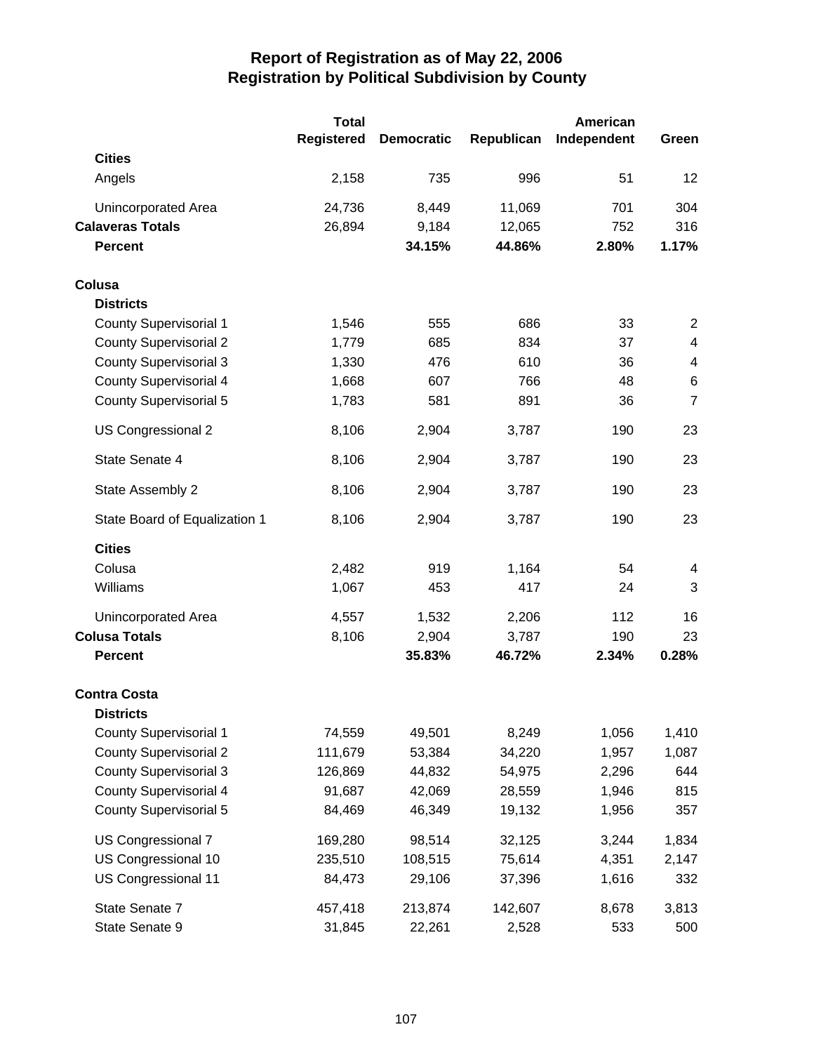# Report of Registration as of May 22, 2006
## Registration by Political Subdivision by County

| | Total Registered | Democratic | Republican | American Independent | Green |
|---|---|---|---|---|---|
| **Cities** | | | | | |
| Angels | 2,158 | 735 | 996 | 51 | 12 |
| Unincorporated Area | 24,736 | 8,449 | 11,069 | 701 | 304 |
| **Calaveras Totals** | 26,894 | 9,184 | 12,065 | 752 | 316 |
| **Percent** | | **34.15%** | **44.86%** | **2.80%** | **1.17%** |
| **Colusa** | | | | | |
| **Districts** | | | | | |
| County Supervisorial 1 | 1,546 | 555 | 686 | 33 | 2 |
| County Supervisorial 2 | 1,779 | 685 | 834 | 37 | 4 |
| County Supervisorial 3 | 1,330 | 476 | 610 | 36 | 4 |
| County Supervisorial 4 | 1,668 | 607 | 766 | 48 | 6 |
| County Supervisorial 5 | 1,783 | 581 | 891 | 36 | 7 |
| US Congressional 2 | 8,106 | 2,904 | 3,787 | 190 | 23 |
| State Senate 4 | 8,106 | 2,904 | 3,787 | 190 | 23 |
| State Assembly 2 | 8,106 | 2,904 | 3,787 | 190 | 23 |
| State Board of Equalization 1 | 8,106 | 2,904 | 3,787 | 190 | 23 |
| **Cities** | | | | | |
| Colusa | 2,482 | 919 | 1,164 | 54 | 4 |
| Williams | 1,067 | 453 | 417 | 24 | 3 |
| Unincorporated Area | 4,557 | 1,532 | 2,206 | 112 | 16 |
| **Colusa Totals** | 8,106 | 2,904 | 3,787 | 190 | 23 |
| **Percent** | | **35.83%** | **46.72%** | **2.34%** | **0.28%** |
| **Contra Costa** | | | | | |
| **Districts** | | | | | |
| County Supervisorial 1 | 74,559 | 49,501 | 8,249 | 1,056 | 1,410 |
| County Supervisorial 2 | 111,679 | 53,384 | 34,220 | 1,957 | 1,087 |
| County Supervisorial 3 | 126,869 | 44,832 | 54,975 | 2,296 | 644 |
| County Supervisorial 4 | 91,687 | 42,069 | 28,559 | 1,946 | 815 |
| County Supervisorial 5 | 84,469 | 46,349 | 19,132 | 1,956 | 357 |
| US Congressional 7 | 169,280 | 98,514 | 32,125 | 3,244 | 1,834 |
| US Congressional 10 | 235,510 | 108,515 | 75,614 | 4,351 | 2,147 |
| US Congressional 11 | 84,473 | 29,106 | 37,396 | 1,616 | 332 |
| State Senate 7 | 457,418 | 213,874 | 142,607 | 8,678 | 3,813 |
| State Senate 9 | 31,845 | 22,261 | 2,528 | 533 | 500 |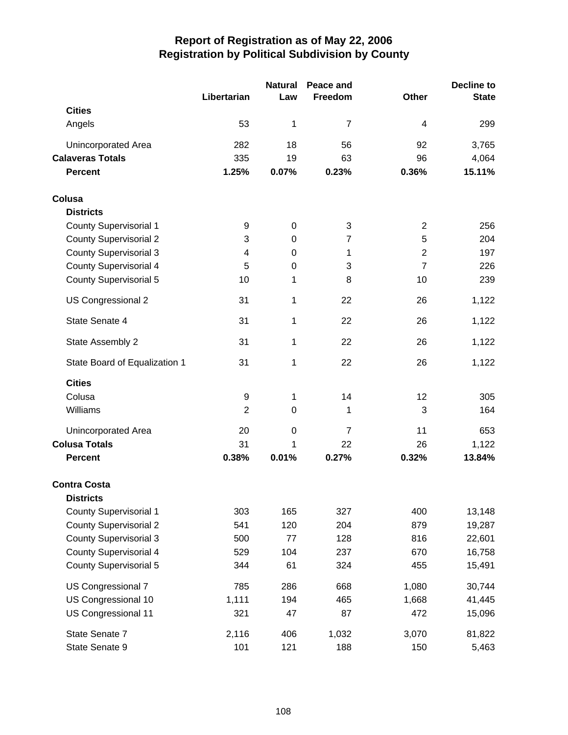# Report of Registration as of May 22, 2006
## Registration by Political Subdivision by County

| | Libertarian | Natural Law | Peace and Freedom | Other | Decline to State |
|---|---|---|---|---|---|
| **Cities** | | | | | |
| Angels | 53 | 1 | 7 | 4 | 299 |
| Unincorporated Area | 282 | 18 | 56 | 92 | 3,765 |
| **Calaveras Totals** | 335 | 19 | 63 | 96 | 4,064 |
| **Percent** | **1.25%** | **0.07%** | **0.23%** | **0.36%** | **15.11%** |
| **Colusa** | | | | | |
| **Districts** | | | | | |
| County Supervisorial 1 | 9 | 0 | 3 | 2 | 256 |
| County Supervisorial 2 | 3 | 0 | 7 | 5 | 204 |
| County Supervisorial 3 | 4 | 0 | 1 | 2 | 197 |
| County Supervisorial 4 | 5 | 0 | 3 | 7 | 226 |
| County Supervisorial 5 | 10 | 1 | 8 | 10 | 239 |
| US Congressional 2 | 31 | 1 | 22 | 26 | 1,122 |
| State Senate 4 | 31 | 1 | 22 | 26 | 1,122 |
| State Assembly 2 | 31 | 1 | 22 | 26 | 1,122 |
| State Board of Equalization 1 | 31 | 1 | 22 | 26 | 1,122 |
| **Cities** | | | | | |
| Colusa | 9 | 1 | 14 | 12 | 305 |
| Williams | 2 | 0 | 1 | 3 | 164 |
| Unincorporated Area | 20 | 0 | 7 | 11 | 653 |
| **Colusa Totals** | 31 | 1 | 22 | 26 | 1,122 |
| **Percent** | **0.38%** | **0.01%** | **0.27%** | **0.32%** | **13.84%** |
| **Contra Costa** | | | | | |
| **Districts** | | | | | |
| County Supervisorial 1 | 303 | 165 | 327 | 400 | 13,148 |
| County Supervisorial 2 | 541 | 120 | 204 | 879 | 19,287 |
| County Supervisorial 3 | 500 | 77 | 128 | 816 | 22,601 |
| County Supervisorial 4 | 529 | 104 | 237 | 670 | 16,758 |
| County Supervisorial 5 | 344 | 61 | 324 | 455 | 15,491 |
| US Congressional 7 | 785 | 286 | 668 | 1,080 | 30,744 |
| US Congressional 10 | 1,111 | 194 | 465 | 1,668 | 41,445 |
| US Congressional 11 | 321 | 47 | 87 | 472 | 15,096 |
| State Senate 7 | 2,116 | 406 | 1,032 | 3,070 | 81,822 |
| State Senate 9 | 101 | 121 | 188 | 150 | 5,463 |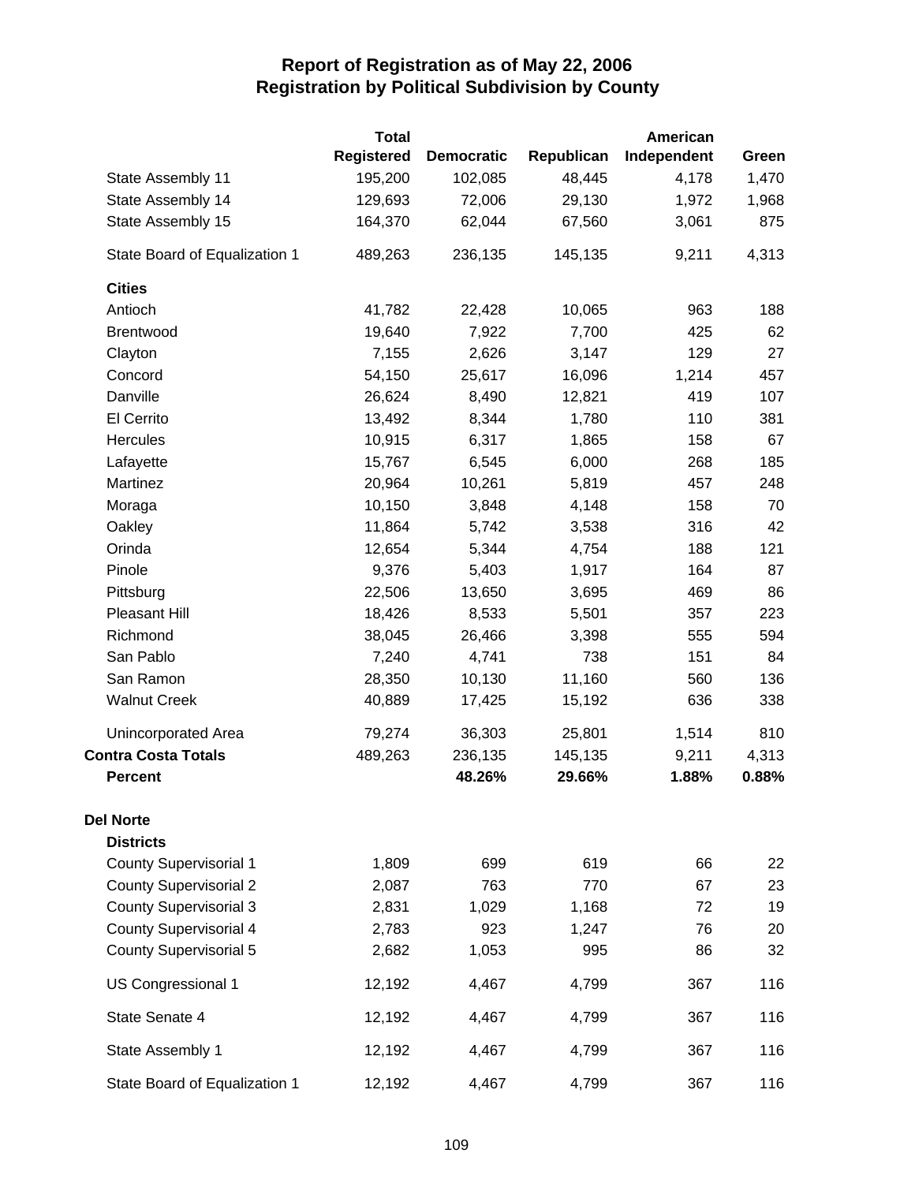# Report of Registration as of May 22, 2006
## Registration by Political Subdivision by County

| | Total Registered | Democratic | Republican | American Independent | Green |
|---|---|---|---|---|---|
| State Assembly 11 | 195,200 | 102,085 | 48,445 | 4,178 | 1,470 |
| State Assembly 14 | 129,693 | 72,006 | 29,130 | 1,972 | 1,968 |
| State Assembly 15 | 164,370 | 62,044 | 67,560 | 3,061 | 875 |
| State Board of Equalization 1 | 489,263 | 236,135 | 145,135 | 9,211 | 4,313 |
| **Cities** | | | | | |
| Antioch | 41,782 | 22,428 | 10,065 | 963 | 188 |
| Brentwood | 19,640 | 7,922 | 7,700 | 425 | 62 |
| Clayton | 7,155 | 2,626 | 3,147 | 129 | 27 |
| Concord | 54,150 | 25,617 | 16,096 | 1,214 | 457 |
| Danville | 26,624 | 8,490 | 12,821 | 419 | 107 |
| El Cerrito | 13,492 | 8,344 | 1,780 | 110 | 381 |
| Hercules | 10,915 | 6,317 | 1,865 | 158 | 67 |
| Lafayette | 15,767 | 6,545 | 6,000 | 268 | 185 |
| Martinez | 20,964 | 10,261 | 5,819 | 457 | 248 |
| Moraga | 10,150 | 3,848 | 4,148 | 158 | 70 |
| Oakley | 11,864 | 5,742 | 3,538 | 316 | 42 |
| Orinda | 12,654 | 5,344 | 4,754 | 188 | 121 |
| Pinole | 9,376 | 5,403 | 1,917 | 164 | 87 |
| Pittsburg | 22,506 | 13,650 | 3,695 | 469 | 86 |
| Pleasant Hill | 18,426 | 8,533 | 5,501 | 357 | 223 |
| Richmond | 38,045 | 26,466 | 3,398 | 555 | 594 |
| San Pablo | 7,240 | 4,741 | 738 | 151 | 84 |
| San Ramon | 28,350 | 10,130 | 11,160 | 560 | 136 |
| Walnut Creek | 40,889 | 17,425 | 15,192 | 636 | 338 |
| Unincorporated Area | 79,274 | 36,303 | 25,801 | 1,514 | 810 |
| **Contra Costa Totals** | 489,263 | 236,135 | 145,135 | 9,211 | 4,313 |
| **Percent** | | **48.26%** | **29.66%** | **1.88%** | **0.88%** |
| **Del Norte** | | | | | |
| **Districts** | | | | | |
| County Supervisorial 1 | 1,809 | 699 | 619 | 66 | 22 |
| County Supervisorial 2 | 2,087 | 763 | 770 | 67 | 23 |
| County Supervisorial 3 | 2,831 | 1,029 | 1,168 | 72 | 19 |
| County Supervisorial 4 | 2,783 | 923 | 1,247 | 76 | 20 |
| County Supervisorial 5 | 2,682 | 1,053 | 995 | 86 | 32 |
| US Congressional 1 | 12,192 | 4,467 | 4,799 | 367 | 116 |
| State Senate 4 | 12,192 | 4,467 | 4,799 | 367 | 116 |
| State Assembly 1 | 12,192 | 4,467 | 4,799 | 367 | 116 |
| State Board of Equalization 1 | 12,192 | 4,467 | 4,799 | 367 | 116 |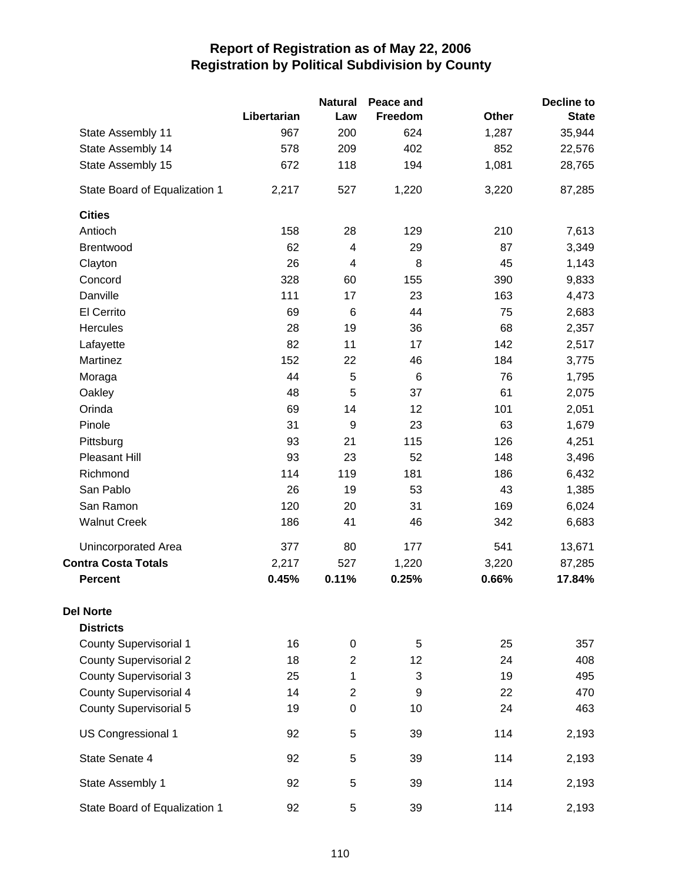# Report of Registration as of May 22, 2006
## Registration by Political Subdivision by County

| | Libertarian | Natural Law | Peace and Freedom | Other | Decline to State |
|---|---|---|---|---|---|
| State Assembly 11 | 967 | 200 | 624 | 1,287 | 35,944 |
| State Assembly 14 | 578 | 209 | 402 | 852 | 22,576 |
| State Assembly 15 | 672 | 118 | 194 | 1,081 | 28,765 |
| State Board of Equalization 1 | 2,217 | 527 | 1,220 | 3,220 | 87,285 |
| **Cities** | | | | | |
| Antioch | 158 | 28 | 129 | 210 | 7,613 |
| Brentwood | 62 | 4 | 29 | 87 | 3,349 |
| Clayton | 26 | 4 | 8 | 45 | 1,143 |
| Concord | 328 | 60 | 155 | 390 | 9,833 |
| Danville | 111 | 17 | 23 | 163 | 4,473 |
| El Cerrito | 69 | 6 | 44 | 75 | 2,683 |
| Hercules | 28 | 19 | 36 | 68 | 2,357 |
| Lafayette | 82 | 11 | 17 | 142 | 2,517 |
| Martinez | 152 | 22 | 46 | 184 | 3,775 |
| Moraga | 44 | 5 | 6 | 76 | 1,795 |
| Oakley | 48 | 5 | 37 | 61 | 2,075 |
| Orinda | 69 | 14 | 12 | 101 | 2,051 |
| Pinole | 31 | 9 | 23 | 63 | 1,679 |
| Pittsburg | 93 | 21 | 115 | 126 | 4,251 |
| Pleasant Hill | 93 | 23 | 52 | 148 | 3,496 |
| Richmond | 114 | 119 | 181 | 186 | 6,432 |
| San Pablo | 26 | 19 | 53 | 43 | 1,385 |
| San Ramon | 120 | 20 | 31 | 169 | 6,024 |
| Walnut Creek | 186 | 41 | 46 | 342 | 6,683 |
| Unincorporated Area | 377 | 80 | 177 | 541 | 13,671 |
| **Contra Costa Totals** | 2,217 | 527 | 1,220 | 3,220 | 87,285 |
| **Percent** | **0.45%** | **0.11%** | **0.25%** | **0.66%** | **17.84%** |
| **Del Norte** | | | | | |
| **Districts** | | | | | |
| County Supervisorial 1 | 16 | 0 | 5 | 25 | 357 |
| County Supervisorial 2 | 18 | 2 | 12 | 24 | 408 |
| County Supervisorial 3 | 25 | 1 | 3 | 19 | 495 |
| County Supervisorial 4 | 14 | 2 | 9 | 22 | 470 |
| County Supervisorial 5 | 19 | 0 | 10 | 24 | 463 |
| US Congressional 1 | 92 | 5 | 39 | 114 | 2,193 |
| State Senate 4 | 92 | 5 | 39 | 114 | 2,193 |
| State Assembly 1 | 92 | 5 | 39 | 114 | 2,193 |
| State Board of Equalization 1 | 92 | 5 | 39 | 114 | 2,193 |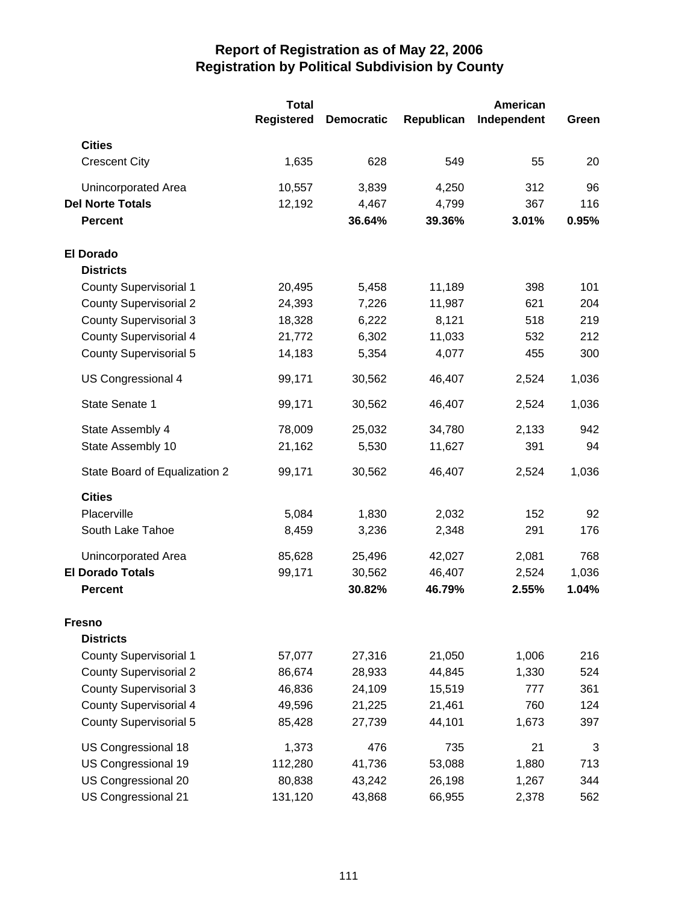# Report of Registration as of May 22, 2006
## Registration by Political Subdivision by County

| | Total Registered | Democratic | Republican | American Independent | Green |
|---|---|---|---|---|---|
| **Cities** | | | | | |
| Crescent City | 1,635 | 628 | 549 | 55 | 20 |
| Unincorporated Area | 10,557 | 3,839 | 4,250 | 312 | 96 |
| **Del Norte Totals** | 12,192 | 4,467 | 4,799 | 367 | 116 |
| **Percent** | | **36.64%** | **39.36%** | **3.01%** | **0.95%** |
| **El Dorado** | | | | | |
| **Districts** | | | | | |
| County Supervisorial 1 | 20,495 | 5,458 | 11,189 | 398 | 101 |
| County Supervisorial 2 | 24,393 | 7,226 | 11,987 | 621 | 204 |
| County Supervisorial 3 | 18,328 | 6,222 | 8,121 | 518 | 219 |
| County Supervisorial 4 | 21,772 | 6,302 | 11,033 | 532 | 212 |
| County Supervisorial 5 | 14,183 | 5,354 | 4,077 | 455 | 300 |
| US Congressional 4 | 99,171 | 30,562 | 46,407 | 2,524 | 1,036 |
| State Senate 1 | 99,171 | 30,562 | 46,407 | 2,524 | 1,036 |
| State Assembly 4 | 78,009 | 25,032 | 34,780 | 2,133 | 942 |
| State Assembly 10 | 21,162 | 5,530 | 11,627 | 391 | 94 |
| State Board of Equalization 2 | 99,171 | 30,562 | 46,407 | 2,524 | 1,036 |
| **Cities** | | | | | |
| Placerville | 5,084 | 1,830 | 2,032 | 152 | 92 |
| South Lake Tahoe | 8,459 | 3,236 | 2,348 | 291 | 176 |
| Unincorporated Area | 85,628 | 25,496 | 42,027 | 2,081 | 768 |
| **El Dorado Totals** | 99,171 | 30,562 | 46,407 | 2,524 | 1,036 |
| **Percent** | | **30.82%** | **46.79%** | **2.55%** | **1.04%** |
| **Fresno** | | | | | |
| **Districts** | | | | | |
| County Supervisorial 1 | 57,077 | 27,316 | 21,050 | 1,006 | 216 |
| County Supervisorial 2 | 86,674 | 28,933 | 44,845 | 1,330 | 524 |
| County Supervisorial 3 | 46,836 | 24,109 | 15,519 | 777 | 361 |
| County Supervisorial 4 | 49,596 | 21,225 | 21,461 | 760 | 124 |
| County Supervisorial 5 | 85,428 | 27,739 | 44,101 | 1,673 | 397 |
| US Congressional 18 | 1,373 | 476 | 735 | 21 | 3 |
| US Congressional 19 | 112,280 | 41,736 | 53,088 | 1,880 | 713 |
| US Congressional 20 | 80,838 | 43,242 | 26,198 | 1,267 | 344 |
| US Congressional 21 | 131,120 | 43,868 | 66,955 | 2,378 | 562 |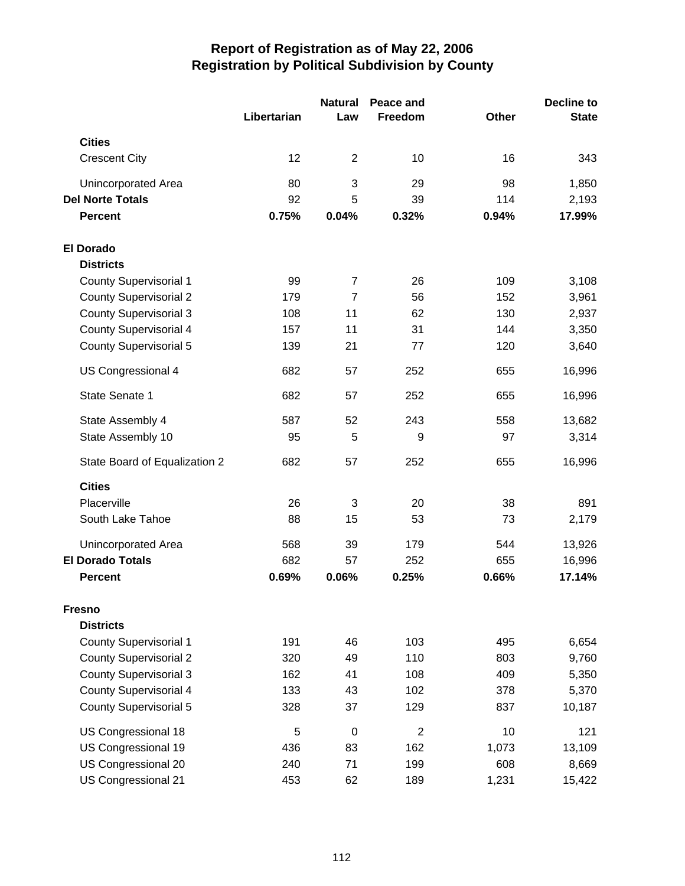# Report of Registration as of May 22, 2006
## Registration by Political Subdivision by County

| | Libertarian | Natural Law | Peace and Freedom | Other | Decline to State |
|---|---|---|---|---|---|
| **Cities** | | | | | |
| Crescent City | 12 | 2 | 10 | 16 | 343 |
| Unincorporated Area | 80 | 3 | 29 | 98 | 1,850 |
| **Del Norte Totals** | 92 | 5 | 39 | 114 | 2,193 |
| **Percent** | **0.75%** | **0.04%** | **0.32%** | **0.94%** | **17.99%** |
| **El Dorado** | | | | | |
| **Districts** | | | | | |
| County Supervisorial 1 | 99 | 7 | 26 | 109 | 3,108 |
| County Supervisorial 2 | 179 | 7 | 56 | 152 | 3,961 |
| County Supervisorial 3 | 108 | 11 | 62 | 130 | 2,937 |
| County Supervisorial 4 | 157 | 11 | 31 | 144 | 3,350 |
| County Supervisorial 5 | 139 | 21 | 77 | 120 | 3,640 |
| US Congressional 4 | 682 | 57 | 252 | 655 | 16,996 |
| State Senate 1 | 682 | 57 | 252 | 655 | 16,996 |
| State Assembly 4 | 587 | 52 | 243 | 558 | 13,682 |
| State Assembly 10 | 95 | 5 | 9 | 97 | 3,314 |
| State Board of Equalization 2 | 682 | 57 | 252 | 655 | 16,996 |
| **Cities** | | | | | |
| Placerville | 26 | 3 | 20 | 38 | 891 |
| South Lake Tahoe | 88 | 15 | 53 | 73 | 2,179 |
| Unincorporated Area | 568 | 39 | 179 | 544 | 13,926 |
| **El Dorado Totals** | 682 | 57 | 252 | 655 | 16,996 |
| **Percent** | **0.69%** | **0.06%** | **0.25%** | **0.66%** | **17.14%** |
| **Fresno** | | | | | |
| **Districts** | | | | | |
| County Supervisorial 1 | 191 | 46 | 103 | 495 | 6,654 |
| County Supervisorial 2 | 320 | 49 | 110 | 803 | 9,760 |
| County Supervisorial 3 | 162 | 41 | 108 | 409 | 5,350 |
| County Supervisorial 4 | 133 | 43 | 102 | 378 | 5,370 |
| County Supervisorial 5 | 328 | 37 | 129 | 837 | 10,187 |
| US Congressional 18 | 5 | 0 | 2 | 10 | 121 |
| US Congressional 19 | 436 | 83 | 162 | 1,073 | 13,109 |
| US Congressional 20 | 240 | 71 | 199 | 608 | 8,669 |
| US Congressional 21 | 453 | 62 | 189 | 1,231 | 15,422 |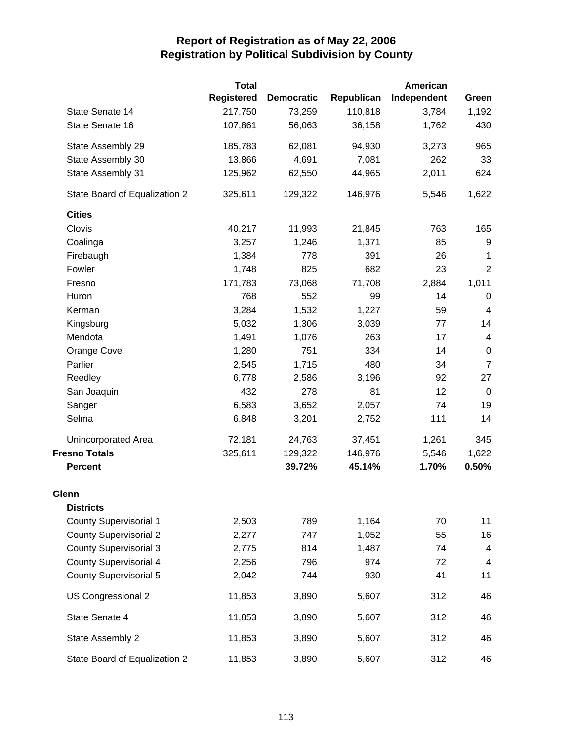# Report of Registration as of May 22, 2006
## Registration by Political Subdivision by County

| | Total Registered | Democratic | Republican | American Independent | Green |
|---|---|---|---|---|---|
| State Senate 14 | 217,750 | 73,259 | 110,818 | 3,784 | 1,192 |
| State Senate 16 | 107,861 | 56,063 | 36,158 | 1,762 | 430 |
| State Assembly 29 | 185,783 | 62,081 | 94,930 | 3,273 | 965 |
| State Assembly 30 | 13,866 | 4,691 | 7,081 | 262 | 33 |
| State Assembly 31 | 125,962 | 62,550 | 44,965 | 2,011 | 624 |
| State Board of Equalization 2 | 325,611 | 129,322 | 146,976 | 5,546 | 1,622 |
| **Cities** | | | | | |
| Clovis | 40,217 | 11,993 | 21,845 | 763 | 165 |
| Coalinga | 3,257 | 1,246 | 1,371 | 85 | 9 |
| Firebaugh | 1,384 | 778 | 391 | 26 | 1 |
| Fowler | 1,748 | 825 | 682 | 23 | 2 |
| Fresno | 171,783 | 73,068 | 71,708 | 2,884 | 1,011 |
| Huron | 768 | 552 | 99 | 14 | 0 |
| Kerman | 3,284 | 1,532 | 1,227 | 59 | 4 |
| Kingsburg | 5,032 | 1,306 | 3,039 | 77 | 14 |
| Mendota | 1,491 | 1,076 | 263 | 17 | 4 |
| Orange Cove | 1,280 | 751 | 334 | 14 | 0 |
| Parlier | 2,545 | 1,715 | 480 | 34 | 7 |
| Reedley | 6,778 | 2,586 | 3,196 | 92 | 27 |
| San Joaquin | 432 | 278 | 81 | 12 | 0 |
| Sanger | 6,583 | 3,652 | 2,057 | 74 | 19 |
| Selma | 6,848 | 3,201 | 2,752 | 111 | 14 |
| Unincorporated Area | 72,181 | 24,763 | 37,451 | 1,261 | 345 |
| **Fresno Totals** | 325,611 | 129,322 | 146,976 | 5,546 | 1,622 |
| **Percent** | | **39.72%** | **45.14%** | **1.70%** | **0.50%** |
| **Glenn** | | | | | |
| **Districts** | | | | | |
| County Supervisorial 1 | 2,503 | 789 | 1,164 | 70 | 11 |
| County Supervisorial 2 | 2,277 | 747 | 1,052 | 55 | 16 |
| County Supervisorial 3 | 2,775 | 814 | 1,487 | 74 | 4 |
| County Supervisorial 4 | 2,256 | 796 | 974 | 72 | 4 |
| County Supervisorial 5 | 2,042 | 744 | 930 | 41 | 11 |
| US Congressional 2 | 11,853 | 3,890 | 5,607 | 312 | 46 |
| State Senate 4 | 11,853 | 3,890 | 5,607 | 312 | 46 |
| State Assembly 2 | 11,853 | 3,890 | 5,607 | 312 | 46 |
| State Board of Equalization 2 | 11,853 | 3,890 | 5,607 | 312 | 46 |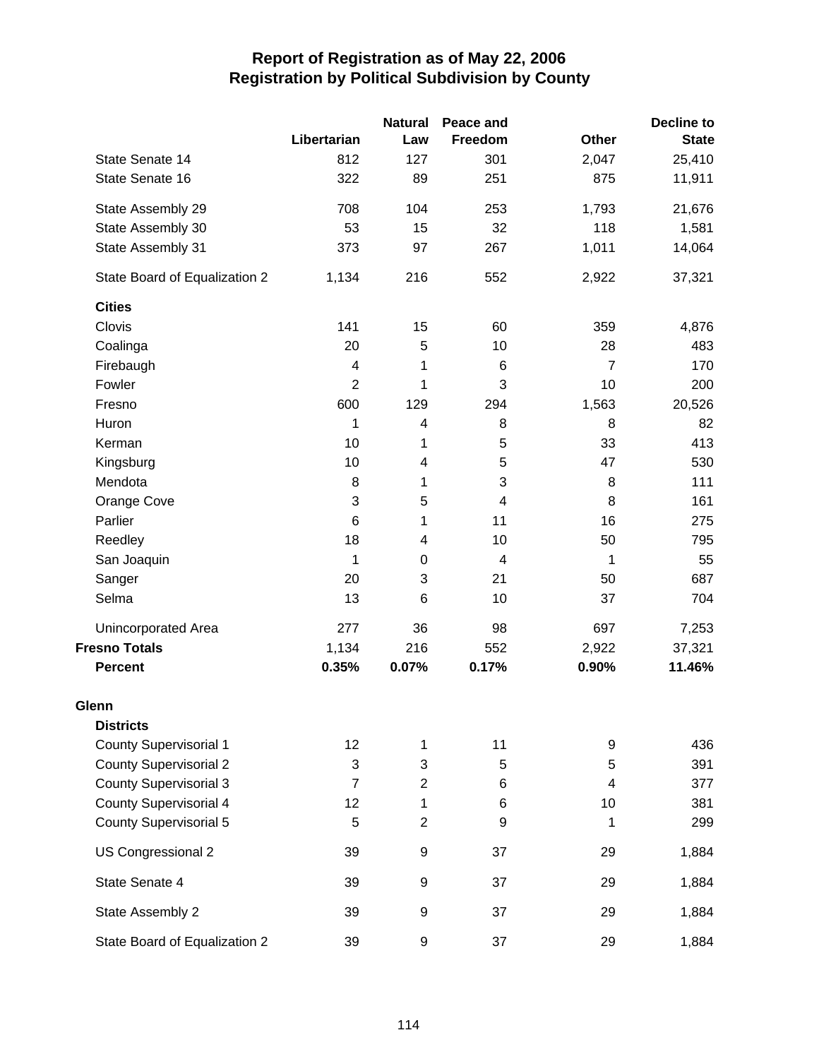# Report of Registration as of May 22, 2006
## Registration by Political Subdivision by County

| | Libertarian | Natural Law | Peace and Freedom | Other | Decline to State |
|---|---|---|---|---|---|
| State Senate 14 | 812 | 127 | 301 | 2,047 | 25,410 |
| State Senate 16 | 322 | 89 | 251 | 875 | 11,911 |
| State Assembly 29 | 708 | 104 | 253 | 1,793 | 21,676 |
| State Assembly 30 | 53 | 15 | 32 | 118 | 1,581 |
| State Assembly 31 | 373 | 97 | 267 | 1,011 | 14,064 |
| State Board of Equalization 2 | 1,134 | 216 | 552 | 2,922 | 37,321 |
| **Cities** | | | | | |
| Clovis | 141 | 15 | 60 | 359 | 4,876 |
| Coalinga | 20 | 5 | 10 | 28 | 483 |
| Firebaugh | 4 | 1 | 6 | 7 | 170 |
| Fowler | 2 | 1 | 3 | 10 | 200 |
| Fresno | 600 | 129 | 294 | 1,563 | 20,526 |
| Huron | 1 | 4 | 8 | 8 | 82 |
| Kerman | 10 | 1 | 5 | 33 | 413 |
| Kingsburg | 10 | 4 | 5 | 47 | 530 |
| Mendota | 8 | 1 | 3 | 8 | 111 |
| Orange Cove | 3 | 5 | 4 | 8 | 161 |
| Parlier | 6 | 1 | 11 | 16 | 275 |
| Reedley | 18 | 4 | 10 | 50 | 795 |
| San Joaquin | 1 | 0 | 4 | 1 | 55 |
| Sanger | 20 | 3 | 21 | 50 | 687 |
| Selma | 13 | 6 | 10 | 37 | 704 |
| Unincorporated Area | 277 | 36 | 98 | 697 | 7,253 |
| **Fresno Totals** | 1,134 | 216 | 552 | 2,922 | 37,321 |
| **Percent** | **0.35%** | **0.07%** | **0.17%** | **0.90%** | **11.46%** |
| **Glenn** | | | | | |
| **Districts** | | | | | |
| County Supervisorial 1 | 12 | 1 | 11 | 9 | 436 |
| County Supervisorial 2 | 3 | 3 | 5 | 5 | 391 |
| County Supervisorial 3 | 7 | 2 | 6 | 4 | 377 |
| County Supervisorial 4 | 12 | 1 | 6 | 10 | 381 |
| County Supervisorial 5 | 5 | 2 | 9 | 1 | 299 |
| US Congressional 2 | 39 | 9 | 37 | 29 | 1,884 |
| State Senate 4 | 39 | 9 | 37 | 29 | 1,884 |
| State Assembly 2 | 39 | 9 | 37 | 29 | 1,884 |
| State Board of Equalization 2 | 39 | 9 | 37 | 29 | 1,884 |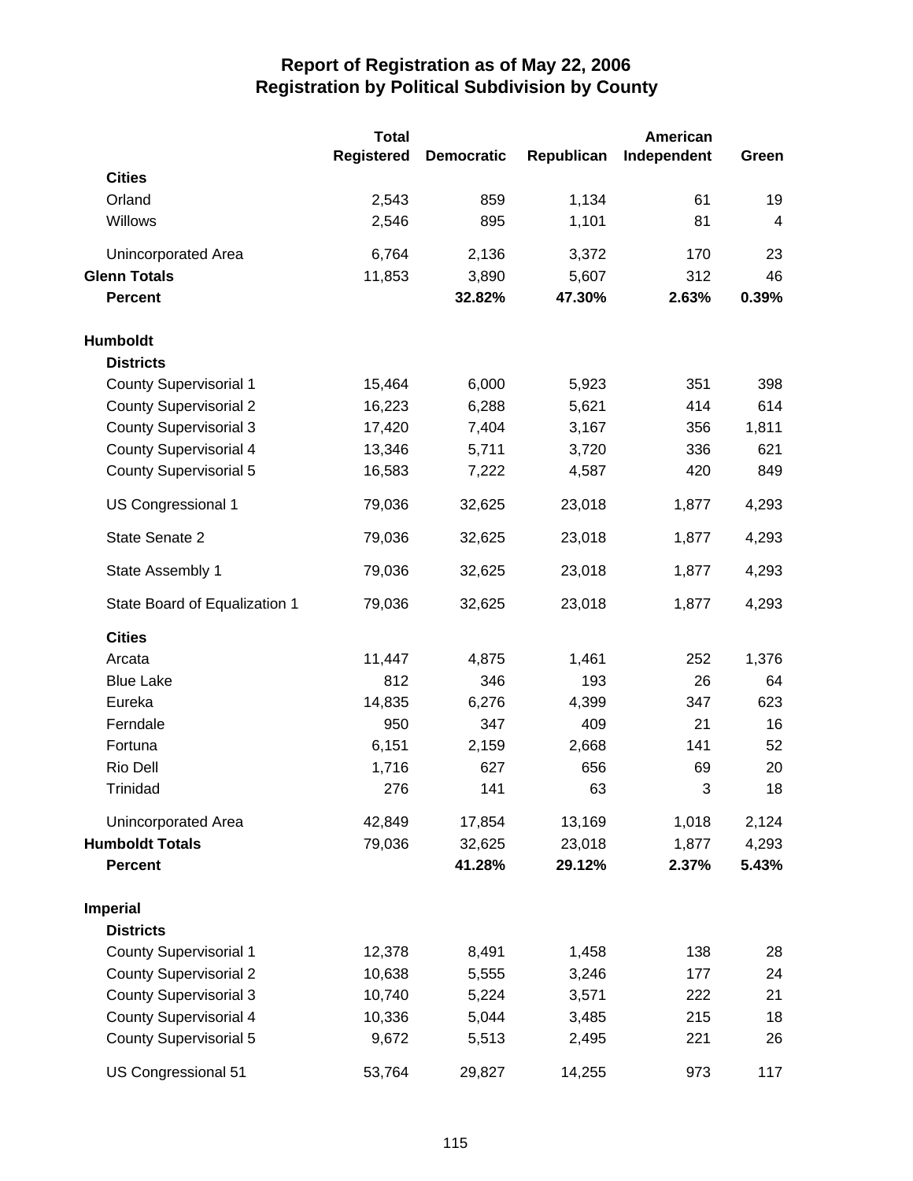# Report of Registration as of May 22, 2006
## Registration by Political Subdivision by County

| | Total Registered | Democratic | Republican | American Independent | Green |
|---|---|---|---|---|---|
| **Cities** | | | | | |
| Orland | 2,543 | 859 | 1,134 | 61 | 19 |
| Willows | 2,546 | 895 | 1,101 | 81 | 4 |
| Unincorporated Area | 6,764 | 2,136 | 3,372 | 170 | 23 |
| **Glenn Totals** | 11,853 | 3,890 | 5,607 | 312 | 46 |
| **Percent** | | **32.82%** | **47.30%** | **2.63%** | **0.39%** |
| **Humboldt** | | | | | |
| **Districts** | | | | | |
| County Supervisorial 1 | 15,464 | 6,000 | 5,923 | 351 | 398 |
| County Supervisorial 2 | 16,223 | 6,288 | 5,621 | 414 | 614 |
| County Supervisorial 3 | 17,420 | 7,404 | 3,167 | 356 | 1,811 |
| County Supervisorial 4 | 13,346 | 5,711 | 3,720 | 336 | 621 |
| County Supervisorial 5 | 16,583 | 7,222 | 4,587 | 420 | 849 |
| US Congressional 1 | 79,036 | 32,625 | 23,018 | 1,877 | 4,293 |
| State Senate 2 | 79,036 | 32,625 | 23,018 | 1,877 | 4,293 |
| State Assembly 1 | 79,036 | 32,625 | 23,018 | 1,877 | 4,293 |
| State Board of Equalization 1 | 79,036 | 32,625 | 23,018 | 1,877 | 4,293 |
| **Cities** | | | | | |
| Arcata | 11,447 | 4,875 | 1,461 | 252 | 1,376 |
| Blue Lake | 812 | 346 | 193 | 26 | 64 |
| Eureka | 14,835 | 6,276 | 4,399 | 347 | 623 |
| Ferndale | 950 | 347 | 409 | 21 | 16 |
| Fortuna | 6,151 | 2,159 | 2,668 | 141 | 52 |
| Rio Dell | 1,716 | 627 | 656 | 69 | 20 |
| Trinidad | 276 | 141 | 63 | 3 | 18 |
| Unincorporated Area | 42,849 | 17,854 | 13,169 | 1,018 | 2,124 |
| **Humboldt Totals** | 79,036 | 32,625 | 23,018 | 1,877 | 4,293 |
| **Percent** | | **41.28%** | **29.12%** | **2.37%** | **5.43%** |
| **Imperial** | | | | | |
| **Districts** | | | | | |
| County Supervisorial 1 | 12,378 | 8,491 | 1,458 | 138 | 28 |
| County Supervisorial 2 | 10,638 | 5,555 | 3,246 | 177 | 24 |
| County Supervisorial 3 | 10,740 | 5,224 | 3,571 | 222 | 21 |
| County Supervisorial 4 | 10,336 | 5,044 | 3,485 | 215 | 18 |
| County Supervisorial 5 | 9,672 | 5,513 | 2,495 | 221 | 26 |
| US Congressional 51 | 53,764 | 29,827 | 14,255 | 973 | 117 |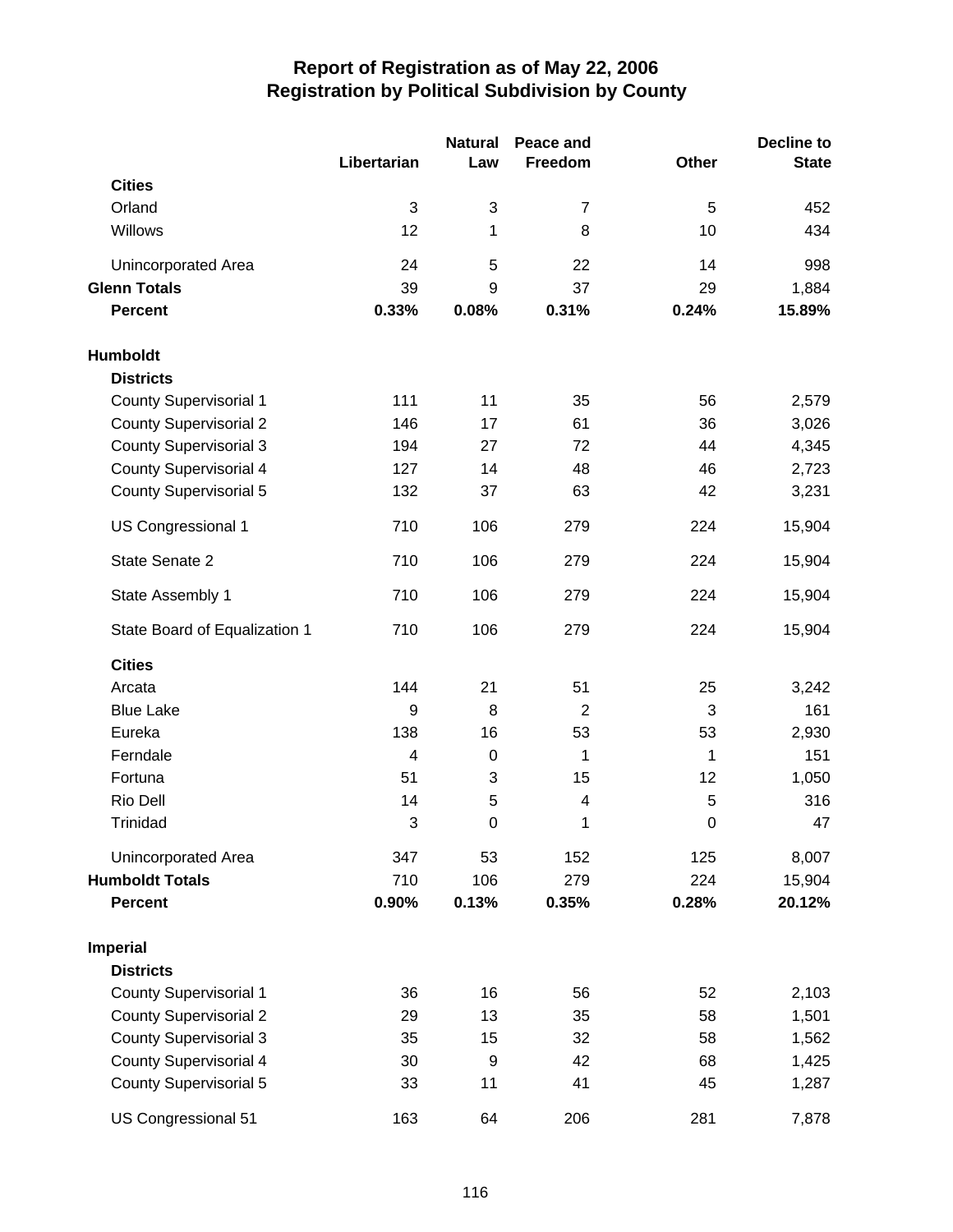# Report of Registration as of May 22, 2006
## Registration by Political Subdivision by County

| | Libertarian | Natural Law | Peace and Freedom | Other | Decline to State |
|---|---|---|---|---|---|
| **Cities** | | | | | |
| Orland | 3 | 3 | 7 | 5 | 452 |
| Willows | 12 | 1 | 8 | 10 | 434 |
| Unincorporated Area | 24 | 5 | 22 | 14 | 998 |
| **Glenn Totals** | 39 | 9 | 37 | 29 | 1,884 |
| **Percent** | **0.33%** | **0.08%** | **0.31%** | **0.24%** | **15.89%** |
| **Humboldt** | | | | | |
| **Districts** | | | | | |
| County Supervisorial 1 | 111 | 11 | 35 | 56 | 2,579 |
| County Supervisorial 2 | 146 | 17 | 61 | 36 | 3,026 |
| County Supervisorial 3 | 194 | 27 | 72 | 44 | 4,345 |
| County Supervisorial 4 | 127 | 14 | 48 | 46 | 2,723 |
| County Supervisorial 5 | 132 | 37 | 63 | 42 | 3,231 |
| US Congressional 1 | 710 | 106 | 279 | 224 | 15,904 |
| State Senate 2 | 710 | 106 | 279 | 224 | 15,904 |
| State Assembly 1 | 710 | 106 | 279 | 224 | 15,904 |
| State Board of Equalization 1 | 710 | 106 | 279 | 224 | 15,904 |
| **Cities** | | | | | |
| Arcata | 144 | 21 | 51 | 25 | 3,242 |
| Blue Lake | 9 | 8 | 2 | 3 | 161 |
| Eureka | 138 | 16 | 53 | 53 | 2,930 |
| Ferndale | 4 | 0 | 1 | 1 | 151 |
| Fortuna | 51 | 3 | 15 | 12 | 1,050 |
| Rio Dell | 14 | 5 | 4 | 5 | 316 |
| Trinidad | 3 | 0 | 1 | 0 | 47 |
| Unincorporated Area | 347 | 53 | 152 | 125 | 8,007 |
| **Humboldt Totals** | 710 | 106 | 279 | 224 | 15,904 |
| **Percent** | **0.90%** | **0.13%** | **0.35%** | **0.28%** | **20.12%** |
| **Imperial** | | | | | |
| **Districts** | | | | | |
| County Supervisorial 1 | 36 | 16 | 56 | 52 | 2,103 |
| County Supervisorial 2 | 29 | 13 | 35 | 58 | 1,501 |
| County Supervisorial 3 | 35 | 15 | 32 | 58 | 1,562 |
| County Supervisorial 4 | 30 | 9 | 42 | 68 | 1,425 |
| County Supervisorial 5 | 33 | 11 | 41 | 45 | 1,287 |
| US Congressional 51 | 163 | 64 | 206 | 281 | 7,878 |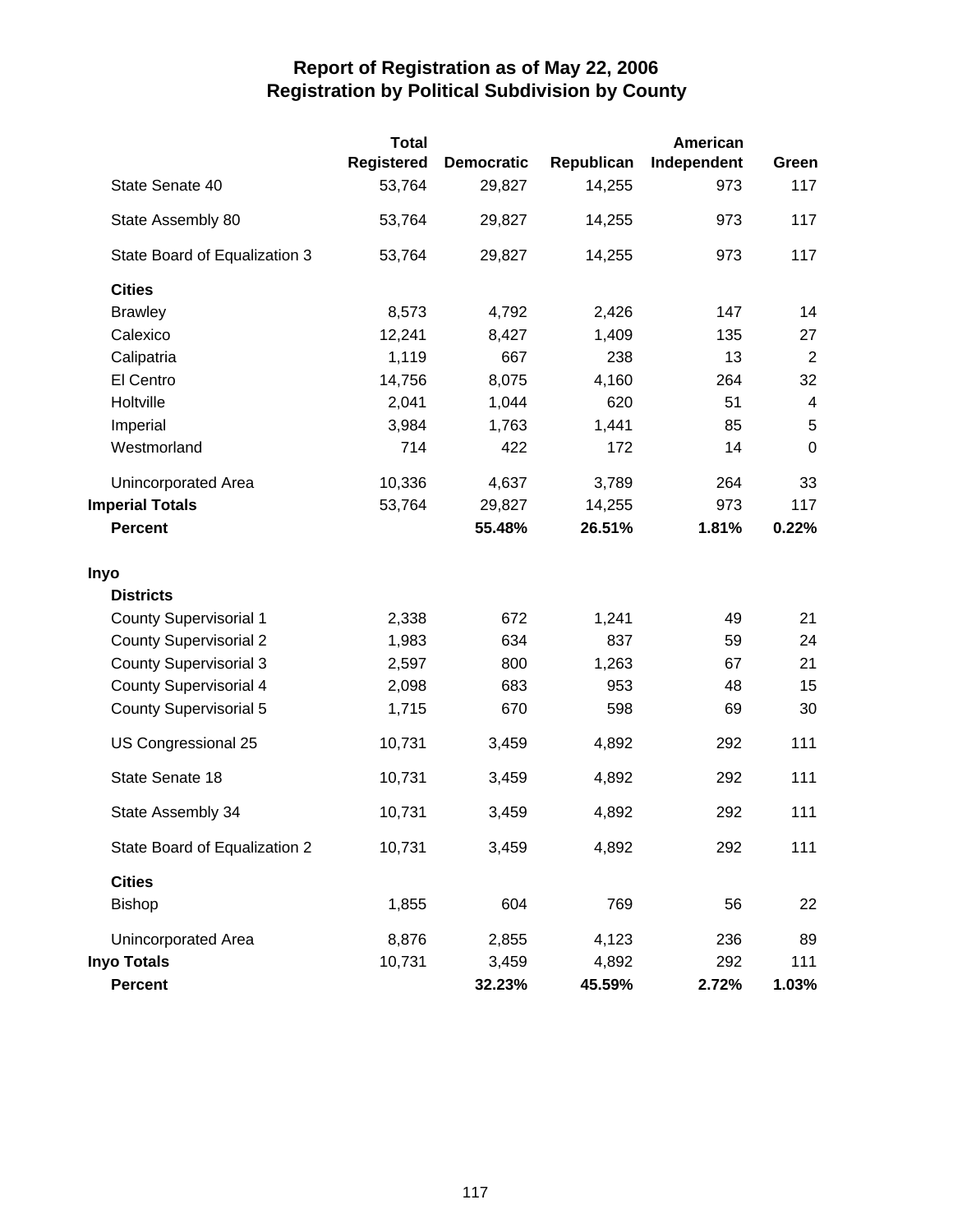# Report of Registration as of May 22, 2006
## Registration by Political Subdivision by County

| | Total Registered | Democratic | Republican | American Independent | Green |
|---|---|---|---|---|---|
| State Senate 40 | 53,764 | 29,827 | 14,255 | 973 | 117 |
| State Assembly 80 | 53,764 | 29,827 | 14,255 | 973 | 117 |
| State Board of Equalization 3 | 53,764 | 29,827 | 14,255 | 973 | 117 |
| **Cities** | | | | | |
| Brawley | 8,573 | 4,792 | 2,426 | 147 | 14 |
| Calexico | 12,241 | 8,427 | 1,409 | 135 | 27 |
| Calipatria | 1,119 | 667 | 238 | 13 | 2 |
| El Centro | 14,756 | 8,075 | 4,160 | 264 | 32 |
| Holtville | 2,041 | 1,044 | 620 | 51 | 4 |
| Imperial | 3,984 | 1,763 | 1,441 | 85 | 5 |
| Westmorland | 714 | 422 | 172 | 14 | 0 |
| Unincorporated Area | 10,336 | 4,637 | 3,789 | 264 | 33 |
| **Imperial Totals** | 53,764 | 29,827 | 14,255 | 973 | 117 |
| **Percent** | | **55.48%** | **26.51%** | **1.81%** | **0.22%** |
| **Inyo** | | | | | |
| **Districts** | | | | | |
| County Supervisorial 1 | 2,338 | 672 | 1,241 | 49 | 21 |
| County Supervisorial 2 | 1,983 | 634 | 837 | 59 | 24 |
| County Supervisorial 3 | 2,597 | 800 | 1,263 | 67 | 21 |
| County Supervisorial 4 | 2,098 | 683 | 953 | 48 | 15 |
| County Supervisorial 5 | 1,715 | 670 | 598 | 69 | 30 |
| US Congressional 25 | 10,731 | 3,459 | 4,892 | 292 | 111 |
| State Senate 18 | 10,731 | 3,459 | 4,892 | 292 | 111 |
| State Assembly 34 | 10,731 | 3,459 | 4,892 | 292 | 111 |
| State Board of Equalization 2 | 10,731 | 3,459 | 4,892 | 292 | 111 |
| **Cities** | | | | | |
| Bishop | 1,855 | 604 | 769 | 56 | 22 |
| Unincorporated Area | 8,876 | 2,855 | 4,123 | 236 | 89 |
| **Inyo Totals** | 10,731 | 3,459 | 4,892 | 292 | 111 |
| **Percent** | | **32.23%** | **45.59%** | **2.72%** | **1.03%** |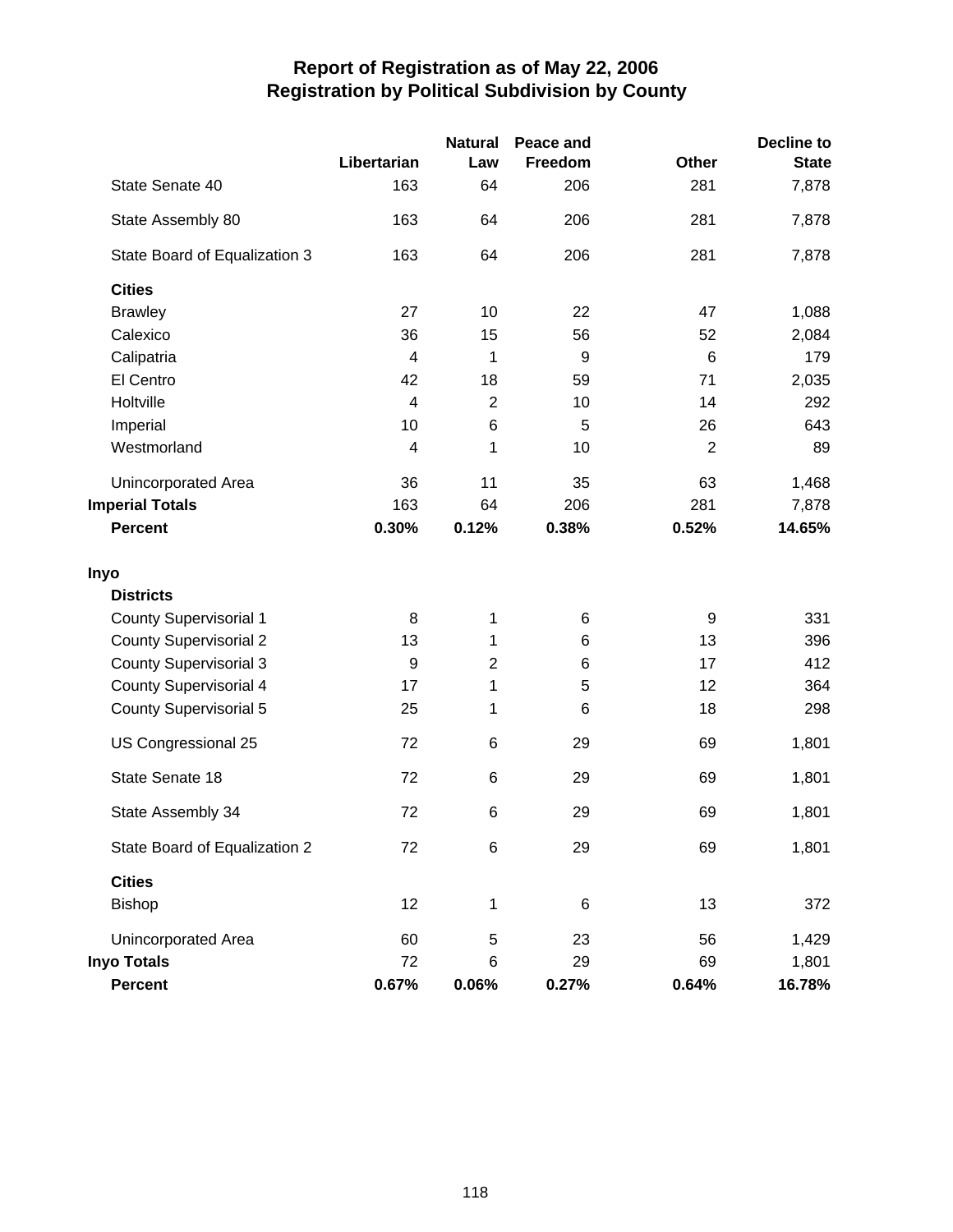# Report of Registration as of May 22, 2006
## Registration by Political Subdivision by County

| | Libertarian | Natural Law | Peace and Freedom | Other | Decline to State |
|---|---|---|---|---|---|
| State Senate 40 | 163 | 64 | 206 | 281 | 7,878 |
| State Assembly 80 | 163 | 64 | 206 | 281 | 7,878 |
| State Board of Equalization 3 | 163 | 64 | 206 | 281 | 7,878 |
| **Cities** | | | | | |
| Brawley | 27 | 10 | 22 | 47 | 1,088 |
| Calexico | 36 | 15 | 56 | 52 | 2,084 |
| Calipatria | 4 | 1 | 9 | 6 | 179 |
| El Centro | 42 | 18 | 59 | 71 | 2,035 |
| Holtville | 4 | 2 | 10 | 14 | 292 |
| Imperial | 10 | 6 | 5 | 26 | 643 |
| Westmorland | 4 | 1 | 10 | 2 | 89 |
| Unincorporated Area | 36 | 11 | 35 | 63 | 1,468 |
| **Imperial Totals** | 163 | 64 | 206 | 281 | 7,878 |
| **Percent** | **0.30%** | **0.12%** | **0.38%** | **0.52%** | **14.65%** |
| **Inyo** | | | | | |
| **Districts** | | | | | |
| County Supervisorial 1 | 8 | 1 | 6 | 9 | 331 |
| County Supervisorial 2 | 13 | 1 | 6 | 13 | 396 |
| County Supervisorial 3 | 9 | 2 | 6 | 17 | 412 |
| County Supervisorial 4 | 17 | 1 | 5 | 12 | 364 |
| County Supervisorial 5 | 25 | 1 | 6 | 18 | 298 |
| US Congressional 25 | 72 | 6 | 29 | 69 | 1,801 |
| State Senate 18 | 72 | 6 | 29 | 69 | 1,801 |
| State Assembly 34 | 72 | 6 | 29 | 69 | 1,801 |
| State Board of Equalization 2 | 72 | 6 | 29 | 69 | 1,801 |
| **Cities** | | | | | |
| Bishop | 12 | 1 | 6 | 13 | 372 |
| Unincorporated Area | 60 | 5 | 23 | 56 | 1,429 |
| **Inyo Totals** | 72 | 6 | 29 | 69 | 1,801 |
| **Percent** | **0.67%** | **0.06%** | **0.27%** | **0.64%** | **16.78%** |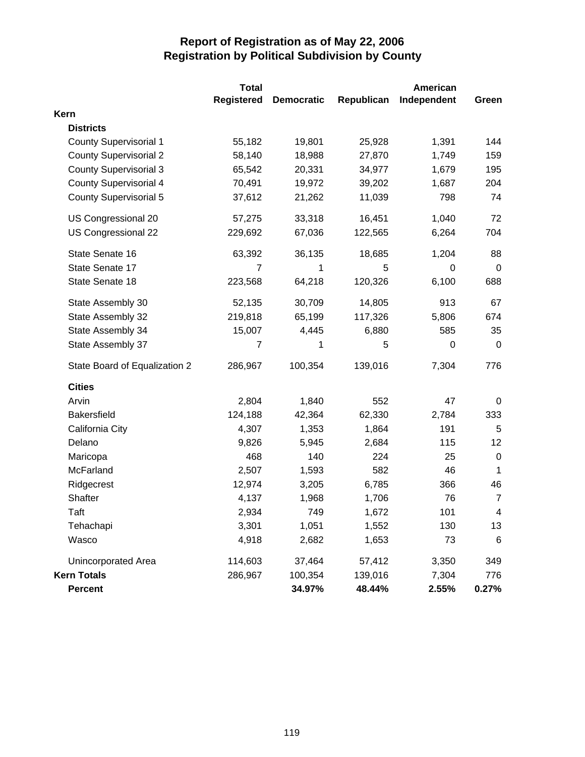# Report of Registration as of May 22, 2006
## Registration by Political Subdivision by County

| | Total Registered | Democratic | Republican | American Independent | Green |
|---|---|---|---|---|---|
| **Kern** | | | | | |
| **Districts** | | | | | |
| County Supervisorial 1 | 55,182 | 19,801 | 25,928 | 1,391 | 144 |
| County Supervisorial 2 | 58,140 | 18,988 | 27,870 | 1,749 | 159 |
| County Supervisorial 3 | 65,542 | 20,331 | 34,977 | 1,679 | 195 |
| County Supervisorial 4 | 70,491 | 19,972 | 39,202 | 1,687 | 204 |
| County Supervisorial 5 | 37,612 | 21,262 | 11,039 | 798 | 74 |
| US Congressional 20 | 57,275 | 33,318 | 16,451 | 1,040 | 72 |
| US Congressional 22 | 229,692 | 67,036 | 122,565 | 6,264 | 704 |
| State Senate 16 | 63,392 | 36,135 | 18,685 | 1,204 | 88 |
| State Senate 17 | 7 | 1 | 5 | 0 | 0 |
| State Senate 18 | 223,568 | 64,218 | 120,326 | 6,100 | 688 |
| State Assembly 30 | 52,135 | 30,709 | 14,805 | 913 | 67 |
| State Assembly 32 | 219,818 | 65,199 | 117,326 | 5,806 | 674 |
| State Assembly 34 | 15,007 | 4,445 | 6,880 | 585 | 35 |
| State Assembly 37 | 7 | 1 | 5 | 0 | 0 |
| State Board of Equalization 2 | 286,967 | 100,354 | 139,016 | 7,304 | 776 |
| **Cities** | | | | | |
| Arvin | 2,804 | 1,840 | 552 | 47 | 0 |
| Bakersfield | 124,188 | 42,364 | 62,330 | 2,784 | 333 |
| California City | 4,307 | 1,353 | 1,864 | 191 | 5 |
| Delano | 9,826 | 5,945 | 2,684 | 115 | 12 |
| Maricopa | 468 | 140 | 224 | 25 | 0 |
| McFarland | 2,507 | 1,593 | 582 | 46 | 1 |
| Ridgecrest | 12,974 | 3,205 | 6,785 | 366 | 46 |
| Shafter | 4,137 | 1,968 | 1,706 | 76 | 7 |
| Taft | 2,934 | 749 | 1,672 | 101 | 4 |
| Tehachapi | 3,301 | 1,051 | 1,552 | 130 | 13 |
| Wasco | 4,918 | 2,682 | 1,653 | 73 | 6 |
| Unincorporated Area | 114,603 | 37,464 | 57,412 | 3,350 | 349 |
| **Kern Totals** | 286,967 | 100,354 | 139,016 | 7,304 | 776 |
| **Percent** | | **34.97%** | **48.44%** | **2.55%** | **0.27%** |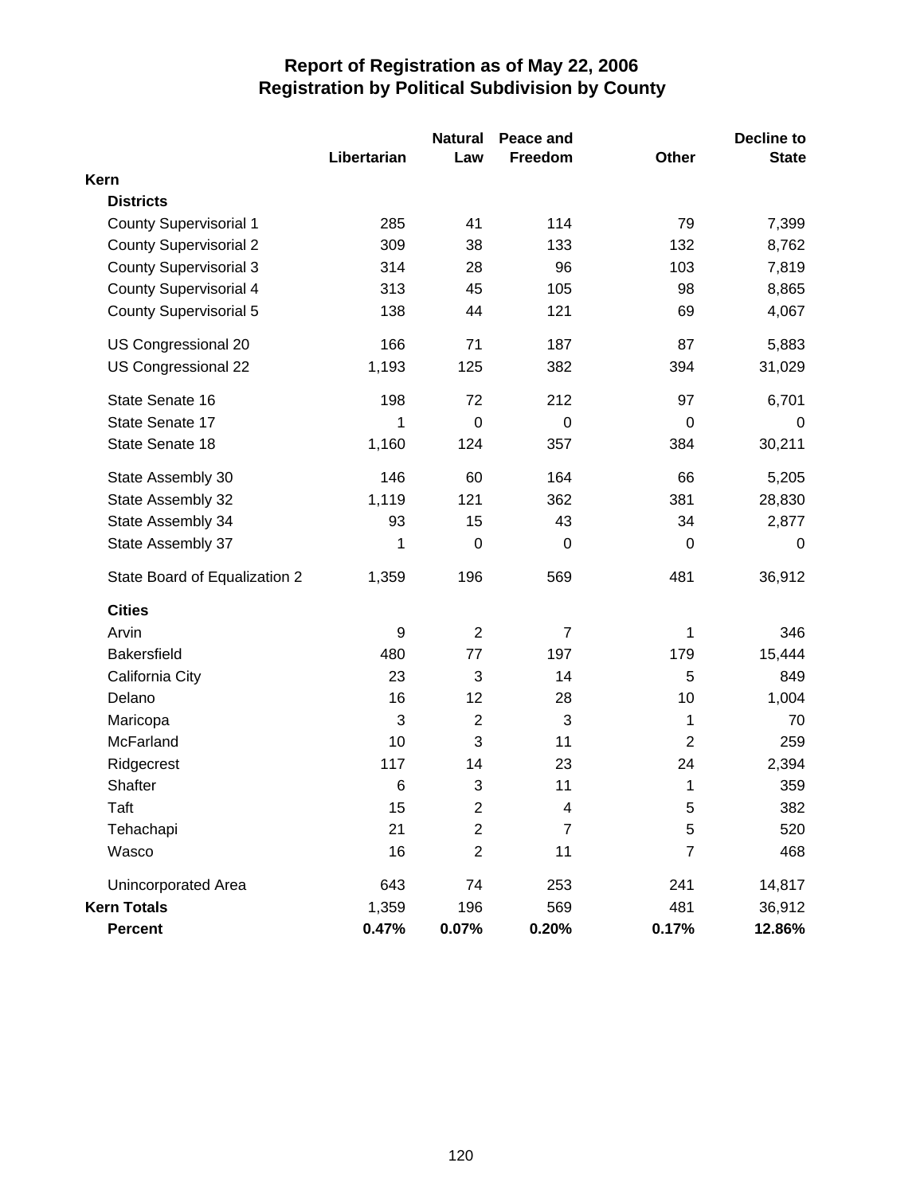# Report of Registration as of May 22, 2006
## Registration by Political Subdivision by County

| | Libertarian | Natural Law | Peace and Freedom | Other | Decline to State |
|---|---|---|---|---|---|
| **Kern** | | | | | |
| **Districts** | | | | | |
| County Supervisorial 1 | 285 | 41 | 114 | 79 | 7,399 |
| County Supervisorial 2 | 309 | 38 | 133 | 132 | 8,762 |
| County Supervisorial 3 | 314 | 28 | 96 | 103 | 7,819 |
| County Supervisorial 4 | 313 | 45 | 105 | 98 | 8,865 |
| County Supervisorial 5 | 138 | 44 | 121 | 69 | 4,067 |
| US Congressional 20 | 166 | 71 | 187 | 87 | 5,883 |
| US Congressional 22 | 1,193 | 125 | 382 | 394 | 31,029 |
| State Senate 16 | 198 | 72 | 212 | 97 | 6,701 |
| State Senate 17 | 1 | 0 | 0 | 0 | 0 |
| State Senate 18 | 1,160 | 124 | 357 | 384 | 30,211 |
| State Assembly 30 | 146 | 60 | 164 | 66 | 5,205 |
| State Assembly 32 | 1,119 | 121 | 362 | 381 | 28,830 |
| State Assembly 34 | 93 | 15 | 43 | 34 | 2,877 |
| State Assembly 37 | 1 | 0 | 0 | 0 | 0 |
| State Board of Equalization 2 | 1,359 | 196 | 569 | 481 | 36,912 |
| **Cities** | | | | | |
| Arvin | 9 | 2 | 7 | 1 | 346 |
| Bakersfield | 480 | 77 | 197 | 179 | 15,444 |
| California City | 23 | 3 | 14 | 5 | 849 |
| Delano | 16 | 12 | 28 | 10 | 1,004 |
| Maricopa | 3 | 2 | 3 | 1 | 70 |
| McFarland | 10 | 3 | 11 | 2 | 259 |
| Ridgecrest | 117 | 14 | 23 | 24 | 2,394 |
| Shafter | 6 | 3 | 11 | 1 | 359 |
| Taft | 15 | 2 | 4 | 5 | 382 |
| Tehachapi | 21 | 2 | 7 | 5 | 520 |
| Wasco | 16 | 2 | 11 | 7 | 468 |
| Unincorporated Area | 643 | 74 | 253 | 241 | 14,817 |
| **Kern Totals** | 1,359 | 196 | 569 | 481 | 36,912 |
| **Percent** | **0.47%** | **0.07%** | **0.20%** | **0.17%** | **12.86%** |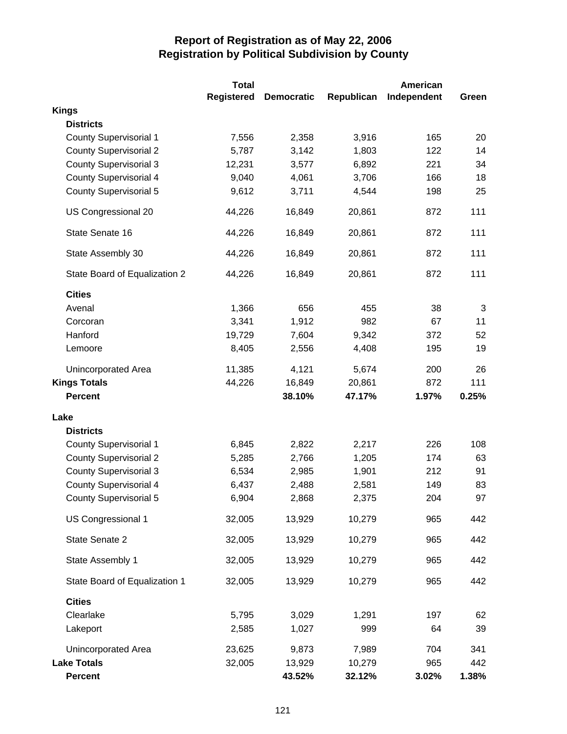# Report of Registration as of May 22, 2006
## Registration by Political Subdivision by County

| | Total Registered | Democratic | Republican | American Independent | Green |
|---|---|---|---|---|---|
| **Kings** | | | | | |
| **Districts** | | | | | |
| County Supervisorial 1 | 7,556 | 2,358 | 3,916 | 165 | 20 |
| County Supervisorial 2 | 5,787 | 3,142 | 1,803 | 122 | 14 |
| County Supervisorial 3 | 12,231 | 3,577 | 6,892 | 221 | 34 |
| County Supervisorial 4 | 9,040 | 4,061 | 3,706 | 166 | 18 |
| County Supervisorial 5 | 9,612 | 3,711 | 4,544 | 198 | 25 |
| US Congressional 20 | 44,226 | 16,849 | 20,861 | 872 | 111 |
| State Senate 16 | 44,226 | 16,849 | 20,861 | 872 | 111 |
| State Assembly 30 | 44,226 | 16,849 | 20,861 | 872 | 111 |
| State Board of Equalization 2 | 44,226 | 16,849 | 20,861 | 872 | 111 |
| **Cities** | | | | | |
| Avenal | 1,366 | 656 | 455 | 38 | 3 |
| Corcoran | 3,341 | 1,912 | 982 | 67 | 11 |
| Hanford | 19,729 | 7,604 | 9,342 | 372 | 52 |
| Lemoore | 8,405 | 2,556 | 4,408 | 195 | 19 |
| Unincorporated Area | 11,385 | 4,121 | 5,674 | 200 | 26 |
| **Kings Totals** | 44,226 | 16,849 | 20,861 | 872 | 111 |
| **Percent** | | **38.10%** | **47.17%** | **1.97%** | **0.25%** |
| **Lake** | | | | | |
| **Districts** | | | | | |
| County Supervisorial 1 | 6,845 | 2,822 | 2,217 | 226 | 108 |
| County Supervisorial 2 | 5,285 | 2,766 | 1,205 | 174 | 63 |
| County Supervisorial 3 | 6,534 | 2,985 | 1,901 | 212 | 91 |
| County Supervisorial 4 | 6,437 | 2,488 | 2,581 | 149 | 83 |
| County Supervisorial 5 | 6,904 | 2,868 | 2,375 | 204 | 97 |
| US Congressional 1 | 32,005 | 13,929 | 10,279 | 965 | 442 |
| State Senate 2 | 32,005 | 13,929 | 10,279 | 965 | 442 |
| State Assembly 1 | 32,005 | 13,929 | 10,279 | 965 | 442 |
| State Board of Equalization 1 | 32,005 | 13,929 | 10,279 | 965 | 442 |
| **Cities** | | | | | |
| Clearlake | 5,795 | 3,029 | 1,291 | 197 | 62 |
| Lakeport | 2,585 | 1,027 | 999 | 64 | 39 |
| Unincorporated Area | 23,625 | 9,873 | 7,989 | 704 | 341 |
| **Lake Totals** | 32,005 | 13,929 | 10,279 | 965 | 442 |
| **Percent** | | **43.52%** | **32.12%** | **3.02%** | **1.38%** |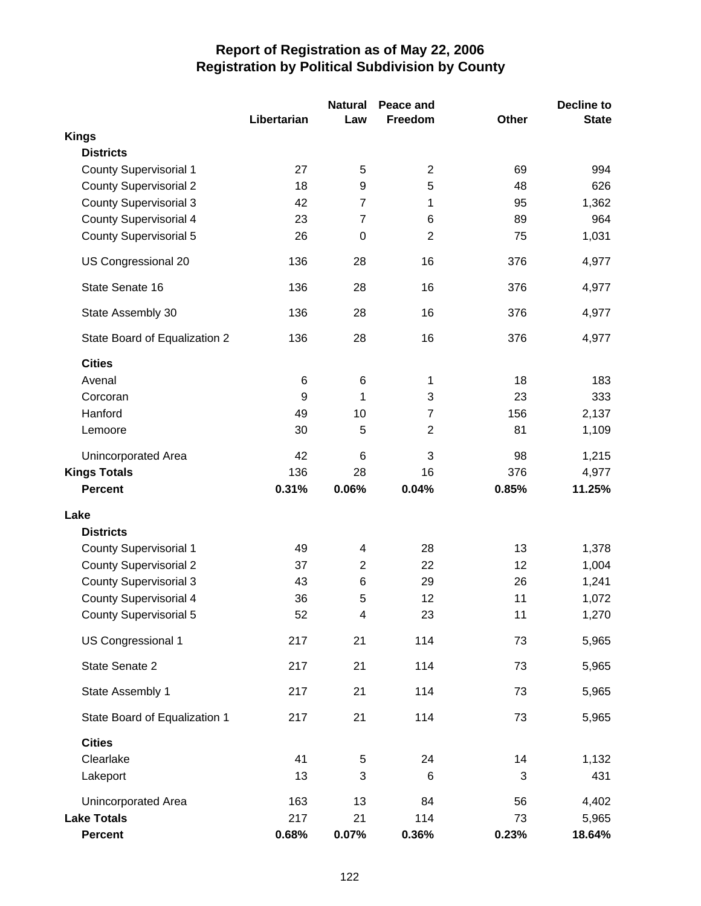# Report of Registration as of May 22, 2006
## Registration by Political Subdivision by County

| | Libertarian | Natural Law | Peace and Freedom | Other | Decline to State |
|---|---|---|---|---|---|
| **Kings** | | | | | |
| **Districts** | | | | | |
| County Supervisorial 1 | 27 | 5 | 2 | 69 | 994 |
| County Supervisorial 2 | 18 | 9 | 5 | 48 | 626 |
| County Supervisorial 3 | 42 | 7 | 1 | 95 | 1,362 |
| County Supervisorial 4 | 23 | 7 | 6 | 89 | 964 |
| County Supervisorial 5 | 26 | 0 | 2 | 75 | 1,031 |
| US Congressional 20 | 136 | 28 | 16 | 376 | 4,977 |
| State Senate 16 | 136 | 28 | 16 | 376 | 4,977 |
| State Assembly 30 | 136 | 28 | 16 | 376 | 4,977 |
| State Board of Equalization 2 | 136 | 28 | 16 | 376 | 4,977 |
| **Cities** | | | | | |
| Avenal | 6 | 6 | 1 | 18 | 183 |
| Corcoran | 9 | 1 | 3 | 23 | 333 |
| Hanford | 49 | 10 | 7 | 156 | 2,137 |
| Lemoore | 30 | 5 | 2 | 81 | 1,109 |
| Unincorporated Area | 42 | 6 | 3 | 98 | 1,215 |
| **Kings Totals** | 136 | 28 | 16 | 376 | 4,977 |
| **Percent** | **0.31%** | **0.06%** | **0.04%** | **0.85%** | **11.25%** |
| **Lake** | | | | | |
| **Districts** | | | | | |
| County Supervisorial 1 | 49 | 4 | 28 | 13 | 1,378 |
| County Supervisorial 2 | 37 | 2 | 22 | 12 | 1,004 |
| County Supervisorial 3 | 43 | 6 | 29 | 26 | 1,241 |
| County Supervisorial 4 | 36 | 5 | 12 | 11 | 1,072 |
| County Supervisorial 5 | 52 | 4 | 23 | 11 | 1,270 |
| US Congressional 1 | 217 | 21 | 114 | 73 | 5,965 |
| State Senate 2 | 217 | 21 | 114 | 73 | 5,965 |
| State Assembly 1 | 217 | 21 | 114 | 73 | 5,965 |
| State Board of Equalization 1 | 217 | 21 | 114 | 73 | 5,965 |
| **Cities** | | | | | |
| Clearlake | 41 | 5 | 24 | 14 | 1,132 |
| Lakeport | 13 | 3 | 6 | 3 | 431 |
| Unincorporated Area | 163 | 13 | 84 | 56 | 4,402 |
| **Lake Totals** | 217 | 21 | 114 | 73 | 5,965 |
| **Percent** | **0.68%** | **0.07%** | **0.36%** | **0.23%** | **18.64%** |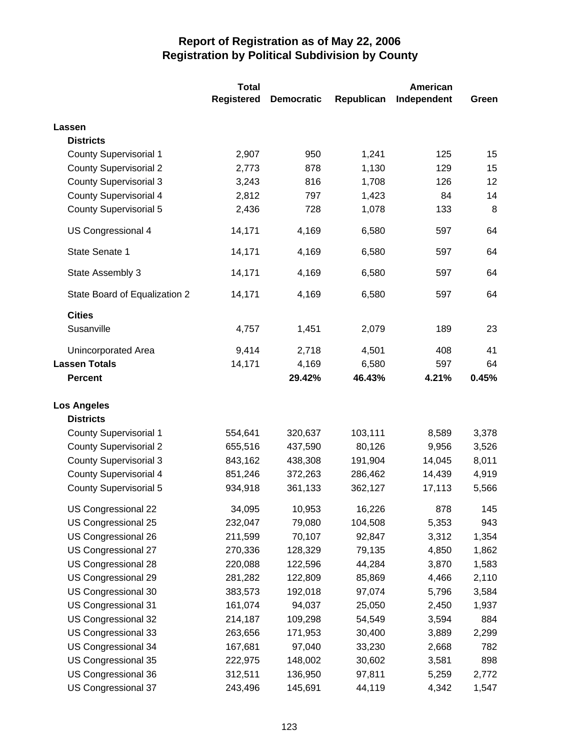# Report of Registration as of May 22, 2006
## Registration by Political Subdivision by County

| | Total Registered | Democratic | Republican | American Independent | Green |
|---|---|---|---|---|---|
| **Lassen** | | | | | |
| **Districts** | | | | | |
| County Supervisorial 1 | 2,907 | 950 | 1,241 | 125 | 15 |
| County Supervisorial 2 | 2,773 | 878 | 1,130 | 129 | 15 |
| County Supervisorial 3 | 3,243 | 816 | 1,708 | 126 | 12 |
| County Supervisorial 4 | 2,812 | 797 | 1,423 | 84 | 14 |
| County Supervisorial 5 | 2,436 | 728 | 1,078 | 133 | 8 |
| US Congressional 4 | 14,171 | 4,169 | 6,580 | 597 | 64 |
| State Senate 1 | 14,171 | 4,169 | 6,580 | 597 | 64 |
| State Assembly 3 | 14,171 | 4,169 | 6,580 | 597 | 64 |
| State Board of Equalization 2 | 14,171 | 4,169 | 6,580 | 597 | 64 |
| **Cities** | | | | | |
| Susanville | 4,757 | 1,451 | 2,079 | 189 | 23 |
| Unincorporated Area | 9,414 | 2,718 | 4,501 | 408 | 41 |
| **Lassen Totals** | 14,171 | 4,169 | 6,580 | 597 | 64 |
| **Percent** | | **29.42%** | **46.43%** | **4.21%** | **0.45%** |
| **Los Angeles** | | | | | |
| **Districts** | | | | | |
| County Supervisorial 1 | 554,641 | 320,637 | 103,111 | 8,589 | 3,378 |
| County Supervisorial 2 | 655,516 | 437,590 | 80,126 | 9,956 | 3,526 |
| County Supervisorial 3 | 843,162 | 438,308 | 191,904 | 14,045 | 8,011 |
| County Supervisorial 4 | 851,246 | 372,263 | 286,462 | 14,439 | 4,919 |
| County Supervisorial 5 | 934,918 | 361,133 | 362,127 | 17,113 | 5,566 |
| US Congressional 22 | 34,095 | 10,953 | 16,226 | 878 | 145 |
| US Congressional 25 | 232,047 | 79,080 | 104,508 | 5,353 | 943 |
| US Congressional 26 | 211,599 | 70,107 | 92,847 | 3,312 | 1,354 |
| US Congressional 27 | 270,336 | 128,329 | 79,135 | 4,850 | 1,862 |
| US Congressional 28 | 220,088 | 122,596 | 44,284 | 3,870 | 1,583 |
| US Congressional 29 | 281,282 | 122,809 | 85,869 | 4,466 | 2,110 |
| US Congressional 30 | 383,573 | 192,018 | 97,074 | 5,796 | 3,584 |
| US Congressional 31 | 161,074 | 94,037 | 25,050 | 2,450 | 1,937 |
| US Congressional 32 | 214,187 | 109,298 | 54,549 | 3,594 | 884 |
| US Congressional 33 | 263,656 | 171,953 | 30,400 | 3,889 | 2,299 |
| US Congressional 34 | 167,681 | 97,040 | 33,230 | 2,668 | 782 |
| US Congressional 35 | 222,975 | 148,002 | 30,602 | 3,581 | 898 |
| US Congressional 36 | 312,511 | 136,950 | 97,811 | 5,259 | 2,772 |
| US Congressional 37 | 243,496 | 145,691 | 44,119 | 4,342 | 1,547 |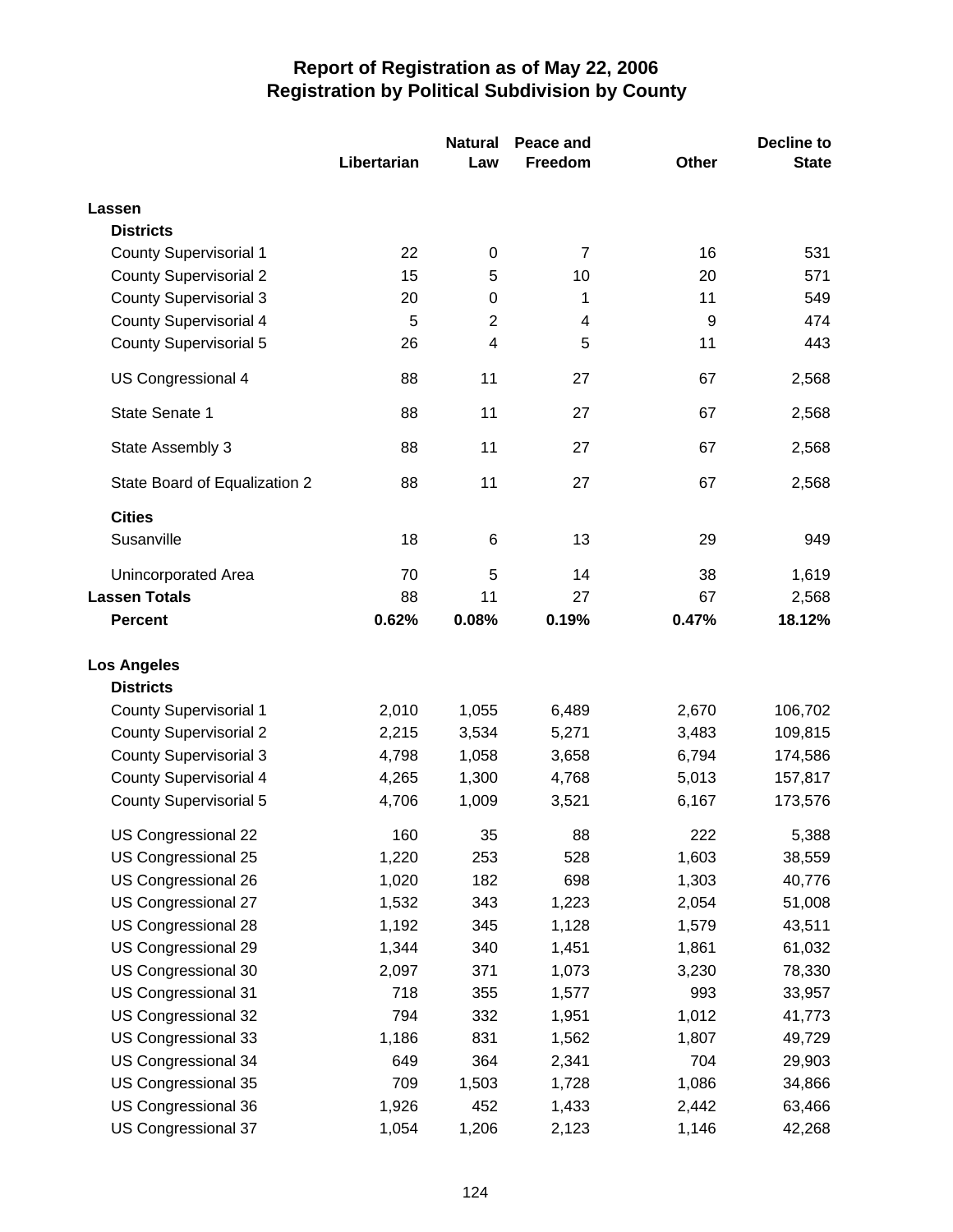# Report of Registration as of May 22, 2006
## Registration by Political Subdivision by County

| | Libertarian | Natural Law | Peace and Freedom | Other | Decline to State |
|---|---|---|---|---|---|
| **Lassen** | | | | | |
| **Districts** | | | | | |
| County Supervisorial 1 | 22 | 0 | 7 | 16 | 531 |
| County Supervisorial 2 | 15 | 5 | 10 | 20 | 571 |
| County Supervisorial 3 | 20 | 0 | 1 | 11 | 549 |
| County Supervisorial 4 | 5 | 2 | 4 | 9 | 474 |
| County Supervisorial 5 | 26 | 4 | 5 | 11 | 443 |
| US Congressional 4 | 88 | 11 | 27 | 67 | 2,568 |
| State Senate 1 | 88 | 11 | 27 | 67 | 2,568 |
| State Assembly 3 | 88 | 11 | 27 | 67 | 2,568 |
| State Board of Equalization 2 | 88 | 11 | 27 | 67 | 2,568 |
| **Cities** | | | | | |
| Susanville | 18 | 6 | 13 | 29 | 949 |
| Unincorporated Area | 70 | 5 | 14 | 38 | 1,619 |
| **Lassen Totals** | 88 | 11 | 27 | 67 | 2,568 |
| **Percent** | **0.62%** | **0.08%** | **0.19%** | **0.47%** | **18.12%** |
| **Los Angeles** | | | | | |
| **Districts** | | | | | |
| County Supervisorial 1 | 2,010 | 1,055 | 6,489 | 2,670 | 106,702 |
| County Supervisorial 2 | 2,215 | 3,534 | 5,271 | 3,483 | 109,815 |
| County Supervisorial 3 | 4,798 | 1,058 | 3,658 | 6,794 | 174,586 |
| County Supervisorial 4 | 4,265 | 1,300 | 4,768 | 5,013 | 157,817 |
| County Supervisorial 5 | 4,706 | 1,009 | 3,521 | 6,167 | 173,576 |
| US Congressional 22 | 160 | 35 | 88 | 222 | 5,388 |
| US Congressional 25 | 1,220 | 253 | 528 | 1,603 | 38,559 |
| US Congressional 26 | 1,020 | 182 | 698 | 1,303 | 40,776 |
| US Congressional 27 | 1,532 | 343 | 1,223 | 2,054 | 51,008 |
| US Congressional 28 | 1,192 | 345 | 1,128 | 1,579 | 43,511 |
| US Congressional 29 | 1,344 | 340 | 1,451 | 1,861 | 61,032 |
| US Congressional 30 | 2,097 | 371 | 1,073 | 3,230 | 78,330 |
| US Congressional 31 | 718 | 355 | 1,577 | 993 | 33,957 |
| US Congressional 32 | 794 | 332 | 1,951 | 1,012 | 41,773 |
| US Congressional 33 | 1,186 | 831 | 1,562 | 1,807 | 49,729 |
| US Congressional 34 | 649 | 364 | 2,341 | 704 | 29,903 |
| US Congressional 35 | 709 | 1,503 | 1,728 | 1,086 | 34,866 |
| US Congressional 36 | 1,926 | 452 | 1,433 | 2,442 | 63,466 |
| US Congressional 37 | 1,054 | 1,206 | 2,123 | 1,146 | 42,268 |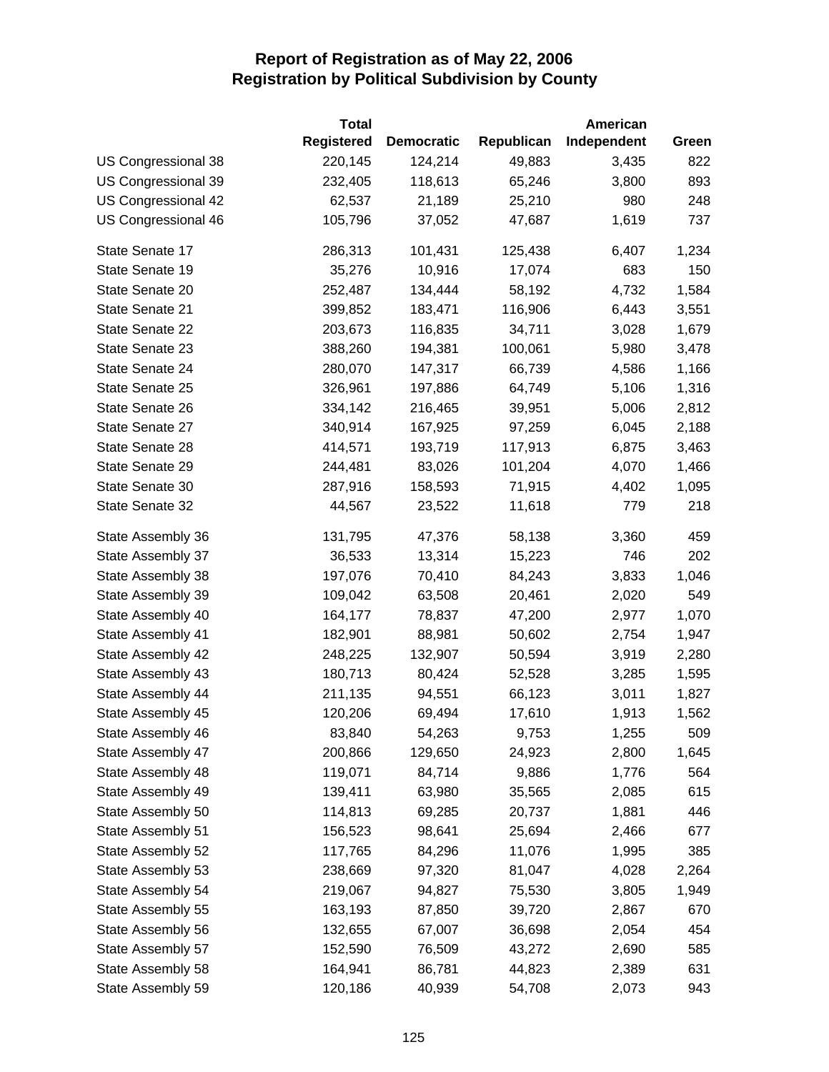# Report of Registration as of May 22, 2006
## Registration by Political Subdivision by County

| | Total Registered | Democratic | Republican | American Independent | Green |
|---|---|---|---|---|---|
| US Congressional 38 | 220,145 | 124,214 | 49,883 | 3,435 | 822 |
| US Congressional 39 | 232,405 | 118,613 | 65,246 | 3,800 | 893 |
| US Congressional 42 | 62,537 | 21,189 | 25,210 | 980 | 248 |
| US Congressional 46 | 105,796 | 37,052 | 47,687 | 1,619 | 737 |
| State Senate 17 | 286,313 | 101,431 | 125,438 | 6,407 | 1,234 |
| State Senate 19 | 35,276 | 10,916 | 17,074 | 683 | 150 |
| State Senate 20 | 252,487 | 134,444 | 58,192 | 4,732 | 1,584 |
| State Senate 21 | 399,852 | 183,471 | 116,906 | 6,443 | 3,551 |
| State Senate 22 | 203,673 | 116,835 | 34,711 | 3,028 | 1,679 |
| State Senate 23 | 388,260 | 194,381 | 100,061 | 5,980 | 3,478 |
| State Senate 24 | 280,070 | 147,317 | 66,739 | 4,586 | 1,166 |
| State Senate 25 | 326,961 | 197,886 | 64,749 | 5,106 | 1,316 |
| State Senate 26 | 334,142 | 216,465 | 39,951 | 5,006 | 2,812 |
| State Senate 27 | 340,914 | 167,925 | 97,259 | 6,045 | 2,188 |
| State Senate 28 | 414,571 | 193,719 | 117,913 | 6,875 | 3,463 |
| State Senate 29 | 244,481 | 83,026 | 101,204 | 4,070 | 1,466 |
| State Senate 30 | 287,916 | 158,593 | 71,915 | 4,402 | 1,095 |
| State Senate 32 | 44,567 | 23,522 | 11,618 | 779 | 218 |
| State Assembly 36 | 131,795 | 47,376 | 58,138 | 3,360 | 459 |
| State Assembly 37 | 36,533 | 13,314 | 15,223 | 746 | 202 |
| State Assembly 38 | 197,076 | 70,410 | 84,243 | 3,833 | 1,046 |
| State Assembly 39 | 109,042 | 63,508 | 20,461 | 2,020 | 549 |
| State Assembly 40 | 164,177 | 78,837 | 47,200 | 2,977 | 1,070 |
| State Assembly 41 | 182,901 | 88,981 | 50,602 | 2,754 | 1,947 |
| State Assembly 42 | 248,225 | 132,907 | 50,594 | 3,919 | 2,280 |
| State Assembly 43 | 180,713 | 80,424 | 52,528 | 3,285 | 1,595 |
| State Assembly 44 | 211,135 | 94,551 | 66,123 | 3,011 | 1,827 |
| State Assembly 45 | 120,206 | 69,494 | 17,610 | 1,913 | 1,562 |
| State Assembly 46 | 83,840 | 54,263 | 9,753 | 1,255 | 509 |
| State Assembly 47 | 200,866 | 129,650 | 24,923 | 2,800 | 1,645 |
| State Assembly 48 | 119,071 | 84,714 | 9,886 | 1,776 | 564 |
| State Assembly 49 | 139,411 | 63,980 | 35,565 | 2,085 | 615 |
| State Assembly 50 | 114,813 | 69,285 | 20,737 | 1,881 | 446 |
| State Assembly 51 | 156,523 | 98,641 | 25,694 | 2,466 | 677 |
| State Assembly 52 | 117,765 | 84,296 | 11,076 | 1,995 | 385 |
| State Assembly 53 | 238,669 | 97,320 | 81,047 | 4,028 | 2,264 |
| State Assembly 54 | 219,067 | 94,827 | 75,530 | 3,805 | 1,949 |
| State Assembly 55 | 163,193 | 87,850 | 39,720 | 2,867 | 670 |
| State Assembly 56 | 132,655 | 67,007 | 36,698 | 2,054 | 454 |
| State Assembly 57 | 152,590 | 76,509 | 43,272 | 2,690 | 585 |
| State Assembly 58 | 164,941 | 86,781 | 44,823 | 2,389 | 631 |
| State Assembly 59 | 120,186 | 40,939 | 54,708 | 2,073 | 943 |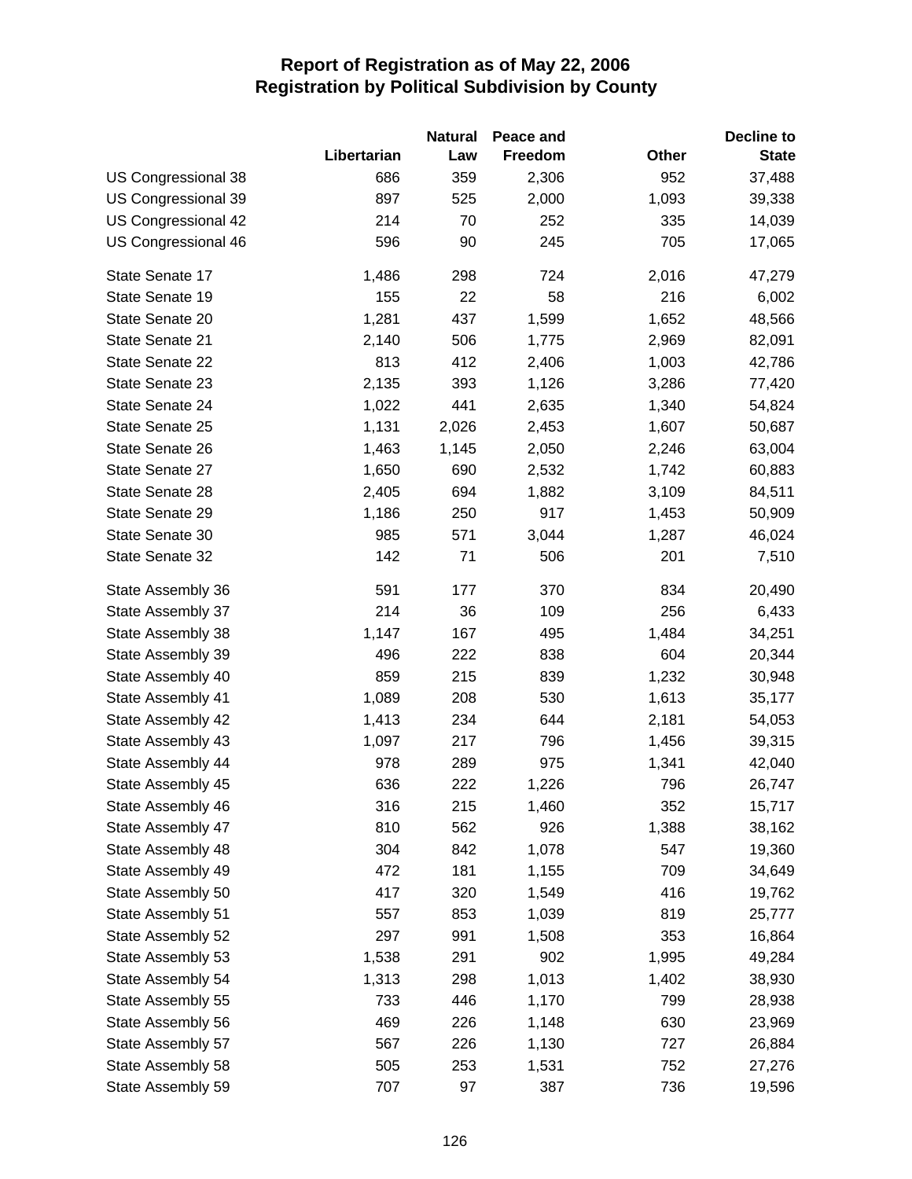# Report of Registration as of May 22, 2006
## Registration by Political Subdivision by County

| | Libertarian | Natural Law | Peace and Freedom | Other | Decline to State |
|---|---|---|---|---|---|
| US Congressional 38 | 686 | 359 | 2,306 | 952 | 37,488 |
| US Congressional 39 | 897 | 525 | 2,000 | 1,093 | 39,338 |
| US Congressional 42 | 214 | 70 | 252 | 335 | 14,039 |
| US Congressional 46 | 596 | 90 | 245 | 705 | 17,065 |
| State Senate 17 | 1,486 | 298 | 724 | 2,016 | 47,279 |
| State Senate 19 | 155 | 22 | 58 | 216 | 6,002 |
| State Senate 20 | 1,281 | 437 | 1,599 | 1,652 | 48,566 |
| State Senate 21 | 2,140 | 506 | 1,775 | 2,969 | 82,091 |
| State Senate 22 | 813 | 412 | 2,406 | 1,003 | 42,786 |
| State Senate 23 | 2,135 | 393 | 1,126 | 3,286 | 77,420 |
| State Senate 24 | 1,022 | 441 | 2,635 | 1,340 | 54,824 |
| State Senate 25 | 1,131 | 2,026 | 2,453 | 1,607 | 50,687 |
| State Senate 26 | 1,463 | 1,145 | 2,050 | 2,246 | 63,004 |
| State Senate 27 | 1,650 | 690 | 2,532 | 1,742 | 60,883 |
| State Senate 28 | 2,405 | 694 | 1,882 | 3,109 | 84,511 |
| State Senate 29 | 1,186 | 250 | 917 | 1,453 | 50,909 |
| State Senate 30 | 985 | 571 | 3,044 | 1,287 | 46,024 |
| State Senate 32 | 142 | 71 | 506 | 201 | 7,510 |
| State Assembly 36 | 591 | 177 | 370 | 834 | 20,490 |
| State Assembly 37 | 214 | 36 | 109 | 256 | 6,433 |
| State Assembly 38 | 1,147 | 167 | 495 | 1,484 | 34,251 |
| State Assembly 39 | 496 | 222 | 838 | 604 | 20,344 |
| State Assembly 40 | 859 | 215 | 839 | 1,232 | 30,948 |
| State Assembly 41 | 1,089 | 208 | 530 | 1,613 | 35,177 |
| State Assembly 42 | 1,413 | 234 | 644 | 2,181 | 54,053 |
| State Assembly 43 | 1,097 | 217 | 796 | 1,456 | 39,315 |
| State Assembly 44 | 978 | 289 | 975 | 1,341 | 42,040 |
| State Assembly 45 | 636 | 222 | 1,226 | 796 | 26,747 |
| State Assembly 46 | 316 | 215 | 1,460 | 352 | 15,717 |
| State Assembly 47 | 810 | 562 | 926 | 1,388 | 38,162 |
| State Assembly 48 | 304 | 842 | 1,078 | 547 | 19,360 |
| State Assembly 49 | 472 | 181 | 1,155 | 709 | 34,649 |
| State Assembly 50 | 417 | 320 | 1,549 | 416 | 19,762 |
| State Assembly 51 | 557 | 853 | 1,039 | 819 | 25,777 |
| State Assembly 52 | 297 | 991 | 1,508 | 353 | 16,864 |
| State Assembly 53 | 1,538 | 291 | 902 | 1,995 | 49,284 |
| State Assembly 54 | 1,313 | 298 | 1,013 | 1,402 | 38,930 |
| State Assembly 55 | 733 | 446 | 1,170 | 799 | 28,938 |
| State Assembly 56 | 469 | 226 | 1,148 | 630 | 23,969 |
| State Assembly 57 | 567 | 226 | 1,130 | 727 | 26,884 |
| State Assembly 58 | 505 | 253 | 1,531 | 752 | 27,276 |
| State Assembly 59 | 707 | 97 | 387 | 736 | 19,596 |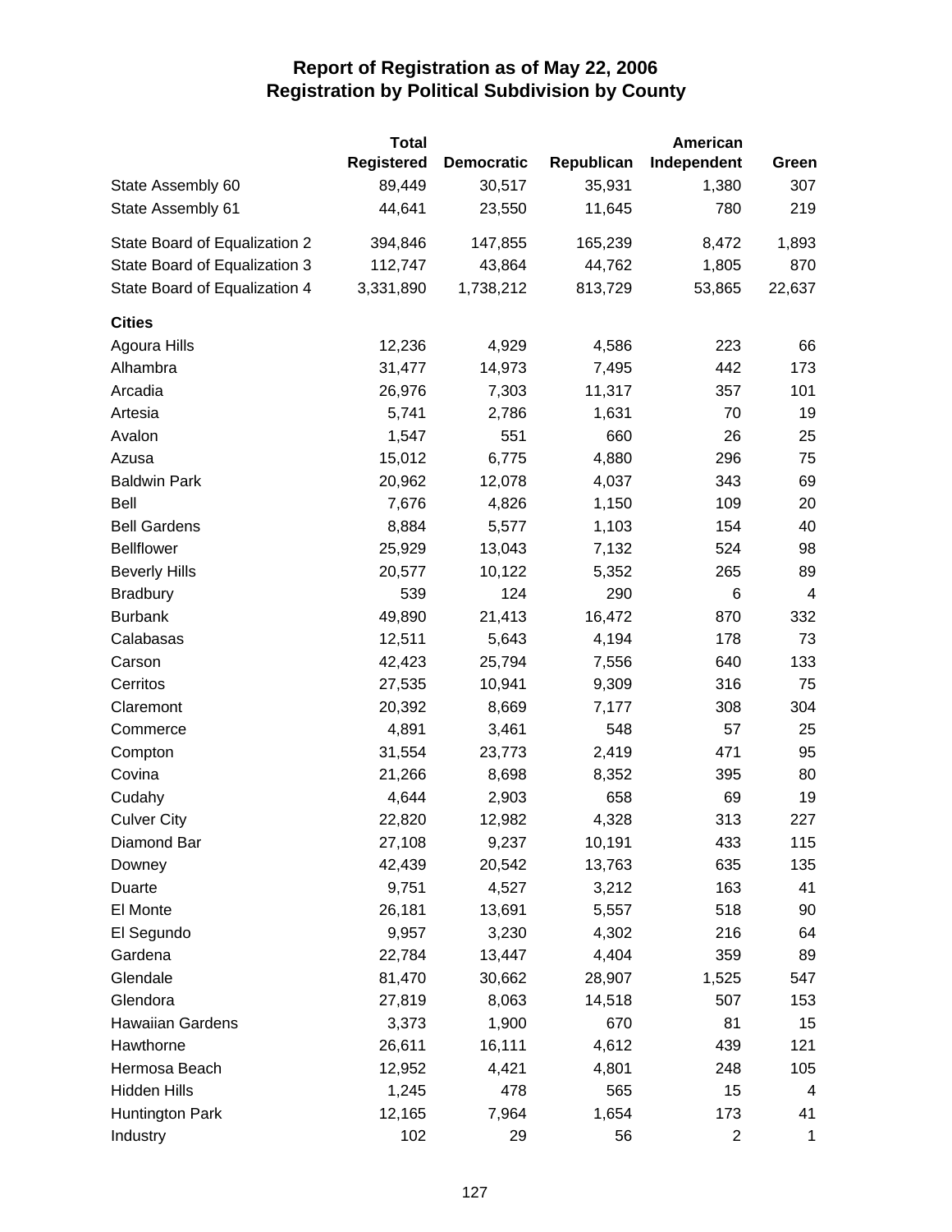## Report of Registration as of May 22, 2006
## Registration by Political Subdivision by County

| | Total Registered | Democratic | Republican | American Independent | Green |
|---|---|---|---|---|---|
| State Assembly 60 | 89,449 | 30,517 | 35,931 | 1,380 | 307 |
| State Assembly 61 | 44,641 | 23,550 | 11,645 | 780 | 219 |
| State Board of Equalization 2 | 394,846 | 147,855 | 165,239 | 8,472 | 1,893 |
| State Board of Equalization 3 | 112,747 | 43,864 | 44,762 | 1,805 | 870 |
| State Board of Equalization 4 | 3,331,890 | 1,738,212 | 813,729 | 53,865 | 22,637 |
| **Cities** | | | | | |
| Agoura Hills | 12,236 | 4,929 | 4,586 | 223 | 66 |
| Alhambra | 31,477 | 14,973 | 7,495 | 442 | 173 |
| Arcadia | 26,976 | 7,303 | 11,317 | 357 | 101 |
| Artesia | 5,741 | 2,786 | 1,631 | 70 | 19 |
| Avalon | 1,547 | 551 | 660 | 26 | 25 |
| Azusa | 15,012 | 6,775 | 4,880 | 296 | 75 |
| Baldwin Park | 20,962 | 12,078 | 4,037 | 343 | 69 |
| Bell | 7,676 | 4,826 | 1,150 | 109 | 20 |
| Bell Gardens | 8,884 | 5,577 | 1,103 | 154 | 40 |
| Bellflower | 25,929 | 13,043 | 7,132 | 524 | 98 |
| Beverly Hills | 20,577 | 10,122 | 5,352 | 265 | 89 |
| Bradbury | 539 | 124 | 290 | 6 | 4 |
| Burbank | 49,890 | 21,413 | 16,472 | 870 | 332 |
| Calabasas | 12,511 | 5,643 | 4,194 | 178 | 73 |
| Carson | 42,423 | 25,794 | 7,556 | 640 | 133 |
| Cerritos | 27,535 | 10,941 | 9,309 | 316 | 75 |
| Claremont | 20,392 | 8,669 | 7,177 | 308 | 304 |
| Commerce | 4,891 | 3,461 | 548 | 57 | 25 |
| Compton | 31,554 | 23,773 | 2,419 | 471 | 95 |
| Covina | 21,266 | 8,698 | 8,352 | 395 | 80 |
| Cudahy | 4,644 | 2,903 | 658 | 69 | 19 |
| Culver City | 22,820 | 12,982 | 4,328 | 313 | 227 |
| Diamond Bar | 27,108 | 9,237 | 10,191 | 433 | 115 |
| Downey | 42,439 | 20,542 | 13,763 | 635 | 135 |
| Duarte | 9,751 | 4,527 | 3,212 | 163 | 41 |
| El Monte | 26,181 | 13,691 | 5,557 | 518 | 90 |
| El Segundo | 9,957 | 3,230 | 4,302 | 216 | 64 |
| Gardena | 22,784 | 13,447 | 4,404 | 359 | 89 |
| Glendale | 81,470 | 30,662 | 28,907 | 1,525 | 547 |
| Glendora | 27,819 | 8,063 | 14,518 | 507 | 153 |
| Hawaiian Gardens | 3,373 | 1,900 | 670 | 81 | 15 |
| Hawthorne | 26,611 | 16,111 | 4,612 | 439 | 121 |
| Hermosa Beach | 12,952 | 4,421 | 4,801 | 248 | 105 |
| Hidden Hills | 1,245 | 478 | 565 | 15 | 4 |
| Huntington Park | 12,165 | 7,964 | 1,654 | 173 | 41 |
| Industry | 102 | 29 | 56 | 2 | 1 |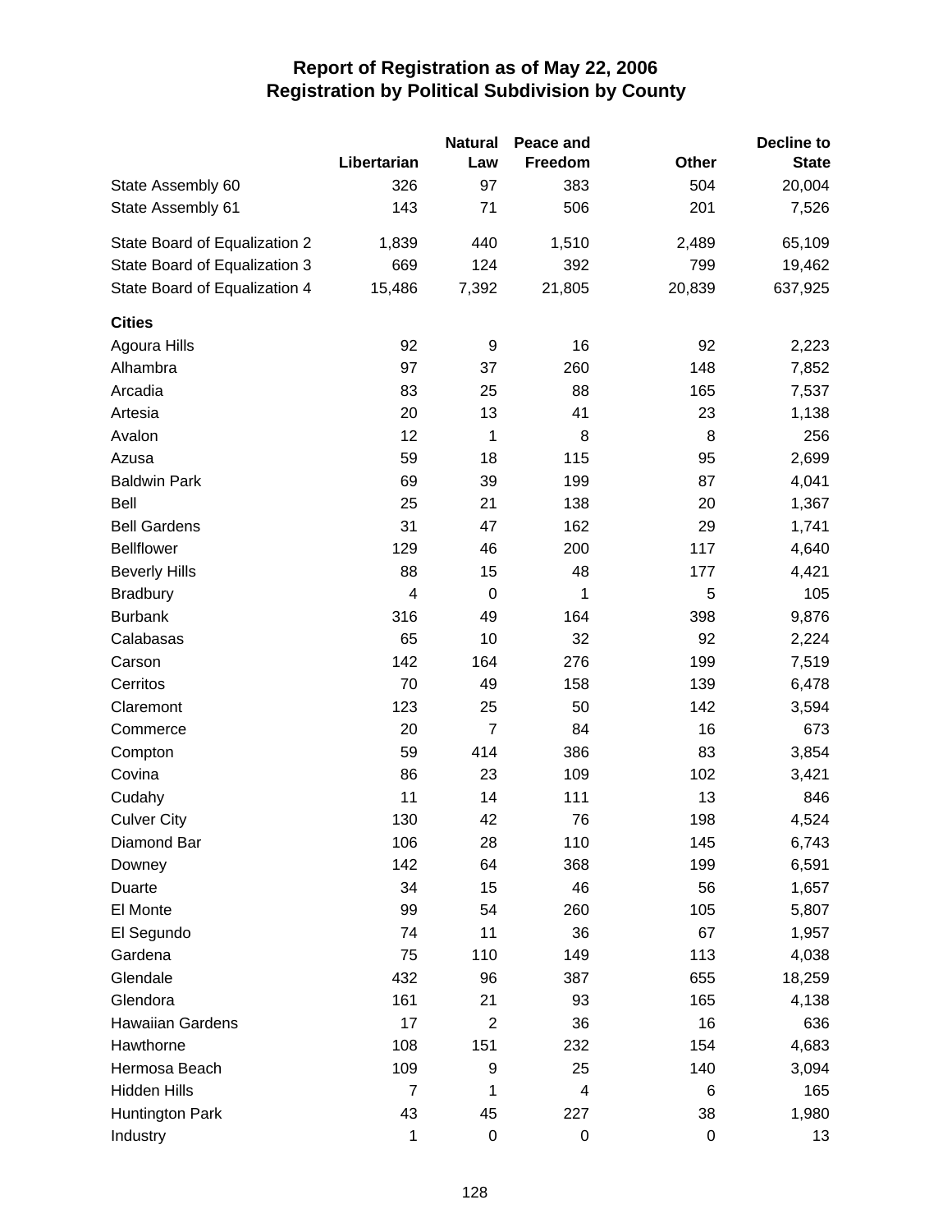# Report of Registration as of May 22, 2006
## Registration by Political Subdivision by County

| | Libertarian | Natural Law | Peace and Freedom | Other | Decline to State |
|---|---|---|---|---|---|
| State Assembly 60 | 326 | 97 | 383 | 504 | 20,004 |
| State Assembly 61 | 143 | 71 | 506 | 201 | 7,526 |
| State Board of Equalization 2 | 1,839 | 440 | 1,510 | 2,489 | 65,109 |
| State Board of Equalization 3 | 669 | 124 | 392 | 799 | 19,462 |
| State Board of Equalization 4 | 15,486 | 7,392 | 21,805 | 20,839 | 637,925 |
| **Cities** | | | | | |
| Agoura Hills | 92 | 9 | 16 | 92 | 2,223 |
| Alhambra | 97 | 37 | 260 | 148 | 7,852 |
| Arcadia | 83 | 25 | 88 | 165 | 7,537 |
| Artesia | 20 | 13 | 41 | 23 | 1,138 |
| Avalon | 12 | 1 | 8 | 8 | 256 |
| Azusa | 59 | 18 | 115 | 95 | 2,699 |
| Baldwin Park | 69 | 39 | 199 | 87 | 4,041 |
| Bell | 25 | 21 | 138 | 20 | 1,367 |
| Bell Gardens | 31 | 47 | 162 | 29 | 1,741 |
| Bellflower | 129 | 46 | 200 | 117 | 4,640 |
| Beverly Hills | 88 | 15 | 48 | 177 | 4,421 |
| Bradbury | 4 | 0 | 1 | 5 | 105 |
| Burbank | 316 | 49 | 164 | 398 | 9,876 |
| Calabasas | 65 | 10 | 32 | 92 | 2,224 |
| Carson | 142 | 164 | 276 | 199 | 7,519 |
| Cerritos | 70 | 49 | 158 | 139 | 6,478 |
| Claremont | 123 | 25 | 50 | 142 | 3,594 |
| Commerce | 20 | 7 | 84 | 16 | 673 |
| Compton | 59 | 414 | 386 | 83 | 3,854 |
| Covina | 86 | 23 | 109 | 102 | 3,421 |
| Cudahy | 11 | 14 | 111 | 13 | 846 |
| Culver City | 130 | 42 | 76 | 198 | 4,524 |
| Diamond Bar | 106 | 28 | 110 | 145 | 6,743 |
| Downey | 142 | 64 | 368 | 199 | 6,591 |
| Duarte | 34 | 15 | 46 | 56 | 1,657 |
| El Monte | 99 | 54 | 260 | 105 | 5,807 |
| El Segundo | 74 | 11 | 36 | 67 | 1,957 |
| Gardena | 75 | 110 | 149 | 113 | 4,038 |
| Glendale | 432 | 96 | 387 | 655 | 18,259 |
| Glendora | 161 | 21 | 93 | 165 | 4,138 |
| Hawaiian Gardens | 17 | 2 | 36 | 16 | 636 |
| Hawthorne | 108 | 151 | 232 | 154 | 4,683 |
| Hermosa Beach | 109 | 9 | 25 | 140 | 3,094 |
| Hidden Hills | 7 | 1 | 4 | 6 | 165 |
| Huntington Park | 43 | 45 | 227 | 38 | 1,980 |
| Industry | 1 | 0 | 0 | 0 | 13 |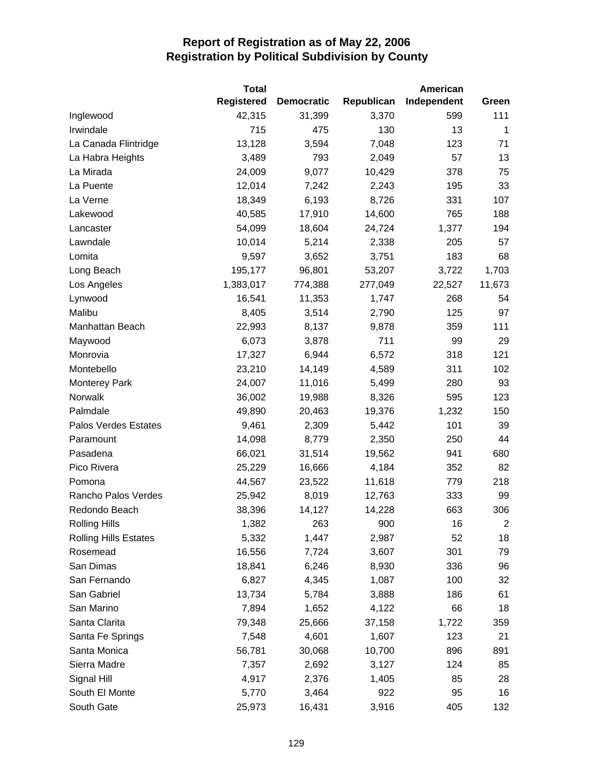# Report of Registration as of May 22, 2006
## Registration by Political Subdivision by County

| | Total Registered | Democratic | Republican | American Independent | Green |
|---|---|---|---|---|---|
| Inglewood | 42,315 | 31,399 | 3,370 | 599 | 111 |
| Irwindale | 715 | 475 | 130 | 13 | 1 |
| La Canada Flintridge | 13,128 | 3,594 | 7,048 | 123 | 71 |
| La Habra Heights | 3,489 | 793 | 2,049 | 57 | 13 |
| La Mirada | 24,009 | 9,077 | 10,429 | 378 | 75 |
| La Puente | 12,014 | 7,242 | 2,243 | 195 | 33 |
| La Verne | 18,349 | 6,193 | 8,726 | 331 | 107 |
| Lakewood | 40,585 | 17,910 | 14,600 | 765 | 188 |
| Lancaster | 54,099 | 18,604 | 24,724 | 1,377 | 194 |
| Lawndale | 10,014 | 5,214 | 2,338 | 205 | 57 |
| Lomita | 9,597 | 3,652 | 3,751 | 183 | 68 |
| Long Beach | 195,177 | 96,801 | 53,207 | 3,722 | 1,703 |
| Los Angeles | 1,383,017 | 774,388 | 277,049 | 22,527 | 11,673 |
| Lynwood | 16,541 | 11,353 | 1,747 | 268 | 54 |
| Malibu | 8,405 | 3,514 | 2,790 | 125 | 97 |
| Manhattan Beach | 22,993 | 8,137 | 9,878 | 359 | 111 |
| Maywood | 6,073 | 3,878 | 711 | 99 | 29 |
| Monrovia | 17,327 | 6,944 | 6,572 | 318 | 121 |
| Montebello | 23,210 | 14,149 | 4,589 | 311 | 102 |
| Monterey Park | 24,007 | 11,016 | 5,499 | 280 | 93 |
| Norwalk | 36,002 | 19,988 | 8,326 | 595 | 123 |
| Palmdale | 49,890 | 20,463 | 19,376 | 1,232 | 150 |
| Palos Verdes Estates | 9,461 | 2,309 | 5,442 | 101 | 39 |
| Paramount | 14,098 | 8,779 | 2,350 | 250 | 44 |
| Pasadena | 66,021 | 31,514 | 19,562 | 941 | 680 |
| Pico Rivera | 25,229 | 16,666 | 4,184 | 352 | 82 |
| Pomona | 44,567 | 23,522 | 11,618 | 779 | 218 |
| Rancho Palos Verdes | 25,942 | 8,019 | 12,763 | 333 | 99 |
| Redondo Beach | 38,396 | 14,127 | 14,228 | 663 | 306 |
| Rolling Hills | 1,382 | 263 | 900 | 16 | 2 |
| Rolling Hills Estates | 5,332 | 1,447 | 2,987 | 52 | 18 |
| Rosemead | 16,556 | 7,724 | 3,607 | 301 | 79 |
| San Dimas | 18,841 | 6,246 | 8,930 | 336 | 96 |
| San Fernando | 6,827 | 4,345 | 1,087 | 100 | 32 |
| San Gabriel | 13,734 | 5,784 | 3,888 | 186 | 61 |
| San Marino | 7,894 | 1,652 | 4,122 | 66 | 18 |
| Santa Clarita | 79,348 | 25,666 | 37,158 | 1,722 | 359 |
| Santa Fe Springs | 7,548 | 4,601 | 1,607 | 123 | 21 |
| Santa Monica | 56,781 | 30,068 | 10,700 | 896 | 891 |
| Sierra Madre | 7,357 | 2,692 | 3,127 | 124 | 85 |
| Signal Hill | 4,917 | 2,376 | 1,405 | 85 | 28 |
| South El Monte | 5,770 | 3,464 | 922 | 95 | 16 |
| South Gate | 25,973 | 16,431 | 3,916 | 405 | 132 |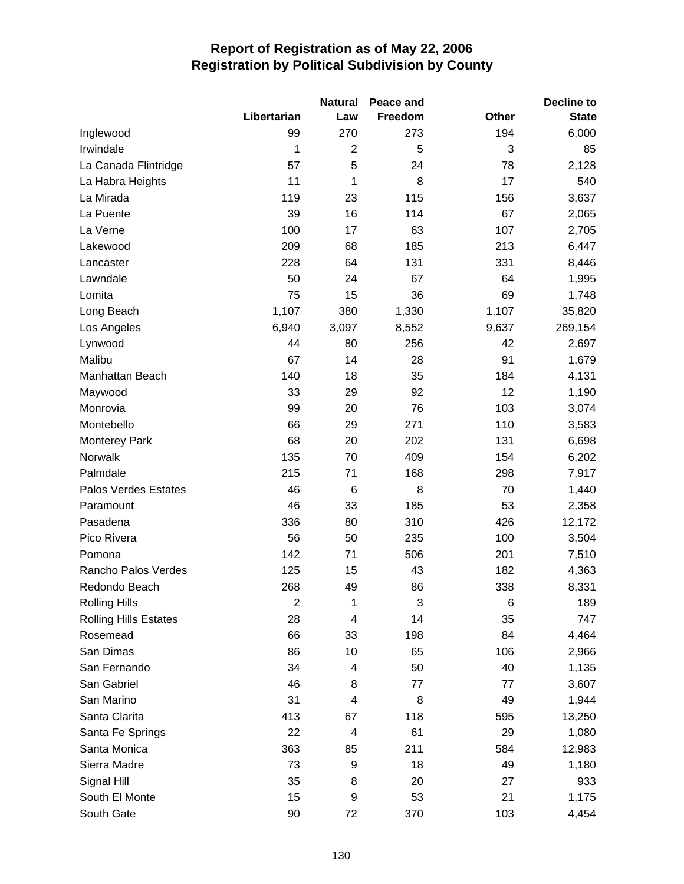# Report of Registration as of May 22, 2006
## Registration by Political Subdivision by County

| | Libertarian | Natural Law | Peace and Freedom | Other | Decline to State |
|---|---|---|---|---|---|
| Inglewood | 99 | 270 | 273 | 194 | 6,000 |
| Irwindale | 1 | 2 | 5 | 3 | 85 |
| La Canada Flintridge | 57 | 5 | 24 | 78 | 2,128 |
| La Habra Heights | 11 | 1 | 8 | 17 | 540 |
| La Mirada | 119 | 23 | 115 | 156 | 3,637 |
| La Puente | 39 | 16 | 114 | 67 | 2,065 |
| La Verne | 100 | 17 | 63 | 107 | 2,705 |
| Lakewood | 209 | 68 | 185 | 213 | 6,447 |
| Lancaster | 228 | 64 | 131 | 331 | 8,446 |
| Lawndale | 50 | 24 | 67 | 64 | 1,995 |
| Lomita | 75 | 15 | 36 | 69 | 1,748 |
| Long Beach | 1,107 | 380 | 1,330 | 1,107 | 35,820 |
| Los Angeles | 6,940 | 3,097 | 8,552 | 9,637 | 269,154 |
| Lynwood | 44 | 80 | 256 | 42 | 2,697 |
| Malibu | 67 | 14 | 28 | 91 | 1,679 |
| Manhattan Beach | 140 | 18 | 35 | 184 | 4,131 |
| Maywood | 33 | 29 | 92 | 12 | 1,190 |
| Monrovia | 99 | 20 | 76 | 103 | 3,074 |
| Montebello | 66 | 29 | 271 | 110 | 3,583 |
| Monterey Park | 68 | 20 | 202 | 131 | 6,698 |
| Norwalk | 135 | 70 | 409 | 154 | 6,202 |
| Palmdale | 215 | 71 | 168 | 298 | 7,917 |
| Palos Verdes Estates | 46 | 6 | 8 | 70 | 1,440 |
| Paramount | 46 | 33 | 185 | 53 | 2,358 |
| Pasadena | 336 | 80 | 310 | 426 | 12,172 |
| Pico Rivera | 56 | 50 | 235 | 100 | 3,504 |
| Pomona | 142 | 71 | 506 | 201 | 7,510 |
| Rancho Palos Verdes | 125 | 15 | 43 | 182 | 4,363 |
| Redondo Beach | 268 | 49 | 86 | 338 | 8,331 |
| Rolling Hills | 2 | 1 | 3 | 6 | 189 |
| Rolling Hills Estates | 28 | 4 | 14 | 35 | 747 |
| Rosemead | 66 | 33 | 198 | 84 | 4,464 |
| San Dimas | 86 | 10 | 65 | 106 | 2,966 |
| San Fernando | 34 | 4 | 50 | 40 | 1,135 |
| San Gabriel | 46 | 8 | 77 | 77 | 3,607 |
| San Marino | 31 | 4 | 8 | 49 | 1,944 |
| Santa Clarita | 413 | 67 | 118 | 595 | 13,250 |
| Santa Fe Springs | 22 | 4 | 61 | 29 | 1,080 |
| Santa Monica | 363 | 85 | 211 | 584 | 12,983 |
| Sierra Madre | 73 | 9 | 18 | 49 | 1,180 |
| Signal Hill | 35 | 8 | 20 | 27 | 933 |
| South El Monte | 15 | 9 | 53 | 21 | 1,175 |
| South Gate | 90 | 72 | 370 | 103 | 4,454 |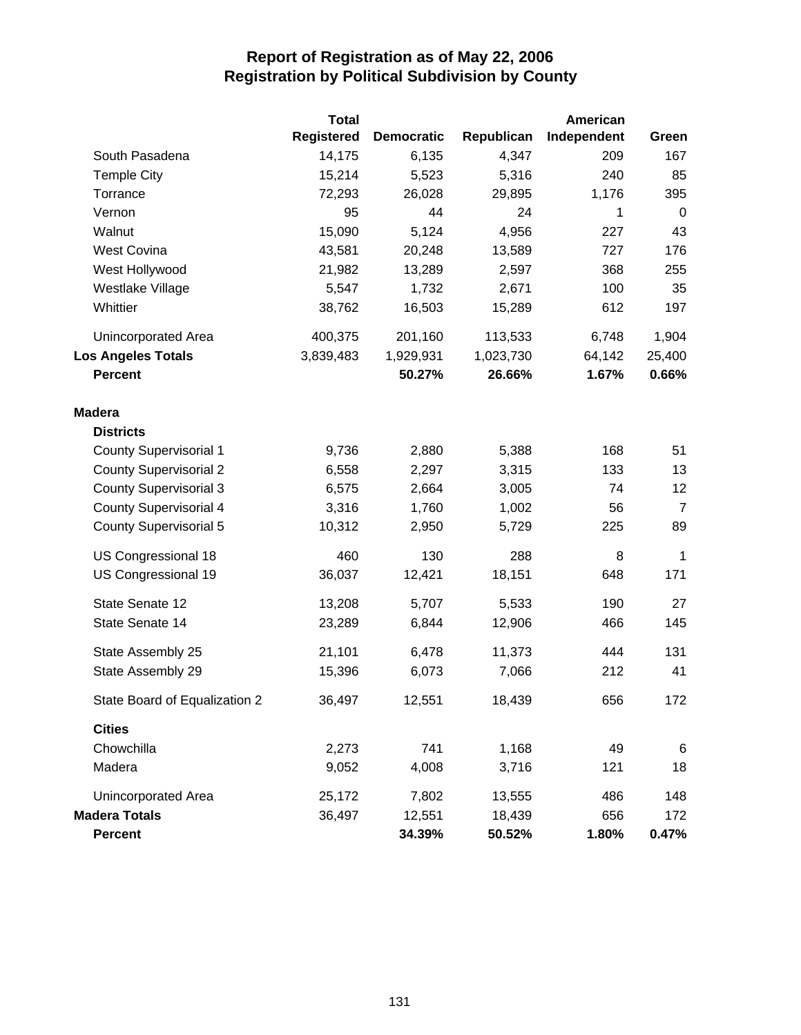# Report of Registration as of May 22, 2006
## Registration by Political Subdivision by County

| | Total Registered | Democratic | Republican | American Independent | Green |
|---|---|---|---|---|---|
| South Pasadena | 14,175 | 6,135 | 4,347 | 209 | 167 |
| Temple City | 15,214 | 5,523 | 5,316 | 240 | 85 |
| Torrance | 72,293 | 26,028 | 29,895 | 1,176 | 395 |
| Vernon | 95 | 44 | 24 | 1 | 0 |
| Walnut | 15,090 | 5,124 | 4,956 | 227 | 43 |
| West Covina | 43,581 | 20,248 | 13,589 | 727 | 176 |
| West Hollywood | 21,982 | 13,289 | 2,597 | 368 | 255 |
| Westlake Village | 5,547 | 1,732 | 2,671 | 100 | 35 |
| Whittier | 38,762 | 16,503 | 15,289 | 612 | 197 |
| Unincorporated Area | 400,375 | 201,160 | 113,533 | 6,748 | 1,904 |
| **Los Angeles Totals** | 3,839,483 | 1,929,931 | 1,023,730 | 64,142 | 25,400 |
| **Percent** | | **50.27%** | **26.66%** | **1.67%** | **0.66%** |
| **Madera** | | | | | |
| **Districts** | | | | | |
| County Supervisorial 1 | 9,736 | 2,880 | 5,388 | 168 | 51 |
| County Supervisorial 2 | 6,558 | 2,297 | 3,315 | 133 | 13 |
| County Supervisorial 3 | 6,575 | 2,664 | 3,005 | 74 | 12 |
| County Supervisorial 4 | 3,316 | 1,760 | 1,002 | 56 | 7 |
| County Supervisorial 5 | 10,312 | 2,950 | 5,729 | 225 | 89 |
| US Congressional 18 | 460 | 130 | 288 | 8 | 1 |
| US Congressional 19 | 36,037 | 12,421 | 18,151 | 648 | 171 |
| State Senate 12 | 13,208 | 5,707 | 5,533 | 190 | 27 |
| State Senate 14 | 23,289 | 6,844 | 12,906 | 466 | 145 |
| State Assembly 25 | 21,101 | 6,478 | 11,373 | 444 | 131 |
| State Assembly 29 | 15,396 | 6,073 | 7,066 | 212 | 41 |
| State Board of Equalization 2 | 36,497 | 12,551 | 18,439 | 656 | 172 |
| **Cities** | | | | | |
| Chowchilla | 2,273 | 741 | 1,168 | 49 | 6 |
| Madera | 9,052 | 4,008 | 3,716 | 121 | 18 |
| Unincorporated Area | 25,172 | 7,802 | 13,555 | 486 | 148 |
| **Madera Totals** | 36,497 | 12,551 | 18,439 | 656 | 172 |
| **Percent** | | **34.39%** | **50.52%** | **1.80%** | **0.47%** |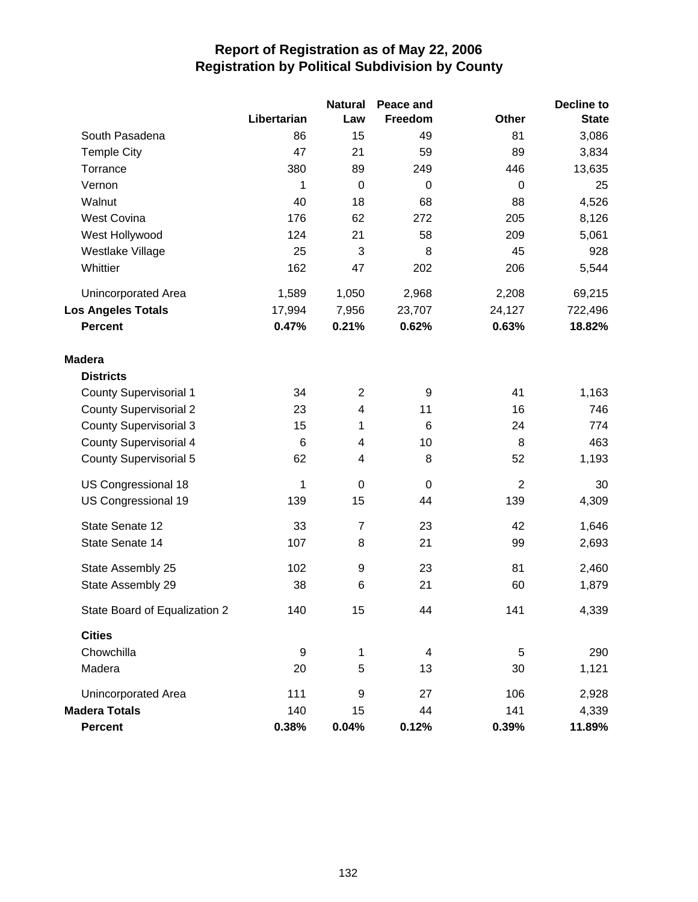# Report of Registration as of May 22, 2006
## Registration by Political Subdivision by County

| | Libertarian | Natural Law | Peace and Freedom | Other | Decline to State |
|---|---|---|---|---|---|
| South Pasadena | 86 | 15 | 49 | 81 | 3,086 |
| Temple City | 47 | 21 | 59 | 89 | 3,834 |
| Torrance | 380 | 89 | 249 | 446 | 13,635 |
| Vernon | 1 | 0 | 0 | 0 | 25 |
| Walnut | 40 | 18 | 68 | 88 | 4,526 |
| West Covina | 176 | 62 | 272 | 205 | 8,126 |
| West Hollywood | 124 | 21 | 58 | 209 | 5,061 |
| Westlake Village | 25 | 3 | 8 | 45 | 928 |
| Whittier | 162 | 47 | 202 | 206 | 5,544 |
| Unincorporated Area | 1,589 | 1,050 | 2,968 | 2,208 | 69,215 |
| **Los Angeles Totals** | 17,994 | 7,956 | 23,707 | 24,127 | 722,496 |
| **Percent** | **0.47%** | **0.21%** | **0.62%** | **0.63%** | **18.82%** |
| **Madera** | | | | | |
| **Districts** | | | | | |
| County Supervisorial 1 | 34 | 2 | 9 | 41 | 1,163 |
| County Supervisorial 2 | 23 | 4 | 11 | 16 | 746 |
| County Supervisorial 3 | 15 | 1 | 6 | 24 | 774 |
| County Supervisorial 4 | 6 | 4 | 10 | 8 | 463 |
| County Supervisorial 5 | 62 | 4 | 8 | 52 | 1,193 |
| US Congressional 18 | 1 | 0 | 0 | 2 | 30 |
| US Congressional 19 | 139 | 15 | 44 | 139 | 4,309 |
| State Senate 12 | 33 | 7 | 23 | 42 | 1,646 |
| State Senate 14 | 107 | 8 | 21 | 99 | 2,693 |
| State Assembly 25 | 102 | 9 | 23 | 81 | 2,460 |
| State Assembly 29 | 38 | 6 | 21 | 60 | 1,879 |
| State Board of Equalization 2 | 140 | 15 | 44 | 141 | 4,339 |
| **Cities** | | | | | |
| Chowchilla | 9 | 1 | 4 | 5 | 290 |
| Madera | 20 | 5 | 13 | 30 | 1,121 |
| Unincorporated Area | 111 | 9 | 27 | 106 | 2,928 |
| **Madera Totals** | 140 | 15 | 44 | 141 | 4,339 |
| **Percent** | **0.38%** | **0.04%** | **0.12%** | **0.39%** | **11.89%** |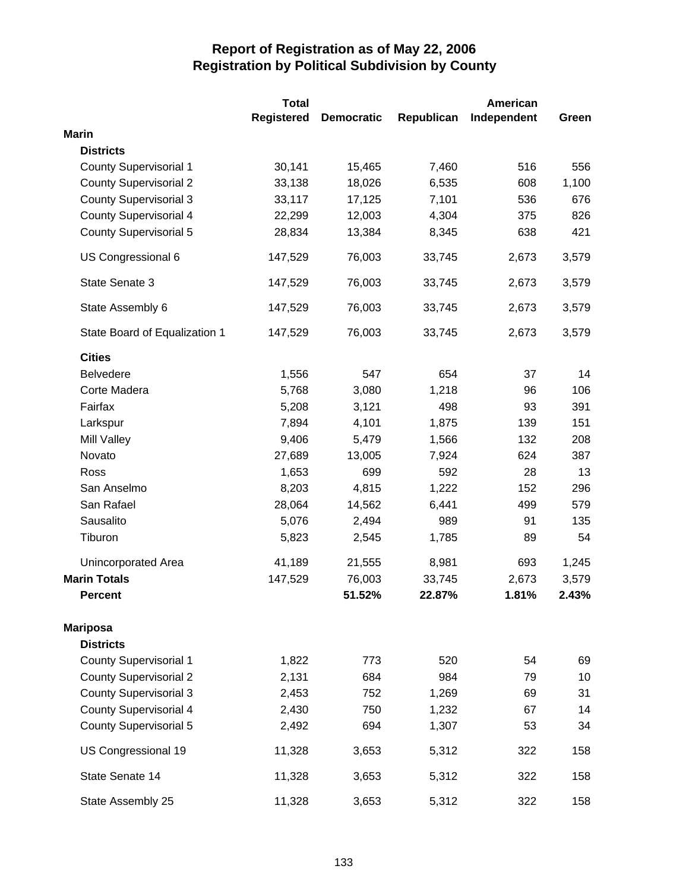# Report of Registration as of May 22, 2006
## Registration by Political Subdivision by County

| | Total Registered | Democratic | Republican | American Independent | Green |
|---|---|---|---|---|---|
| **Marin** | | | | | |
| **Districts** | | | | | |
| County Supervisorial 1 | 30,141 | 15,465 | 7,460 | 516 | 556 |
| County Supervisorial 2 | 33,138 | 18,026 | 6,535 | 608 | 1,100 |
| County Supervisorial 3 | 33,117 | 17,125 | 7,101 | 536 | 676 |
| County Supervisorial 4 | 22,299 | 12,003 | 4,304 | 375 | 826 |
| County Supervisorial 5 | 28,834 | 13,384 | 8,345 | 638 | 421 |
| US Congressional 6 | 147,529 | 76,003 | 33,745 | 2,673 | 3,579 |
| State Senate 3 | 147,529 | 76,003 | 33,745 | 2,673 | 3,579 |
| State Assembly 6 | 147,529 | 76,003 | 33,745 | 2,673 | 3,579 |
| State Board of Equalization 1 | 147,529 | 76,003 | 33,745 | 2,673 | 3,579 |
| **Cities** | | | | | |
| Belvedere | 1,556 | 547 | 654 | 37 | 14 |
| Corte Madera | 5,768 | 3,080 | 1,218 | 96 | 106 |
| Fairfax | 5,208 | 3,121 | 498 | 93 | 391 |
| Larkspur | 7,894 | 4,101 | 1,875 | 139 | 151 |
| Mill Valley | 9,406 | 5,479 | 1,566 | 132 | 208 |
| Novato | 27,689 | 13,005 | 7,924 | 624 | 387 |
| Ross | 1,653 | 699 | 592 | 28 | 13 |
| San Anselmo | 8,203 | 4,815 | 1,222 | 152 | 296 |
| San Rafael | 28,064 | 14,562 | 6,441 | 499 | 579 |
| Sausalito | 5,076 | 2,494 | 989 | 91 | 135 |
| Tiburon | 5,823 | 2,545 | 1,785 | 89 | 54 |
| Unincorporated Area | 41,189 | 21,555 | 8,981 | 693 | 1,245 |
| **Marin Totals** | 147,529 | 76,003 | 33,745 | 2,673 | 3,579 |
| **Percent** | | **51.52%** | **22.87%** | **1.81%** | **2.43%** |
| **Mariposa** | | | | | |
| **Districts** | | | | | |
| County Supervisorial 1 | 1,822 | 773 | 520 | 54 | 69 |
| County Supervisorial 2 | 2,131 | 684 | 984 | 79 | 10 |
| County Supervisorial 3 | 2,453 | 752 | 1,269 | 69 | 31 |
| County Supervisorial 4 | 2,430 | 750 | 1,232 | 67 | 14 |
| County Supervisorial 5 | 2,492 | 694 | 1,307 | 53 | 34 |
| US Congressional 19 | 11,328 | 3,653 | 5,312 | 322 | 158 |
| State Senate 14 | 11,328 | 3,653 | 5,312 | 322 | 158 |
| State Assembly 25 | 11,328 | 3,653 | 5,312 | 322 | 158 |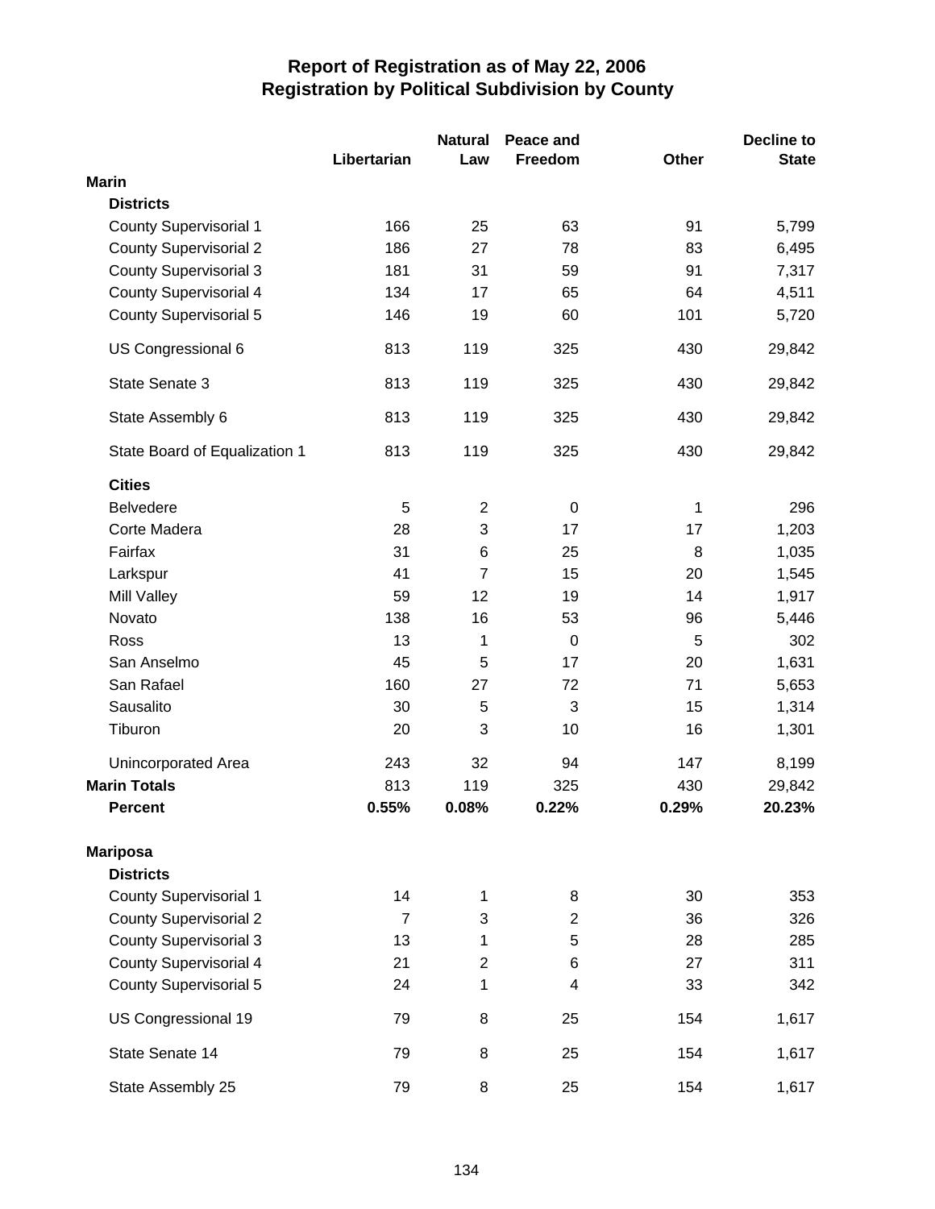# Report of Registration as of May 22, 2006
## Registration by Political Subdivision by County

| | Libertarian | Natural Law | Peace and Freedom | Other | Decline to State |
|---|---|---|---|---|---|
| **Marin** | | | | | |
| **Districts** | | | | | |
| County Supervisorial 1 | 166 | 25 | 63 | 91 | 5,799 |
| County Supervisorial 2 | 186 | 27 | 78 | 83 | 6,495 |
| County Supervisorial 3 | 181 | 31 | 59 | 91 | 7,317 |
| County Supervisorial 4 | 134 | 17 | 65 | 64 | 4,511 |
| County Supervisorial 5 | 146 | 19 | 60 | 101 | 5,720 |
| US Congressional 6 | 813 | 119 | 325 | 430 | 29,842 |
| State Senate 3 | 813 | 119 | 325 | 430 | 29,842 |
| State Assembly 6 | 813 | 119 | 325 | 430 | 29,842 |
| State Board of Equalization 1 | 813 | 119 | 325 | 430 | 29,842 |
| **Cities** | | | | | |
| Belvedere | 5 | 2 | 0 | 1 | 296 |
| Corte Madera | 28 | 3 | 17 | 17 | 1,203 |
| Fairfax | 31 | 6 | 25 | 8 | 1,035 |
| Larkspur | 41 | 7 | 15 | 20 | 1,545 |
| Mill Valley | 59 | 12 | 19 | 14 | 1,917 |
| Novato | 138 | 16 | 53 | 96 | 5,446 |
| Ross | 13 | 1 | 0 | 5 | 302 |
| San Anselmo | 45 | 5 | 17 | 20 | 1,631 |
| San Rafael | 160 | 27 | 72 | 71 | 5,653 |
| Sausalito | 30 | 5 | 3 | 15 | 1,314 |
| Tiburon | 20 | 3 | 10 | 16 | 1,301 |
| Unincorporated Area | 243 | 32 | 94 | 147 | 8,199 |
| **Marin Totals** | 813 | 119 | 325 | 430 | 29,842 |
| **Percent** | **0.55%** | **0.08%** | **0.22%** | **0.29%** | **20.23%** |
| **Mariposa** | | | | | |
| **Districts** | | | | | |
| County Supervisorial 1 | 14 | 1 | 8 | 30 | 353 |
| County Supervisorial 2 | 7 | 3 | 2 | 36 | 326 |
| County Supervisorial 3 | 13 | 1 | 5 | 28 | 285 |
| County Supervisorial 4 | 21 | 2 | 6 | 27 | 311 |
| County Supervisorial 5 | 24 | 1 | 4 | 33 | 342 |
| US Congressional 19 | 79 | 8 | 25 | 154 | 1,617 |
| State Senate 14 | 79 | 8 | 25 | 154 | 1,617 |
| State Assembly 25 | 79 | 8 | 25 | 154 | 1,617 |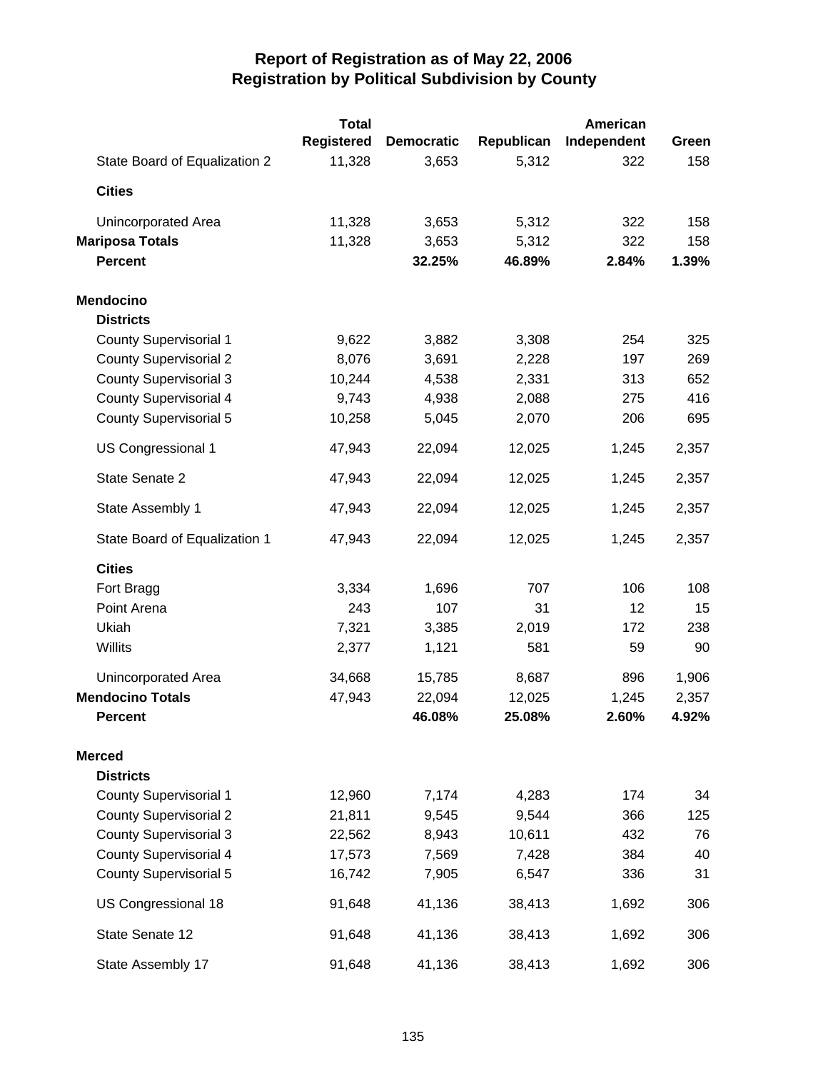# Report of Registration as of May 22, 2006
## Registration by Political Subdivision by County

| | Total Registered | Democratic | Republican | American Independent | Green |
|---|---|---|---|---|---|
| State Board of Equalization 2 | 11,328 | 3,653 | 5,312 | 322 | 158 |
| **Cities** | | | | | |
| Unincorporated Area | 11,328 | 3,653 | 5,312 | 322 | 158 |
| **Mariposa Totals** | 11,328 | 3,653 | 5,312 | 322 | 158 |
| **Percent** | | **32.25%** | **46.89%** | **2.84%** | **1.39%** |
| **Mendocino** | | | | | |
| **Districts** | | | | | |
| County Supervisorial 1 | 9,622 | 3,882 | 3,308 | 254 | 325 |
| County Supervisorial 2 | 8,076 | 3,691 | 2,228 | 197 | 269 |
| County Supervisorial 3 | 10,244 | 4,538 | 2,331 | 313 | 652 |
| County Supervisorial 4 | 9,743 | 4,938 | 2,088 | 275 | 416 |
| County Supervisorial 5 | 10,258 | 5,045 | 2,070 | 206 | 695 |
| US Congressional 1 | 47,943 | 22,094 | 12,025 | 1,245 | 2,357 |
| State Senate 2 | 47,943 | 22,094 | 12,025 | 1,245 | 2,357 |
| State Assembly 1 | 47,943 | 22,094 | 12,025 | 1,245 | 2,357 |
| State Board of Equalization 1 | 47,943 | 22,094 | 12,025 | 1,245 | 2,357 |
| **Cities** | | | | | |
| Fort Bragg | 3,334 | 1,696 | 707 | 106 | 108 |
| Point Arena | 243 | 107 | 31 | 12 | 15 |
| Ukiah | 7,321 | 3,385 | 2,019 | 172 | 238 |
| Willits | 2,377 | 1,121 | 581 | 59 | 90 |
| Unincorporated Area | 34,668 | 15,785 | 8,687 | 896 | 1,906 |
| **Mendocino Totals** | 47,943 | 22,094 | 12,025 | 1,245 | 2,357 |
| **Percent** | | **46.08%** | **25.08%** | **2.60%** | **4.92%** |
| **Merced** | | | | | |
| **Districts** | | | | | |
| County Supervisorial 1 | 12,960 | 7,174 | 4,283 | 174 | 34 |
| County Supervisorial 2 | 21,811 | 9,545 | 9,544 | 366 | 125 |
| County Supervisorial 3 | 22,562 | 8,943 | 10,611 | 432 | 76 |
| County Supervisorial 4 | 17,573 | 7,569 | 7,428 | 384 | 40 |
| County Supervisorial 5 | 16,742 | 7,905 | 6,547 | 336 | 31 |
| US Congressional 18 | 91,648 | 41,136 | 38,413 | 1,692 | 306 |
| State Senate 12 | 91,648 | 41,136 | 38,413 | 1,692 | 306 |
| State Assembly 17 | 91,648 | 41,136 | 38,413 | 1,692 | 306 |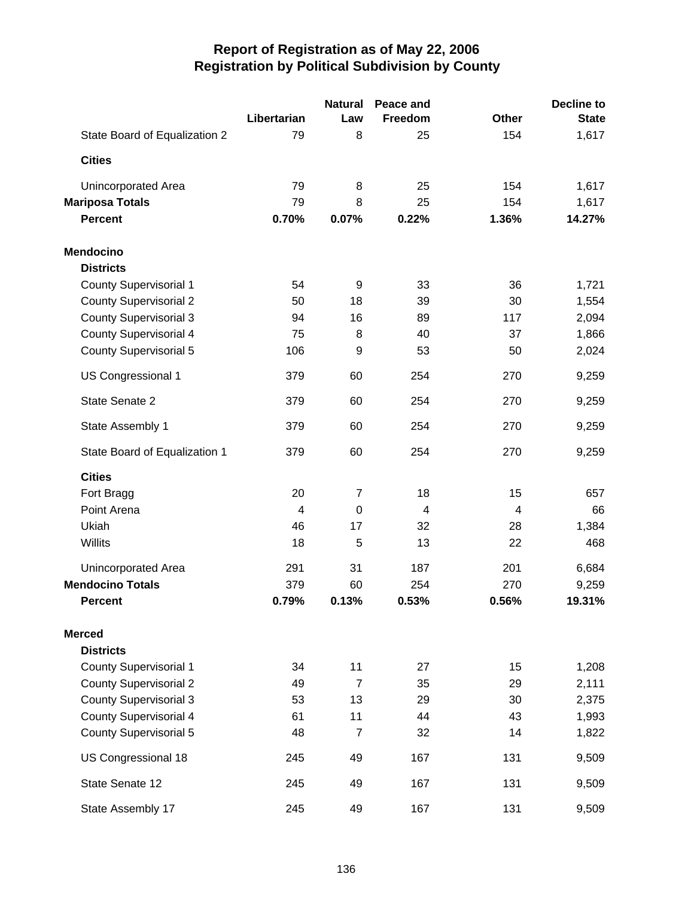# Report of Registration as of May 22, 2006
## Registration by Political Subdivision by County

| | Libertarian | Natural Law | Peace and Freedom | Other | Decline to State |
|---|---|---|---|---|---|
| State Board of Equalization 2 | 79 | 8 | 25 | 154 | 1,617 |
| **Cities** | | | | | |
| Unincorporated Area | 79 | 8 | 25 | 154 | 1,617 |
| **Mariposa Totals** | 79 | 8 | 25 | 154 | 1,617 |
| **Percent** | **0.70%** | **0.07%** | **0.22%** | **1.36%** | **14.27%** |
| **Mendocino** | | | | | |
| **Districts** | | | | | |
| County Supervisorial 1 | 54 | 9 | 33 | 36 | 1,721 |
| County Supervisorial 2 | 50 | 18 | 39 | 30 | 1,554 |
| County Supervisorial 3 | 94 | 16 | 89 | 117 | 2,094 |
| County Supervisorial 4 | 75 | 8 | 40 | 37 | 1,866 |
| County Supervisorial 5 | 106 | 9 | 53 | 50 | 2,024 |
| US Congressional 1 | 379 | 60 | 254 | 270 | 9,259 |
| State Senate 2 | 379 | 60 | 254 | 270 | 9,259 |
| State Assembly 1 | 379 | 60 | 254 | 270 | 9,259 |
| State Board of Equalization 1 | 379 | 60 | 254 | 270 | 9,259 |
| **Cities** | | | | | |
| Fort Bragg | 20 | 7 | 18 | 15 | 657 |
| Point Arena | 4 | 0 | 4 | 4 | 66 |
| Ukiah | 46 | 17 | 32 | 28 | 1,384 |
| Willits | 18 | 5 | 13 | 22 | 468 |
| Unincorporated Area | 291 | 31 | 187 | 201 | 6,684 |
| **Mendocino Totals** | 379 | 60 | 254 | 270 | 9,259 |
| **Percent** | **0.79%** | **0.13%** | **0.53%** | **0.56%** | **19.31%** |
| **Merced** | | | | | |
| **Districts** | | | | | |
| County Supervisorial 1 | 34 | 11 | 27 | 15 | 1,208 |
| County Supervisorial 2 | 49 | 7 | 35 | 29 | 2,111 |
| County Supervisorial 3 | 53 | 13 | 29 | 30 | 2,375 |
| County Supervisorial 4 | 61 | 11 | 44 | 43 | 1,993 |
| County Supervisorial 5 | 48 | 7 | 32 | 14 | 1,822 |
| US Congressional 18 | 245 | 49 | 167 | 131 | 9,509 |
| State Senate 12 | 245 | 49 | 167 | 131 | 9,509 |
| State Assembly 17 | 245 | 49 | 167 | 131 | 9,509 |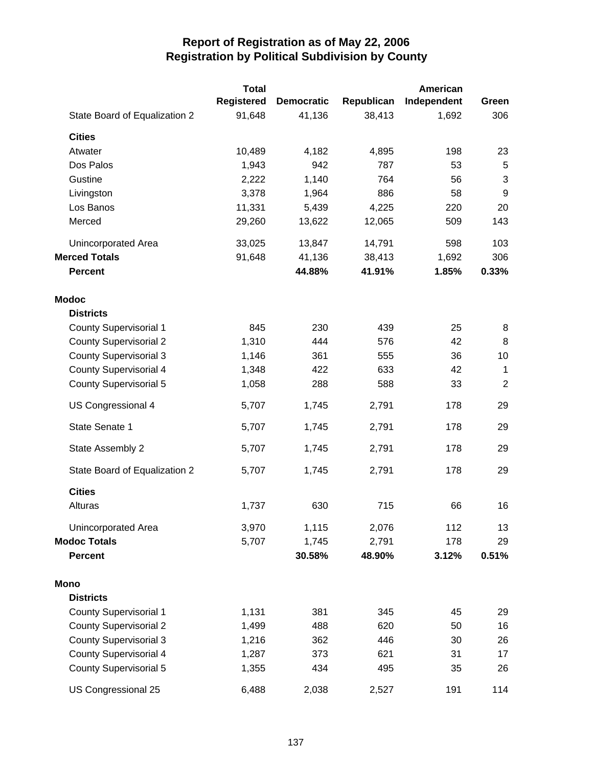# Report of Registration as of May 22, 2006
## Registration by Political Subdivision by County

| | Total Registered | Democratic | Republican | American Independent | Green |
|---|---|---|---|---|---|
| State Board of Equalization 2 | 91,648 | 41,136 | 38,413 | 1,692 | 306 |
| **Cities** | | | | | |
| Atwater | 10,489 | 4,182 | 4,895 | 198 | 23 |
| Dos Palos | 1,943 | 942 | 787 | 53 | 5 |
| Gustine | 2,222 | 1,140 | 764 | 56 | 3 |
| Livingston | 3,378 | 1,964 | 886 | 58 | 9 |
| Los Banos | 11,331 | 5,439 | 4,225 | 220 | 20 |
| Merced | 29,260 | 13,622 | 12,065 | 509 | 143 |
| Unincorporated Area | 33,025 | 13,847 | 14,791 | 598 | 103 |
| **Merced Totals** | 91,648 | 41,136 | 38,413 | 1,692 | 306 |
| **Percent** | | **44.88%** | **41.91%** | **1.85%** | **0.33%** |
| **Modoc** | | | | | |
| **Districts** | | | | | |
| County Supervisorial 1 | 845 | 230 | 439 | 25 | 8 |
| County Supervisorial 2 | 1,310 | 444 | 576 | 42 | 8 |
| County Supervisorial 3 | 1,146 | 361 | 555 | 36 | 10 |
| County Supervisorial 4 | 1,348 | 422 | 633 | 42 | 1 |
| County Supervisorial 5 | 1,058 | 288 | 588 | 33 | 2 |
| US Congressional 4 | 5,707 | 1,745 | 2,791 | 178 | 29 |
| State Senate 1 | 5,707 | 1,745 | 2,791 | 178 | 29 |
| State Assembly 2 | 5,707 | 1,745 | 2,791 | 178 | 29 |
| State Board of Equalization 2 | 5,707 | 1,745 | 2,791 | 178 | 29 |
| **Cities** | | | | | |
| Alturas | 1,737 | 630 | 715 | 66 | 16 |
| Unincorporated Area | 3,970 | 1,115 | 2,076 | 112 | 13 |
| **Modoc Totals** | 5,707 | 1,745 | 2,791 | 178 | 29 |
| **Percent** | | **30.58%** | **48.90%** | **3.12%** | **0.51%** |
| **Mono** | | | | | |
| **Districts** | | | | | |
| County Supervisorial 1 | 1,131 | 381 | 345 | 45 | 29 |
| County Supervisorial 2 | 1,499 | 488 | 620 | 50 | 16 |
| County Supervisorial 3 | 1,216 | 362 | 446 | 30 | 26 |
| County Supervisorial 4 | 1,287 | 373 | 621 | 31 | 17 |
| County Supervisorial 5 | 1,355 | 434 | 495 | 35 | 26 |
| US Congressional 25 | 6,488 | 2,038 | 2,527 | 191 | 114 |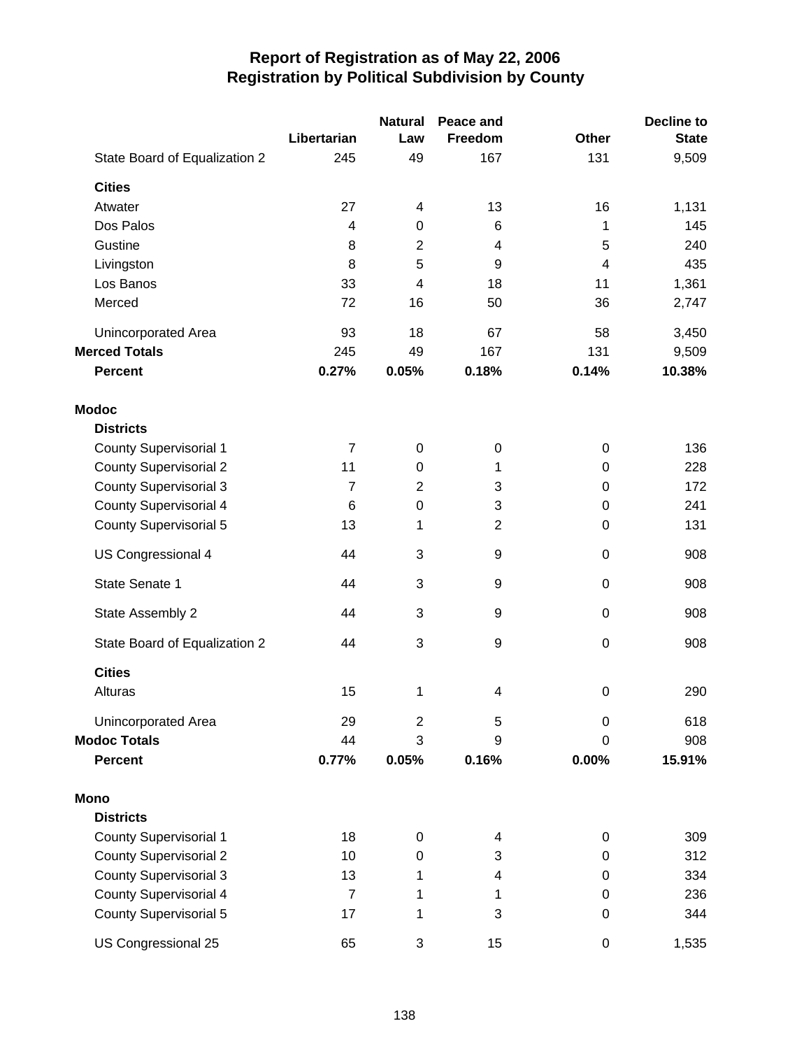# Report of Registration as of May 22, 2006
## Registration by Political Subdivision by County

| | Libertarian | Natural Law | Peace and Freedom | Other | Decline to State |
|---|---|---|---|---|---|
| State Board of Equalization 2 | 245 | 49 | 167 | 131 | 9,509 |
| **Cities** | | | | | |
| Atwater | 27 | 4 | 13 | 16 | 1,131 |
| Dos Palos | 4 | 0 | 6 | 1 | 145 |
| Gustine | 8 | 2 | 4 | 5 | 240 |
| Livingston | 8 | 5 | 9 | 4 | 435 |
| Los Banos | 33 | 4 | 18 | 11 | 1,361 |
| Merced | 72 | 16 | 50 | 36 | 2,747 |
| Unincorporated Area | 93 | 18 | 67 | 58 | 3,450 |
| **Merced Totals** | 245 | 49 | 167 | 131 | 9,509 |
| **Percent** | **0.27%** | **0.05%** | **0.18%** | **0.14%** | **10.38%** |
| **Modoc** | | | | | |
| **Districts** | | | | | |
| County Supervisorial 1 | 7 | 0 | 0 | 0 | 136 |
| County Supervisorial 2 | 11 | 0 | 1 | 0 | 228 |
| County Supervisorial 3 | 7 | 2 | 3 | 0 | 172 |
| County Supervisorial 4 | 6 | 0 | 3 | 0 | 241 |
| County Supervisorial 5 | 13 | 1 | 2 | 0 | 131 |
| US Congressional 4 | 44 | 3 | 9 | 0 | 908 |
| State Senate 1 | 44 | 3 | 9 | 0 | 908 |
| State Assembly 2 | 44 | 3 | 9 | 0 | 908 |
| State Board of Equalization 2 | 44 | 3 | 9 | 0 | 908 |
| **Cities** | | | | | |
| Alturas | 15 | 1 | 4 | 0 | 290 |
| Unincorporated Area | 29 | 2 | 5 | 0 | 618 |
| **Modoc Totals** | 44 | 3 | 9 | 0 | 908 |
| **Percent** | **0.77%** | **0.05%** | **0.16%** | **0.00%** | **15.91%** |
| **Mono** | | | | | |
| **Districts** | | | | | |
| County Supervisorial 1 | 18 | 0 | 4 | 0 | 309 |
| County Supervisorial 2 | 10 | 0 | 3 | 0 | 312 |
| County Supervisorial 3 | 13 | 1 | 4 | 0 | 334 |
| County Supervisorial 4 | 7 | 1 | 1 | 0 | 236 |
| County Supervisorial 5 | 17 | 1 | 3 | 0 | 344 |
| US Congressional 25 | 65 | 3 | 15 | 0 | 1,535 |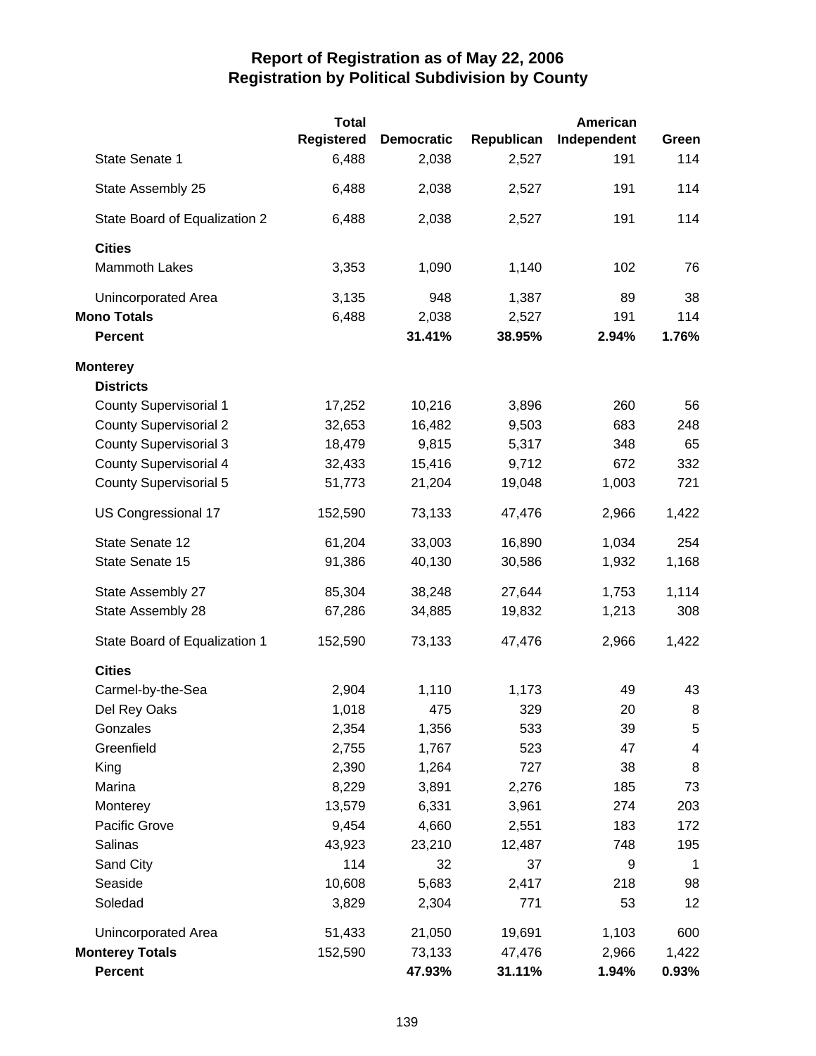# Report of Registration as of May 22, 2006
## Registration by Political Subdivision by County

| | Total Registered | Democratic | Republican | American Independent | Green |
|---|---|---|---|---|---|
| State Senate 1 | 6,488 | 2,038 | 2,527 | 191 | 114 |
| State Assembly 25 | 6,488 | 2,038 | 2,527 | 191 | 114 |
| State Board of Equalization 2 | 6,488 | 2,038 | 2,527 | 191 | 114 |
| **Cities** | | | | | |
| Mammoth Lakes | 3,353 | 1,090 | 1,140 | 102 | 76 |
| Unincorporated Area | 3,135 | 948 | 1,387 | 89 | 38 |
| **Mono Totals** | 6,488 | 2,038 | 2,527 | 191 | 114 |
| **Percent** | | **31.41%** | **38.95%** | **2.94%** | **1.76%** |
| **Monterey** | | | | | |
| **Districts** | | | | | |
| County Supervisorial 1 | 17,252 | 10,216 | 3,896 | 260 | 56 |
| County Supervisorial 2 | 32,653 | 16,482 | 9,503 | 683 | 248 |
| County Supervisorial 3 | 18,479 | 9,815 | 5,317 | 348 | 65 |
| County Supervisorial 4 | 32,433 | 15,416 | 9,712 | 672 | 332 |
| County Supervisorial 5 | 51,773 | 21,204 | 19,048 | 1,003 | 721 |
| US Congressional 17 | 152,590 | 73,133 | 47,476 | 2,966 | 1,422 |
| State Senate 12 | 61,204 | 33,003 | 16,890 | 1,034 | 254 |
| State Senate 15 | 91,386 | 40,130 | 30,586 | 1,932 | 1,168 |
| State Assembly 27 | 85,304 | 38,248 | 27,644 | 1,753 | 1,114 |
| State Assembly 28 | 67,286 | 34,885 | 19,832 | 1,213 | 308 |
| State Board of Equalization 1 | 152,590 | 73,133 | 47,476 | 2,966 | 1,422 |
| **Cities** | | | | | |
| Carmel-by-the-Sea | 2,904 | 1,110 | 1,173 | 49 | 43 |
| Del Rey Oaks | 1,018 | 475 | 329 | 20 | 8 |
| Gonzales | 2,354 | 1,356 | 533 | 39 | 5 |
| Greenfield | 2,755 | 1,767 | 523 | 47 | 4 |
| King | 2,390 | 1,264 | 727 | 38 | 8 |
| Marina | 8,229 | 3,891 | 2,276 | 185 | 73 |
| Monterey | 13,579 | 6,331 | 3,961 | 274 | 203 |
| Pacific Grove | 9,454 | 4,660 | 2,551 | 183 | 172 |
| Salinas | 43,923 | 23,210 | 12,487 | 748 | 195 |
| Sand City | 114 | 32 | 37 | 9 | 1 |
| Seaside | 10,608 | 5,683 | 2,417 | 218 | 98 |
| Soledad | 3,829 | 2,304 | 771 | 53 | 12 |
| Unincorporated Area | 51,433 | 21,050 | 19,691 | 1,103 | 600 |
| **Monterey Totals** | 152,590 | 73,133 | 47,476 | 2,966 | 1,422 |
| **Percent** | | **47.93%** | **31.11%** | **1.94%** | **0.93%** |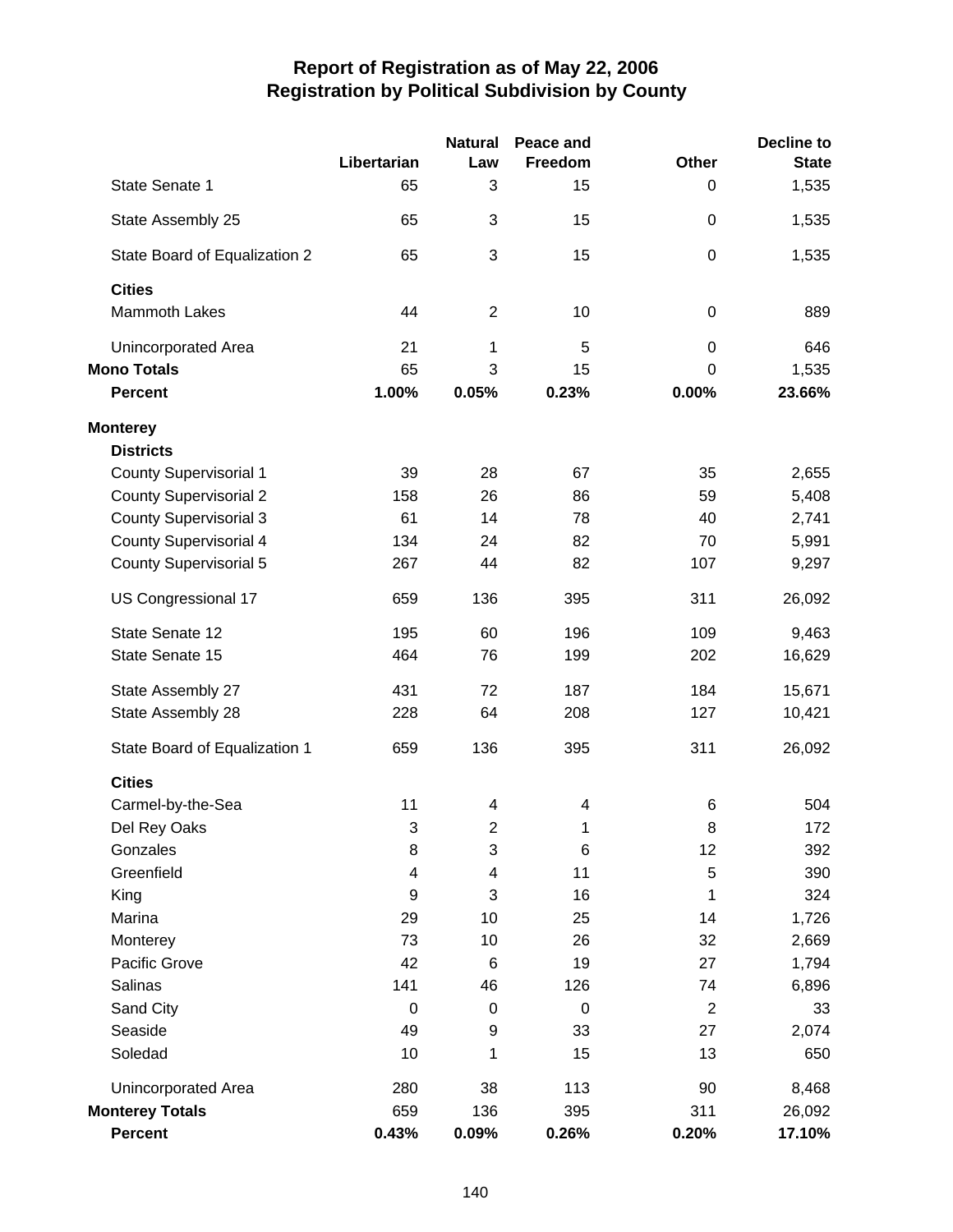# Report of Registration as of May 22, 2006
## Registration by Political Subdivision by County

| | Libertarian | Natural Law | Peace and Freedom | Other | Decline to State |
|---|---|---|---|---|---|
| State Senate 1 | 65 | 3 | 15 | 0 | 1,535 |
| State Assembly 25 | 65 | 3 | 15 | 0 | 1,535 |
| State Board of Equalization 2 | 65 | 3 | 15 | 0 | 1,535 |
| **Cities** | | | | | |
| Mammoth Lakes | 44 | 2 | 10 | 0 | 889 |
| Unincorporated Area | 21 | 1 | 5 | 0 | 646 |
| **Mono Totals** | 65 | 3 | 15 | 0 | 1,535 |
| **Percent** | **1.00%** | **0.05%** | **0.23%** | **0.00%** | **23.66%** |
| **Monterey** | | | | | |
| **Districts** | | | | | |
| County Supervisorial 1 | 39 | 28 | 67 | 35 | 2,655 |
| County Supervisorial 2 | 158 | 26 | 86 | 59 | 5,408 |
| County Supervisorial 3 | 61 | 14 | 78 | 40 | 2,741 |
| County Supervisorial 4 | 134 | 24 | 82 | 70 | 5,991 |
| County Supervisorial 5 | 267 | 44 | 82 | 107 | 9,297 |
| US Congressional 17 | 659 | 136 | 395 | 311 | 26,092 |
| State Senate 12 | 195 | 60 | 196 | 109 | 9,463 |
| State Senate 15 | 464 | 76 | 199 | 202 | 16,629 |
| State Assembly 27 | 431 | 72 | 187 | 184 | 15,671 |
| State Assembly 28 | 228 | 64 | 208 | 127 | 10,421 |
| State Board of Equalization 1 | 659 | 136 | 395 | 311 | 26,092 |
| **Cities** | | | | | |
| Carmel-by-the-Sea | 11 | 4 | 4 | 6 | 504 |
| Del Rey Oaks | 3 | 2 | 1 | 8 | 172 |
| Gonzales | 8 | 3 | 6 | 12 | 392 |
| Greenfield | 4 | 4 | 11 | 5 | 390 |
| King | 9 | 3 | 16 | 1 | 324 |
| Marina | 29 | 10 | 25 | 14 | 1,726 |
| Monterey | 73 | 10 | 26 | 32 | 2,669 |
| Pacific Grove | 42 | 6 | 19 | 27 | 1,794 |
| Salinas | 141 | 46 | 126 | 74 | 6,896 |
| Sand City | 0 | 0 | 0 | 2 | 33 |
| Seaside | 49 | 9 | 33 | 27 | 2,074 |
| Soledad | 10 | 1 | 15 | 13 | 650 |
| Unincorporated Area | 280 | 38 | 113 | 90 | 8,468 |
| **Monterey Totals** | 659 | 136 | 395 | 311 | 26,092 |
| **Percent** | **0.43%** | **0.09%** | **0.26%** | **0.20%** | **17.10%** |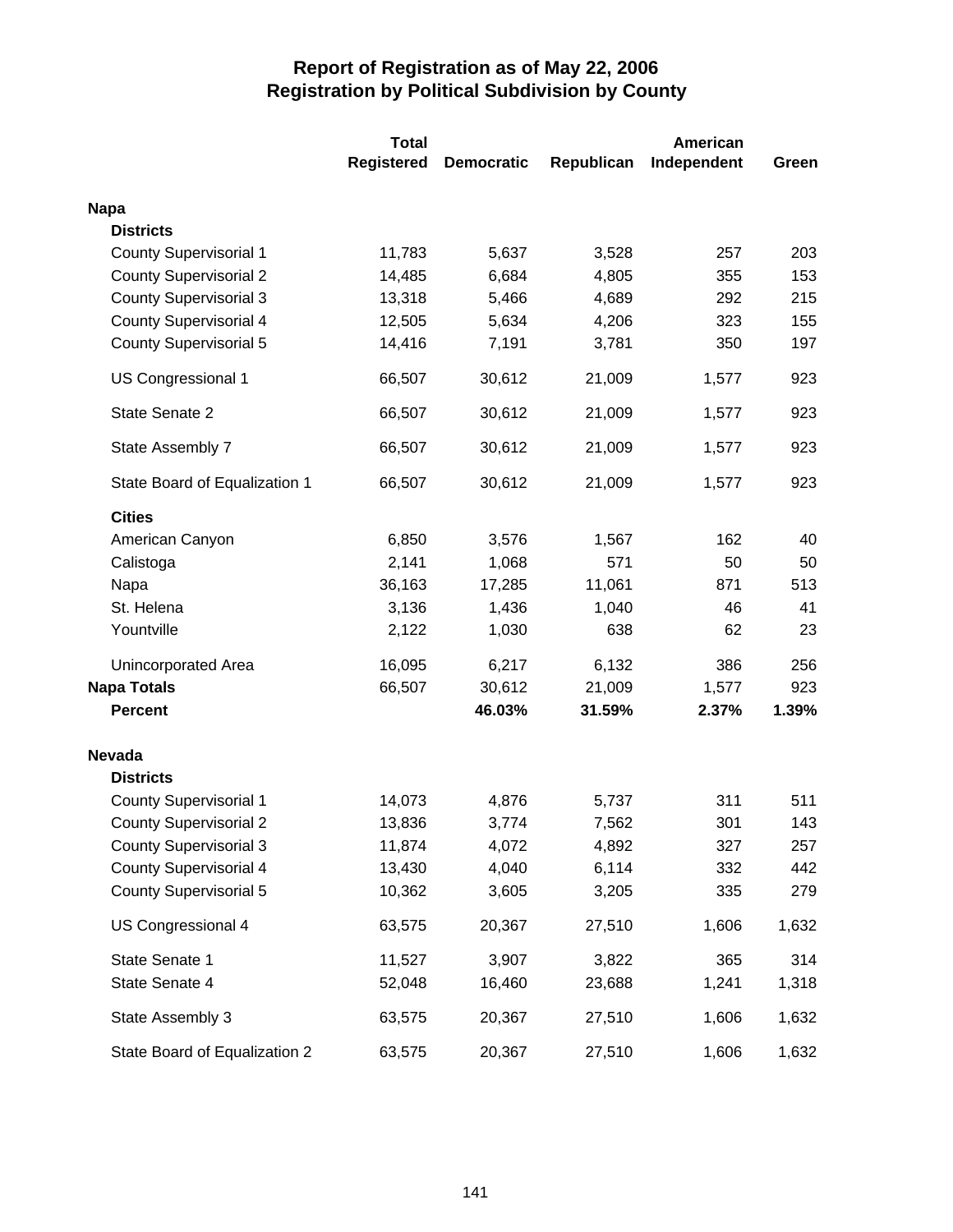# Report of Registration as of May 22, 2006
## Registration by Political Subdivision by County

| | Total Registered | Democratic | Republican | American Independent | Green |
|---|---|---|---|---|---|
| **Napa** | | | | | |
| **Districts** | | | | | |
| County Supervisorial 1 | 11,783 | 5,637 | 3,528 | 257 | 203 |
| County Supervisorial 2 | 14,485 | 6,684 | 4,805 | 355 | 153 |
| County Supervisorial 3 | 13,318 | 5,466 | 4,689 | 292 | 215 |
| County Supervisorial 4 | 12,505 | 5,634 | 4,206 | 323 | 155 |
| County Supervisorial 5 | 14,416 | 7,191 | 3,781 | 350 | 197 |
| US Congressional 1 | 66,507 | 30,612 | 21,009 | 1,577 | 923 |
| State Senate 2 | 66,507 | 30,612 | 21,009 | 1,577 | 923 |
| State Assembly 7 | 66,507 | 30,612 | 21,009 | 1,577 | 923 |
| State Board of Equalization 1 | 66,507 | 30,612 | 21,009 | 1,577 | 923 |
| **Cities** | | | | | |
| American Canyon | 6,850 | 3,576 | 1,567 | 162 | 40 |
| Calistoga | 2,141 | 1,068 | 571 | 50 | 50 |
| Napa | 36,163 | 17,285 | 11,061 | 871 | 513 |
| St. Helena | 3,136 | 1,436 | 1,040 | 46 | 41 |
| Yountville | 2,122 | 1,030 | 638 | 62 | 23 |
| Unincorporated Area | 16,095 | 6,217 | 6,132 | 386 | 256 |
| **Napa Totals** | 66,507 | 30,612 | 21,009 | 1,577 | 923 |
| **Percent** | | **46.03%** | **31.59%** | **2.37%** | **1.39%** |
| **Nevada** | | | | | |
| **Districts** | | | | | |
| County Supervisorial 1 | 14,073 | 4,876 | 5,737 | 311 | 511 |
| County Supervisorial 2 | 13,836 | 3,774 | 7,562 | 301 | 143 |
| County Supervisorial 3 | 11,874 | 4,072 | 4,892 | 327 | 257 |
| County Supervisorial 4 | 13,430 | 4,040 | 6,114 | 332 | 442 |
| County Supervisorial 5 | 10,362 | 3,605 | 3,205 | 335 | 279 |
| US Congressional 4 | 63,575 | 20,367 | 27,510 | 1,606 | 1,632 |
| State Senate 1 | 11,527 | 3,907 | 3,822 | 365 | 314 |
| State Senate 4 | 52,048 | 16,460 | 23,688 | 1,241 | 1,318 |
| State Assembly 3 | 63,575 | 20,367 | 27,510 | 1,606 | 1,632 |
| State Board of Equalization 2 | 63,575 | 20,367 | 27,510 | 1,606 | 1,632 |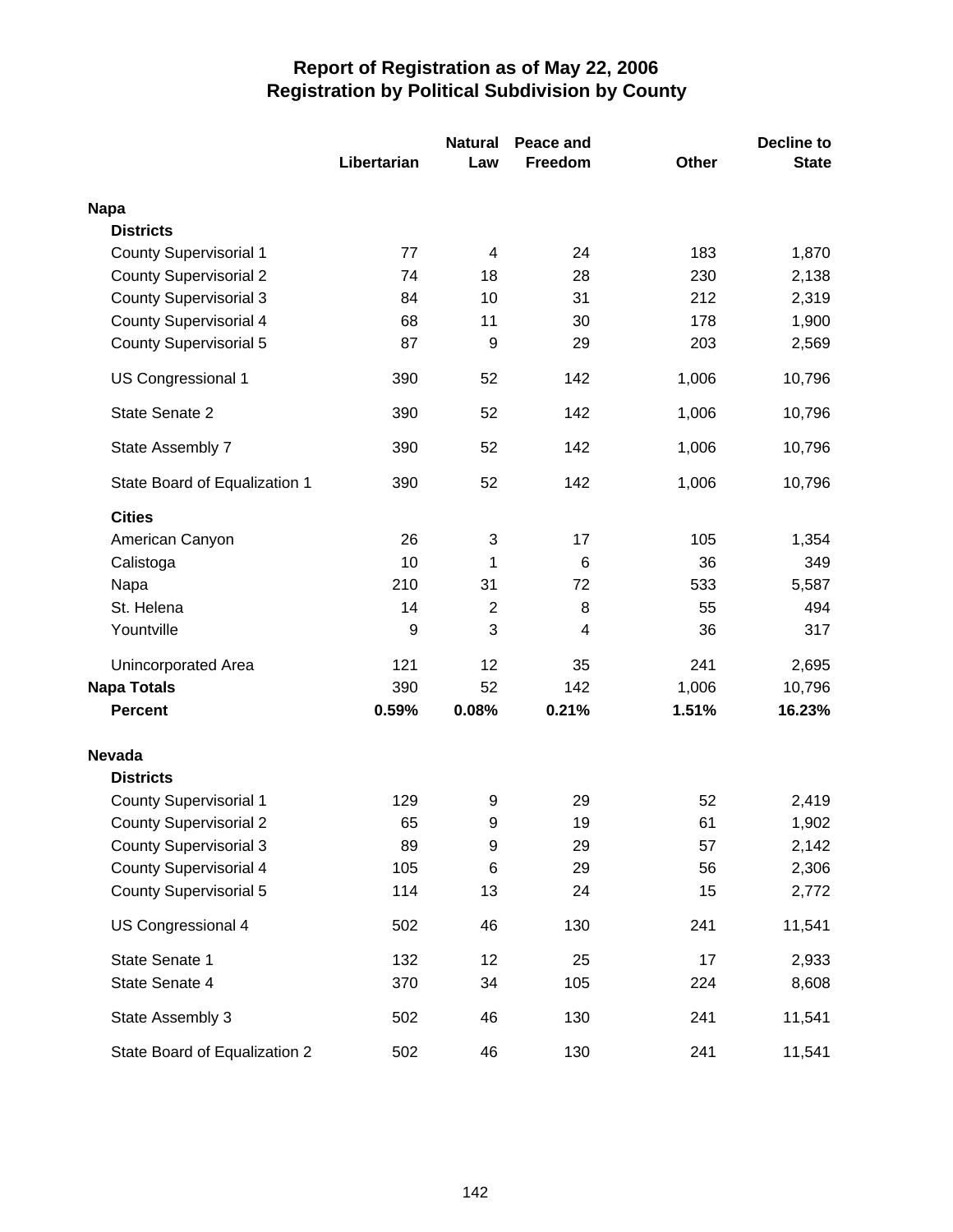# Report of Registration as of May 22, 2006
## Registration by Political Subdivision by County

| | Libertarian | Natural Law | Peace and Freedom | Other | Decline to State |
|---|---|---|---|---|---|
| **Napa** | | | | | |
| **Districts** | | | | | |
| County Supervisorial 1 | 77 | 4 | 24 | 183 | 1,870 |
| County Supervisorial 2 | 74 | 18 | 28 | 230 | 2,138 |
| County Supervisorial 3 | 84 | 10 | 31 | 212 | 2,319 |
| County Supervisorial 4 | 68 | 11 | 30 | 178 | 1,900 |
| County Supervisorial 5 | 87 | 9 | 29 | 203 | 2,569 |
| US Congressional 1 | 390 | 52 | 142 | 1,006 | 10,796 |
| State Senate 2 | 390 | 52 | 142 | 1,006 | 10,796 |
| State Assembly 7 | 390 | 52 | 142 | 1,006 | 10,796 |
| State Board of Equalization 1 | 390 | 52 | 142 | 1,006 | 10,796 |
| **Cities** | | | | | |
| American Canyon | 26 | 3 | 17 | 105 | 1,354 |
| Calistoga | 10 | 1 | 6 | 36 | 349 |
| Napa | 210 | 31 | 72 | 533 | 5,587 |
| St. Helena | 14 | 2 | 8 | 55 | 494 |
| Yountville | 9 | 3 | 4 | 36 | 317 |
| Unincorporated Area | 121 | 12 | 35 | 241 | 2,695 |
| **Napa Totals** | 390 | 52 | 142 | 1,006 | 10,796 |
| **Percent** | **0.59%** | **0.08%** | **0.21%** | **1.51%** | **16.23%** |
| **Nevada** | | | | | |
| **Districts** | | | | | |
| County Supervisorial 1 | 129 | 9 | 29 | 52 | 2,419 |
| County Supervisorial 2 | 65 | 9 | 19 | 61 | 1,902 |
| County Supervisorial 3 | 89 | 9 | 29 | 57 | 2,142 |
| County Supervisorial 4 | 105 | 6 | 29 | 56 | 2,306 |
| County Supervisorial 5 | 114 | 13 | 24 | 15 | 2,772 |
| US Congressional 4 | 502 | 46 | 130 | 241 | 11,541 |
| State Senate 1 | 132 | 12 | 25 | 17 | 2,933 |
| State Senate 4 | 370 | 34 | 105 | 224 | 8,608 |
| State Assembly 3 | 502 | 46 | 130 | 241 | 11,541 |
| State Board of Equalization 2 | 502 | 46 | 130 | 241 | 11,541 |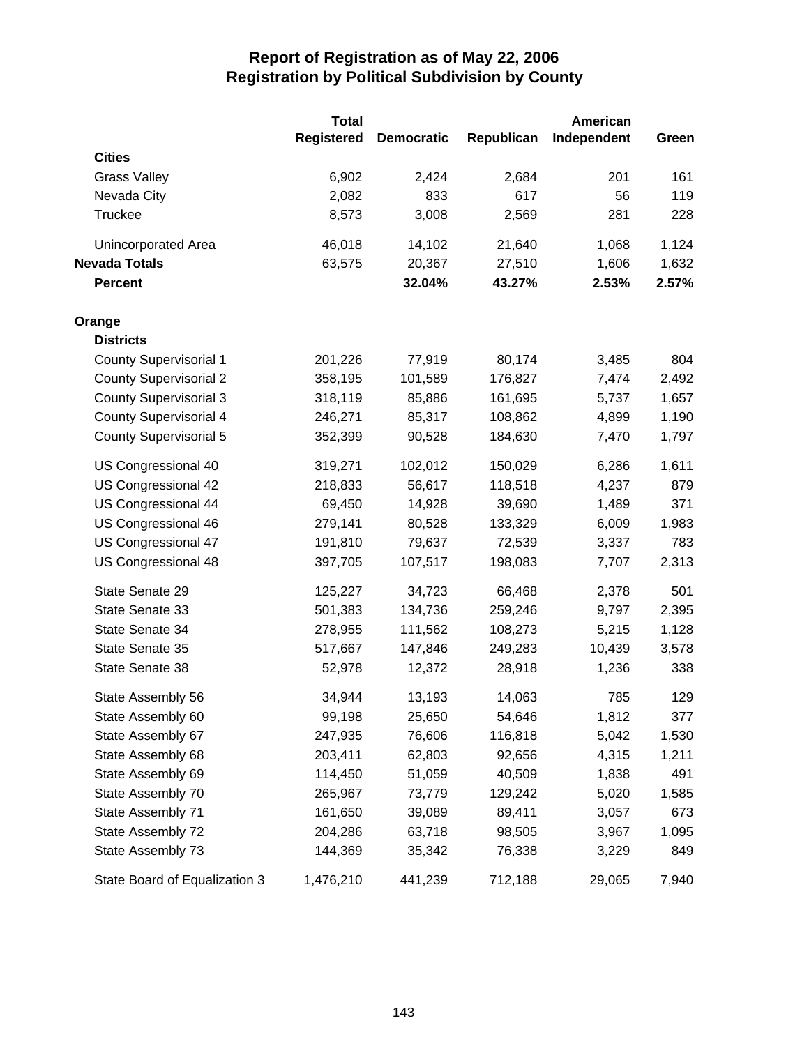# Report of Registration as of May 22, 2006
## Registration by Political Subdivision by County

| | Total Registered | Democratic | Republican | American Independent | Green |
|---|---|---|---|---|---|
| **Cities** | | | | | |
| Grass Valley | 6,902 | 2,424 | 2,684 | 201 | 161 |
| Nevada City | 2,082 | 833 | 617 | 56 | 119 |
| Truckee | 8,573 | 3,008 | 2,569 | 281 | 228 |
| Unincorporated Area | 46,018 | 14,102 | 21,640 | 1,068 | 1,124 |
| **Nevada Totals** | 63,575 | 20,367 | 27,510 | 1,606 | 1,632 |
| **Percent** | | **32.04%** | **43.27%** | **2.53%** | **2.57%** |
| **Orange** | | | | | |
| **Districts** | | | | | |
| County Supervisorial 1 | 201,226 | 77,919 | 80,174 | 3,485 | 804 |
| County Supervisorial 2 | 358,195 | 101,589 | 176,827 | 7,474 | 2,492 |
| County Supervisorial 3 | 318,119 | 85,886 | 161,695 | 5,737 | 1,657 |
| County Supervisorial 4 | 246,271 | 85,317 | 108,862 | 4,899 | 1,190 |
| County Supervisorial 5 | 352,399 | 90,528 | 184,630 | 7,470 | 1,797 |
| US Congressional 40 | 319,271 | 102,012 | 150,029 | 6,286 | 1,611 |
| US Congressional 42 | 218,833 | 56,617 | 118,518 | 4,237 | 879 |
| US Congressional 44 | 69,450 | 14,928 | 39,690 | 1,489 | 371 |
| US Congressional 46 | 279,141 | 80,528 | 133,329 | 6,009 | 1,983 |
| US Congressional 47 | 191,810 | 79,637 | 72,539 | 3,337 | 783 |
| US Congressional 48 | 397,705 | 107,517 | 198,083 | 7,707 | 2,313 |
| State Senate 29 | 125,227 | 34,723 | 66,468 | 2,378 | 501 |
| State Senate 33 | 501,383 | 134,736 | 259,246 | 9,797 | 2,395 |
| State Senate 34 | 278,955 | 111,562 | 108,273 | 5,215 | 1,128 |
| State Senate 35 | 517,667 | 147,846 | 249,283 | 10,439 | 3,578 |
| State Senate 38 | 52,978 | 12,372 | 28,918 | 1,236 | 338 |
| State Assembly 56 | 34,944 | 13,193 | 14,063 | 785 | 129 |
| State Assembly 60 | 99,198 | 25,650 | 54,646 | 1,812 | 377 |
| State Assembly 67 | 247,935 | 76,606 | 116,818 | 5,042 | 1,530 |
| State Assembly 68 | 203,411 | 62,803 | 92,656 | 4,315 | 1,211 |
| State Assembly 69 | 114,450 | 51,059 | 40,509 | 1,838 | 491 |
| State Assembly 70 | 265,967 | 73,779 | 129,242 | 5,020 | 1,585 |
| State Assembly 71 | 161,650 | 39,089 | 89,411 | 3,057 | 673 |
| State Assembly 72 | 204,286 | 63,718 | 98,505 | 3,967 | 1,095 |
| State Assembly 73 | 144,369 | 35,342 | 76,338 | 3,229 | 849 |
| State Board of Equalization 3 | 1,476,210 | 441,239 | 712,188 | 29,065 | 7,940 |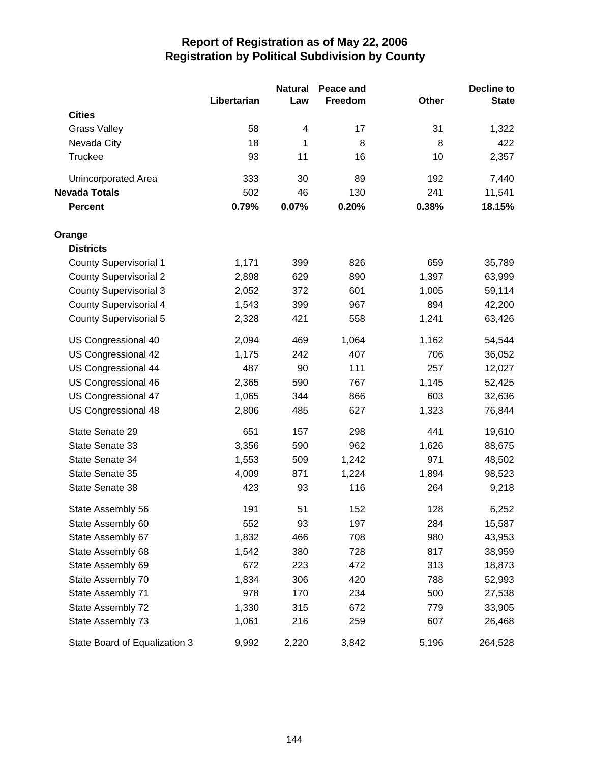# Report of Registration as of May 22, 2006
## Registration by Political Subdivision by County

| | Libertarian | Natural Law | Peace and Freedom | Other | Decline to State |
|---|---|---|---|---|---|
| **Cities** | | | | | |
| Grass Valley | 58 | 4 | 17 | 31 | 1,322 |
| Nevada City | 18 | 1 | 8 | 8 | 422 |
| Truckee | 93 | 11 | 16 | 10 | 2,357 |
| Unincorporated Area | 333 | 30 | 89 | 192 | 7,440 |
| **Nevada Totals** | 502 | 46 | 130 | 241 | 11,541 |
| **Percent** | **0.79%** | **0.07%** | **0.20%** | **0.38%** | **18.15%** |
| **Orange** | | | | | |
| **Districts** | | | | | |
| County Supervisorial 1 | 1,171 | 399 | 826 | 659 | 35,789 |
| County Supervisorial 2 | 2,898 | 629 | 890 | 1,397 | 63,999 |
| County Supervisorial 3 | 2,052 | 372 | 601 | 1,005 | 59,114 |
| County Supervisorial 4 | 1,543 | 399 | 967 | 894 | 42,200 |
| County Supervisorial 5 | 2,328 | 421 | 558 | 1,241 | 63,426 |
| US Congressional 40 | 2,094 | 469 | 1,064 | 1,162 | 54,544 |
| US Congressional 42 | 1,175 | 242 | 407 | 706 | 36,052 |
| US Congressional 44 | 487 | 90 | 111 | 257 | 12,027 |
| US Congressional 46 | 2,365 | 590 | 767 | 1,145 | 52,425 |
| US Congressional 47 | 1,065 | 344 | 866 | 603 | 32,636 |
| US Congressional 48 | 2,806 | 485 | 627 | 1,323 | 76,844 |
| State Senate 29 | 651 | 157 | 298 | 441 | 19,610 |
| State Senate 33 | 3,356 | 590 | 962 | 1,626 | 88,675 |
| State Senate 34 | 1,553 | 509 | 1,242 | 971 | 48,502 |
| State Senate 35 | 4,009 | 871 | 1,224 | 1,894 | 98,523 |
| State Senate 38 | 423 | 93 | 116 | 264 | 9,218 |
| State Assembly 56 | 191 | 51 | 152 | 128 | 6,252 |
| State Assembly 60 | 552 | 93 | 197 | 284 | 15,587 |
| State Assembly 67 | 1,832 | 466 | 708 | 980 | 43,953 |
| State Assembly 68 | 1,542 | 380 | 728 | 817 | 38,959 |
| State Assembly 69 | 672 | 223 | 472 | 313 | 18,873 |
| State Assembly 70 | 1,834 | 306 | 420 | 788 | 52,993 |
| State Assembly 71 | 978 | 170 | 234 | 500 | 27,538 |
| State Assembly 72 | 1,330 | 315 | 672 | 779 | 33,905 |
| State Assembly 73 | 1,061 | 216 | 259 | 607 | 26,468 |
| State Board of Equalization 3 | 9,992 | 2,220 | 3,842 | 5,196 | 264,528 |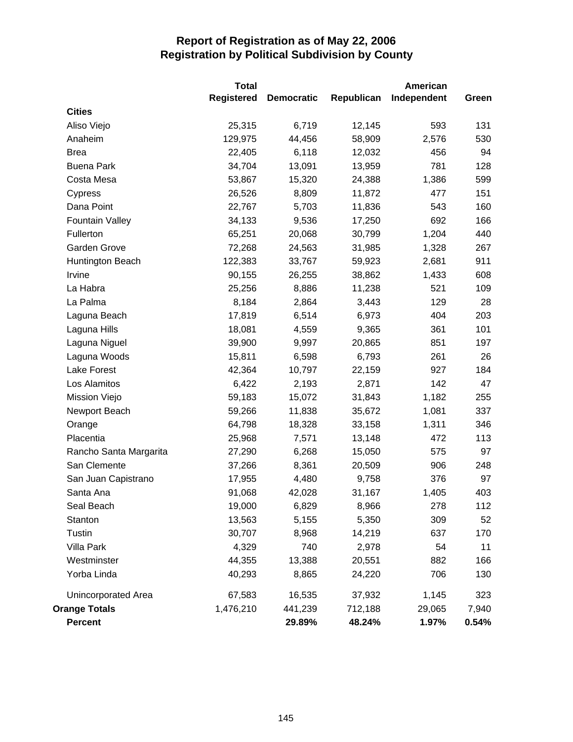# Report of Registration as of May 22, 2006
## Registration by Political Subdivision by County

| | Total Registered | Democratic | Republican | American Independent | Green |
|---|---|---|---|---|---|
| **Cities** | | | | | |
| Aliso Viejo | 25,315 | 6,719 | 12,145 | 593 | 131 |
| Anaheim | 129,975 | 44,456 | 58,909 | 2,576 | 530 |
| Brea | 22,405 | 6,118 | 12,032 | 456 | 94 |
| Buena Park | 34,704 | 13,091 | 13,959 | 781 | 128 |
| Costa Mesa | 53,867 | 15,320 | 24,388 | 1,386 | 599 |
| Cypress | 26,526 | 8,809 | 11,872 | 477 | 151 |
| Dana Point | 22,767 | 5,703 | 11,836 | 543 | 160 |
| Fountain Valley | 34,133 | 9,536 | 17,250 | 692 | 166 |
| Fullerton | 65,251 | 20,068 | 30,799 | 1,204 | 440 |
| Garden Grove | 72,268 | 24,563 | 31,985 | 1,328 | 267 |
| Huntington Beach | 122,383 | 33,767 | 59,923 | 2,681 | 911 |
| Irvine | 90,155 | 26,255 | 38,862 | 1,433 | 608 |
| La Habra | 25,256 | 8,886 | 11,238 | 521 | 109 |
| La Palma | 8,184 | 2,864 | 3,443 | 129 | 28 |
| Laguna Beach | 17,819 | 6,514 | 6,973 | 404 | 203 |
| Laguna Hills | 18,081 | 4,559 | 9,365 | 361 | 101 |
| Laguna Niguel | 39,900 | 9,997 | 20,865 | 851 | 197 |
| Laguna Woods | 15,811 | 6,598 | 6,793 | 261 | 26 |
| Lake Forest | 42,364 | 10,797 | 22,159 | 927 | 184 |
| Los Alamitos | 6,422 | 2,193 | 2,871 | 142 | 47 |
| Mission Viejo | 59,183 | 15,072 | 31,843 | 1,182 | 255 |
| Newport Beach | 59,266 | 11,838 | 35,672 | 1,081 | 337 |
| Orange | 64,798 | 18,328 | 33,158 | 1,311 | 346 |
| Placentia | 25,968 | 7,571 | 13,148 | 472 | 113 |
| Rancho Santa Margarita | 27,290 | 6,268 | 15,050 | 575 | 97 |
| San Clemente | 37,266 | 8,361 | 20,509 | 906 | 248 |
| San Juan Capistrano | 17,955 | 4,480 | 9,758 | 376 | 97 |
| Santa Ana | 91,068 | 42,028 | 31,167 | 1,405 | 403 |
| Seal Beach | 19,000 | 6,829 | 8,966 | 278 | 112 |
| Stanton | 13,563 | 5,155 | 5,350 | 309 | 52 |
| Tustin | 30,707 | 8,968 | 14,219 | 637 | 170 |
| Villa Park | 4,329 | 740 | 2,978 | 54 | 11 |
| Westminster | 44,355 | 13,388 | 20,551 | 882 | 166 |
| Yorba Linda | 40,293 | 8,865 | 24,220 | 706 | 130 |
| Unincorporated Area | 67,583 | 16,535 | 37,932 | 1,145 | 323 |
| **Orange Totals** | 1,476,210 | 441,239 | 712,188 | 29,065 | 7,940 |
| **Percent** | | **29.89%** | **48.24%** | **1.97%** | **0.54%** |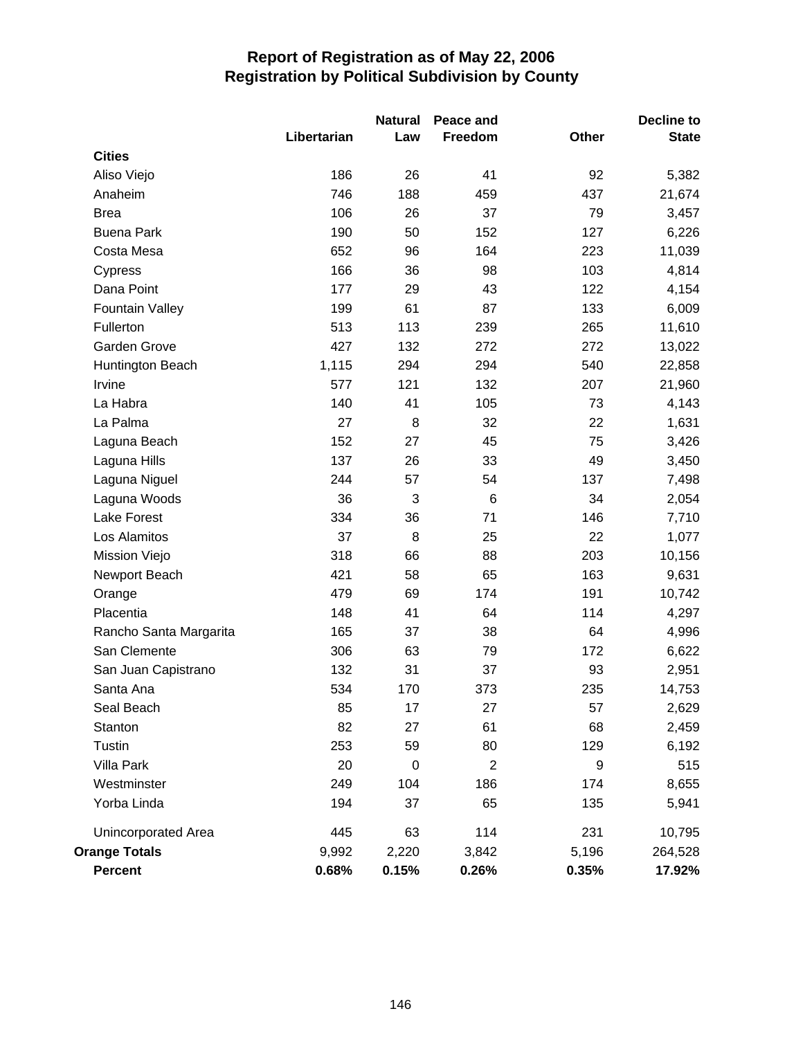# Report of Registration as of May 22, 2006
## Registration by Political Subdivision by County

| | Libertarian | Natural Law | Peace and Freedom | Other | Decline to State |
|---|---|---|---|---|---|
| **Cities** | | | | | |
| Aliso Viejo | 186 | 26 | 41 | 92 | 5,382 |
| Anaheim | 746 | 188 | 459 | 437 | 21,674 |
| Brea | 106 | 26 | 37 | 79 | 3,457 |
| Buena Park | 190 | 50 | 152 | 127 | 6,226 |
| Costa Mesa | 652 | 96 | 164 | 223 | 11,039 |
| Cypress | 166 | 36 | 98 | 103 | 4,814 |
| Dana Point | 177 | 29 | 43 | 122 | 4,154 |
| Fountain Valley | 199 | 61 | 87 | 133 | 6,009 |
| Fullerton | 513 | 113 | 239 | 265 | 11,610 |
| Garden Grove | 427 | 132 | 272 | 272 | 13,022 |
| Huntington Beach | 1,115 | 294 | 294 | 540 | 22,858 |
| Irvine | 577 | 121 | 132 | 207 | 21,960 |
| La Habra | 140 | 41 | 105 | 73 | 4,143 |
| La Palma | 27 | 8 | 32 | 22 | 1,631 |
| Laguna Beach | 152 | 27 | 45 | 75 | 3,426 |
| Laguna Hills | 137 | 26 | 33 | 49 | 3,450 |
| Laguna Niguel | 244 | 57 | 54 | 137 | 7,498 |
| Laguna Woods | 36 | 3 | 6 | 34 | 2,054 |
| Lake Forest | 334 | 36 | 71 | 146 | 7,710 |
| Los Alamitos | 37 | 8 | 25 | 22 | 1,077 |
| Mission Viejo | 318 | 66 | 88 | 203 | 10,156 |
| Newport Beach | 421 | 58 | 65 | 163 | 9,631 |
| Orange | 479 | 69 | 174 | 191 | 10,742 |
| Placentia | 148 | 41 | 64 | 114 | 4,297 |
| Rancho Santa Margarita | 165 | 37 | 38 | 64 | 4,996 |
| San Clemente | 306 | 63 | 79 | 172 | 6,622 |
| San Juan Capistrano | 132 | 31 | 37 | 93 | 2,951 |
| Santa Ana | 534 | 170 | 373 | 235 | 14,753 |
| Seal Beach | 85 | 17 | 27 | 57 | 2,629 |
| Stanton | 82 | 27 | 61 | 68 | 2,459 |
| Tustin | 253 | 59 | 80 | 129 | 6,192 |
| Villa Park | 20 | 0 | 2 | 9 | 515 |
| Westminster | 249 | 104 | 186 | 174 | 8,655 |
| Yorba Linda | 194 | 37 | 65 | 135 | 5,941 |
| Unincorporated Area | 445 | 63 | 114 | 231 | 10,795 |
| **Orange Totals** | 9,992 | 2,220 | 3,842 | 5,196 | 264,528 |
| **Percent** | **0.68%** | **0.15%** | **0.26%** | **0.35%** | **17.92%** |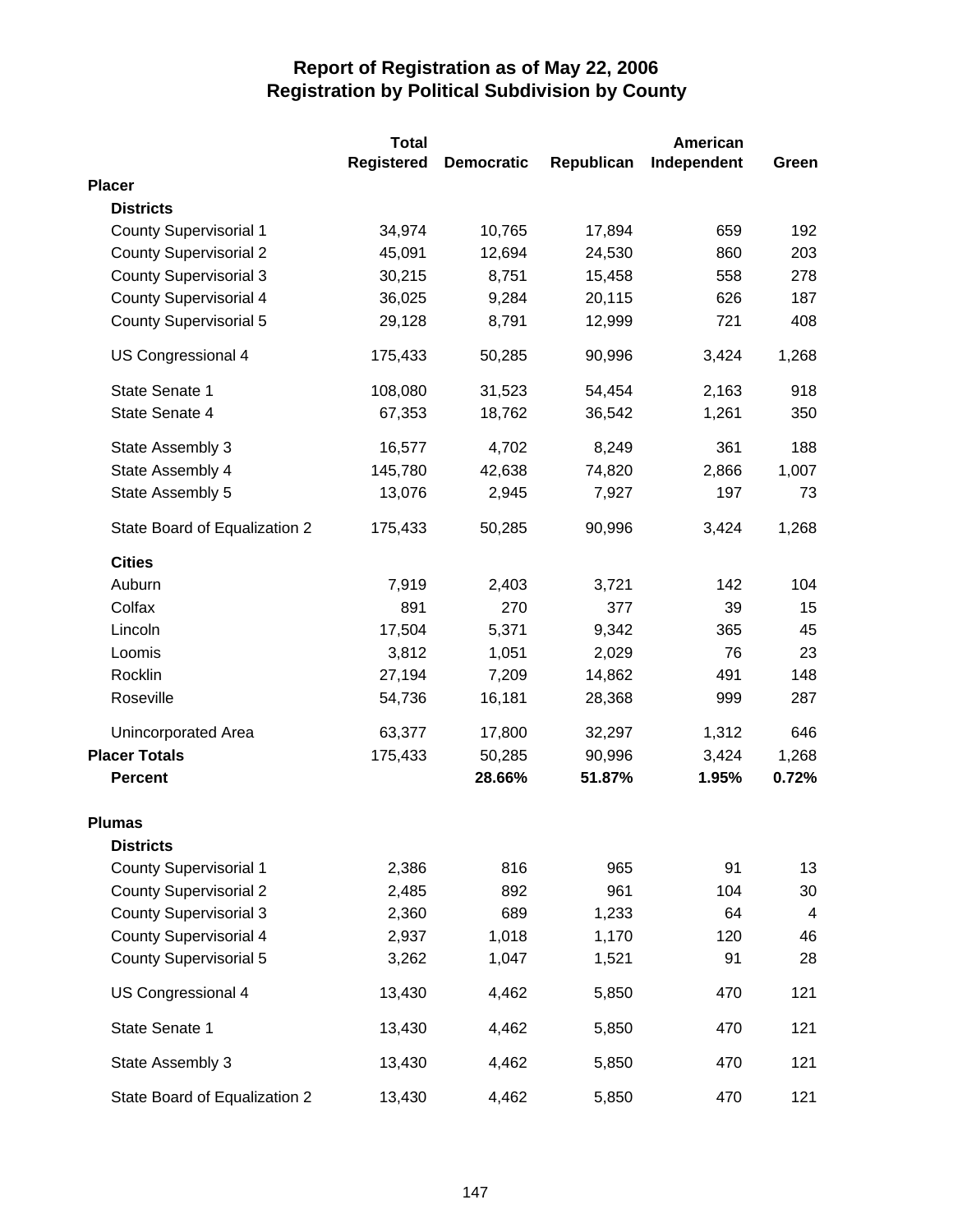# Report of Registration as of May 22, 2006
## Registration by Political Subdivision by County

| | Total Registered | Democratic | Republican | American Independent | Green |
|---|---|---|---|---|---|
| **Placer** | | | | | |
| **Districts** | | | | | |
| County Supervisorial 1 | 34,974 | 10,765 | 17,894 | 659 | 192 |
| County Supervisorial 2 | 45,091 | 12,694 | 24,530 | 860 | 203 |
| County Supervisorial 3 | 30,215 | 8,751 | 15,458 | 558 | 278 |
| County Supervisorial 4 | 36,025 | 9,284 | 20,115 | 626 | 187 |
| County Supervisorial 5 | 29,128 | 8,791 | 12,999 | 721 | 408 |
| US Congressional 4 | 175,433 | 50,285 | 90,996 | 3,424 | 1,268 |
| State Senate 1 | 108,080 | 31,523 | 54,454 | 2,163 | 918 |
| State Senate 4 | 67,353 | 18,762 | 36,542 | 1,261 | 350 |
| State Assembly 3 | 16,577 | 4,702 | 8,249 | 361 | 188 |
| State Assembly 4 | 145,780 | 42,638 | 74,820 | 2,866 | 1,007 |
| State Assembly 5 | 13,076 | 2,945 | 7,927 | 197 | 73 |
| State Board of Equalization 2 | 175,433 | 50,285 | 90,996 | 3,424 | 1,268 |
| **Cities** | | | | | |
| Auburn | 7,919 | 2,403 | 3,721 | 142 | 104 |
| Colfax | 891 | 270 | 377 | 39 | 15 |
| Lincoln | 17,504 | 5,371 | 9,342 | 365 | 45 |
| Loomis | 3,812 | 1,051 | 2,029 | 76 | 23 |
| Rocklin | 27,194 | 7,209 | 14,862 | 491 | 148 |
| Roseville | 54,736 | 16,181 | 28,368 | 999 | 287 |
| Unincorporated Area | 63,377 | 17,800 | 32,297 | 1,312 | 646 |
| **Placer Totals** | 175,433 | 50,285 | 90,996 | 3,424 | 1,268 |
| **Percent** | | **28.66%** | **51.87%** | **1.95%** | **0.72%** |
| **Plumas** | | | | | |
| **Districts** | | | | | |
| County Supervisorial 1 | 2,386 | 816 | 965 | 91 | 13 |
| County Supervisorial 2 | 2,485 | 892 | 961 | 104 | 30 |
| County Supervisorial 3 | 2,360 | 689 | 1,233 | 64 | 4 |
| County Supervisorial 4 | 2,937 | 1,018 | 1,170 | 120 | 46 |
| County Supervisorial 5 | 3,262 | 1,047 | 1,521 | 91 | 28 |
| US Congressional 4 | 13,430 | 4,462 | 5,850 | 470 | 121 |
| State Senate 1 | 13,430 | 4,462 | 5,850 | 470 | 121 |
| State Assembly 3 | 13,430 | 4,462 | 5,850 | 470 | 121 |
| State Board of Equalization 2 | 13,430 | 4,462 | 5,850 | 470 | 121 |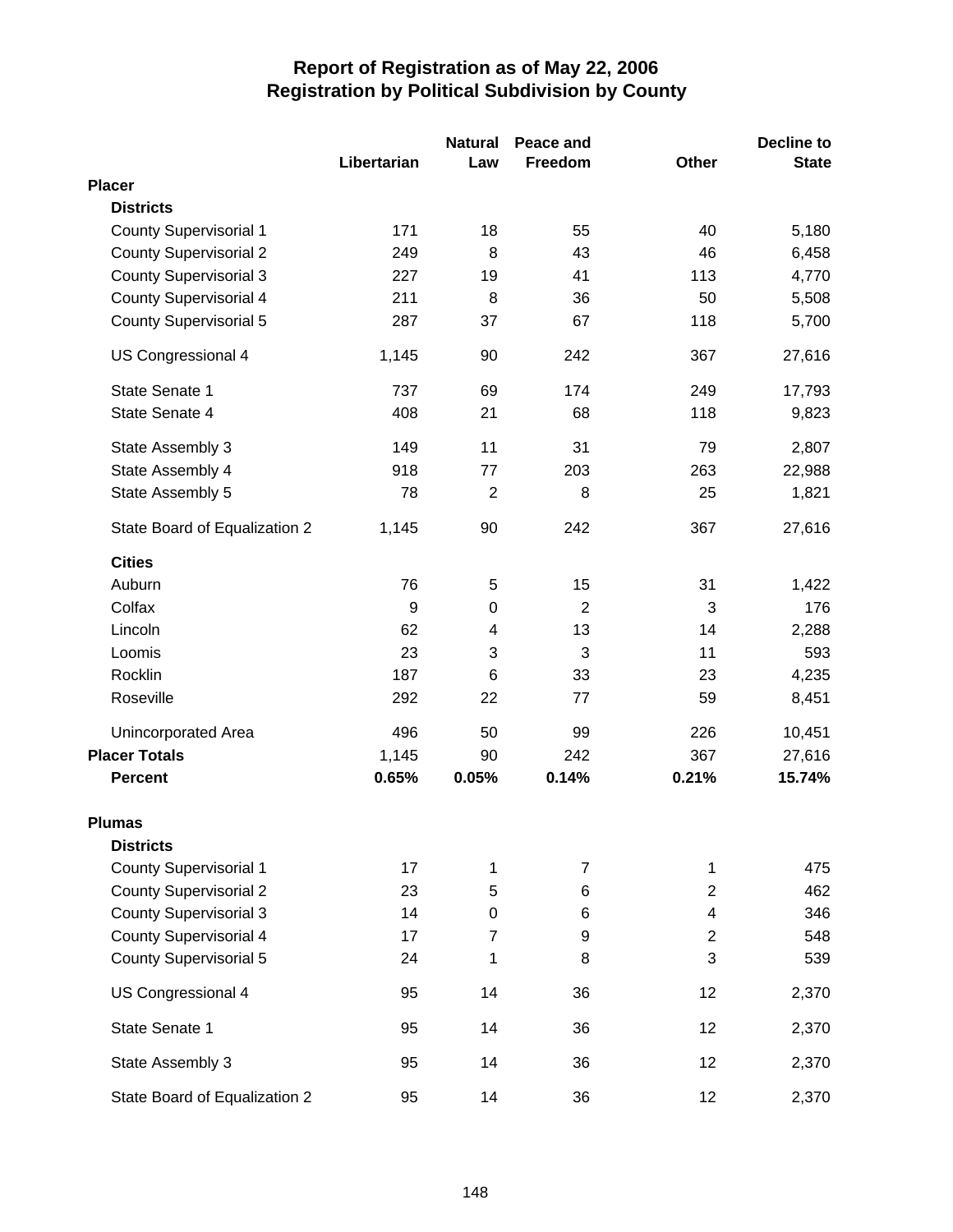# Report of Registration as of May 22, 2006
## Registration by Political Subdivision by County

| | Libertarian | Natural Law | Peace and Freedom | Other | Decline to State |
|---|---|---|---|---|---|
| **Placer** | | | | | |
| **Districts** | | | | | |
| County Supervisorial 1 | 171 | 18 | 55 | 40 | 5,180 |
| County Supervisorial 2 | 249 | 8 | 43 | 46 | 6,458 |
| County Supervisorial 3 | 227 | 19 | 41 | 113 | 4,770 |
| County Supervisorial 4 | 211 | 8 | 36 | 50 | 5,508 |
| County Supervisorial 5 | 287 | 37 | 67 | 118 | 5,700 |
| US Congressional 4 | 1,145 | 90 | 242 | 367 | 27,616 |
| State Senate 1 | 737 | 69 | 174 | 249 | 17,793 |
| State Senate 4 | 408 | 21 | 68 | 118 | 9,823 |
| State Assembly 3 | 149 | 11 | 31 | 79 | 2,807 |
| State Assembly 4 | 918 | 77 | 203 | 263 | 22,988 |
| State Assembly 5 | 78 | 2 | 8 | 25 | 1,821 |
| State Board of Equalization 2 | 1,145 | 90 | 242 | 367 | 27,616 |
| **Cities** | | | | | |
| Auburn | 76 | 5 | 15 | 31 | 1,422 |
| Colfax | 9 | 0 | 2 | 3 | 176 |
| Lincoln | 62 | 4 | 13 | 14 | 2,288 |
| Loomis | 23 | 3 | 3 | 11 | 593 |
| Rocklin | 187 | 6 | 33 | 23 | 4,235 |
| Roseville | 292 | 22 | 77 | 59 | 8,451 |
| Unincorporated Area | 496 | 50 | 99 | 226 | 10,451 |
| **Placer Totals** | 1,145 | 90 | 242 | 367 | 27,616 |
| **Percent** | **0.65%** | **0.05%** | **0.14%** | **0.21%** | **15.74%** |
| **Plumas** | | | | | |
| **Districts** | | | | | |
| County Supervisorial 1 | 17 | 1 | 7 | 1 | 475 |
| County Supervisorial 2 | 23 | 5 | 6 | 2 | 462 |
| County Supervisorial 3 | 14 | 0 | 6 | 4 | 346 |
| County Supervisorial 4 | 17 | 7 | 9 | 2 | 548 |
| County Supervisorial 5 | 24 | 1 | 8 | 3 | 539 |
| US Congressional 4 | 95 | 14 | 36 | 12 | 2,370 |
| State Senate 1 | 95 | 14 | 36 | 12 | 2,370 |
| State Assembly 3 | 95 | 14 | 36 | 12 | 2,370 |
| State Board of Equalization 2 | 95 | 14 | 36 | 12 | 2,370 |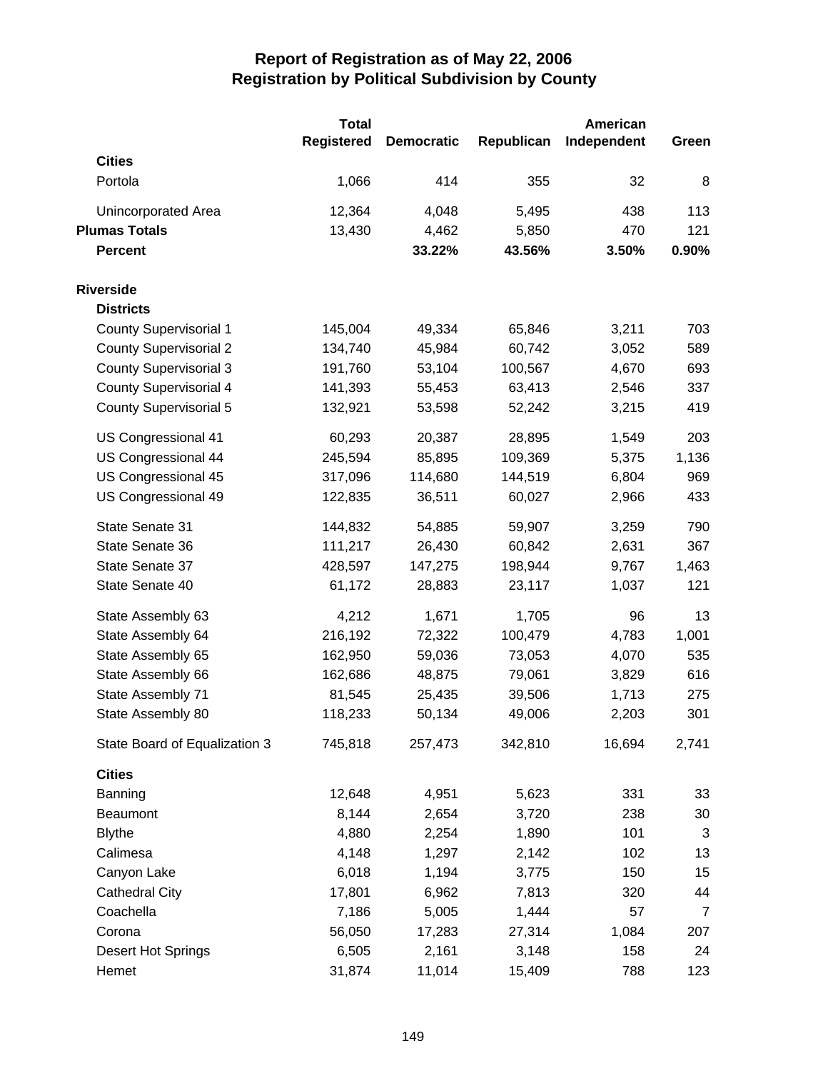# Report of Registration as of May 22, 2006
## Registration by Political Subdivision by County

| | Total Registered | Democratic | Republican | American Independent | Green |
|---|---|---|---|---|---|
| **Cities** | | | | | |
| Portola | 1,066 | 414 | 355 | 32 | 8 |
| Unincorporated Area | 12,364 | 4,048 | 5,495 | 438 | 113 |
| **Plumas Totals** | 13,430 | 4,462 | 5,850 | 470 | 121 |
| **Percent** | | **33.22%** | **43.56%** | **3.50%** | **0.90%** |
| **Riverside** | | | | | |
| **Districts** | | | | | |
| County Supervisorial 1 | 145,004 | 49,334 | 65,846 | 3,211 | 703 |
| County Supervisorial 2 | 134,740 | 45,984 | 60,742 | 3,052 | 589 |
| County Supervisorial 3 | 191,760 | 53,104 | 100,567 | 4,670 | 693 |
| County Supervisorial 4 | 141,393 | 55,453 | 63,413 | 2,546 | 337 |
| County Supervisorial 5 | 132,921 | 53,598 | 52,242 | 3,215 | 419 |
| US Congressional 41 | 60,293 | 20,387 | 28,895 | 1,549 | 203 |
| US Congressional 44 | 245,594 | 85,895 | 109,369 | 5,375 | 1,136 |
| US Congressional 45 | 317,096 | 114,680 | 144,519 | 6,804 | 969 |
| US Congressional 49 | 122,835 | 36,511 | 60,027 | 2,966 | 433 |
| State Senate 31 | 144,832 | 54,885 | 59,907 | 3,259 | 790 |
| State Senate 36 | 111,217 | 26,430 | 60,842 | 2,631 | 367 |
| State Senate 37 | 428,597 | 147,275 | 198,944 | 9,767 | 1,463 |
| State Senate 40 | 61,172 | 28,883 | 23,117 | 1,037 | 121 |
| State Assembly 63 | 4,212 | 1,671 | 1,705 | 96 | 13 |
| State Assembly 64 | 216,192 | 72,322 | 100,479 | 4,783 | 1,001 |
| State Assembly 65 | 162,950 | 59,036 | 73,053 | 4,070 | 535 |
| State Assembly 66 | 162,686 | 48,875 | 79,061 | 3,829 | 616 |
| State Assembly 71 | 81,545 | 25,435 | 39,506 | 1,713 | 275 |
| State Assembly 80 | 118,233 | 50,134 | 49,006 | 2,203 | 301 |
| State Board of Equalization 3 | 745,818 | 257,473 | 342,810 | 16,694 | 2,741 |
| **Cities** | | | | | |
| Banning | 12,648 | 4,951 | 5,623 | 331 | 33 |
| Beaumont | 8,144 | 2,654 | 3,720 | 238 | 30 |
| Blythe | 4,880 | 2,254 | 1,890 | 101 | 3 |
| Calimesa | 4,148 | 1,297 | 2,142 | 102 | 13 |
| Canyon Lake | 6,018 | 1,194 | 3,775 | 150 | 15 |
| Cathedral City | 17,801 | 6,962 | 7,813 | 320 | 44 |
| Coachella | 7,186 | 5,005 | 1,444 | 57 | 7 |
| Corona | 56,050 | 17,283 | 27,314 | 1,084 | 207 |
| Desert Hot Springs | 6,505 | 2,161 | 3,148 | 158 | 24 |
| Hemet | 31,874 | 11,014 | 15,409 | 788 | 123 |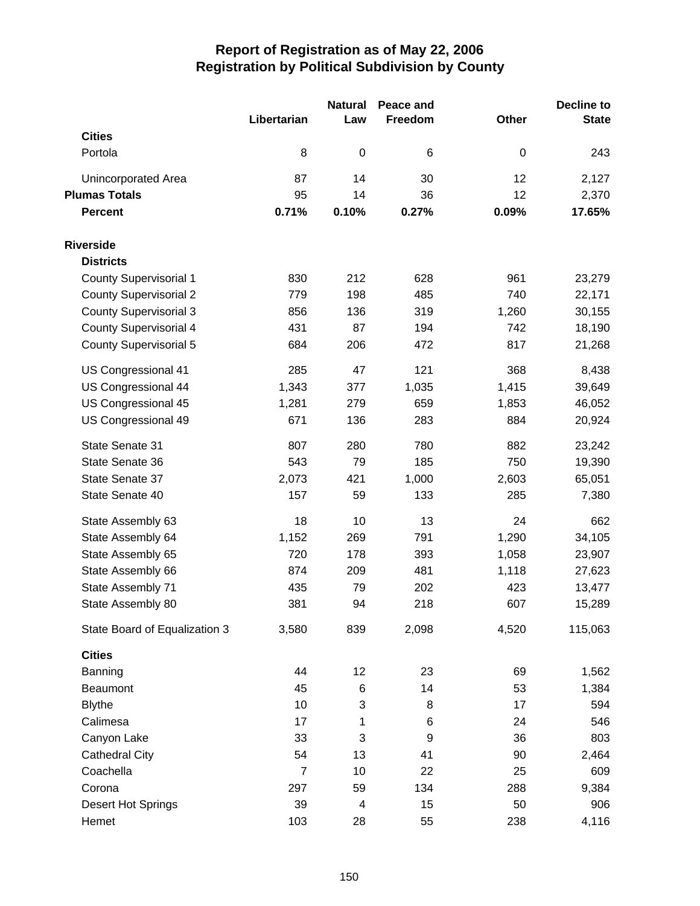# Report of Registration as of May 22, 2006
## Registration by Political Subdivision by County

| | Libertarian | Natural Law | Peace and Freedom | Other | Decline to State |
|---|---|---|---|---|---|
| **Cities** | | | | | |
| Portola | 8 | 0 | 6 | 0 | 243 |
| Unincorporated Area | 87 | 14 | 30 | 12 | 2,127 |
| **Plumas Totals** | 95 | 14 | 36 | 12 | 2,370 |
| **Percent** | **0.71%** | **0.10%** | **0.27%** | **0.09%** | **17.65%** |
| **Riverside** | | | | | |
| **Districts** | | | | | |
| County Supervisorial 1 | 830 | 212 | 628 | 961 | 23,279 |
| County Supervisorial 2 | 779 | 198 | 485 | 740 | 22,171 |
| County Supervisorial 3 | 856 | 136 | 319 | 1,260 | 30,155 |
| County Supervisorial 4 | 431 | 87 | 194 | 742 | 18,190 |
| County Supervisorial 5 | 684 | 206 | 472 | 817 | 21,268 |
| US Congressional 41 | 285 | 47 | 121 | 368 | 8,438 |
| US Congressional 44 | 1,343 | 377 | 1,035 | 1,415 | 39,649 |
| US Congressional 45 | 1,281 | 279 | 659 | 1,853 | 46,052 |
| US Congressional 49 | 671 | 136 | 283 | 884 | 20,924 |
| State Senate 31 | 807 | 280 | 780 | 882 | 23,242 |
| State Senate 36 | 543 | 79 | 185 | 750 | 19,390 |
| State Senate 37 | 2,073 | 421 | 1,000 | 2,603 | 65,051 |
| State Senate 40 | 157 | 59 | 133 | 285 | 7,380 |
| State Assembly 63 | 18 | 10 | 13 | 24 | 662 |
| State Assembly 64 | 1,152 | 269 | 791 | 1,290 | 34,105 |
| State Assembly 65 | 720 | 178 | 393 | 1,058 | 23,907 |
| State Assembly 66 | 874 | 209 | 481 | 1,118 | 27,623 |
| State Assembly 71 | 435 | 79 | 202 | 423 | 13,477 |
| State Assembly 80 | 381 | 94 | 218 | 607 | 15,289 |
| State Board of Equalization 3 | 3,580 | 839 | 2,098 | 4,520 | 115,063 |
| **Cities** | | | | | |
| Banning | 44 | 12 | 23 | 69 | 1,562 |
| Beaumont | 45 | 6 | 14 | 53 | 1,384 |
| Blythe | 10 | 3 | 8 | 17 | 594 |
| Calimesa | 17 | 1 | 6 | 24 | 546 |
| Canyon Lake | 33 | 3 | 9 | 36 | 803 |
| Cathedral City | 54 | 13 | 41 | 90 | 2,464 |
| Coachella | 7 | 10 | 22 | 25 | 609 |
| Corona | 297 | 59 | 134 | 288 | 9,384 |
| Desert Hot Springs | 39 | 4 | 15 | 50 | 906 |
| Hemet | 103 | 28 | 55 | 238 | 4,116 |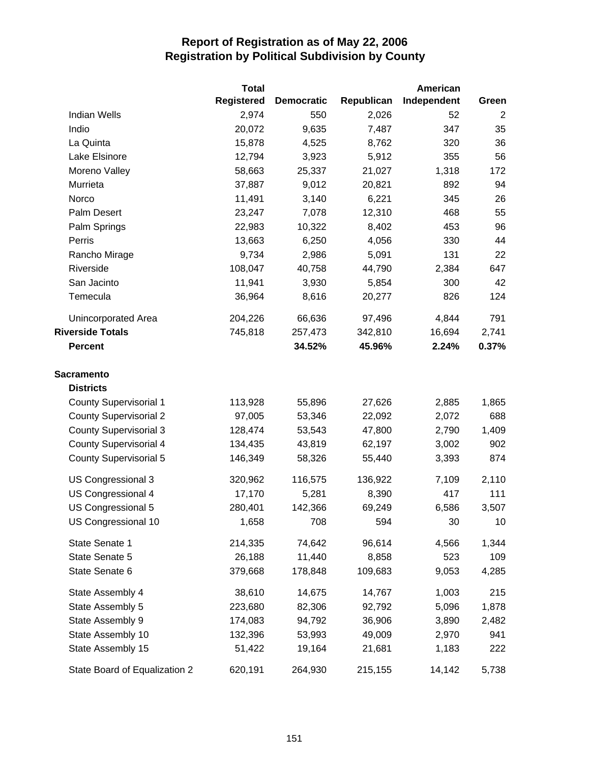# Report of Registration as of May 22, 2006
## Registration by Political Subdivision by County

| | Total Registered | Democratic | Republican | American Independent | Green |
|---|---|---|---|---|---|
| Indian Wells | 2,974 | 550 | 2,026 | 52 | 2 |
| Indio | 20,072 | 9,635 | 7,487 | 347 | 35 |
| La Quinta | 15,878 | 4,525 | 8,762 | 320 | 36 |
| Lake Elsinore | 12,794 | 3,923 | 5,912 | 355 | 56 |
| Moreno Valley | 58,663 | 25,337 | 21,027 | 1,318 | 172 |
| Murrieta | 37,887 | 9,012 | 20,821 | 892 | 94 |
| Norco | 11,491 | 3,140 | 6,221 | 345 | 26 |
| Palm Desert | 23,247 | 7,078 | 12,310 | 468 | 55 |
| Palm Springs | 22,983 | 10,322 | 8,402 | 453 | 96 |
| Perris | 13,663 | 6,250 | 4,056 | 330 | 44 |
| Rancho Mirage | 9,734 | 2,986 | 5,091 | 131 | 22 |
| Riverside | 108,047 | 40,758 | 44,790 | 2,384 | 647 |
| San Jacinto | 11,941 | 3,930 | 5,854 | 300 | 42 |
| Temecula | 36,964 | 8,616 | 20,277 | 826 | 124 |
| Unincorporated Area | 204,226 | 66,636 | 97,496 | 4,844 | 791 |
| **Riverside Totals** | 745,818 | 257,473 | 342,810 | 16,694 | 2,741 |
| **Percent** | | **34.52%** | **45.96%** | **2.24%** | **0.37%** |
| **Sacramento** | | | | | |
| **Districts** | | | | | |
| County Supervisorial 1 | 113,928 | 55,896 | 27,626 | 2,885 | 1,865 |
| County Supervisorial 2 | 97,005 | 53,346 | 22,092 | 2,072 | 688 |
| County Supervisorial 3 | 128,474 | 53,543 | 47,800 | 2,790 | 1,409 |
| County Supervisorial 4 | 134,435 | 43,819 | 62,197 | 3,002 | 902 |
| County Supervisorial 5 | 146,349 | 58,326 | 55,440 | 3,393 | 874 |
| US Congressional 3 | 320,962 | 116,575 | 136,922 | 7,109 | 2,110 |
| US Congressional 4 | 17,170 | 5,281 | 8,390 | 417 | 111 |
| US Congressional 5 | 280,401 | 142,366 | 69,249 | 6,586 | 3,507 |
| US Congressional 10 | 1,658 | 708 | 594 | 30 | 10 |
| State Senate 1 | 214,335 | 74,642 | 96,614 | 4,566 | 1,344 |
| State Senate 5 | 26,188 | 11,440 | 8,858 | 523 | 109 |
| State Senate 6 | 379,668 | 178,848 | 109,683 | 9,053 | 4,285 |
| State Assembly 4 | 38,610 | 14,675 | 14,767 | 1,003 | 215 |
| State Assembly 5 | 223,680 | 82,306 | 92,792 | 5,096 | 1,878 |
| State Assembly 9 | 174,083 | 94,792 | 36,906 | 3,890 | 2,482 |
| State Assembly 10 | 132,396 | 53,993 | 49,009 | 2,970 | 941 |
| State Assembly 15 | 51,422 | 19,164 | 21,681 | 1,183 | 222 |
| State Board of Equalization 2 | 620,191 | 264,930 | 215,155 | 14,142 | 5,738 |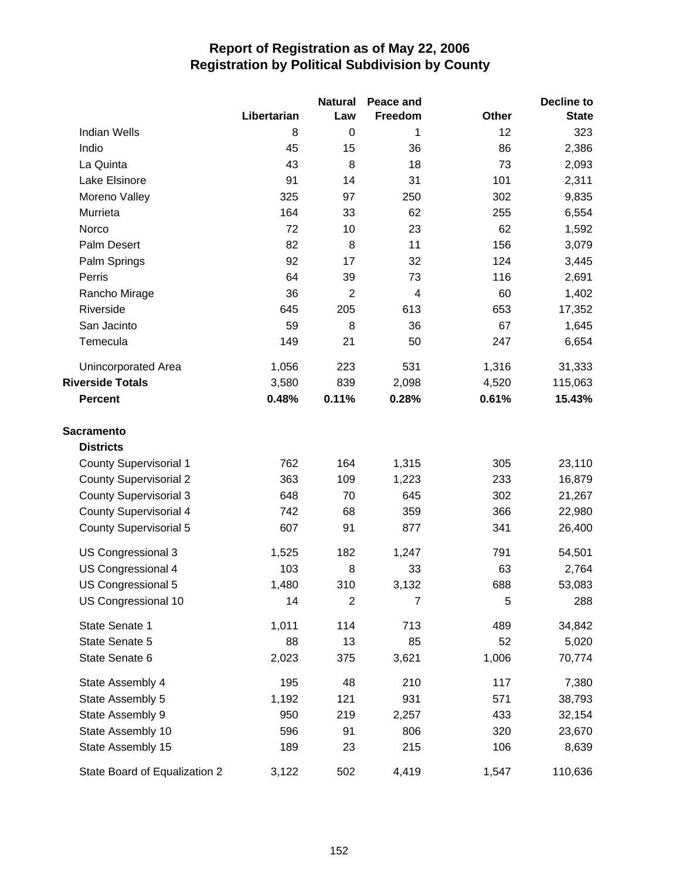# Report of Registration as of May 22, 2006
## Registration by Political Subdivision by County

| | Libertarian | Natural Law | Peace and Freedom | Other | Decline to State |
|---|---|---|---|---|---|
| Indian Wells | 8 | 0 | 1 | 12 | 323 |
| Indio | 45 | 15 | 36 | 86 | 2,386 |
| La Quinta | 43 | 8 | 18 | 73 | 2,093 |
| Lake Elsinore | 91 | 14 | 31 | 101 | 2,311 |
| Moreno Valley | 325 | 97 | 250 | 302 | 9,835 |
| Murrieta | 164 | 33 | 62 | 255 | 6,554 |
| Norco | 72 | 10 | 23 | 62 | 1,592 |
| Palm Desert | 82 | 8 | 11 | 156 | 3,079 |
| Palm Springs | 92 | 17 | 32 | 124 | 3,445 |
| Perris | 64 | 39 | 73 | 116 | 2,691 |
| Rancho Mirage | 36 | 2 | 4 | 60 | 1,402 |
| Riverside | 645 | 205 | 613 | 653 | 17,352 |
| San Jacinto | 59 | 8 | 36 | 67 | 1,645 |
| Temecula | 149 | 21 | 50 | 247 | 6,654 |
| Unincorporated Area | 1,056 | 223 | 531 | 1,316 | 31,333 |
| **Riverside Totals** | 3,580 | 839 | 2,098 | 4,520 | 115,063 |
| **Percent** | **0.48%** | **0.11%** | **0.28%** | **0.61%** | **15.43%** |
| **Sacramento** | | | | | |
| **Districts** | | | | | |
| County Supervisorial 1 | 762 | 164 | 1,315 | 305 | 23,110 |
| County Supervisorial 2 | 363 | 109 | 1,223 | 233 | 16,879 |
| County Supervisorial 3 | 648 | 70 | 645 | 302 | 21,267 |
| County Supervisorial 4 | 742 | 68 | 359 | 366 | 22,980 |
| County Supervisorial 5 | 607 | 91 | 877 | 341 | 26,400 |
| US Congressional 3 | 1,525 | 182 | 1,247 | 791 | 54,501 |
| US Congressional 4 | 103 | 8 | 33 | 63 | 2,764 |
| US Congressional 5 | 1,480 | 310 | 3,132 | 688 | 53,083 |
| US Congressional 10 | 14 | 2 | 7 | 5 | 288 |
| State Senate 1 | 1,011 | 114 | 713 | 489 | 34,842 |
| State Senate 5 | 88 | 13 | 85 | 52 | 5,020 |
| State Senate 6 | 2,023 | 375 | 3,621 | 1,006 | 70,774 |
| State Assembly 4 | 195 | 48 | 210 | 117 | 7,380 |
| State Assembly 5 | 1,192 | 121 | 931 | 571 | 38,793 |
| State Assembly 9 | 950 | 219 | 2,257 | 433 | 32,154 |
| State Assembly 10 | 596 | 91 | 806 | 320 | 23,670 |
| State Assembly 15 | 189 | 23 | 215 | 106 | 8,639 |
| State Board of Equalization 2 | 3,122 | 502 | 4,419 | 1,547 | 110,636 |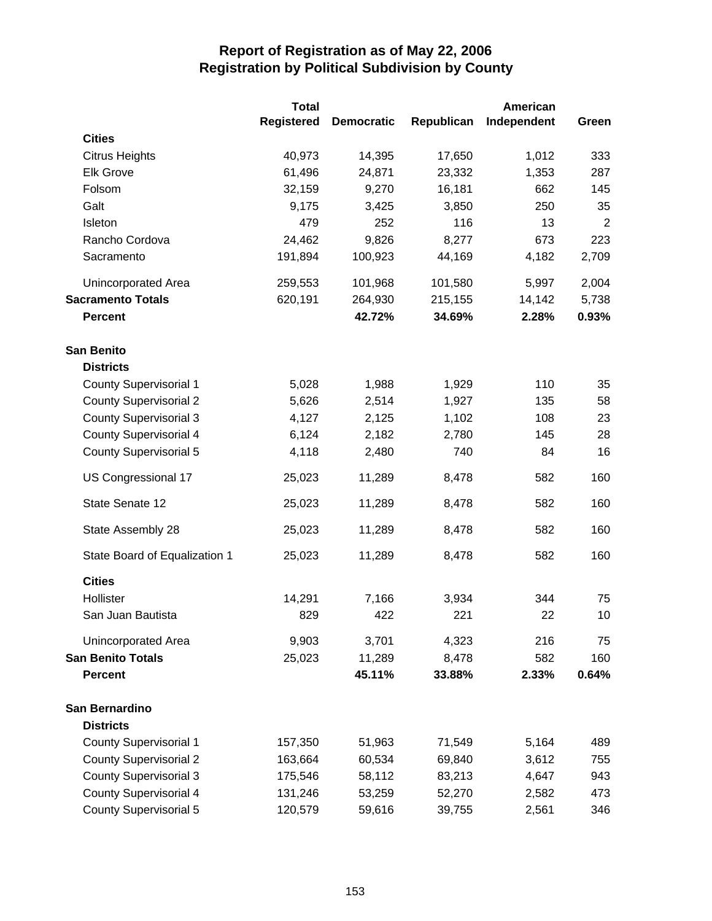# Report of Registration as of May 22, 2006
## Registration by Political Subdivision by County

| | Total Registered | Democratic | Republican | American Independent | Green |
|---|---|---|---|---|---|
| **Cities** | | | | | |
| Citrus Heights | 40,973 | 14,395 | 17,650 | 1,012 | 333 |
| Elk Grove | 61,496 | 24,871 | 23,332 | 1,353 | 287 |
| Folsom | 32,159 | 9,270 | 16,181 | 662 | 145 |
| Galt | 9,175 | 3,425 | 3,850 | 250 | 35 |
| Isleton | 479 | 252 | 116 | 13 | 2 |
| Rancho Cordova | 24,462 | 9,826 | 8,277 | 673 | 223 |
| Sacramento | 191,894 | 100,923 | 44,169 | 4,182 | 2,709 |
| Unincorporated Area | 259,553 | 101,968 | 101,580 | 5,997 | 2,004 |
| **Sacramento Totals** | 620,191 | 264,930 | 215,155 | 14,142 | 5,738 |
| **Percent** | | **42.72%** | **34.69%** | **2.28%** | **0.93%** |
| **San Benito** | | | | | |
| **Districts** | | | | | |
| County Supervisorial 1 | 5,028 | 1,988 | 1,929 | 110 | 35 |
| County Supervisorial 2 | 5,626 | 2,514 | 1,927 | 135 | 58 |
| County Supervisorial 3 | 4,127 | 2,125 | 1,102 | 108 | 23 |
| County Supervisorial 4 | 6,124 | 2,182 | 2,780 | 145 | 28 |
| County Supervisorial 5 | 4,118 | 2,480 | 740 | 84 | 16 |
| US Congressional 17 | 25,023 | 11,289 | 8,478 | 582 | 160 |
| State Senate 12 | 25,023 | 11,289 | 8,478 | 582 | 160 |
| State Assembly 28 | 25,023 | 11,289 | 8,478 | 582 | 160 |
| State Board of Equalization 1 | 25,023 | 11,289 | 8,478 | 582 | 160 |
| **Cities** | | | | | |
| Hollister | 14,291 | 7,166 | 3,934 | 344 | 75 |
| San Juan Bautista | 829 | 422 | 221 | 22 | 10 |
| Unincorporated Area | 9,903 | 3,701 | 4,323 | 216 | 75 |
| **San Benito Totals** | 25,023 | 11,289 | 8,478 | 582 | 160 |
| **Percent** | | **45.11%** | **33.88%** | **2.33%** | **0.64%** |
| **San Bernardino** | | | | | |
| **Districts** | | | | | |
| County Supervisorial 1 | 157,350 | 51,963 | 71,549 | 5,164 | 489 |
| County Supervisorial 2 | 163,664 | 60,534 | 69,840 | 3,612 | 755 |
| County Supervisorial 3 | 175,546 | 58,112 | 83,213 | 4,647 | 943 |
| County Supervisorial 4 | 131,246 | 53,259 | 52,270 | 2,582 | 473 |
| County Supervisorial 5 | 120,579 | 59,616 | 39,755 | 2,561 | 346 |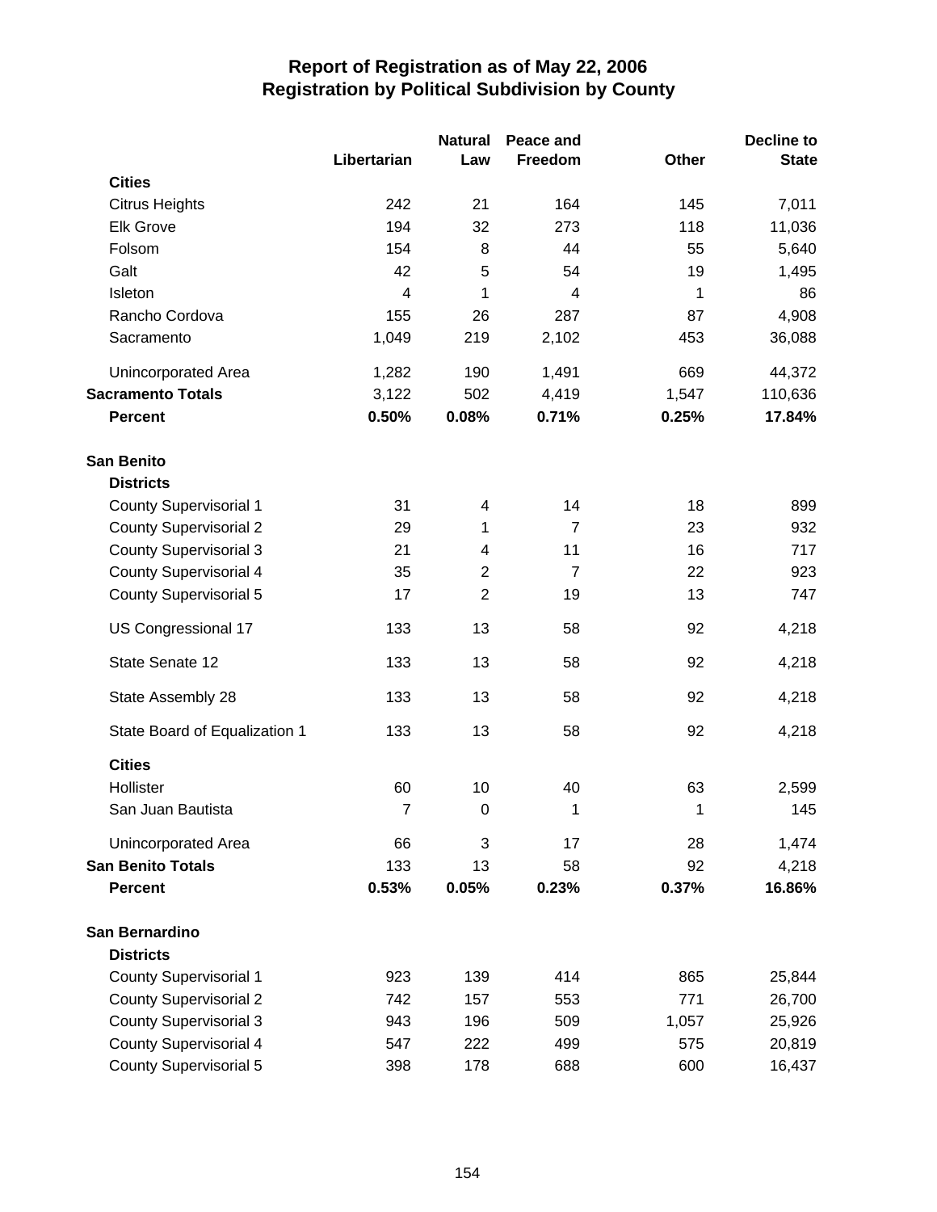# Report of Registration as of May 22, 2006
## Registration by Political Subdivision by County

| | Libertarian | Natural Law | Peace and Freedom | Other | Decline to State |
|---|---|---|---|---|---|
| **Cities** | | | | | |
| Citrus Heights | 242 | 21 | 164 | 145 | 7,011 |
| Elk Grove | 194 | 32 | 273 | 118 | 11,036 |
| Folsom | 154 | 8 | 44 | 55 | 5,640 |
| Galt | 42 | 5 | 54 | 19 | 1,495 |
| Isleton | 4 | 1 | 4 | 1 | 86 |
| Rancho Cordova | 155 | 26 | 287 | 87 | 4,908 |
| Sacramento | 1,049 | 219 | 2,102 | 453 | 36,088 |
| Unincorporated Area | 1,282 | 190 | 1,491 | 669 | 44,372 |
| **Sacramento Totals** | 3,122 | 502 | 4,419 | 1,547 | 110,636 |
| **Percent** | **0.50%** | **0.08%** | **0.71%** | **0.25%** | **17.84%** |
| **San Benito** | | | | | |
| **Districts** | | | | | |
| County Supervisorial 1 | 31 | 4 | 14 | 18 | 899 |
| County Supervisorial 2 | 29 | 1 | 7 | 23 | 932 |
| County Supervisorial 3 | 21 | 4 | 11 | 16 | 717 |
| County Supervisorial 4 | 35 | 2 | 7 | 22 | 923 |
| County Supervisorial 5 | 17 | 2 | 19 | 13 | 747 |
| US Congressional 17 | 133 | 13 | 58 | 92 | 4,218 |
| State Senate 12 | 133 | 13 | 58 | 92 | 4,218 |
| State Assembly 28 | 133 | 13 | 58 | 92 | 4,218 |
| State Board of Equalization 1 | 133 | 13 | 58 | 92 | 4,218 |
| **Cities** | | | | | |
| Hollister | 60 | 10 | 40 | 63 | 2,599 |
| San Juan Bautista | 7 | 0 | 1 | 1 | 145 |
| Unincorporated Area | 66 | 3 | 17 | 28 | 1,474 |
| **San Benito Totals** | 133 | 13 | 58 | 92 | 4,218 |
| **Percent** | **0.53%** | **0.05%** | **0.23%** | **0.37%** | **16.86%** |
| **San Bernardino** | | | | | |
| **Districts** | | | | | |
| County Supervisorial 1 | 923 | 139 | 414 | 865 | 25,844 |
| County Supervisorial 2 | 742 | 157 | 553 | 771 | 26,700 |
| County Supervisorial 3 | 943 | 196 | 509 | 1,057 | 25,926 |
| County Supervisorial 4 | 547 | 222 | 499 | 575 | 20,819 |
| County Supervisorial 5 | 398 | 178 | 688 | 600 | 16,437 |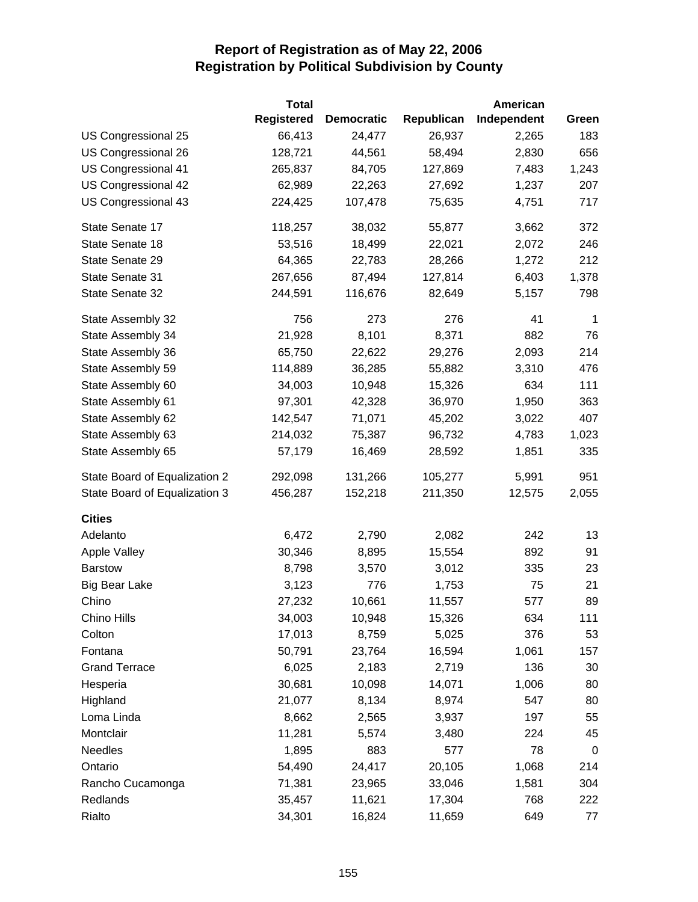# Report of Registration as of May 22, 2006
## Registration by Political Subdivision by County

| | Total Registered | Democratic | Republican | American Independent | Green |
|---|---|---|---|---|---|
| US Congressional 25 | 66,413 | 24,477 | 26,937 | 2,265 | 183 |
| US Congressional 26 | 128,721 | 44,561 | 58,494 | 2,830 | 656 |
| US Congressional 41 | 265,837 | 84,705 | 127,869 | 7,483 | 1,243 |
| US Congressional 42 | 62,989 | 22,263 | 27,692 | 1,237 | 207 |
| US Congressional 43 | 224,425 | 107,478 | 75,635 | 4,751 | 717 |
| State Senate 17 | 118,257 | 38,032 | 55,877 | 3,662 | 372 |
| State Senate 18 | 53,516 | 18,499 | 22,021 | 2,072 | 246 |
| State Senate 29 | 64,365 | 22,783 | 28,266 | 1,272 | 212 |
| State Senate 31 | 267,656 | 87,494 | 127,814 | 6,403 | 1,378 |
| State Senate 32 | 244,591 | 116,676 | 82,649 | 5,157 | 798 |
| State Assembly 32 | 756 | 273 | 276 | 41 | 1 |
| State Assembly 34 | 21,928 | 8,101 | 8,371 | 882 | 76 |
| State Assembly 36 | 65,750 | 22,622 | 29,276 | 2,093 | 214 |
| State Assembly 59 | 114,889 | 36,285 | 55,882 | 3,310 | 476 |
| State Assembly 60 | 34,003 | 10,948 | 15,326 | 634 | 111 |
| State Assembly 61 | 97,301 | 42,328 | 36,970 | 1,950 | 363 |
| State Assembly 62 | 142,547 | 71,071 | 45,202 | 3,022 | 407 |
| State Assembly 63 | 214,032 | 75,387 | 96,732 | 4,783 | 1,023 |
| State Assembly 65 | 57,179 | 16,469 | 28,592 | 1,851 | 335 |
| State Board of Equalization 2 | 292,098 | 131,266 | 105,277 | 5,991 | 951 |
| State Board of Equalization 3 | 456,287 | 152,218 | 211,350 | 12,575 | 2,055 |
| **Cities** | | | | | |
| Adelanto | 6,472 | 2,790 | 2,082 | 242 | 13 |
| Apple Valley | 30,346 | 8,895 | 15,554 | 892 | 91 |
| Barstow | 8,798 | 3,570 | 3,012 | 335 | 23 |
| Big Bear Lake | 3,123 | 776 | 1,753 | 75 | 21 |
| Chino | 27,232 | 10,661 | 11,557 | 577 | 89 |
| Chino Hills | 34,003 | 10,948 | 15,326 | 634 | 111 |
| Colton | 17,013 | 8,759 | 5,025 | 376 | 53 |
| Fontana | 50,791 | 23,764 | 16,594 | 1,061 | 157 |
| Grand Terrace | 6,025 | 2,183 | 2,719 | 136 | 30 |
| Hesperia | 30,681 | 10,098 | 14,071 | 1,006 | 80 |
| Highland | 21,077 | 8,134 | 8,974 | 547 | 80 |
| Loma Linda | 8,662 | 2,565 | 3,937 | 197 | 55 |
| Montclair | 11,281 | 5,574 | 3,480 | 224 | 45 |
| Needles | 1,895 | 883 | 577 | 78 | 0 |
| Ontario | 54,490 | 24,417 | 20,105 | 1,068 | 214 |
| Rancho Cucamonga | 71,381 | 23,965 | 33,046 | 1,581 | 304 |
| Redlands | 35,457 | 11,621 | 17,304 | 768 | 222 |
| Rialto | 34,301 | 16,824 | 11,659 | 649 | 77 |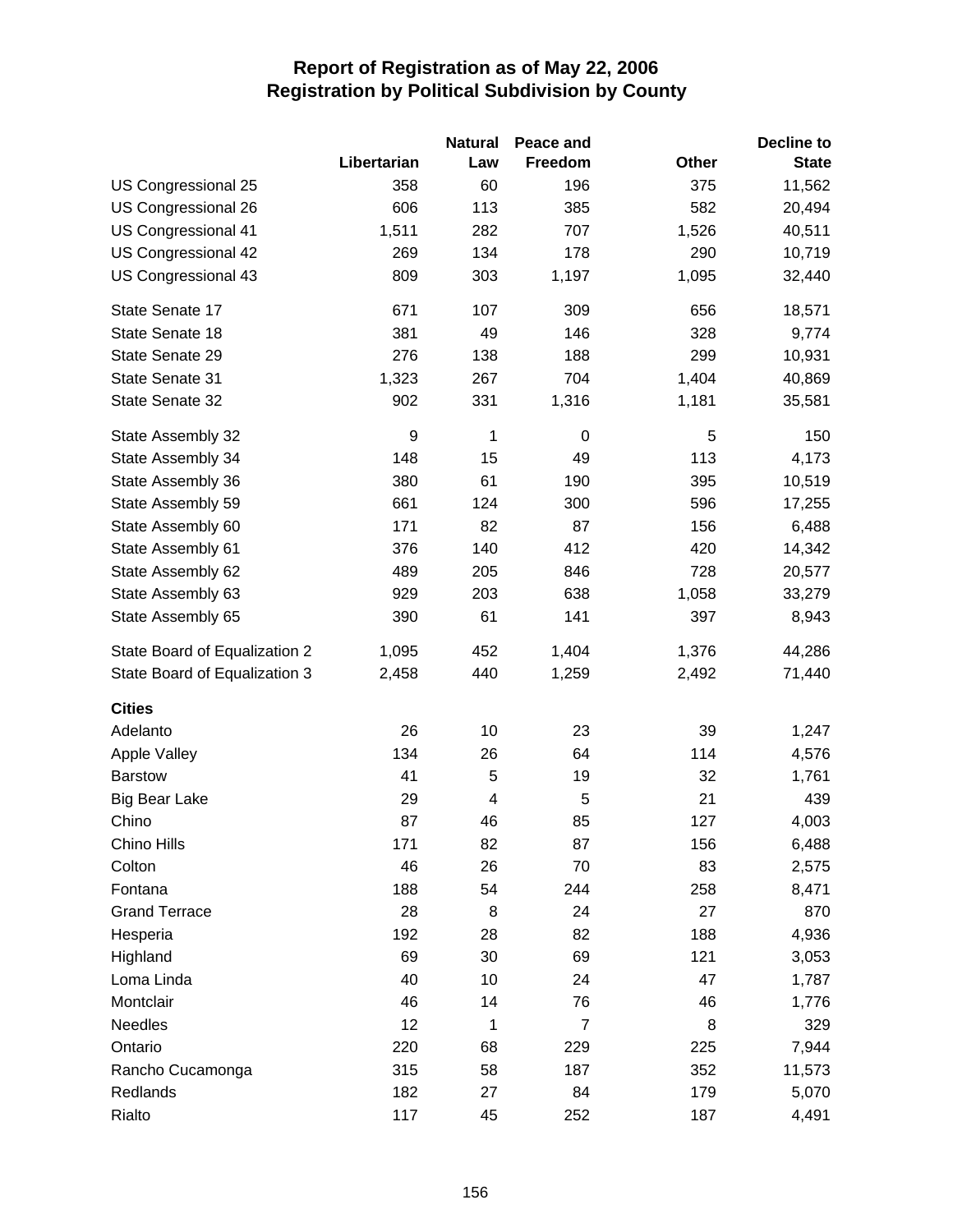# Report of Registration as of May 22, 2006
## Registration by Political Subdivision by County

| | Libertarian | Natural Law | Peace and Freedom | Other | Decline to State |
|---|---|---|---|---|---|
| US Congressional 25 | 358 | 60 | 196 | 375 | 11,562 |
| US Congressional 26 | 606 | 113 | 385 | 582 | 20,494 |
| US Congressional 41 | 1,511 | 282 | 707 | 1,526 | 40,511 |
| US Congressional 42 | 269 | 134 | 178 | 290 | 10,719 |
| US Congressional 43 | 809 | 303 | 1,197 | 1,095 | 32,440 |
| State Senate 17 | 671 | 107 | 309 | 656 | 18,571 |
| State Senate 18 | 381 | 49 | 146 | 328 | 9,774 |
| State Senate 29 | 276 | 138 | 188 | 299 | 10,931 |
| State Senate 31 | 1,323 | 267 | 704 | 1,404 | 40,869 |
| State Senate 32 | 902 | 331 | 1,316 | 1,181 | 35,581 |
| State Assembly 32 | 9 | 1 | 0 | 5 | 150 |
| State Assembly 34 | 148 | 15 | 49 | 113 | 4,173 |
| State Assembly 36 | 380 | 61 | 190 | 395 | 10,519 |
| State Assembly 59 | 661 | 124 | 300 | 596 | 17,255 |
| State Assembly 60 | 171 | 82 | 87 | 156 | 6,488 |
| State Assembly 61 | 376 | 140 | 412 | 420 | 14,342 |
| State Assembly 62 | 489 | 205 | 846 | 728 | 20,577 |
| State Assembly 63 | 929 | 203 | 638 | 1,058 | 33,279 |
| State Assembly 65 | 390 | 61 | 141 | 397 | 8,943 |
| State Board of Equalization 2 | 1,095 | 452 | 1,404 | 1,376 | 44,286 |
| State Board of Equalization 3 | 2,458 | 440 | 1,259 | 2,492 | 71,440 |
| **Cities** | | | | | |
| Adelanto | 26 | 10 | 23 | 39 | 1,247 |
| Apple Valley | 134 | 26 | 64 | 114 | 4,576 |
| Barstow | 41 | 5 | 19 | 32 | 1,761 |
| Big Bear Lake | 29 | 4 | 5 | 21 | 439 |
| Chino | 87 | 46 | 85 | 127 | 4,003 |
| Chino Hills | 171 | 82 | 87 | 156 | 6,488 |
| Colton | 46 | 26 | 70 | 83 | 2,575 |
| Fontana | 188 | 54 | 244 | 258 | 8,471 |
| Grand Terrace | 28 | 8 | 24 | 27 | 870 |
| Hesperia | 192 | 28 | 82 | 188 | 4,936 |
| Highland | 69 | 30 | 69 | 121 | 3,053 |
| Loma Linda | 40 | 10 | 24 | 47 | 1,787 |
| Montclair | 46 | 14 | 76 | 46 | 1,776 |
| Needles | 12 | 1 | 7 | 8 | 329 |
| Ontario | 220 | 68 | 229 | 225 | 7,944 |
| Rancho Cucamonga | 315 | 58 | 187 | 352 | 11,573 |
| Redlands | 182 | 27 | 84 | 179 | 5,070 |
| Rialto | 117 | 45 | 252 | 187 | 4,491 |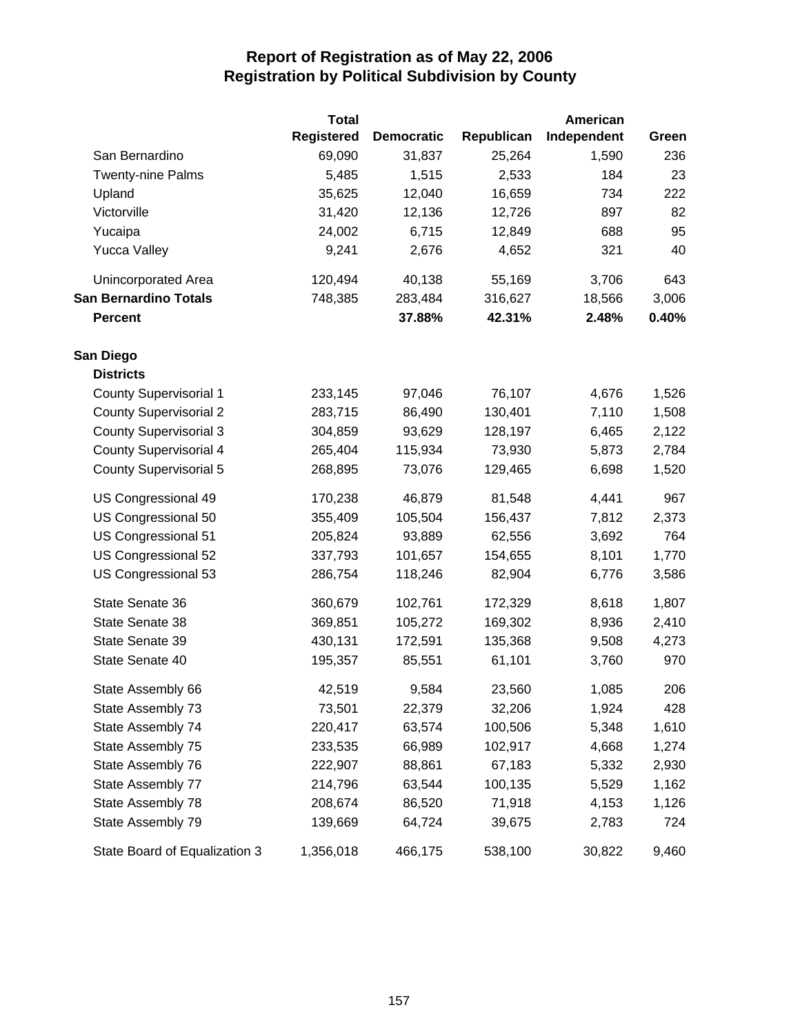# Report of Registration as of May 22, 2006
## Registration by Political Subdivision by County

| | Total Registered | Democratic | Republican | American Independent | Green |
|---|---|---|---|---|---|
| San Bernardino | 69,090 | 31,837 | 25,264 | 1,590 | 236 |
| Twenty-nine Palms | 5,485 | 1,515 | 2,533 | 184 | 23 |
| Upland | 35,625 | 12,040 | 16,659 | 734 | 222 |
| Victorville | 31,420 | 12,136 | 12,726 | 897 | 82 |
| Yucaipa | 24,002 | 6,715 | 12,849 | 688 | 95 |
| Yucca Valley | 9,241 | 2,676 | 4,652 | 321 | 40 |
| Unincorporated Area | 120,494 | 40,138 | 55,169 | 3,706 | 643 |
| **San Bernardino Totals** | 748,385 | 283,484 | 316,627 | 18,566 | 3,006 |
| **Percent** | | **37.88%** | **42.31%** | **2.48%** | **0.40%** |
| **San Diego** | | | | | |
| **Districts** | | | | | |
| County Supervisorial 1 | 233,145 | 97,046 | 76,107 | 4,676 | 1,526 |
| County Supervisorial 2 | 283,715 | 86,490 | 130,401 | 7,110 | 1,508 |
| County Supervisorial 3 | 304,859 | 93,629 | 128,197 | 6,465 | 2,122 |
| County Supervisorial 4 | 265,404 | 115,934 | 73,930 | 5,873 | 2,784 |
| County Supervisorial 5 | 268,895 | 73,076 | 129,465 | 6,698 | 1,520 |
| US Congressional 49 | 170,238 | 46,879 | 81,548 | 4,441 | 967 |
| US Congressional 50 | 355,409 | 105,504 | 156,437 | 7,812 | 2,373 |
| US Congressional 51 | 205,824 | 93,889 | 62,556 | 3,692 | 764 |
| US Congressional 52 | 337,793 | 101,657 | 154,655 | 8,101 | 1,770 |
| US Congressional 53 | 286,754 | 118,246 | 82,904 | 6,776 | 3,586 |
| State Senate 36 | 360,679 | 102,761 | 172,329 | 8,618 | 1,807 |
| State Senate 38 | 369,851 | 105,272 | 169,302 | 8,936 | 2,410 |
| State Senate 39 | 430,131 | 172,591 | 135,368 | 9,508 | 4,273 |
| State Senate 40 | 195,357 | 85,551 | 61,101 | 3,760 | 970 |
| State Assembly 66 | 42,519 | 9,584 | 23,560 | 1,085 | 206 |
| State Assembly 73 | 73,501 | 22,379 | 32,206 | 1,924 | 428 |
| State Assembly 74 | 220,417 | 63,574 | 100,506 | 5,348 | 1,610 |
| State Assembly 75 | 233,535 | 66,989 | 102,917 | 4,668 | 1,274 |
| State Assembly 76 | 222,907 | 88,861 | 67,183 | 5,332 | 2,930 |
| State Assembly 77 | 214,796 | 63,544 | 100,135 | 5,529 | 1,162 |
| State Assembly 78 | 208,674 | 86,520 | 71,918 | 4,153 | 1,126 |
| State Assembly 79 | 139,669 | 64,724 | 39,675 | 2,783 | 724 |
| State Board of Equalization 3 | 1,356,018 | 466,175 | 538,100 | 30,822 | 9,460 |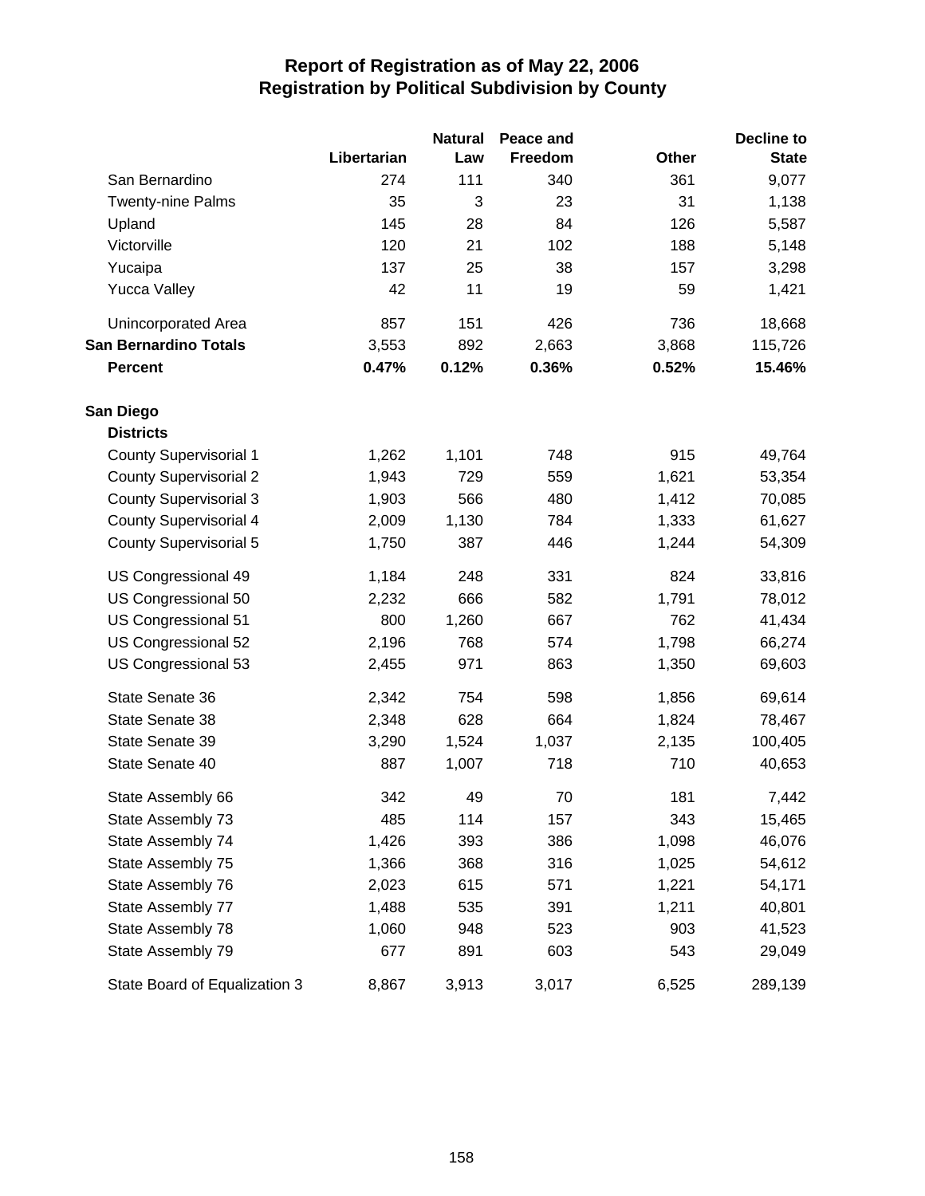# Report of Registration as of May 22, 2006
## Registration by Political Subdivision by County

| | Libertarian | Natural Law | Peace and Freedom | Other | Decline to State |
|---|---|---|---|---|---|
| San Bernardino | 274 | 111 | 340 | 361 | 9,077 |
| Twenty-nine Palms | 35 | 3 | 23 | 31 | 1,138 |
| Upland | 145 | 28 | 84 | 126 | 5,587 |
| Victorville | 120 | 21 | 102 | 188 | 5,148 |
| Yucaipa | 137 | 25 | 38 | 157 | 3,298 |
| Yucca Valley | 42 | 11 | 19 | 59 | 1,421 |
| Unincorporated Area | 857 | 151 | 426 | 736 | 18,668 |
| **San Bernardino Totals** | 3,553 | 892 | 2,663 | 3,868 | 115,726 |
| **Percent** | **0.47%** | **0.12%** | **0.36%** | **0.52%** | **15.46%** |
| **San Diego** | | | | | |
| **Districts** | | | | | |
| County Supervisorial 1 | 1,262 | 1,101 | 748 | 915 | 49,764 |
| County Supervisorial 2 | 1,943 | 729 | 559 | 1,621 | 53,354 |
| County Supervisorial 3 | 1,903 | 566 | 480 | 1,412 | 70,085 |
| County Supervisorial 4 | 2,009 | 1,130 | 784 | 1,333 | 61,627 |
| County Supervisorial 5 | 1,750 | 387 | 446 | 1,244 | 54,309 |
| US Congressional 49 | 1,184 | 248 | 331 | 824 | 33,816 |
| US Congressional 50 | 2,232 | 666 | 582 | 1,791 | 78,012 |
| US Congressional 51 | 800 | 1,260 | 667 | 762 | 41,434 |
| US Congressional 52 | 2,196 | 768 | 574 | 1,798 | 66,274 |
| US Congressional 53 | 2,455 | 971 | 863 | 1,350 | 69,603 |
| State Senate 36 | 2,342 | 754 | 598 | 1,856 | 69,614 |
| State Senate 38 | 2,348 | 628 | 664 | 1,824 | 78,467 |
| State Senate 39 | 3,290 | 1,524 | 1,037 | 2,135 | 100,405 |
| State Senate 40 | 887 | 1,007 | 718 | 710 | 40,653 |
| State Assembly 66 | 342 | 49 | 70 | 181 | 7,442 |
| State Assembly 73 | 485 | 114 | 157 | 343 | 15,465 |
| State Assembly 74 | 1,426 | 393 | 386 | 1,098 | 46,076 |
| State Assembly 75 | 1,366 | 368 | 316 | 1,025 | 54,612 |
| State Assembly 76 | 2,023 | 615 | 571 | 1,221 | 54,171 |
| State Assembly 77 | 1,488 | 535 | 391 | 1,211 | 40,801 |
| State Assembly 78 | 1,060 | 948 | 523 | 903 | 41,523 |
| State Assembly 79 | 677 | 891 | 603 | 543 | 29,049 |
| State Board of Equalization 3 | 8,867 | 3,913 | 3,017 | 6,525 | 289,139 |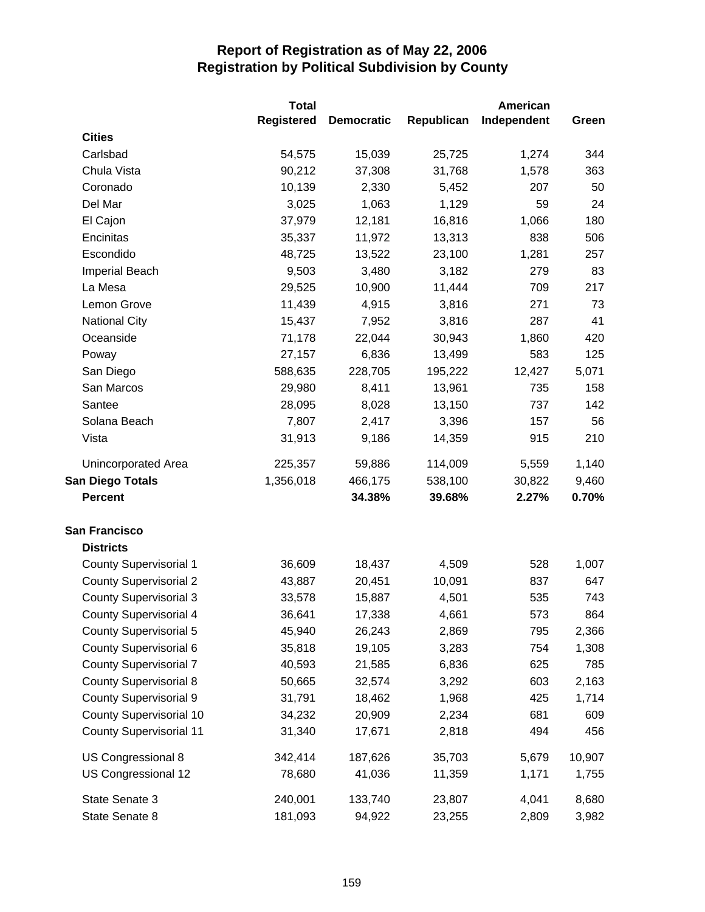# Report of Registration as of May 22, 2006
## Registration by Political Subdivision by County

| | Total Registered | Democratic | Republican | American Independent | Green |
|---|---|---|---|---|---|
| **Cities** | | | | | |
| Carlsbad | 54,575 | 15,039 | 25,725 | 1,274 | 344 |
| Chula Vista | 90,212 | 37,308 | 31,768 | 1,578 | 363 |
| Coronado | 10,139 | 2,330 | 5,452 | 207 | 50 |
| Del Mar | 3,025 | 1,063 | 1,129 | 59 | 24 |
| El Cajon | 37,979 | 12,181 | 16,816 | 1,066 | 180 |
| Encinitas | 35,337 | 11,972 | 13,313 | 838 | 506 |
| Escondido | 48,725 | 13,522 | 23,100 | 1,281 | 257 |
| Imperial Beach | 9,503 | 3,480 | 3,182 | 279 | 83 |
| La Mesa | 29,525 | 10,900 | 11,444 | 709 | 217 |
| Lemon Grove | 11,439 | 4,915 | 3,816 | 271 | 73 |
| National City | 15,437 | 7,952 | 3,816 | 287 | 41 |
| Oceanside | 71,178 | 22,044 | 30,943 | 1,860 | 420 |
| Poway | 27,157 | 6,836 | 13,499 | 583 | 125 |
| San Diego | 588,635 | 228,705 | 195,222 | 12,427 | 5,071 |
| San Marcos | 29,980 | 8,411 | 13,961 | 735 | 158 |
| Santee | 28,095 | 8,028 | 13,150 | 737 | 142 |
| Solana Beach | 7,807 | 2,417 | 3,396 | 157 | 56 |
| Vista | 31,913 | 9,186 | 14,359 | 915 | 210 |
| Unincorporated Area | 225,357 | 59,886 | 114,009 | 5,559 | 1,140 |
| **San Diego Totals** | 1,356,018 | 466,175 | 538,100 | 30,822 | 9,460 |
| **Percent** | | **34.38%** | **39.68%** | **2.27%** | **0.70%** |
| | | | | | |
| **San Francisco** | | | | | |
| **Districts** | | | | | |
| County Supervisorial 1 | 36,609 | 18,437 | 4,509 | 528 | 1,007 |
| County Supervisorial 2 | 43,887 | 20,451 | 10,091 | 837 | 647 |
| County Supervisorial 3 | 33,578 | 15,887 | 4,501 | 535 | 743 |
| County Supervisorial 4 | 36,641 | 17,338 | 4,661 | 573 | 864 |
| County Supervisorial 5 | 45,940 | 26,243 | 2,869 | 795 | 2,366 |
| County Supervisorial 6 | 35,818 | 19,105 | 3,283 | 754 | 1,308 |
| County Supervisorial 7 | 40,593 | 21,585 | 6,836 | 625 | 785 |
| County Supervisorial 8 | 50,665 | 32,574 | 3,292 | 603 | 2,163 |
| County Supervisorial 9 | 31,791 | 18,462 | 1,968 | 425 | 1,714 |
| County Supervisorial 10 | 34,232 | 20,909 | 2,234 | 681 | 609 |
| County Supervisorial 11 | 31,340 | 17,671 | 2,818 | 494 | 456 |
| US Congressional 8 | 342,414 | 187,626 | 35,703 | 5,679 | 10,907 |
| US Congressional 12 | 78,680 | 41,036 | 11,359 | 1,171 | 1,755 |
| State Senate 3 | 240,001 | 133,740 | 23,807 | 4,041 | 8,680 |
| State Senate 8 | 181,093 | 94,922 | 23,255 | 2,809 | 3,982 |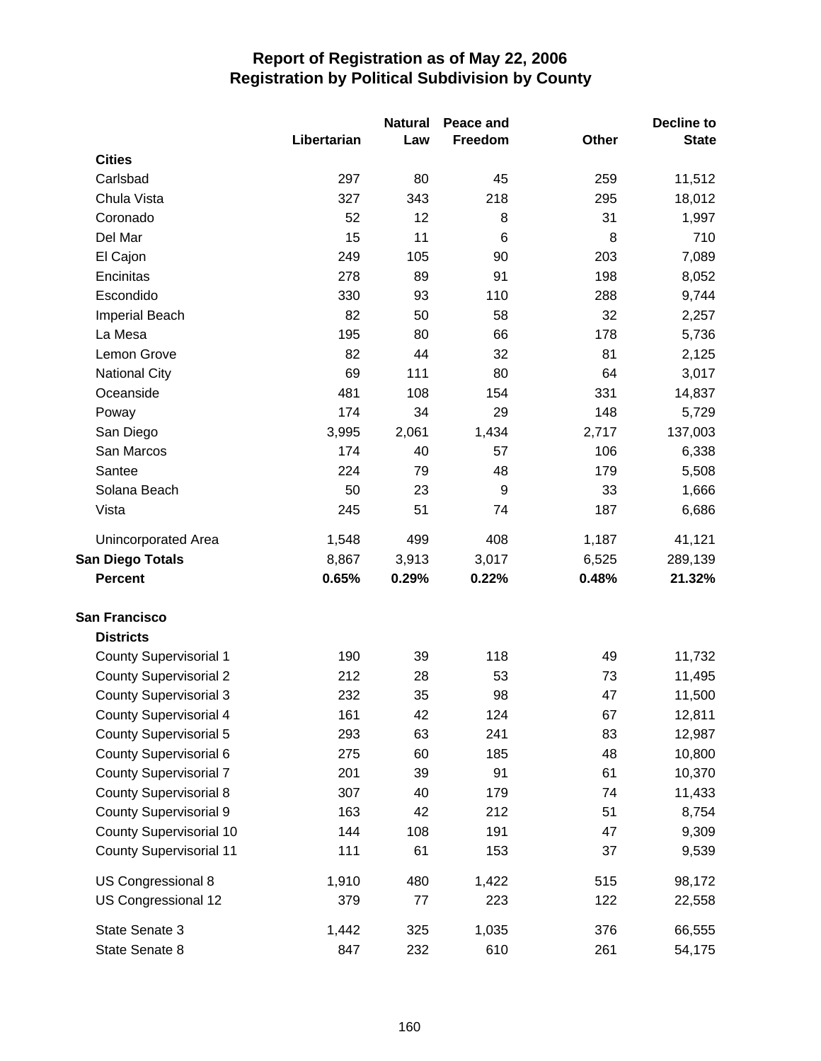# Report of Registration as of May 22, 2006
## Registration by Political Subdivision by County

| | Libertarian | Natural Law | Peace and Freedom | Other | Decline to State |
|---|---|---|---|---|---|
| **Cities** | | | | | |
| Carlsbad | 297 | 80 | 45 | 259 | 11,512 |
| Chula Vista | 327 | 343 | 218 | 295 | 18,012 |
| Coronado | 52 | 12 | 8 | 31 | 1,997 |
| Del Mar | 15 | 11 | 6 | 8 | 710 |
| El Cajon | 249 | 105 | 90 | 203 | 7,089 |
| Encinitas | 278 | 89 | 91 | 198 | 8,052 |
| Escondido | 330 | 93 | 110 | 288 | 9,744 |
| Imperial Beach | 82 | 50 | 58 | 32 | 2,257 |
| La Mesa | 195 | 80 | 66 | 178 | 5,736 |
| Lemon Grove | 82 | 44 | 32 | 81 | 2,125 |
| National City | 69 | 111 | 80 | 64 | 3,017 |
| Oceanside | 481 | 108 | 154 | 331 | 14,837 |
| Poway | 174 | 34 | 29 | 148 | 5,729 |
| San Diego | 3,995 | 2,061 | 1,434 | 2,717 | 137,003 |
| San Marcos | 174 | 40 | 57 | 106 | 6,338 |
| Santee | 224 | 79 | 48 | 179 | 5,508 |
| Solana Beach | 50 | 23 | 9 | 33 | 1,666 |
| Vista | 245 | 51 | 74 | 187 | 6,686 |
| Unincorporated Area | 1,548 | 499 | 408 | 1,187 | 41,121 |
| **San Diego Totals** | 8,867 | 3,913 | 3,017 | 6,525 | 289,139 |
| **Percent** | **0.65%** | **0.29%** | **0.22%** | **0.48%** | **21.32%** |
| **San Francisco** | | | | | |
| **Districts** | | | | | |
| County Supervisorial 1 | 190 | 39 | 118 | 49 | 11,732 |
| County Supervisorial 2 | 212 | 28 | 53 | 73 | 11,495 |
| County Supervisorial 3 | 232 | 35 | 98 | 47 | 11,500 |
| County Supervisorial 4 | 161 | 42 | 124 | 67 | 12,811 |
| County Supervisorial 5 | 293 | 63 | 241 | 83 | 12,987 |
| County Supervisorial 6 | 275 | 60 | 185 | 48 | 10,800 |
| County Supervisorial 7 | 201 | 39 | 91 | 61 | 10,370 |
| County Supervisorial 8 | 307 | 40 | 179 | 74 | 11,433 |
| County Supervisorial 9 | 163 | 42 | 212 | 51 | 8,754 |
| County Supervisorial 10 | 144 | 108 | 191 | 47 | 9,309 |
| County Supervisorial 11 | 111 | 61 | 153 | 37 | 9,539 |
| US Congressional 8 | 1,910 | 480 | 1,422 | 515 | 98,172 |
| US Congressional 12 | 379 | 77 | 223 | 122 | 22,558 |
| State Senate 3 | 1,442 | 325 | 1,035 | 376 | 66,555 |
| State Senate 8 | 847 | 232 | 610 | 261 | 54,175 |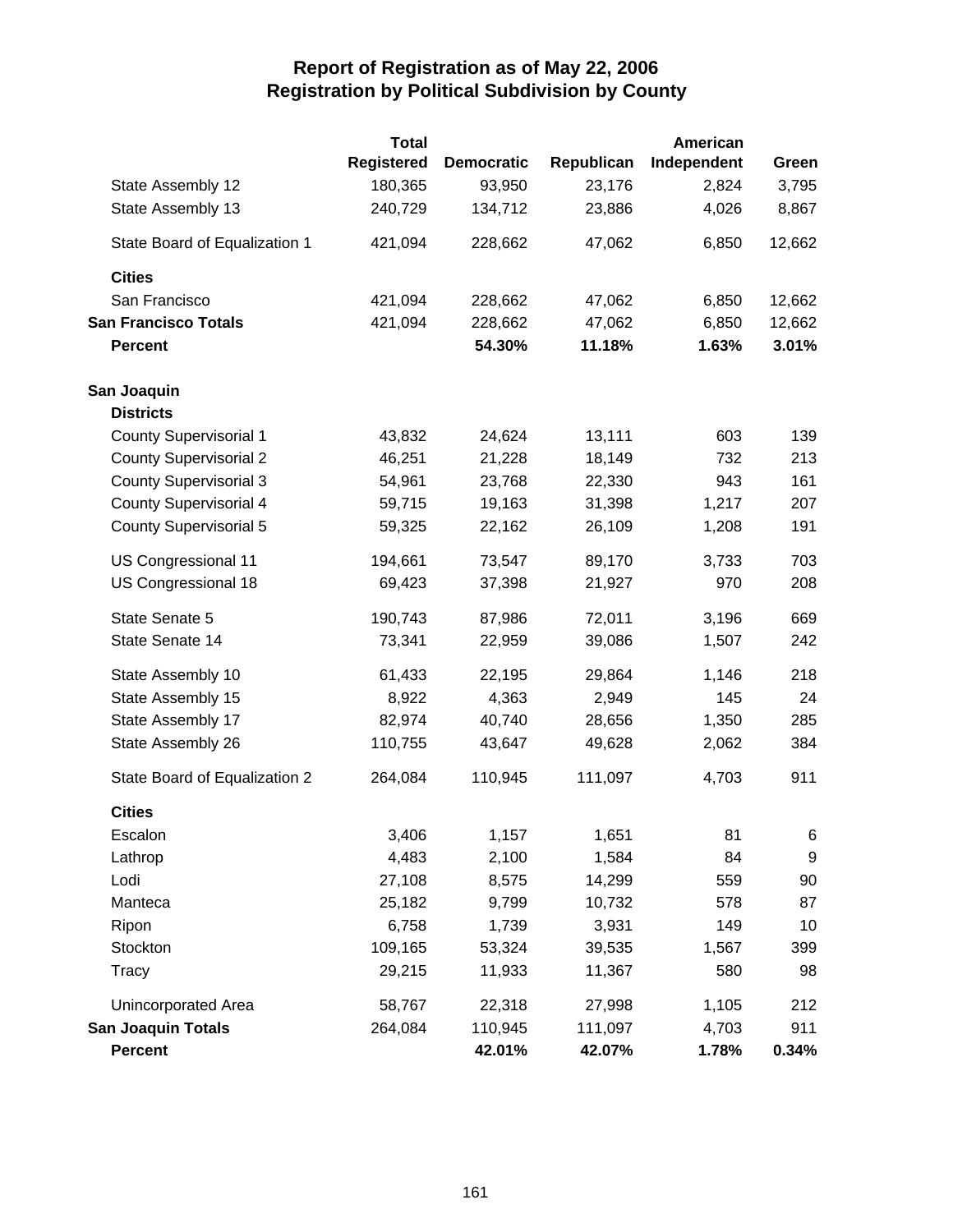# Report of Registration as of May 22, 2006
## Registration by Political Subdivision by County

| | Total Registered | Democratic | Republican | American Independent | Green |
|---|---|---|---|---|---|
| State Assembly 12 | 180,365 | 93,950 | 23,176 | 2,824 | 3,795 |
| State Assembly 13 | 240,729 | 134,712 | 23,886 | 4,026 | 8,867 |
| State Board of Equalization 1 | 421,094 | 228,662 | 47,062 | 6,850 | 12,662 |
| **Cities** | | | | | |
| San Francisco | 421,094 | 228,662 | 47,062 | 6,850 | 12,662 |
| **San Francisco Totals** | 421,094 | 228,662 | 47,062 | 6,850 | 12,662 |
| **Percent** | | **54.30%** | **11.18%** | **1.63%** | **3.01%** |
| **San Joaquin** | | | | | |
| **Districts** | | | | | |
| County Supervisorial 1 | 43,832 | 24,624 | 13,111 | 603 | 139 |
| County Supervisorial 2 | 46,251 | 21,228 | 18,149 | 732 | 213 |
| County Supervisorial 3 | 54,961 | 23,768 | 22,330 | 943 | 161 |
| County Supervisorial 4 | 59,715 | 19,163 | 31,398 | 1,217 | 207 |
| County Supervisorial 5 | 59,325 | 22,162 | 26,109 | 1,208 | 191 |
| US Congressional 11 | 194,661 | 73,547 | 89,170 | 3,733 | 703 |
| US Congressional 18 | 69,423 | 37,398 | 21,927 | 970 | 208 |
| State Senate 5 | 190,743 | 87,986 | 72,011 | 3,196 | 669 |
| State Senate 14 | 73,341 | 22,959 | 39,086 | 1,507 | 242 |
| State Assembly 10 | 61,433 | 22,195 | 29,864 | 1,146 | 218 |
| State Assembly 15 | 8,922 | 4,363 | 2,949 | 145 | 24 |
| State Assembly 17 | 82,974 | 40,740 | 28,656 | 1,350 | 285 |
| State Assembly 26 | 110,755 | 43,647 | 49,628 | 2,062 | 384 |
| State Board of Equalization 2 | 264,084 | 110,945 | 111,097 | 4,703 | 911 |
| **Cities** | | | | | |
| Escalon | 3,406 | 1,157 | 1,651 | 81 | 6 |
| Lathrop | 4,483 | 2,100 | 1,584 | 84 | 9 |
| Lodi | 27,108 | 8,575 | 14,299 | 559 | 90 |
| Manteca | 25,182 | 9,799 | 10,732 | 578 | 87 |
| Ripon | 6,758 | 1,739 | 3,931 | 149 | 10 |
| Stockton | 109,165 | 53,324 | 39,535 | 1,567 | 399 |
| Tracy | 29,215 | 11,933 | 11,367 | 580 | 98 |
| Unincorporated Area | 58,767 | 22,318 | 27,998 | 1,105 | 212 |
| **San Joaquin Totals** | 264,084 | 110,945 | 111,097 | 4,703 | 911 |
| **Percent** | | **42.01%** | **42.07%** | **1.78%** | **0.34%** |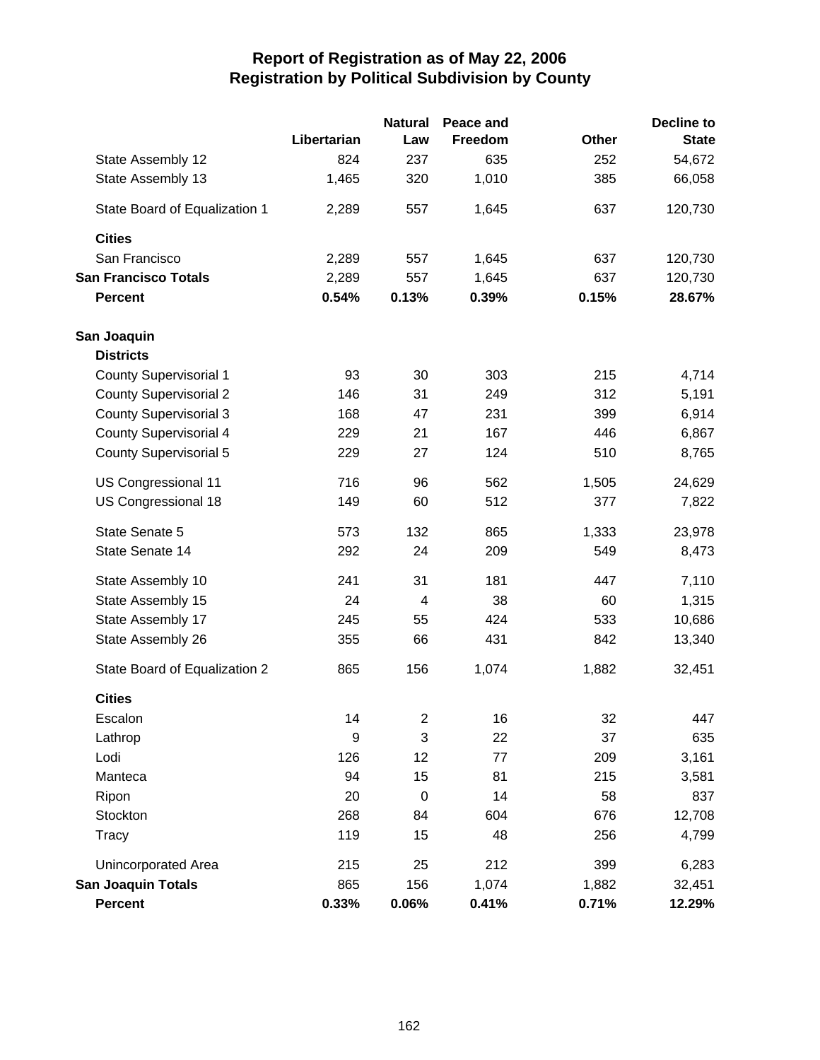# Report of Registration as of May 22, 2006
## Registration by Political Subdivision by County

| | Libertarian | Natural Law | Peace and Freedom | Other | Decline to State |
|---|---|---|---|---|---|
| State Assembly 12 | 824 | 237 | 635 | 252 | 54,672 |
| State Assembly 13 | 1,465 | 320 | 1,010 | 385 | 66,058 |
| State Board of Equalization 1 | 2,289 | 557 | 1,645 | 637 | 120,730 |
| **Cities** | | | | | |
| San Francisco | 2,289 | 557 | 1,645 | 637 | 120,730 |
| **San Francisco Totals** | 2,289 | 557 | 1,645 | 637 | 120,730 |
| **Percent** | **0.54%** | **0.13%** | **0.39%** | **0.15%** | **28.67%** |
| **San Joaquin** | | | | | |
| **Districts** | | | | | |
| County Supervisorial 1 | 93 | 30 | 303 | 215 | 4,714 |
| County Supervisorial 2 | 146 | 31 | 249 | 312 | 5,191 |
| County Supervisorial 3 | 168 | 47 | 231 | 399 | 6,914 |
| County Supervisorial 4 | 229 | 21 | 167 | 446 | 6,867 |
| County Supervisorial 5 | 229 | 27 | 124 | 510 | 8,765 |
| US Congressional 11 | 716 | 96 | 562 | 1,505 | 24,629 |
| US Congressional 18 | 149 | 60 | 512 | 377 | 7,822 |
| State Senate 5 | 573 | 132 | 865 | 1,333 | 23,978 |
| State Senate 14 | 292 | 24 | 209 | 549 | 8,473 |
| State Assembly 10 | 241 | 31 | 181 | 447 | 7,110 |
| State Assembly 15 | 24 | 4 | 38 | 60 | 1,315 |
| State Assembly 17 | 245 | 55 | 424 | 533 | 10,686 |
| State Assembly 26 | 355 | 66 | 431 | 842 | 13,340 |
| State Board of Equalization 2 | 865 | 156 | 1,074 | 1,882 | 32,451 |
| **Cities** | | | | | |
| Escalon | 14 | 2 | 16 | 32 | 447 |
| Lathrop | 9 | 3 | 22 | 37 | 635 |
| Lodi | 126 | 12 | 77 | 209 | 3,161 |
| Manteca | 94 | 15 | 81 | 215 | 3,581 |
| Ripon | 20 | 0 | 14 | 58 | 837 |
| Stockton | 268 | 84 | 604 | 676 | 12,708 |
| Tracy | 119 | 15 | 48 | 256 | 4,799 |
| Unincorporated Area | 215 | 25 | 212 | 399 | 6,283 |
| **San Joaquin Totals** | 865 | 156 | 1,074 | 1,882 | 32,451 |
| **Percent** | **0.33%** | **0.06%** | **0.41%** | **0.71%** | **12.29%** |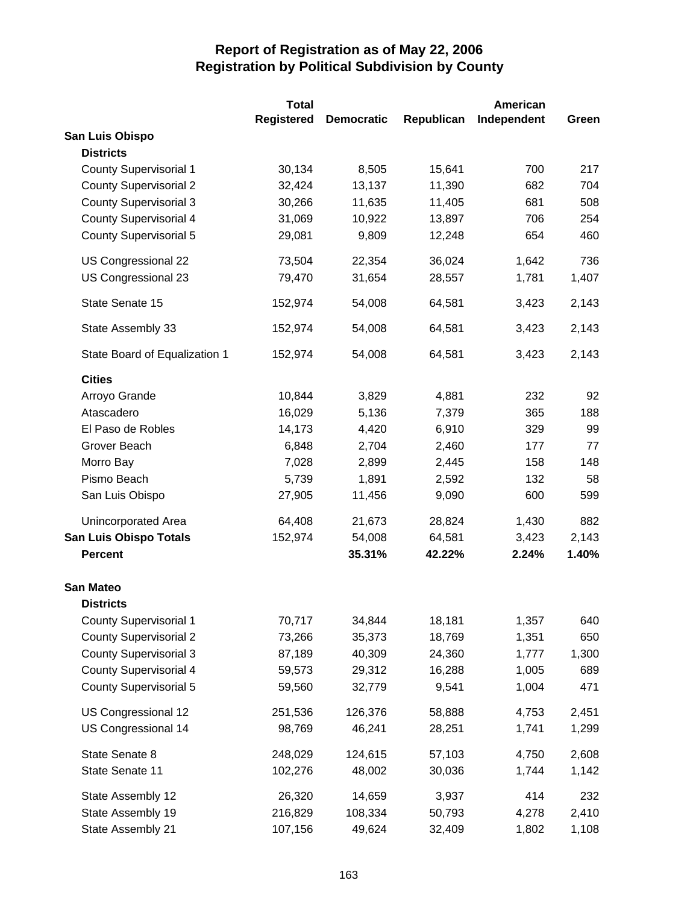# Report of Registration as of May 22, 2006
## Registration by Political Subdivision by County

| | Total Registered | Democratic | Republican | American Independent | Green |
|---|---|---|---|---|---|
| **San Luis Obispo** | | | | | |
| **Districts** | | | | | |
| County Supervisorial 1 | 30,134 | 8,505 | 15,641 | 700 | 217 |
| County Supervisorial 2 | 32,424 | 13,137 | 11,390 | 682 | 704 |
| County Supervisorial 3 | 30,266 | 11,635 | 11,405 | 681 | 508 |
| County Supervisorial 4 | 31,069 | 10,922 | 13,897 | 706 | 254 |
| County Supervisorial 5 | 29,081 | 9,809 | 12,248 | 654 | 460 |
| US Congressional 22 | 73,504 | 22,354 | 36,024 | 1,642 | 736 |
| US Congressional 23 | 79,470 | 31,654 | 28,557 | 1,781 | 1,407 |
| State Senate 15 | 152,974 | 54,008 | 64,581 | 3,423 | 2,143 |
| State Assembly 33 | 152,974 | 54,008 | 64,581 | 3,423 | 2,143 |
| State Board of Equalization 1 | 152,974 | 54,008 | 64,581 | 3,423 | 2,143 |
| **Cities** | | | | | |
| Arroyo Grande | 10,844 | 3,829 | 4,881 | 232 | 92 |
| Atascadero | 16,029 | 5,136 | 7,379 | 365 | 188 |
| El Paso de Robles | 14,173 | 4,420 | 6,910 | 329 | 99 |
| Grover Beach | 6,848 | 2,704 | 2,460 | 177 | 77 |
| Morro Bay | 7,028 | 2,899 | 2,445 | 158 | 148 |
| Pismo Beach | 5,739 | 1,891 | 2,592 | 132 | 58 |
| San Luis Obispo | 27,905 | 11,456 | 9,090 | 600 | 599 |
| Unincorporated Area | 64,408 | 21,673 | 28,824 | 1,430 | 882 |
| **San Luis Obispo Totals** | 152,974 | 54,008 | 64,581 | 3,423 | 2,143 |
| **Percent** | | **35.31%** | **42.22%** | **2.24%** | **1.40%** |
| **San Mateo** | | | | | |
| **Districts** | | | | | |
| County Supervisorial 1 | 70,717 | 34,844 | 18,181 | 1,357 | 640 |
| County Supervisorial 2 | 73,266 | 35,373 | 18,769 | 1,351 | 650 |
| County Supervisorial 3 | 87,189 | 40,309 | 24,360 | 1,777 | 1,300 |
| County Supervisorial 4 | 59,573 | 29,312 | 16,288 | 1,005 | 689 |
| County Supervisorial 5 | 59,560 | 32,779 | 9,541 | 1,004 | 471 |
| US Congressional 12 | 251,536 | 126,376 | 58,888 | 4,753 | 2,451 |
| US Congressional 14 | 98,769 | 46,241 | 28,251 | 1,741 | 1,299 |
| State Senate 8 | 248,029 | 124,615 | 57,103 | 4,750 | 2,608 |
| State Senate 11 | 102,276 | 48,002 | 30,036 | 1,744 | 1,142 |
| State Assembly 12 | 26,320 | 14,659 | 3,937 | 414 | 232 |
| State Assembly 19 | 216,829 | 108,334 | 50,793 | 4,278 | 2,410 |
| State Assembly 21 | 107,156 | 49,624 | 32,409 | 1,802 | 1,108 |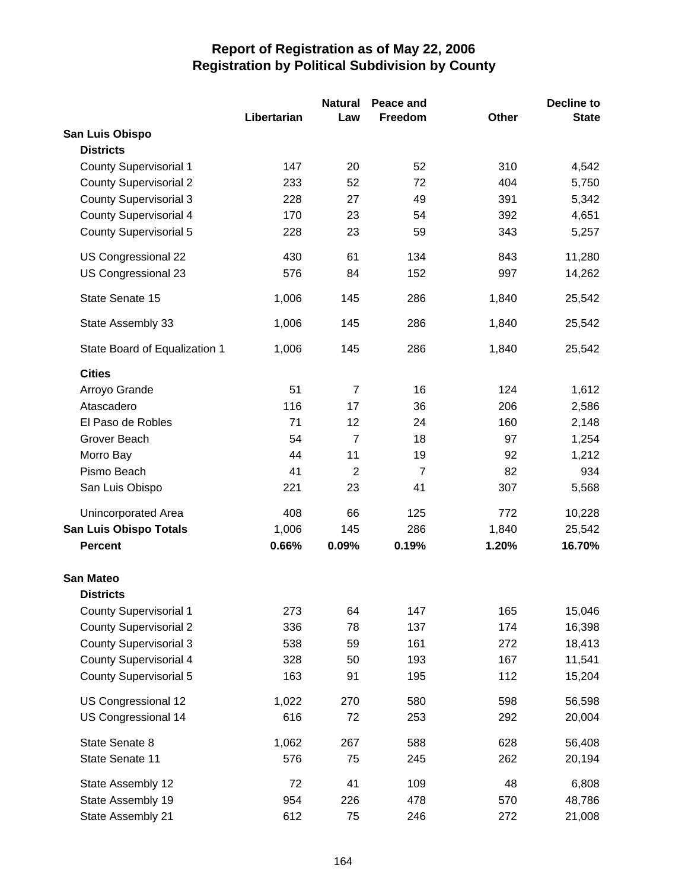# Report of Registration as of May 22, 2006
## Registration by Political Subdivision by County

| | Libertarian | Natural Law | Peace and Freedom | Other | Decline to State |
|---|---|---|---|---|---|
| **San Luis Obispo** | | | | | |
| **Districts** | | | | | |
| County Supervisorial 1 | 147 | 20 | 52 | 310 | 4,542 |
| County Supervisorial 2 | 233 | 52 | 72 | 404 | 5,750 |
| County Supervisorial 3 | 228 | 27 | 49 | 391 | 5,342 |
| County Supervisorial 4 | 170 | 23 | 54 | 392 | 4,651 |
| County Supervisorial 5 | 228 | 23 | 59 | 343 | 5,257 |
| US Congressional 22 | 430 | 61 | 134 | 843 | 11,280 |
| US Congressional 23 | 576 | 84 | 152 | 997 | 14,262 |
| State Senate 15 | 1,006 | 145 | 286 | 1,840 | 25,542 |
| State Assembly 33 | 1,006 | 145 | 286 | 1,840 | 25,542 |
| State Board of Equalization 1 | 1,006 | 145 | 286 | 1,840 | 25,542 |
| **Cities** | | | | | |
| Arroyo Grande | 51 | 7 | 16 | 124 | 1,612 |
| Atascadero | 116 | 17 | 36 | 206 | 2,586 |
| El Paso de Robles | 71 | 12 | 24 | 160 | 2,148 |
| Grover Beach | 54 | 7 | 18 | 97 | 1,254 |
| Morro Bay | 44 | 11 | 19 | 92 | 1,212 |
| Pismo Beach | 41 | 2 | 7 | 82 | 934 |
| San Luis Obispo | 221 | 23 | 41 | 307 | 5,568 |
| Unincorporated Area | 408 | 66 | 125 | 772 | 10,228 |
| **San Luis Obispo Totals** | 1,006 | 145 | 286 | 1,840 | 25,542 |
| **Percent** | **0.66%** | **0.09%** | **0.19%** | **1.20%** | **16.70%** |
| **San Mateo** | | | | | |
| **Districts** | | | | | |
| County Supervisorial 1 | 273 | 64 | 147 | 165 | 15,046 |
| County Supervisorial 2 | 336 | 78 | 137 | 174 | 16,398 |
| County Supervisorial 3 | 538 | 59 | 161 | 272 | 18,413 |
| County Supervisorial 4 | 328 | 50 | 193 | 167 | 11,541 |
| County Supervisorial 5 | 163 | 91 | 195 | 112 | 15,204 |
| US Congressional 12 | 1,022 | 270 | 580 | 598 | 56,598 |
| US Congressional 14 | 616 | 72 | 253 | 292 | 20,004 |
| State Senate 8 | 1,062 | 267 | 588 | 628 | 56,408 |
| State Senate 11 | 576 | 75 | 245 | 262 | 20,194 |
| State Assembly 12 | 72 | 41 | 109 | 48 | 6,808 |
| State Assembly 19 | 954 | 226 | 478 | 570 | 48,786 |
| State Assembly 21 | 612 | 75 | 246 | 272 | 21,008 |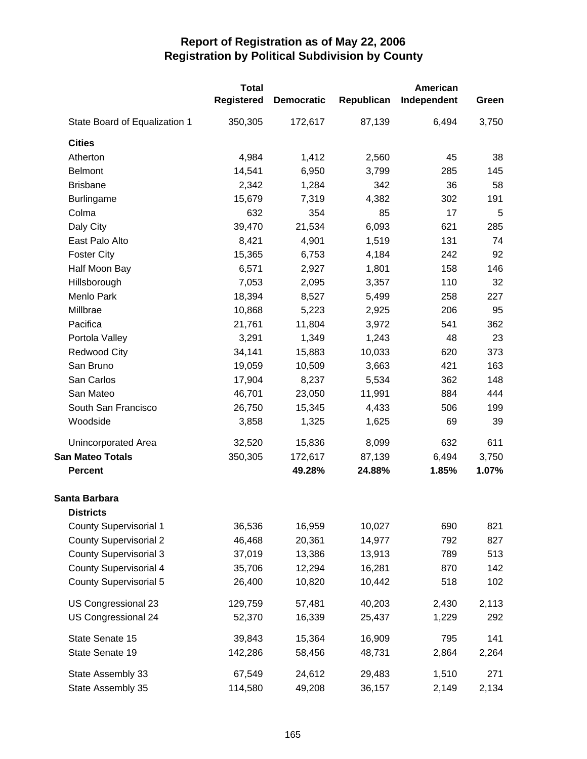# Report of Registration as of May 22, 2006
## Registration by Political Subdivision by County

| | Total Registered | Democratic | Republican | American Independent | Green |
|---|---|---|---|---|---|
| State Board of Equalization 1 | 350,305 | 172,617 | 87,139 | 6,494 | 3,750 |
| **Cities** | | | | | |
| Atherton | 4,984 | 1,412 | 2,560 | 45 | 38 |
| Belmont | 14,541 | 6,950 | 3,799 | 285 | 145 |
| Brisbane | 2,342 | 1,284 | 342 | 36 | 58 |
| Burlingame | 15,679 | 7,319 | 4,382 | 302 | 191 |
| Colma | 632 | 354 | 85 | 17 | 5 |
| Daly City | 39,470 | 21,534 | 6,093 | 621 | 285 |
| East Palo Alto | 8,421 | 4,901 | 1,519 | 131 | 74 |
| Foster City | 15,365 | 6,753 | 4,184 | 242 | 92 |
| Half Moon Bay | 6,571 | 2,927 | 1,801 | 158 | 146 |
| Hillsborough | 7,053 | 2,095 | 3,357 | 110 | 32 |
| Menlo Park | 18,394 | 8,527 | 5,499 | 258 | 227 |
| Millbrae | 10,868 | 5,223 | 2,925 | 206 | 95 |
| Pacifica | 21,761 | 11,804 | 3,972 | 541 | 362 |
| Portola Valley | 3,291 | 1,349 | 1,243 | 48 | 23 |
| Redwood City | 34,141 | 15,883 | 10,033 | 620 | 373 |
| San Bruno | 19,059 | 10,509 | 3,663 | 421 | 163 |
| San Carlos | 17,904 | 8,237 | 5,534 | 362 | 148 |
| San Mateo | 46,701 | 23,050 | 11,991 | 884 | 444 |
| South San Francisco | 26,750 | 15,345 | 4,433 | 506 | 199 |
| Woodside | 3,858 | 1,325 | 1,625 | 69 | 39 |
| Unincorporated Area | 32,520 | 15,836 | 8,099 | 632 | 611 |
| **San Mateo Totals** | 350,305 | 172,617 | 87,139 | 6,494 | 3,750 |
| **Percent** | | **49.28%** | **24.88%** | **1.85%** | **1.07%** |
| **Santa Barbara** | | | | | |
| **Districts** | | | | | |
| County Supervisorial 1 | 36,536 | 16,959 | 10,027 | 690 | 821 |
| County Supervisorial 2 | 46,468 | 20,361 | 14,977 | 792 | 827 |
| County Supervisorial 3 | 37,019 | 13,386 | 13,913 | 789 | 513 |
| County Supervisorial 4 | 35,706 | 12,294 | 16,281 | 870 | 142 |
| County Supervisorial 5 | 26,400 | 10,820 | 10,442 | 518 | 102 |
| US Congressional 23 | 129,759 | 57,481 | 40,203 | 2,430 | 2,113 |
| US Congressional 24 | 52,370 | 16,339 | 25,437 | 1,229 | 292 |
| State Senate 15 | 39,843 | 15,364 | 16,909 | 795 | 141 |
| State Senate 19 | 142,286 | 58,456 | 48,731 | 2,864 | 2,264 |
| State Assembly 33 | 67,549 | 24,612 | 29,483 | 1,510 | 271 |
| State Assembly 35 | 114,580 | 49,208 | 36,157 | 2,149 | 2,134 |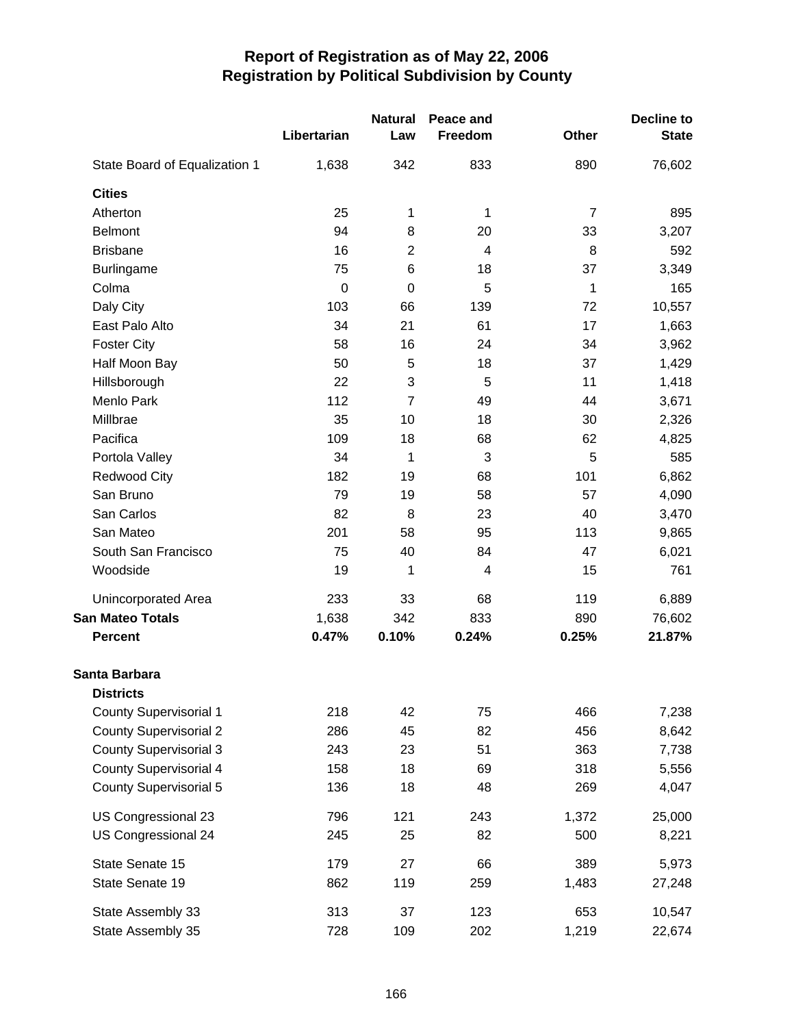# Report of Registration as of May 22, 2006
## Registration by Political Subdivision by County

| | Libertarian | Natural Law | Peace and Freedom | Other | Decline to State |
|---|---|---|---|---|---|
| State Board of Equalization 1 | 1,638 | 342 | 833 | 890 | 76,602 |
| **Cities** | | | | | |
| Atherton | 25 | 1 | 1 | 7 | 895 |
| Belmont | 94 | 8 | 20 | 33 | 3,207 |
| Brisbane | 16 | 2 | 4 | 8 | 592 |
| Burlingame | 75 | 6 | 18 | 37 | 3,349 |
| Colma | 0 | 0 | 5 | 1 | 165 |
| Daly City | 103 | 66 | 139 | 72 | 10,557 |
| East Palo Alto | 34 | 21 | 61 | 17 | 1,663 |
| Foster City | 58 | 16 | 24 | 34 | 3,962 |
| Half Moon Bay | 50 | 5 | 18 | 37 | 1,429 |
| Hillsborough | 22 | 3 | 5 | 11 | 1,418 |
| Menlo Park | 112 | 7 | 49 | 44 | 3,671 |
| Millbrae | 35 | 10 | 18 | 30 | 2,326 |
| Pacifica | 109 | 18 | 68 | 62 | 4,825 |
| Portola Valley | 34 | 1 | 3 | 5 | 585 |
| Redwood City | 182 | 19 | 68 | 101 | 6,862 |
| San Bruno | 79 | 19 | 58 | 57 | 4,090 |
| San Carlos | 82 | 8 | 23 | 40 | 3,470 |
| San Mateo | 201 | 58 | 95 | 113 | 9,865 |
| South San Francisco | 75 | 40 | 84 | 47 | 6,021 |
| Woodside | 19 | 1 | 4 | 15 | 761 |
| Unincorporated Area | 233 | 33 | 68 | 119 | 6,889 |
| **San Mateo Totals** | 1,638 | 342 | 833 | 890 | 76,602 |
| **Percent** | **0.47%** | **0.10%** | **0.24%** | **0.25%** | **21.87%** |
| **Santa Barbara** | | | | | |
| **Districts** | | | | | |
| County Supervisorial 1 | 218 | 42 | 75 | 466 | 7,238 |
| County Supervisorial 2 | 286 | 45 | 82 | 456 | 8,642 |
| County Supervisorial 3 | 243 | 23 | 51 | 363 | 7,738 |
| County Supervisorial 4 | 158 | 18 | 69 | 318 | 5,556 |
| County Supervisorial 5 | 136 | 18 | 48 | 269 | 4,047 |
| US Congressional 23 | 796 | 121 | 243 | 1,372 | 25,000 |
| US Congressional 24 | 245 | 25 | 82 | 500 | 8,221 |
| State Senate 15 | 179 | 27 | 66 | 389 | 5,973 |
| State Senate 19 | 862 | 119 | 259 | 1,483 | 27,248 |
| State Assembly 33 | 313 | 37 | 123 | 653 | 10,547 |
| State Assembly 35 | 728 | 109 | 202 | 1,219 | 22,674 |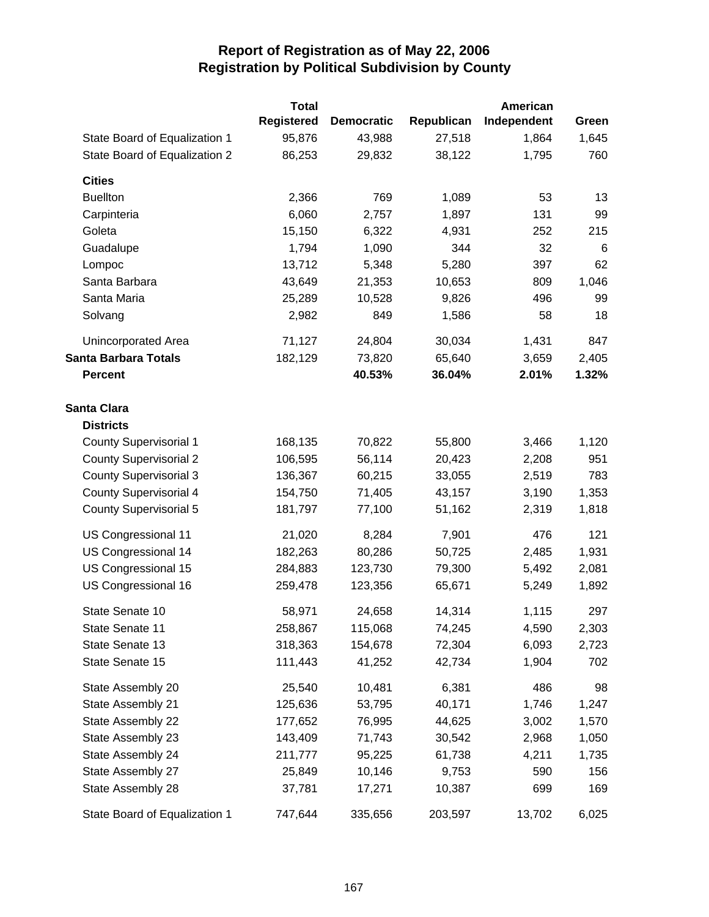# Report of Registration as of May 22, 2006
## Registration by Political Subdivision by County

| | Total Registered | Democratic | Republican | American Independent | Green |
|---|---|---|---|---|---|
| State Board of Equalization 1 | 95,876 | 43,988 | 27,518 | 1,864 | 1,645 |
| State Board of Equalization 2 | 86,253 | 29,832 | 38,122 | 1,795 | 760 |
| **Cities** | | | | | |
| Buellton | 2,366 | 769 | 1,089 | 53 | 13 |
| Carpinteria | 6,060 | 2,757 | 1,897 | 131 | 99 |
| Goleta | 15,150 | 6,322 | 4,931 | 252 | 215 |
| Guadalupe | 1,794 | 1,090 | 344 | 32 | 6 |
| Lompoc | 13,712 | 5,348 | 5,280 | 397 | 62 |
| Santa Barbara | 43,649 | 21,353 | 10,653 | 809 | 1,046 |
| Santa Maria | 25,289 | 10,528 | 9,826 | 496 | 99 |
| Solvang | 2,982 | 849 | 1,586 | 58 | 18 |
| Unincorporated Area | 71,127 | 24,804 | 30,034 | 1,431 | 847 |
| **Santa Barbara Totals** | 182,129 | 73,820 | 65,640 | 3,659 | 2,405 |
| **Percent** | | **40.53%** | **36.04%** | **2.01%** | **1.32%** |
| **Santa Clara** | | | | | |
| **Districts** | | | | | |
| County Supervisorial 1 | 168,135 | 70,822 | 55,800 | 3,466 | 1,120 |
| County Supervisorial 2 | 106,595 | 56,114 | 20,423 | 2,208 | 951 |
| County Supervisorial 3 | 136,367 | 60,215 | 33,055 | 2,519 | 783 |
| County Supervisorial 4 | 154,750 | 71,405 | 43,157 | 3,190 | 1,353 |
| County Supervisorial 5 | 181,797 | 77,100 | 51,162 | 2,319 | 1,818 |
| US Congressional 11 | 21,020 | 8,284 | 7,901 | 476 | 121 |
| US Congressional 14 | 182,263 | 80,286 | 50,725 | 2,485 | 1,931 |
| US Congressional 15 | 284,883 | 123,730 | 79,300 | 5,492 | 2,081 |
| US Congressional 16 | 259,478 | 123,356 | 65,671 | 5,249 | 1,892 |
| State Senate 10 | 58,971 | 24,658 | 14,314 | 1,115 | 297 |
| State Senate 11 | 258,867 | 115,068 | 74,245 | 4,590 | 2,303 |
| State Senate 13 | 318,363 | 154,678 | 72,304 | 6,093 | 2,723 |
| State Senate 15 | 111,443 | 41,252 | 42,734 | 1,904 | 702 |
| State Assembly 20 | 25,540 | 10,481 | 6,381 | 486 | 98 |
| State Assembly 21 | 125,636 | 53,795 | 40,171 | 1,746 | 1,247 |
| State Assembly 22 | 177,652 | 76,995 | 44,625 | 3,002 | 1,570 |
| State Assembly 23 | 143,409 | 71,743 | 30,542 | 2,968 | 1,050 |
| State Assembly 24 | 211,777 | 95,225 | 61,738 | 4,211 | 1,735 |
| State Assembly 27 | 25,849 | 10,146 | 9,753 | 590 | 156 |
| State Assembly 28 | 37,781 | 17,271 | 10,387 | 699 | 169 |
| State Board of Equalization 1 | 747,644 | 335,656 | 203,597 | 13,702 | 6,025 |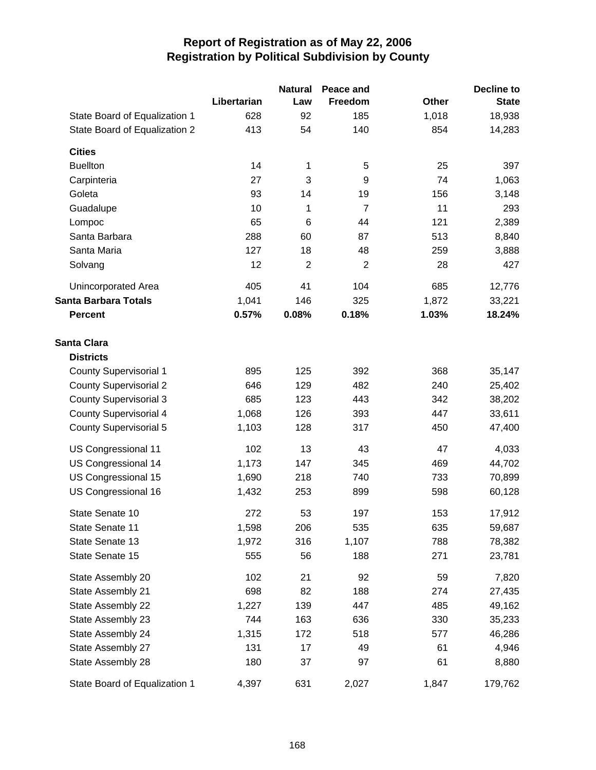# Report of Registration as of May 22, 2006
## Registration by Political Subdivision by County

| | Libertarian | Natural Law | Peace and Freedom | Other | Decline to State |
|---|---|---|---|---|---|
| State Board of Equalization 1 | 628 | 92 | 185 | 1,018 | 18,938 |
| State Board of Equalization 2 | 413 | 54 | 140 | 854 | 14,283 |
| **Cities** | | | | | |
| Buellton | 14 | 1 | 5 | 25 | 397 |
| Carpinteria | 27 | 3 | 9 | 74 | 1,063 |
| Goleta | 93 | 14 | 19 | 156 | 3,148 |
| Guadalupe | 10 | 1 | 7 | 11 | 293 |
| Lompoc | 65 | 6 | 44 | 121 | 2,389 |
| Santa Barbara | 288 | 60 | 87 | 513 | 8,840 |
| Santa Maria | 127 | 18 | 48 | 259 | 3,888 |
| Solvang | 12 | 2 | 2 | 28 | 427 |
| Unincorporated Area | 405 | 41 | 104 | 685 | 12,776 |
| **Santa Barbara Totals** | 1,041 | 146 | 325 | 1,872 | 33,221 |
| **Percent** | **0.57%** | **0.08%** | **0.18%** | **1.03%** | **18.24%** |
| **Santa Clara** | | | | | |
| **Districts** | | | | | |
| County Supervisorial 1 | 895 | 125 | 392 | 368 | 35,147 |
| County Supervisorial 2 | 646 | 129 | 482 | 240 | 25,402 |
| County Supervisorial 3 | 685 | 123 | 443 | 342 | 38,202 |
| County Supervisorial 4 | 1,068 | 126 | 393 | 447 | 33,611 |
| County Supervisorial 5 | 1,103 | 128 | 317 | 450 | 47,400 |
| US Congressional 11 | 102 | 13 | 43 | 47 | 4,033 |
| US Congressional 14 | 1,173 | 147 | 345 | 469 | 44,702 |
| US Congressional 15 | 1,690 | 218 | 740 | 733 | 70,899 |
| US Congressional 16 | 1,432 | 253 | 899 | 598 | 60,128 |
| State Senate 10 | 272 | 53 | 197 | 153 | 17,912 |
| State Senate 11 | 1,598 | 206 | 535 | 635 | 59,687 |
| State Senate 13 | 1,972 | 316 | 1,107 | 788 | 78,382 |
| State Senate 15 | 555 | 56 | 188 | 271 | 23,781 |
| State Assembly 20 | 102 | 21 | 92 | 59 | 7,820 |
| State Assembly 21 | 698 | 82 | 188 | 274 | 27,435 |
| State Assembly 22 | 1,227 | 139 | 447 | 485 | 49,162 |
| State Assembly 23 | 744 | 163 | 636 | 330 | 35,233 |
| State Assembly 24 | 1,315 | 172 | 518 | 577 | 46,286 |
| State Assembly 27 | 131 | 17 | 49 | 61 | 4,946 |
| State Assembly 28 | 180 | 37 | 97 | 61 | 8,880 |
| State Board of Equalization 1 | 4,397 | 631 | 2,027 | 1,847 | 179,762 |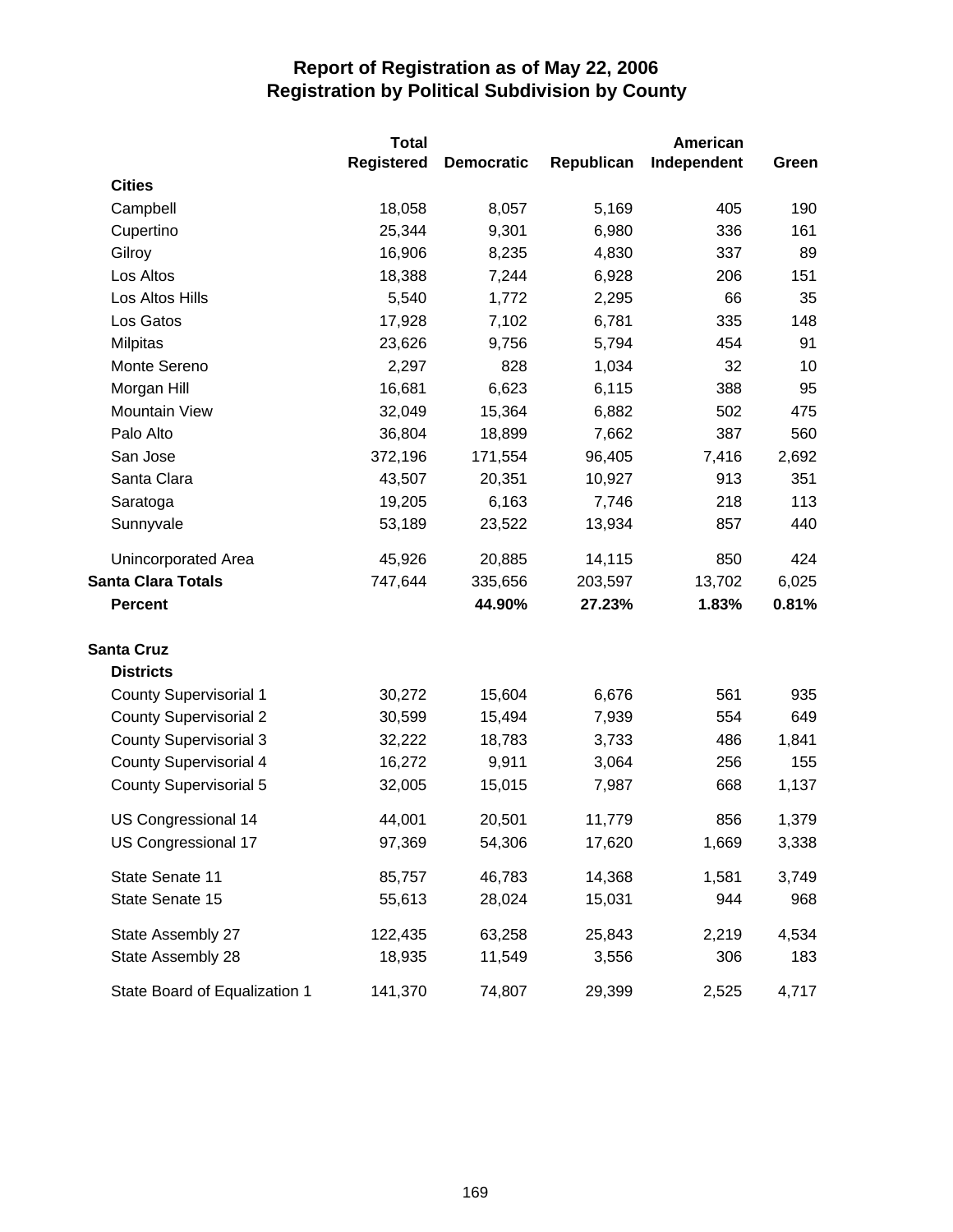# Report of Registration as of May 22, 2006
## Registration by Political Subdivision by County

| | Total Registered | Democratic | Republican | American Independent | Green |
|---|---|---|---|---|---|
| **Cities** | | | | | |
| Campbell | 18,058 | 8,057 | 5,169 | 405 | 190 |
| Cupertino | 25,344 | 9,301 | 6,980 | 336 | 161 |
| Gilroy | 16,906 | 8,235 | 4,830 | 337 | 89 |
| Los Altos | 18,388 | 7,244 | 6,928 | 206 | 151 |
| Los Altos Hills | 5,540 | 1,772 | 2,295 | 66 | 35 |
| Los Gatos | 17,928 | 7,102 | 6,781 | 335 | 148 |
| Milpitas | 23,626 | 9,756 | 5,794 | 454 | 91 |
| Monte Sereno | 2,297 | 828 | 1,034 | 32 | 10 |
| Morgan Hill | 16,681 | 6,623 | 6,115 | 388 | 95 |
| Mountain View | 32,049 | 15,364 | 6,882 | 502 | 475 |
| Palo Alto | 36,804 | 18,899 | 7,662 | 387 | 560 |
| San Jose | 372,196 | 171,554 | 96,405 | 7,416 | 2,692 |
| Santa Clara | 43,507 | 20,351 | 10,927 | 913 | 351 |
| Saratoga | 19,205 | 6,163 | 7,746 | 218 | 113 |
| Sunnyvale | 53,189 | 23,522 | 13,934 | 857 | 440 |
| Unincorporated Area | 45,926 | 20,885 | 14,115 | 850 | 424 |
| **Santa Clara Totals** | 747,644 | 335,656 | 203,597 | 13,702 | 6,025 |
| **Percent** | | **44.90%** | **27.23%** | **1.83%** | **0.81%** |
| **Santa Cruz** | | | | | |
| **Districts** | | | | | |
| County Supervisorial 1 | 30,272 | 15,604 | 6,676 | 561 | 935 |
| County Supervisorial 2 | 30,599 | 15,494 | 7,939 | 554 | 649 |
| County Supervisorial 3 | 32,222 | 18,783 | 3,733 | 486 | 1,841 |
| County Supervisorial 4 | 16,272 | 9,911 | 3,064 | 256 | 155 |
| County Supervisorial 5 | 32,005 | 15,015 | 7,987 | 668 | 1,137 |
| US Congressional 14 | 44,001 | 20,501 | 11,779 | 856 | 1,379 |
| US Congressional 17 | 97,369 | 54,306 | 17,620 | 1,669 | 3,338 |
| State Senate 11 | 85,757 | 46,783 | 14,368 | 1,581 | 3,749 |
| State Senate 15 | 55,613 | 28,024 | 15,031 | 944 | 968 |
| State Assembly 27 | 122,435 | 63,258 | 25,843 | 2,219 | 4,534 |
| State Assembly 28 | 18,935 | 11,549 | 3,556 | 306 | 183 |
| State Board of Equalization 1 | 141,370 | 74,807 | 29,399 | 2,525 | 4,717 |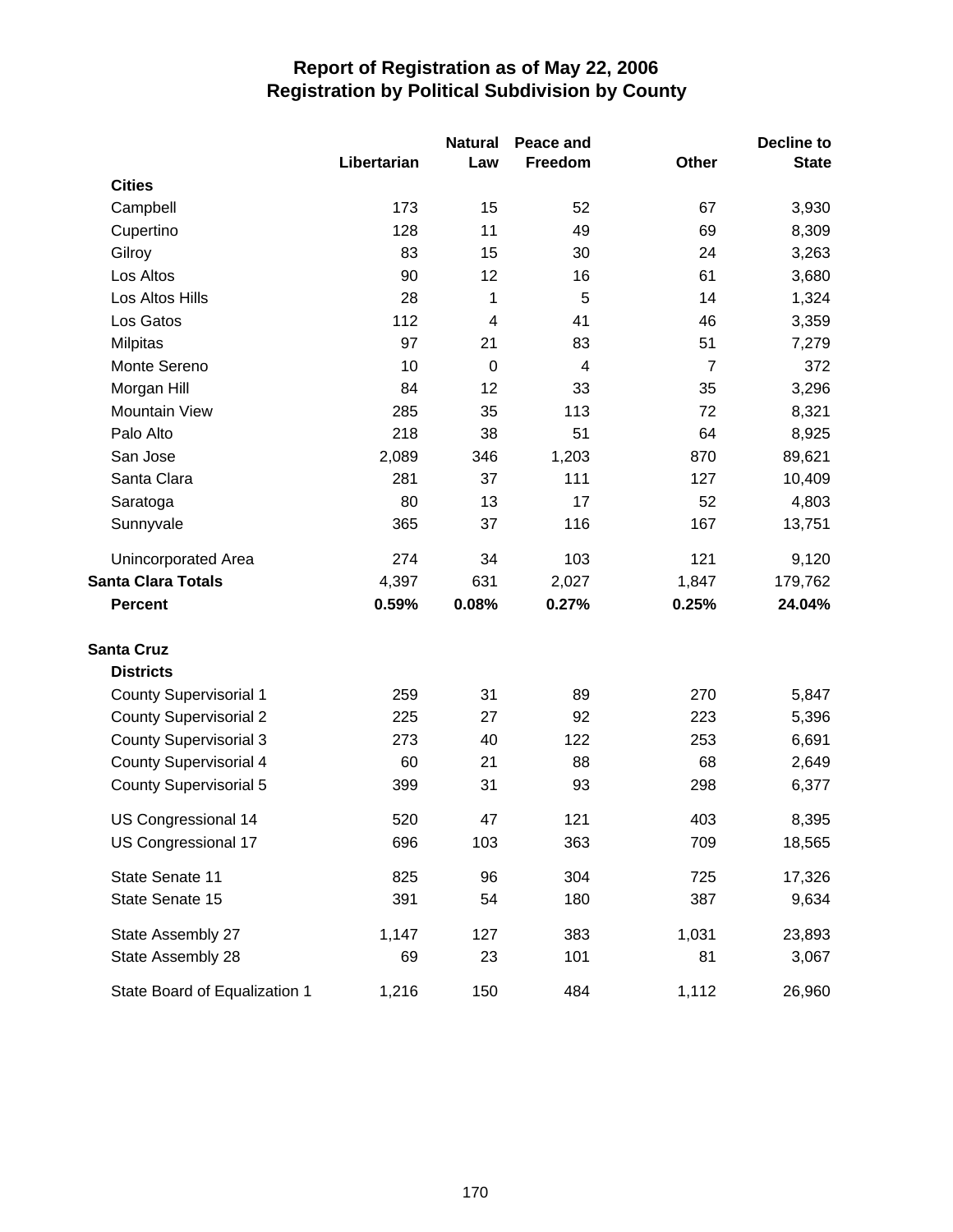# Report of Registration as of May 22, 2006
## Registration by Political Subdivision by County

| | Libertarian | Natural Law | Peace and Freedom | Other | Decline to State |
|---|---|---|---|---|---|
| **Cities** | | | | | |
| Campbell | 173 | 15 | 52 | 67 | 3,930 |
| Cupertino | 128 | 11 | 49 | 69 | 8,309 |
| Gilroy | 83 | 15 | 30 | 24 | 3,263 |
| Los Altos | 90 | 12 | 16 | 61 | 3,680 |
| Los Altos Hills | 28 | 1 | 5 | 14 | 1,324 |
| Los Gatos | 112 | 4 | 41 | 46 | 3,359 |
| Milpitas | 97 | 21 | 83 | 51 | 7,279 |
| Monte Sereno | 10 | 0 | 4 | 7 | 372 |
| Morgan Hill | 84 | 12 | 33 | 35 | 3,296 |
| Mountain View | 285 | 35 | 113 | 72 | 8,321 |
| Palo Alto | 218 | 38 | 51 | 64 | 8,925 |
| San Jose | 2,089 | 346 | 1,203 | 870 | 89,621 |
| Santa Clara | 281 | 37 | 111 | 127 | 10,409 |
| Saratoga | 80 | 13 | 17 | 52 | 4,803 |
| Sunnyvale | 365 | 37 | 116 | 167 | 13,751 |
| Unincorporated Area | 274 | 34 | 103 | 121 | 9,120 |
| **Santa Clara Totals** | 4,397 | 631 | 2,027 | 1,847 | 179,762 |
| **Percent** | **0.59%** | **0.08%** | **0.27%** | **0.25%** | **24.04%** |
| **Santa Cruz** | | | | | |
| **Districts** | | | | | |
| County Supervisorial 1 | 259 | 31 | 89 | 270 | 5,847 |
| County Supervisorial 2 | 225 | 27 | 92 | 223 | 5,396 |
| County Supervisorial 3 | 273 | 40 | 122 | 253 | 6,691 |
| County Supervisorial 4 | 60 | 21 | 88 | 68 | 2,649 |
| County Supervisorial 5 | 399 | 31 | 93 | 298 | 6,377 |
| US Congressional 14 | 520 | 47 | 121 | 403 | 8,395 |
| US Congressional 17 | 696 | 103 | 363 | 709 | 18,565 |
| State Senate 11 | 825 | 96 | 304 | 725 | 17,326 |
| State Senate 15 | 391 | 54 | 180 | 387 | 9,634 |
| State Assembly 27 | 1,147 | 127 | 383 | 1,031 | 23,893 |
| State Assembly 28 | 69 | 23 | 101 | 81 | 3,067 |
| State Board of Equalization 1 | 1,216 | 150 | 484 | 1,112 | 26,960 |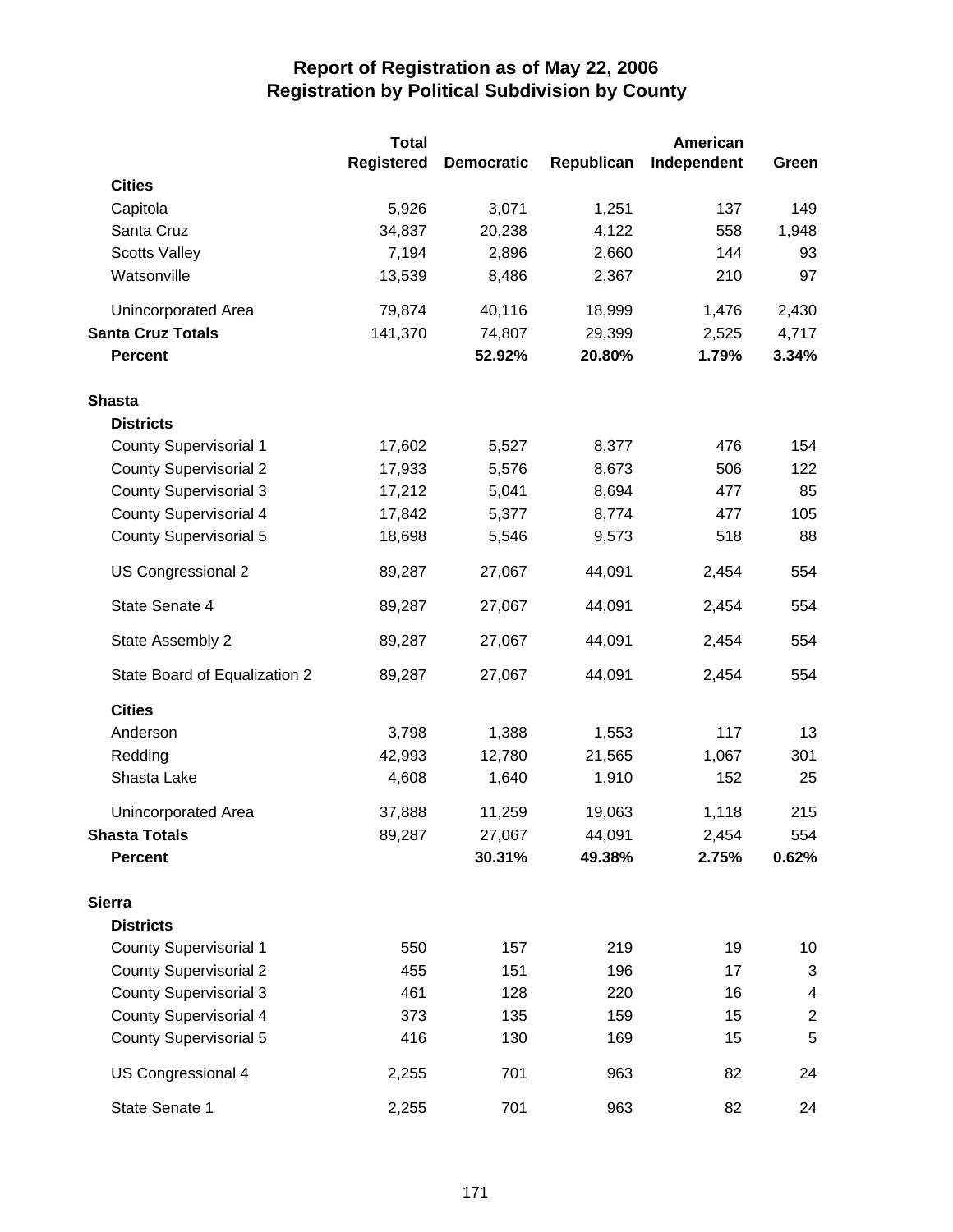# Report of Registration as of May 22, 2006
## Registration by Political Subdivision by County

| | Total Registered | Democratic | Republican | American Independent | Green |
|---|---|---|---|---|---|
| **Cities** | | | | | |
| Capitola | 5,926 | 3,071 | 1,251 | 137 | 149 |
| Santa Cruz | 34,837 | 20,238 | 4,122 | 558 | 1,948 |
| Scotts Valley | 7,194 | 2,896 | 2,660 | 144 | 93 |
| Watsonville | 13,539 | 8,486 | 2,367 | 210 | 97 |
| Unincorporated Area | 79,874 | 40,116 | 18,999 | 1,476 | 2,430 |
| **Santa Cruz Totals** | 141,370 | 74,807 | 29,399 | 2,525 | 4,717 |
| **Percent** | | **52.92%** | **20.80%** | **1.79%** | **3.34%** |
| **Shasta** | | | | | |
| **Districts** | | | | | |
| County Supervisorial 1 | 17,602 | 5,527 | 8,377 | 476 | 154 |
| County Supervisorial 2 | 17,933 | 5,576 | 8,673 | 506 | 122 |
| County Supervisorial 3 | 17,212 | 5,041 | 8,694 | 477 | 85 |
| County Supervisorial 4 | 17,842 | 5,377 | 8,774 | 477 | 105 |
| County Supervisorial 5 | 18,698 | 5,546 | 9,573 | 518 | 88 |
| US Congressional 2 | 89,287 | 27,067 | 44,091 | 2,454 | 554 |
| State Senate 4 | 89,287 | 27,067 | 44,091 | 2,454 | 554 |
| State Assembly 2 | 89,287 | 27,067 | 44,091 | 2,454 | 554 |
| State Board of Equalization 2 | 89,287 | 27,067 | 44,091 | 2,454 | 554 |
| **Cities** | | | | | |
| Anderson | 3,798 | 1,388 | 1,553 | 117 | 13 |
| Redding | 42,993 | 12,780 | 21,565 | 1,067 | 301 |
| Shasta Lake | 4,608 | 1,640 | 1,910 | 152 | 25 |
| Unincorporated Area | 37,888 | 11,259 | 19,063 | 1,118 | 215 |
| **Shasta Totals** | 89,287 | 27,067 | 44,091 | 2,454 | 554 |
| **Percent** | | **30.31%** | **49.38%** | **2.75%** | **0.62%** |
| **Sierra** | | | | | |
| **Districts** | | | | | |
| County Supervisorial 1 | 550 | 157 | 219 | 19 | 10 |
| County Supervisorial 2 | 455 | 151 | 196 | 17 | 3 |
| County Supervisorial 3 | 461 | 128 | 220 | 16 | 4 |
| County Supervisorial 4 | 373 | 135 | 159 | 15 | 2 |
| County Supervisorial 5 | 416 | 130 | 169 | 15 | 5 |
| US Congressional 4 | 2,255 | 701 | 963 | 82 | 24 |
| State Senate 1 | 2,255 | 701 | 963 | 82 | 24 |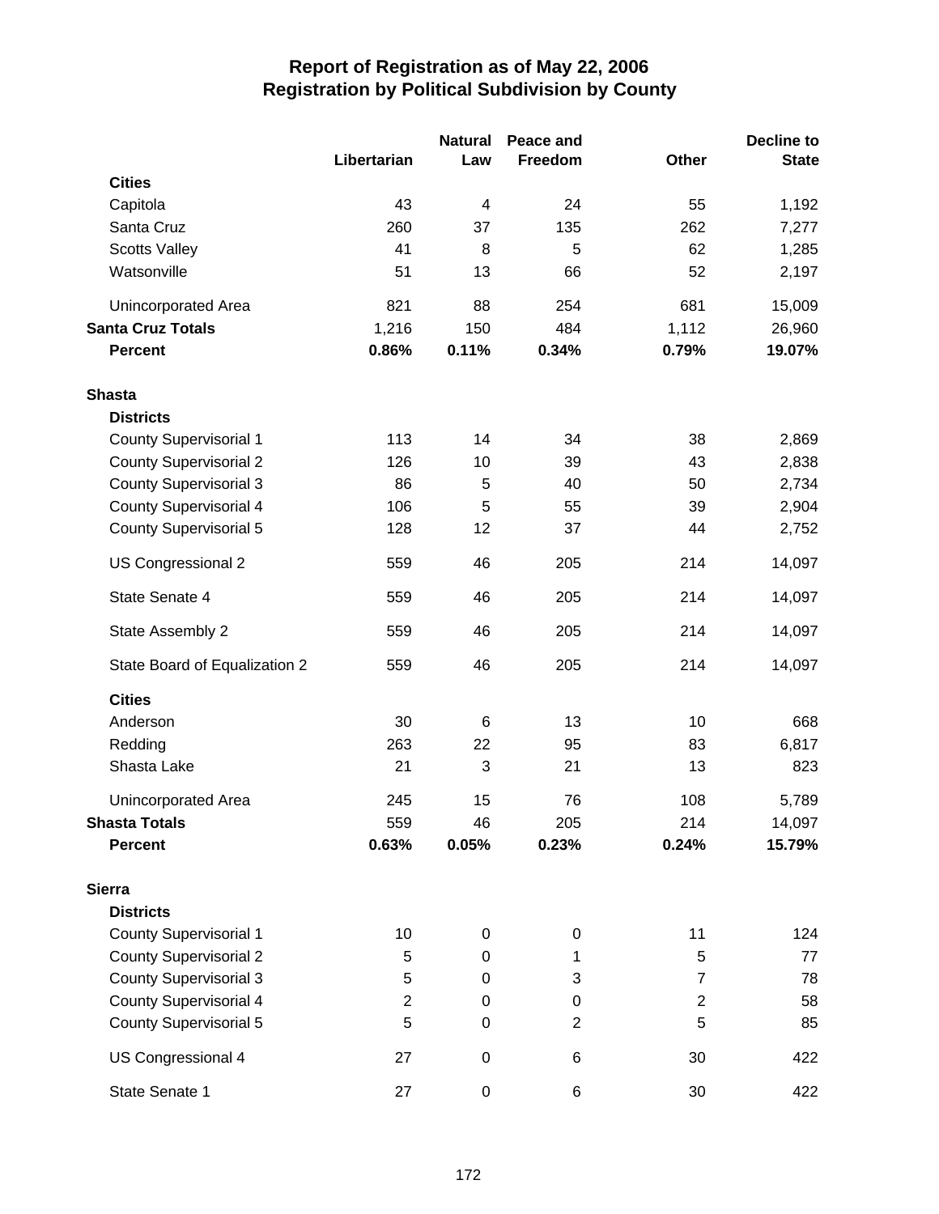# Report of Registration as of May 22, 2006
## Registration by Political Subdivision by County

| | Libertarian | Natural Law | Peace and Freedom | Other | Decline to State |
|---|---|---|---|---|---|
| **Cities** | | | | | |
| Capitola | 43 | 4 | 24 | 55 | 1,192 |
| Santa Cruz | 260 | 37 | 135 | 262 | 7,277 |
| Scotts Valley | 41 | 8 | 5 | 62 | 1,285 |
| Watsonville | 51 | 13 | 66 | 52 | 2,197 |
| Unincorporated Area | 821 | 88 | 254 | 681 | 15,009 |
| **Santa Cruz Totals** | 1,216 | 150 | 484 | 1,112 | 26,960 |
| **Percent** | **0.86%** | **0.11%** | **0.34%** | **0.79%** | **19.07%** |
| **Shasta** | | | | | |
| **Districts** | | | | | |
| County Supervisorial 1 | 113 | 14 | 34 | 38 | 2,869 |
| County Supervisorial 2 | 126 | 10 | 39 | 43 | 2,838 |
| County Supervisorial 3 | 86 | 5 | 40 | 50 | 2,734 |
| County Supervisorial 4 | 106 | 5 | 55 | 39 | 2,904 |
| County Supervisorial 5 | 128 | 12 | 37 | 44 | 2,752 |
| US Congressional 2 | 559 | 46 | 205 | 214 | 14,097 |
| State Senate 4 | 559 | 46 | 205 | 214 | 14,097 |
| State Assembly 2 | 559 | 46 | 205 | 214 | 14,097 |
| State Board of Equalization 2 | 559 | 46 | 205 | 214 | 14,097 |
| **Cities** | | | | | |
| Anderson | 30 | 6 | 13 | 10 | 668 |
| Redding | 263 | 22 | 95 | 83 | 6,817 |
| Shasta Lake | 21 | 3 | 21 | 13 | 823 |
| Unincorporated Area | 245 | 15 | 76 | 108 | 5,789 |
| **Shasta Totals** | 559 | 46 | 205 | 214 | 14,097 |
| **Percent** | **0.63%** | **0.05%** | **0.23%** | **0.24%** | **15.79%** |
| **Sierra** | | | | | |
| **Districts** | | | | | |
| County Supervisorial 1 | 10 | 0 | 0 | 11 | 124 |
| County Supervisorial 2 | 5 | 0 | 1 | 5 | 77 |
| County Supervisorial 3 | 5 | 0 | 3 | 7 | 78 |
| County Supervisorial 4 | 2 | 0 | 0 | 2 | 58 |
| County Supervisorial 5 | 5 | 0 | 2 | 5 | 85 |
| US Congressional 4 | 27 | 0 | 6 | 30 | 422 |
| State Senate 1 | 27 | 0 | 6 | 30 | 422 |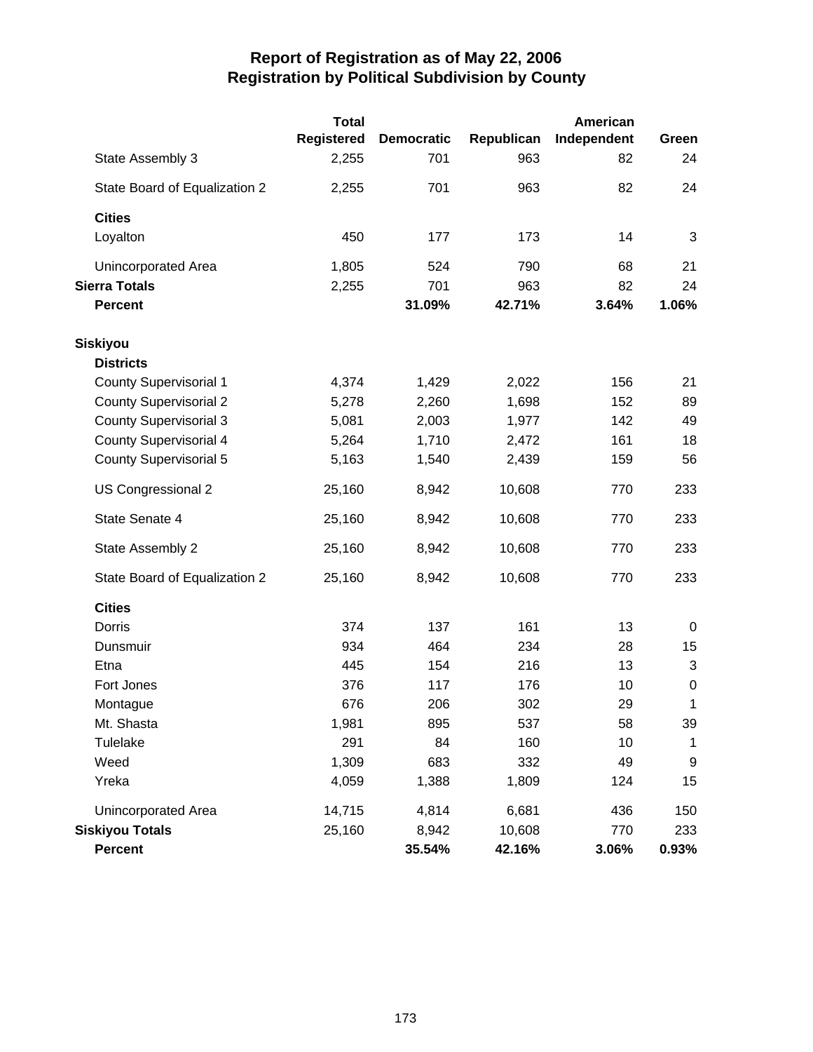# Report of Registration as of May 22, 2006
## Registration by Political Subdivision by County

| | Total Registered | Democratic | Republican | American Independent | Green |
|---|---|---|---|---|---|
| State Assembly 3 | 2,255 | 701 | 963 | 82 | 24 |
| State Board of Equalization 2 | 2,255 | 701 | 963 | 82 | 24 |
| **Cities** | | | | | |
| Loyalton | 450 | 177 | 173 | 14 | 3 |
| Unincorporated Area | 1,805 | 524 | 790 | 68 | 21 |
| **Sierra Totals** | 2,255 | 701 | 963 | 82 | 24 |
| **Percent** | | **31.09%** | **42.71%** | **3.64%** | **1.06%** |
| **Siskiyou** | | | | | |
| **Districts** | | | | | |
| County Supervisorial 1 | 4,374 | 1,429 | 2,022 | 156 | 21 |
| County Supervisorial 2 | 5,278 | 2,260 | 1,698 | 152 | 89 |
| County Supervisorial 3 | 5,081 | 2,003 | 1,977 | 142 | 49 |
| County Supervisorial 4 | 5,264 | 1,710 | 2,472 | 161 | 18 |
| County Supervisorial 5 | 5,163 | 1,540 | 2,439 | 159 | 56 |
| US Congressional 2 | 25,160 | 8,942 | 10,608 | 770 | 233 |
| State Senate 4 | 25,160 | 8,942 | 10,608 | 770 | 233 |
| State Assembly 2 | 25,160 | 8,942 | 10,608 | 770 | 233 |
| State Board of Equalization 2 | 25,160 | 8,942 | 10,608 | 770 | 233 |
| **Cities** | | | | | |
| Dorris | 374 | 137 | 161 | 13 | 0 |
| Dunsmuir | 934 | 464 | 234 | 28 | 15 |
| Etna | 445 | 154 | 216 | 13 | 3 |
| Fort Jones | 376 | 117 | 176 | 10 | 0 |
| Montague | 676 | 206 | 302 | 29 | 1 |
| Mt. Shasta | 1,981 | 895 | 537 | 58 | 39 |
| Tulelake | 291 | 84 | 160 | 10 | 1 |
| Weed | 1,309 | 683 | 332 | 49 | 9 |
| Yreka | 4,059 | 1,388 | 1,809 | 124 | 15 |
| Unincorporated Area | 14,715 | 4,814 | 6,681 | 436 | 150 |
| **Siskiyou Totals** | 25,160 | 8,942 | 10,608 | 770 | 233 |
| **Percent** | | **35.54%** | **42.16%** | **3.06%** | **0.93%** |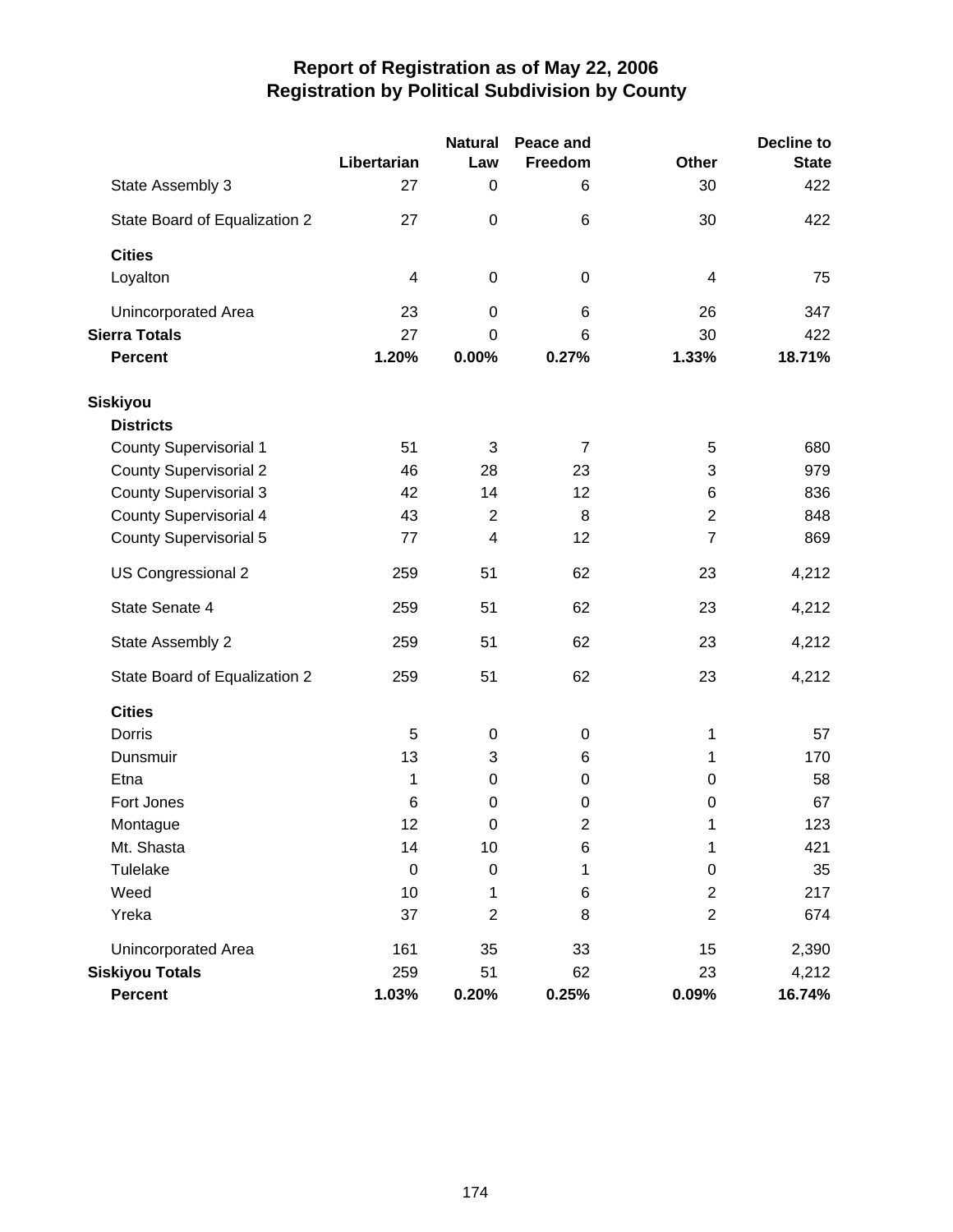# Report of Registration as of May 22, 2006
## Registration by Political Subdivision by County

| | Libertarian | Natural Law | Peace and Freedom | Other | Decline to State |
|---|---|---|---|---|---|
| State Assembly 3 | 27 | 0 | 6 | 30 | 422 |
| State Board of Equalization 2 | 27 | 0 | 6 | 30 | 422 |
| **Cities** | | | | | |
| Loyalton | 4 | 0 | 0 | 4 | 75 |
| Unincorporated Area | 23 | 0 | 6 | 26 | 347 |
| **Sierra Totals** | 27 | 0 | 6 | 30 | 422 |
| **Percent** | **1.20%** | **0.00%** | **0.27%** | **1.33%** | **18.71%** |
| **Siskiyou** | | | | | |
| **Districts** | | | | | |
| County Supervisorial 1 | 51 | 3 | 7 | 5 | 680 |
| County Supervisorial 2 | 46 | 28 | 23 | 3 | 979 |
| County Supervisorial 3 | 42 | 14 | 12 | 6 | 836 |
| County Supervisorial 4 | 43 | 2 | 8 | 2 | 848 |
| County Supervisorial 5 | 77 | 4 | 12 | 7 | 869 |
| US Congressional 2 | 259 | 51 | 62 | 23 | 4,212 |
| State Senate 4 | 259 | 51 | 62 | 23 | 4,212 |
| State Assembly 2 | 259 | 51 | 62 | 23 | 4,212 |
| State Board of Equalization 2 | 259 | 51 | 62 | 23 | 4,212 |
| **Cities** | | | | | |
| Dorris | 5 | 0 | 0 | 1 | 57 |
| Dunsmuir | 13 | 3 | 6 | 1 | 170 |
| Etna | 1 | 0 | 0 | 0 | 58 |
| Fort Jones | 6 | 0 | 0 | 0 | 67 |
| Montague | 12 | 0 | 2 | 1 | 123 |
| Mt. Shasta | 14 | 10 | 6 | 1 | 421 |
| Tulelake | 0 | 0 | 1 | 0 | 35 |
| Weed | 10 | 1 | 6 | 2 | 217 |
| Yreka | 37 | 2 | 8 | 2 | 674 |
| Unincorporated Area | 161 | 35 | 33 | 15 | 2,390 |
| **Siskiyou Totals** | 259 | 51 | 62 | 23 | 4,212 |
| **Percent** | **1.03%** | **0.20%** | **0.25%** | **0.09%** | **16.74%** |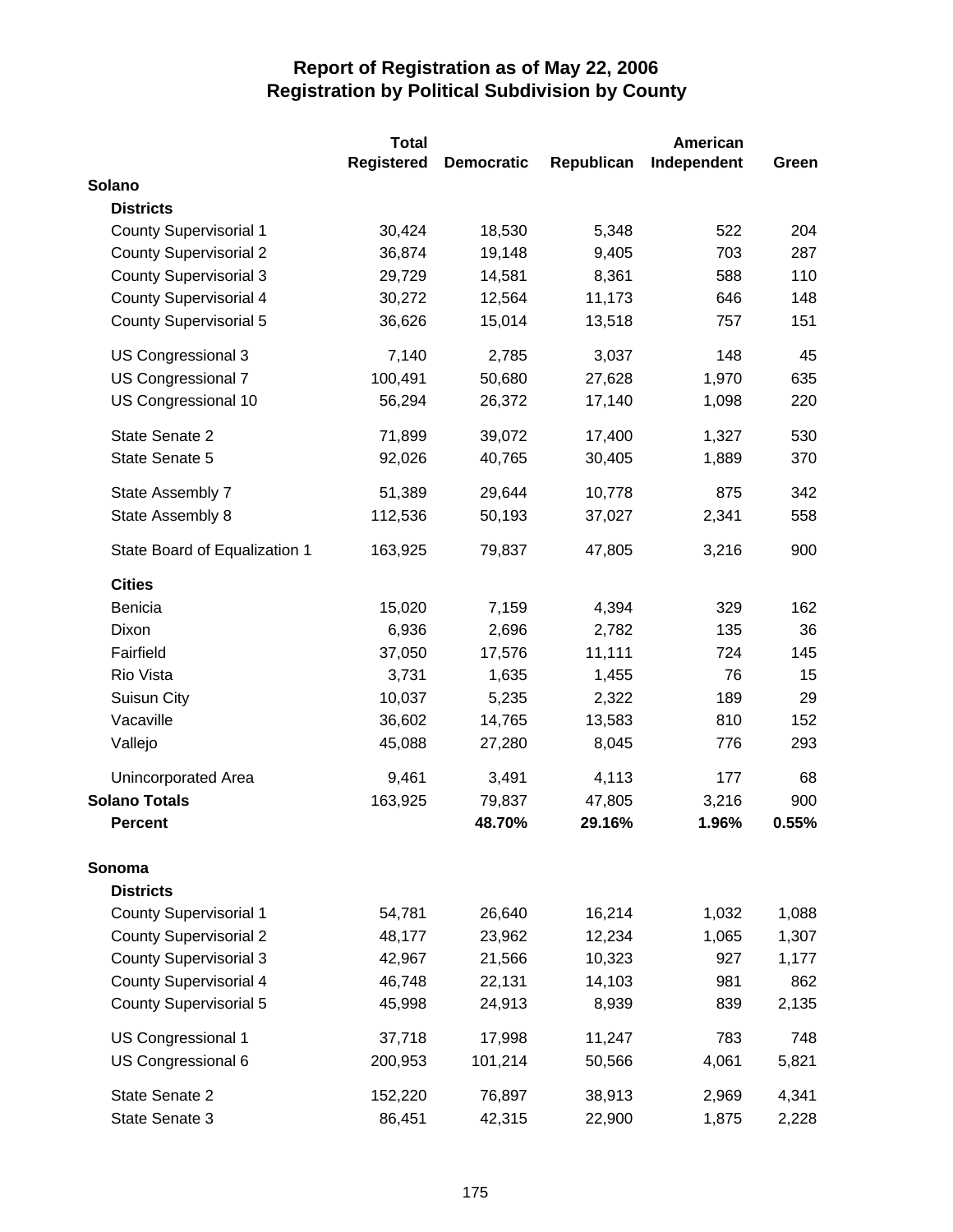# Report of Registration as of May 22, 2006
## Registration by Political Subdivision by County

| | Total Registered | Democratic | Republican | American Independent | Green |
|---|---|---|---|---|---|
| **Solano** | | | | | |
| **Districts** | | | | | |
| County Supervisorial 1 | 30,424 | 18,530 | 5,348 | 522 | 204 |
| County Supervisorial 2 | 36,874 | 19,148 | 9,405 | 703 | 287 |
| County Supervisorial 3 | 29,729 | 14,581 | 8,361 | 588 | 110 |
| County Supervisorial 4 | 30,272 | 12,564 | 11,173 | 646 | 148 |
| County Supervisorial 5 | 36,626 | 15,014 | 13,518 | 757 | 151 |
| US Congressional 3 | 7,140 | 2,785 | 3,037 | 148 | 45 |
| US Congressional 7 | 100,491 | 50,680 | 27,628 | 1,970 | 635 |
| US Congressional 10 | 56,294 | 26,372 | 17,140 | 1,098 | 220 |
| State Senate 2 | 71,899 | 39,072 | 17,400 | 1,327 | 530 |
| State Senate 5 | 92,026 | 40,765 | 30,405 | 1,889 | 370 |
| State Assembly 7 | 51,389 | 29,644 | 10,778 | 875 | 342 |
| State Assembly 8 | 112,536 | 50,193 | 37,027 | 2,341 | 558 |
| State Board of Equalization 1 | 163,925 | 79,837 | 47,805 | 3,216 | 900 |
| **Cities** | | | | | |
| Benicia | 15,020 | 7,159 | 4,394 | 329 | 162 |
| Dixon | 6,936 | 2,696 | 2,782 | 135 | 36 |
| Fairfield | 37,050 | 17,576 | 11,111 | 724 | 145 |
| Rio Vista | 3,731 | 1,635 | 1,455 | 76 | 15 |
| Suisun City | 10,037 | 5,235 | 2,322 | 189 | 29 |
| Vacaville | 36,602 | 14,765 | 13,583 | 810 | 152 |
| Vallejo | 45,088 | 27,280 | 8,045 | 776 | 293 |
| Unincorporated Area | 9,461 | 3,491 | 4,113 | 177 | 68 |
| **Solano Totals** | 163,925 | 79,837 | 47,805 | 3,216 | 900 |
| **Percent** | | **48.70%** | **29.16%** | **1.96%** | **0.55%** |
| **Sonoma** | | | | | |
| **Districts** | | | | | |
| County Supervisorial 1 | 54,781 | 26,640 | 16,214 | 1,032 | 1,088 |
| County Supervisorial 2 | 48,177 | 23,962 | 12,234 | 1,065 | 1,307 |
| County Supervisorial 3 | 42,967 | 21,566 | 10,323 | 927 | 1,177 |
| County Supervisorial 4 | 46,748 | 22,131 | 14,103 | 981 | 862 |
| County Supervisorial 5 | 45,998 | 24,913 | 8,939 | 839 | 2,135 |
| US Congressional 1 | 37,718 | 17,998 | 11,247 | 783 | 748 |
| US Congressional 6 | 200,953 | 101,214 | 50,566 | 4,061 | 5,821 |
| State Senate 2 | 152,220 | 76,897 | 38,913 | 2,969 | 4,341 |
| State Senate 3 | 86,451 | 42,315 | 22,900 | 1,875 | 2,228 |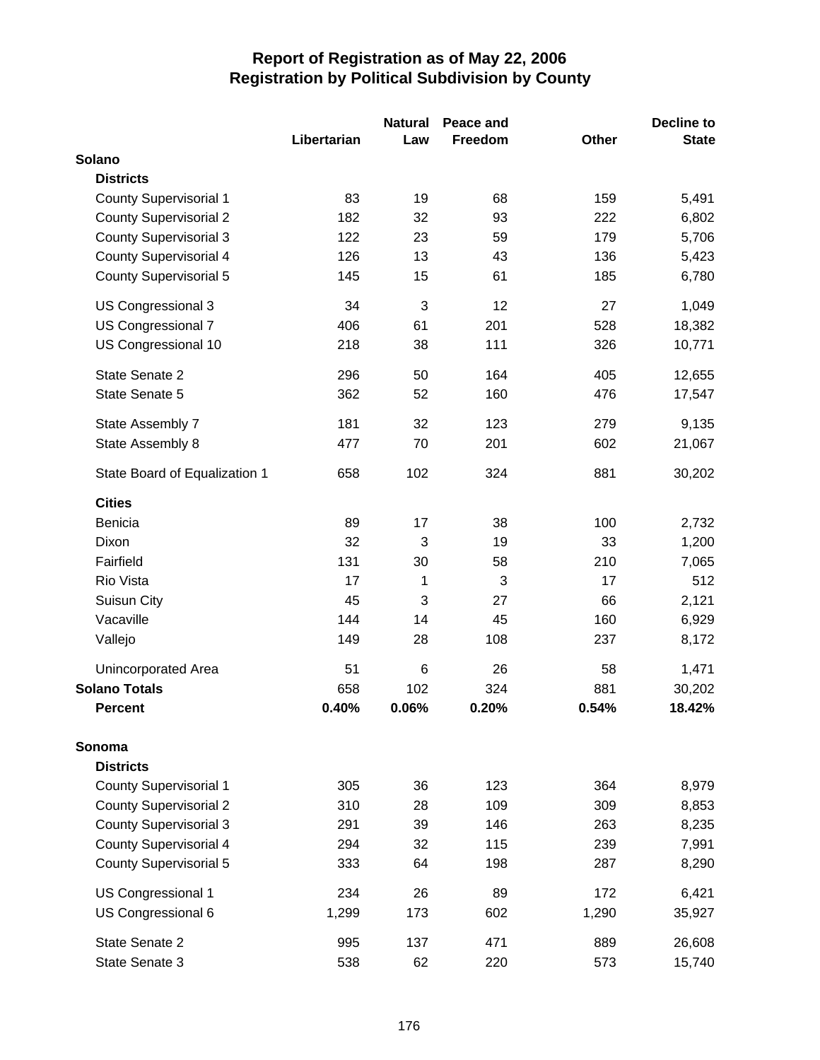# Report of Registration as of May 22, 2006
## Registration by Political Subdivision by County

| | Libertarian | Natural Law | Peace and Freedom | Other | Decline to State |
|---|---|---|---|---|---|
| **Solano** | | | | | |
| **Districts** | | | | | |
| County Supervisorial 1 | 83 | 19 | 68 | 159 | 5,491 |
| County Supervisorial 2 | 182 | 32 | 93 | 222 | 6,802 |
| County Supervisorial 3 | 122 | 23 | 59 | 179 | 5,706 |
| County Supervisorial 4 | 126 | 13 | 43 | 136 | 5,423 |
| County Supervisorial 5 | 145 | 15 | 61 | 185 | 6,780 |
| US Congressional 3 | 34 | 3 | 12 | 27 | 1,049 |
| US Congressional 7 | 406 | 61 | 201 | 528 | 18,382 |
| US Congressional 10 | 218 | 38 | 111 | 326 | 10,771 |
| State Senate 2 | 296 | 50 | 164 | 405 | 12,655 |
| State Senate 5 | 362 | 52 | 160 | 476 | 17,547 |
| State Assembly 7 | 181 | 32 | 123 | 279 | 9,135 |
| State Assembly 8 | 477 | 70 | 201 | 602 | 21,067 |
| State Board of Equalization 1 | 658 | 102 | 324 | 881 | 30,202 |
| **Cities** | | | | | |
| Benicia | 89 | 17 | 38 | 100 | 2,732 |
| Dixon | 32 | 3 | 19 | 33 | 1,200 |
| Fairfield | 131 | 30 | 58 | 210 | 7,065 |
| Rio Vista | 17 | 1 | 3 | 17 | 512 |
| Suisun City | 45 | 3 | 27 | 66 | 2,121 |
| Vacaville | 144 | 14 | 45 | 160 | 6,929 |
| Vallejo | 149 | 28 | 108 | 237 | 8,172 |
| Unincorporated Area | 51 | 6 | 26 | 58 | 1,471 |
| **Solano Totals** | 658 | 102 | 324 | 881 | 30,202 |
| **Percent** | **0.40%** | **0.06%** | **0.20%** | **0.54%** | **18.42%** |
| **Sonoma** | | | | | |
| **Districts** | | | | | |
| County Supervisorial 1 | 305 | 36 | 123 | 364 | 8,979 |
| County Supervisorial 2 | 310 | 28 | 109 | 309 | 8,853 |
| County Supervisorial 3 | 291 | 39 | 146 | 263 | 8,235 |
| County Supervisorial 4 | 294 | 32 | 115 | 239 | 7,991 |
| County Supervisorial 5 | 333 | 64 | 198 | 287 | 8,290 |
| US Congressional 1 | 234 | 26 | 89 | 172 | 6,421 |
| US Congressional 6 | 1,299 | 173 | 602 | 1,290 | 35,927 |
| State Senate 2 | 995 | 137 | 471 | 889 | 26,608 |
| State Senate 3 | 538 | 62 | 220 | 573 | 15,740 |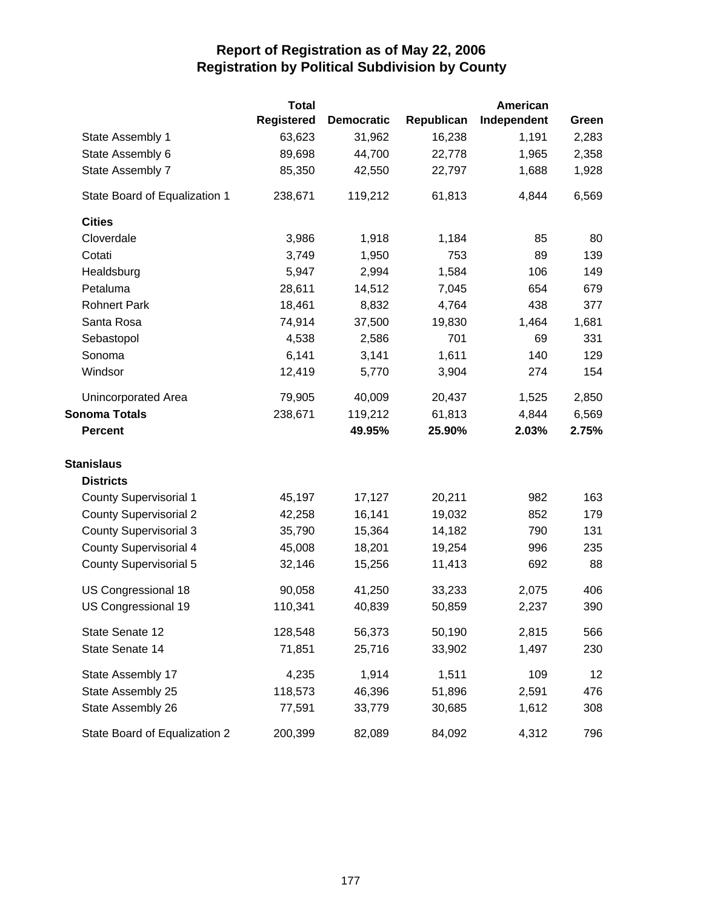# Report of Registration as of May 22, 2006
## Registration by Political Subdivision by County

| | Total Registered | Democratic | Republican | American Independent | Green |
|---|---|---|---|---|---|
| State Assembly 1 | 63,623 | 31,962 | 16,238 | 1,191 | 2,283 |
| State Assembly 6 | 89,698 | 44,700 | 22,778 | 1,965 | 2,358 |
| State Assembly 7 | 85,350 | 42,550 | 22,797 | 1,688 | 1,928 |
| State Board of Equalization 1 | 238,671 | 119,212 | 61,813 | 4,844 | 6,569 |
| **Cities** | | | | | |
| Cloverdale | 3,986 | 1,918 | 1,184 | 85 | 80 |
| Cotati | 3,749 | 1,950 | 753 | 89 | 139 |
| Healdsburg | 5,947 | 2,994 | 1,584 | 106 | 149 |
| Petaluma | 28,611 | 14,512 | 7,045 | 654 | 679 |
| Rohnert Park | 18,461 | 8,832 | 4,764 | 438 | 377 |
| Santa Rosa | 74,914 | 37,500 | 19,830 | 1,464 | 1,681 |
| Sebastopol | 4,538 | 2,586 | 701 | 69 | 331 |
| Sonoma | 6,141 | 3,141 | 1,611 | 140 | 129 |
| Windsor | 12,419 | 5,770 | 3,904 | 274 | 154 |
| Unincorporated Area | 79,905 | 40,009 | 20,437 | 1,525 | 2,850 |
| **Sonoma Totals** | 238,671 | 119,212 | 61,813 | 4,844 | 6,569 |
| **Percent** | | **49.95%** | **25.90%** | **2.03%** | **2.75%** |
| **Stanislaus** | | | | | |
| **Districts** | | | | | |
| County Supervisorial 1 | 45,197 | 17,127 | 20,211 | 982 | 163 |
| County Supervisorial 2 | 42,258 | 16,141 | 19,032 | 852 | 179 |
| County Supervisorial 3 | 35,790 | 15,364 | 14,182 | 790 | 131 |
| County Supervisorial 4 | 45,008 | 18,201 | 19,254 | 996 | 235 |
| County Supervisorial 5 | 32,146 | 15,256 | 11,413 | 692 | 88 |
| US Congressional 18 | 90,058 | 41,250 | 33,233 | 2,075 | 406 |
| US Congressional 19 | 110,341 | 40,839 | 50,859 | 2,237 | 390 |
| State Senate 12 | 128,548 | 56,373 | 50,190 | 2,815 | 566 |
| State Senate 14 | 71,851 | 25,716 | 33,902 | 1,497 | 230 |
| State Assembly 17 | 4,235 | 1,914 | 1,511 | 109 | 12 |
| State Assembly 25 | 118,573 | 46,396 | 51,896 | 2,591 | 476 |
| State Assembly 26 | 77,591 | 33,779 | 30,685 | 1,612 | 308 |
| State Board of Equalization 2 | 200,399 | 82,089 | 84,092 | 4,312 | 796 |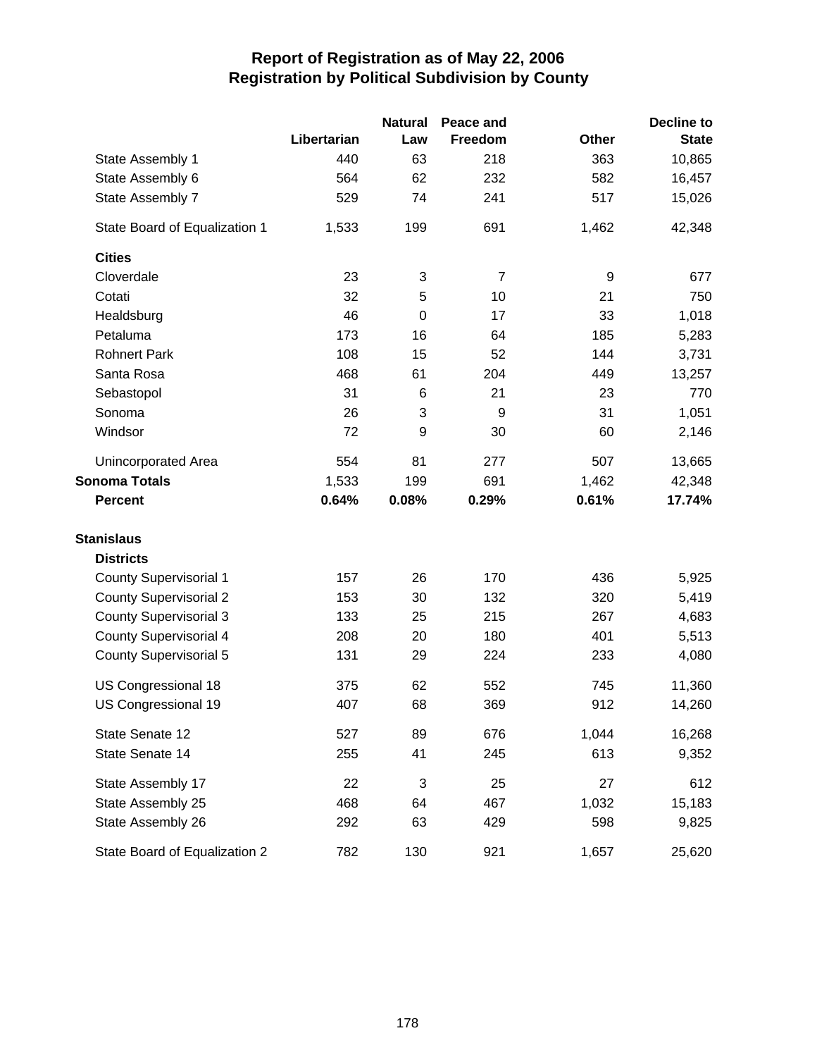# Report of Registration as of May 22, 2006
## Registration by Political Subdivision by County

| | Libertarian | Natural Law | Peace and Freedom | Other | Decline to State |
|---|---|---|---|---|---|
| State Assembly 1 | 440 | 63 | 218 | 363 | 10,865 |
| State Assembly 6 | 564 | 62 | 232 | 582 | 16,457 |
| State Assembly 7 | 529 | 74 | 241 | 517 | 15,026 |
| State Board of Equalization 1 | 1,533 | 199 | 691 | 1,462 | 42,348 |
| **Cities** | | | | | |
| Cloverdale | 23 | 3 | 7 | 9 | 677 |
| Cotati | 32 | 5 | 10 | 21 | 750 |
| Healdsburg | 46 | 0 | 17 | 33 | 1,018 |
| Petaluma | 173 | 16 | 64 | 185 | 5,283 |
| Rohnert Park | 108 | 15 | 52 | 144 | 3,731 |
| Santa Rosa | 468 | 61 | 204 | 449 | 13,257 |
| Sebastopol | 31 | 6 | 21 | 23 | 770 |
| Sonoma | 26 | 3 | 9 | 31 | 1,051 |
| Windsor | 72 | 9 | 30 | 60 | 2,146 |
| Unincorporated Area | 554 | 81 | 277 | 507 | 13,665 |
| **Sonoma Totals** | 1,533 | 199 | 691 | 1,462 | 42,348 |
| **Percent** | **0.64%** | **0.08%** | **0.29%** | **0.61%** | **17.74%** |
| **Stanislaus** | | | | | |
| **Districts** | | | | | |
| County Supervisorial 1 | 157 | 26 | 170 | 436 | 5,925 |
| County Supervisorial 2 | 153 | 30 | 132 | 320 | 5,419 |
| County Supervisorial 3 | 133 | 25 | 215 | 267 | 4,683 |
| County Supervisorial 4 | 208 | 20 | 180 | 401 | 5,513 |
| County Supervisorial 5 | 131 | 29 | 224 | 233 | 4,080 |
| US Congressional 18 | 375 | 62 | 552 | 745 | 11,360 |
| US Congressional 19 | 407 | 68 | 369 | 912 | 14,260 |
| State Senate 12 | 527 | 89 | 676 | 1,044 | 16,268 |
| State Senate 14 | 255 | 41 | 245 | 613 | 9,352 |
| State Assembly 17 | 22 | 3 | 25 | 27 | 612 |
| State Assembly 25 | 468 | 64 | 467 | 1,032 | 15,183 |
| State Assembly 26 | 292 | 63 | 429 | 598 | 9,825 |
| State Board of Equalization 2 | 782 | 130 | 921 | 1,657 | 25,620 |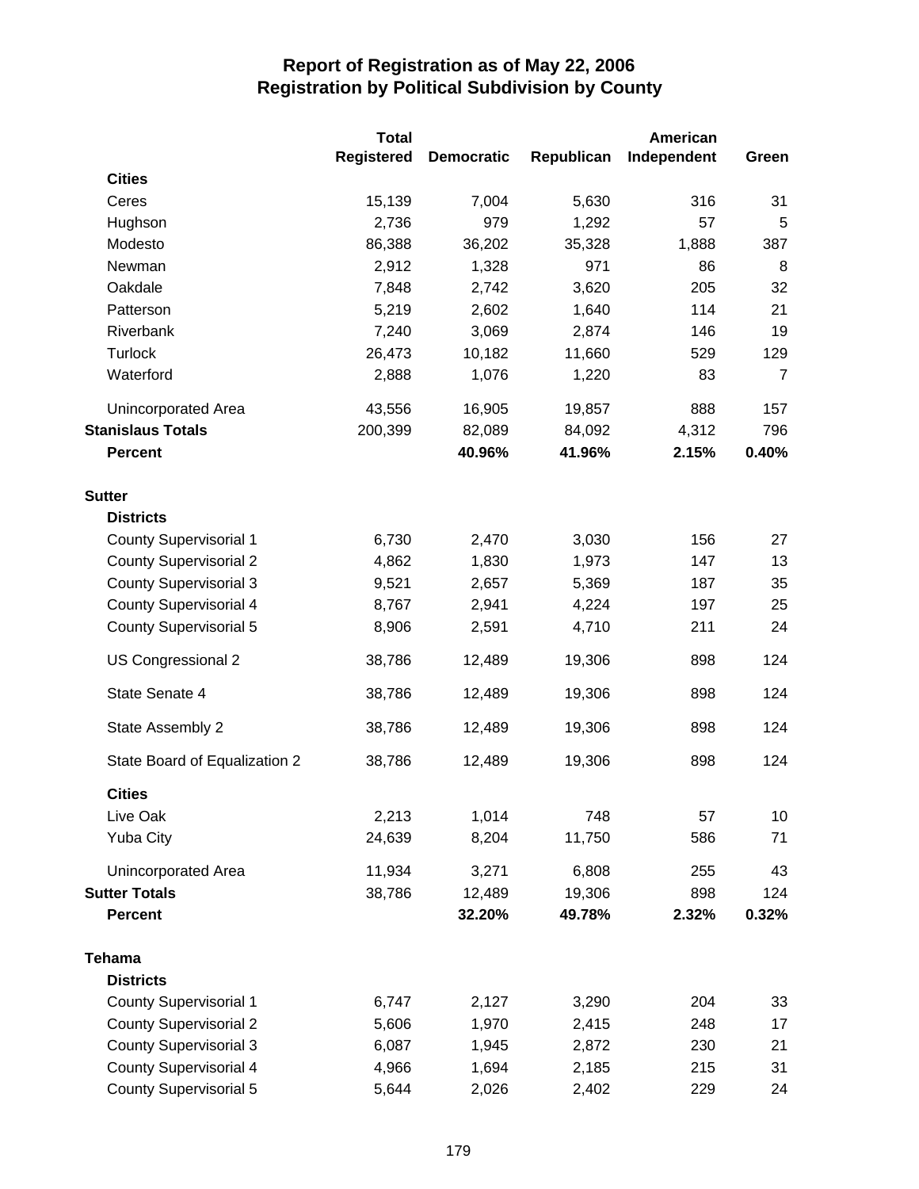# Report of Registration as of May 22, 2006
## Registration by Political Subdivision by County

| | Total Registered | Democratic | Republican | American Independent | Green |
|---|---|---|---|---|---|
| **Cities** | | | | | |
| Ceres | 15,139 | 7,004 | 5,630 | 316 | 31 |
| Hughson | 2,736 | 979 | 1,292 | 57 | 5 |
| Modesto | 86,388 | 36,202 | 35,328 | 1,888 | 387 |
| Newman | 2,912 | 1,328 | 971 | 86 | 8 |
| Oakdale | 7,848 | 2,742 | 3,620 | 205 | 32 |
| Patterson | 5,219 | 2,602 | 1,640 | 114 | 21 |
| Riverbank | 7,240 | 3,069 | 2,874 | 146 | 19 |
| Turlock | 26,473 | 10,182 | 11,660 | 529 | 129 |
| Waterford | 2,888 | 1,076 | 1,220 | 83 | 7 |
| Unincorporated Area | 43,556 | 16,905 | 19,857 | 888 | 157 |
| **Stanislaus Totals** | 200,399 | 82,089 | 84,092 | 4,312 | 796 |
| **Percent** | | **40.96%** | **41.96%** | **2.15%** | **0.40%** |
| **Sutter** | | | | | |
| **Districts** | | | | | |
| County Supervisorial 1 | 6,730 | 2,470 | 3,030 | 156 | 27 |
| County Supervisorial 2 | 4,862 | 1,830 | 1,973 | 147 | 13 |
| County Supervisorial 3 | 9,521 | 2,657 | 5,369 | 187 | 35 |
| County Supervisorial 4 | 8,767 | 2,941 | 4,224 | 197 | 25 |
| County Supervisorial 5 | 8,906 | 2,591 | 4,710 | 211 | 24 |
| US Congressional 2 | 38,786 | 12,489 | 19,306 | 898 | 124 |
| State Senate 4 | 38,786 | 12,489 | 19,306 | 898 | 124 |
| State Assembly 2 | 38,786 | 12,489 | 19,306 | 898 | 124 |
| State Board of Equalization 2 | 38,786 | 12,489 | 19,306 | 898 | 124 |
| **Cities** | | | | | |
| Live Oak | 2,213 | 1,014 | 748 | 57 | 10 |
| Yuba City | 24,639 | 8,204 | 11,750 | 586 | 71 |
| Unincorporated Area | 11,934 | 3,271 | 6,808 | 255 | 43 |
| **Sutter Totals** | 38,786 | 12,489 | 19,306 | 898 | 124 |
| **Percent** | | **32.20%** | **49.78%** | **2.32%** | **0.32%** |
| **Tehama** | | | | | |
| **Districts** | | | | | |
| County Supervisorial 1 | 6,747 | 2,127 | 3,290 | 204 | 33 |
| County Supervisorial 2 | 5,606 | 1,970 | 2,415 | 248 | 17 |
| County Supervisorial 3 | 6,087 | 1,945 | 2,872 | 230 | 21 |
| County Supervisorial 4 | 4,966 | 1,694 | 2,185 | 215 | 31 |
| County Supervisorial 5 | 5,644 | 2,026 | 2,402 | 229 | 24 |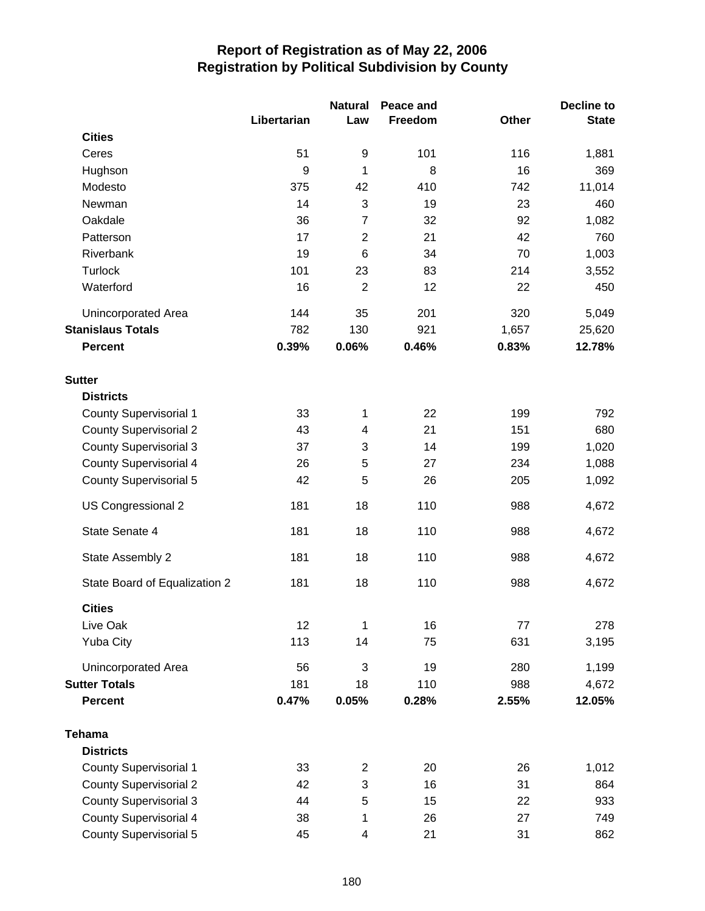# Report of Registration as of May 22, 2006
## Registration by Political Subdivision by County

| | Libertarian | Natural Law | Peace and Freedom | Other | Decline to State |
|---|---|---|---|---|---|
| **Cities** | | | | | |
| Ceres | 51 | 9 | 101 | 116 | 1,881 |
| Hughson | 9 | 1 | 8 | 16 | 369 |
| Modesto | 375 | 42 | 410 | 742 | 11,014 |
| Newman | 14 | 3 | 19 | 23 | 460 |
| Oakdale | 36 | 7 | 32 | 92 | 1,082 |
| Patterson | 17 | 2 | 21 | 42 | 760 |
| Riverbank | 19 | 6 | 34 | 70 | 1,003 |
| Turlock | 101 | 23 | 83 | 214 | 3,552 |
| Waterford | 16 | 2 | 12 | 22 | 450 |
| Unincorporated Area | 144 | 35 | 201 | 320 | 5,049 |
| **Stanislaus Totals** | 782 | 130 | 921 | 1,657 | 25,620 |
| **Percent** | **0.39%** | **0.06%** | **0.46%** | **0.83%** | **12.78%** |
| **Sutter** | | | | | |
| **Districts** | | | | | |
| County Supervisorial 1 | 33 | 1 | 22 | 199 | 792 |
| County Supervisorial 2 | 43 | 4 | 21 | 151 | 680 |
| County Supervisorial 3 | 37 | 3 | 14 | 199 | 1,020 |
| County Supervisorial 4 | 26 | 5 | 27 | 234 | 1,088 |
| County Supervisorial 5 | 42 | 5 | 26 | 205 | 1,092 |
| US Congressional 2 | 181 | 18 | 110 | 988 | 4,672 |
| State Senate 4 | 181 | 18 | 110 | 988 | 4,672 |
| State Assembly 2 | 181 | 18 | 110 | 988 | 4,672 |
| State Board of Equalization 2 | 181 | 18 | 110 | 988 | 4,672 |
| **Cities** | | | | | |
| Live Oak | 12 | 1 | 16 | 77 | 278 |
| Yuba City | 113 | 14 | 75 | 631 | 3,195 |
| Unincorporated Area | 56 | 3 | 19 | 280 | 1,199 |
| **Sutter Totals** | 181 | 18 | 110 | 988 | 4,672 |
| **Percent** | **0.47%** | **0.05%** | **0.28%** | **2.55%** | **12.05%** |
| **Tehama** | | | | | |
| **Districts** | | | | | |
| County Supervisorial 1 | 33 | 2 | 20 | 26 | 1,012 |
| County Supervisorial 2 | 42 | 3 | 16 | 31 | 864 |
| County Supervisorial 3 | 44 | 5 | 15 | 22 | 933 |
| County Supervisorial 4 | 38 | 1 | 26 | 27 | 749 |
| County Supervisorial 5 | 45 | 4 | 21 | 31 | 862 |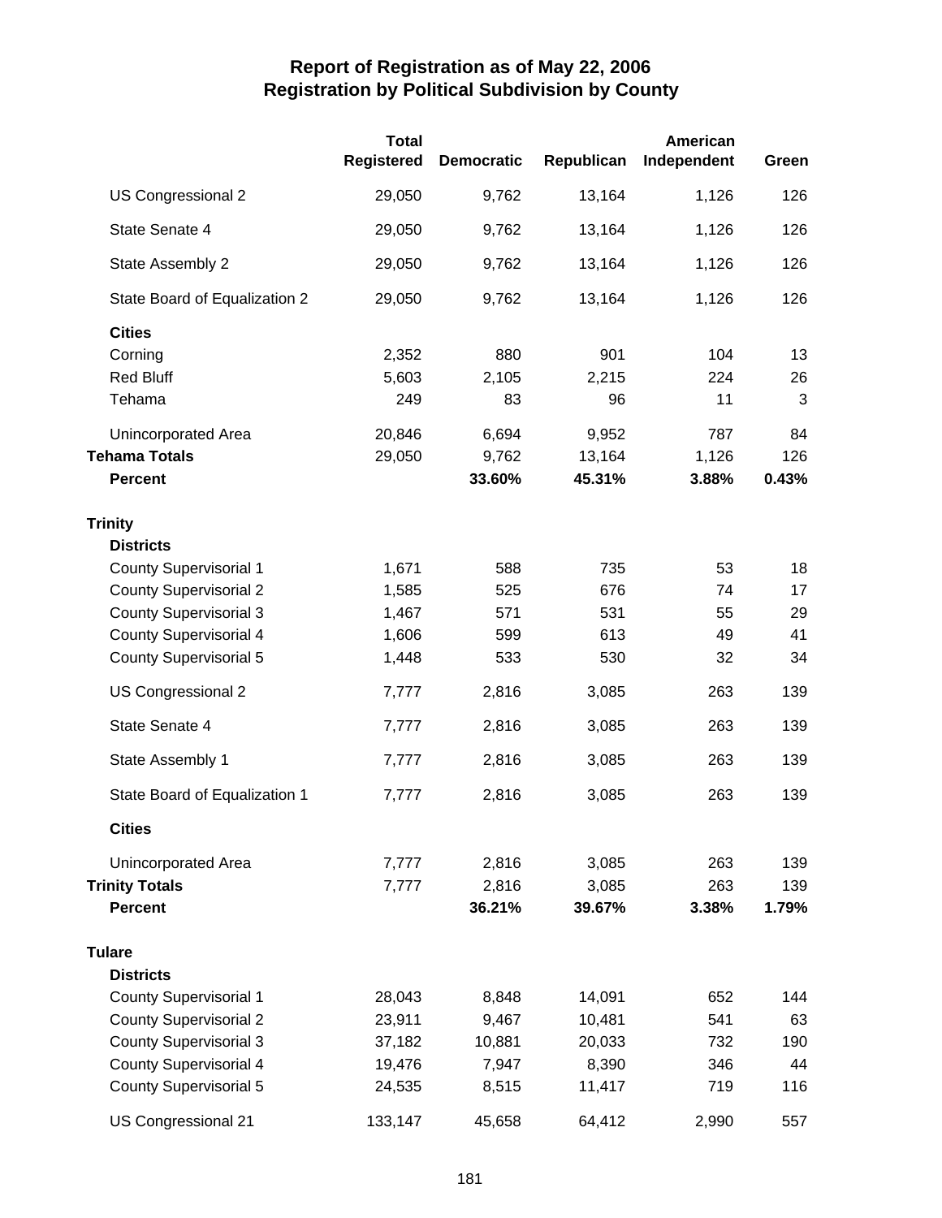# Report of Registration as of May 22, 2006
## Registration by Political Subdivision by County

| | Total Registered | Democratic | Republican | American Independent | Green |
|---|---|---|---|---|---|
| US Congressional 2 | 29,050 | 9,762 | 13,164 | 1,126 | 126 |
| State Senate 4 | 29,050 | 9,762 | 13,164 | 1,126 | 126 |
| State Assembly 2 | 29,050 | 9,762 | 13,164 | 1,126 | 126 |
| State Board of Equalization 2 | 29,050 | 9,762 | 13,164 | 1,126 | 126 |
| **Cities** | | | | | |
| Corning | 2,352 | 880 | 901 | 104 | 13 |
| Red Bluff | 5,603 | 2,105 | 2,215 | 224 | 26 |
| Tehama | 249 | 83 | 96 | 11 | 3 |
| Unincorporated Area | 20,846 | 6,694 | 9,952 | 787 | 84 |
| **Tehama Totals** | 29,050 | 9,762 | 13,164 | 1,126 | 126 |
| **Percent** | | **33.60%** | **45.31%** | **3.88%** | **0.43%** |
| **Trinity** | | | | | |
| **Districts** | | | | | |
| County Supervisorial 1 | 1,671 | 588 | 735 | 53 | 18 |
| County Supervisorial 2 | 1,585 | 525 | 676 | 74 | 17 |
| County Supervisorial 3 | 1,467 | 571 | 531 | 55 | 29 |
| County Supervisorial 4 | 1,606 | 599 | 613 | 49 | 41 |
| County Supervisorial 5 | 1,448 | 533 | 530 | 32 | 34 |
| US Congressional 2 | 7,777 | 2,816 | 3,085 | 263 | 139 |
| State Senate 4 | 7,777 | 2,816 | 3,085 | 263 | 139 |
| State Assembly 1 | 7,777 | 2,816 | 3,085 | 263 | 139 |
| State Board of Equalization 1 | 7,777 | 2,816 | 3,085 | 263 | 139 |
| **Cities** | | | | | |
| Unincorporated Area | 7,777 | 2,816 | 3,085 | 263 | 139 |
| **Trinity Totals** | 7,777 | 2,816 | 3,085 | 263 | 139 |
| **Percent** | | **36.21%** | **39.67%** | **3.38%** | **1.79%** |
| **Tulare** | | | | | |
| **Districts** | | | | | |
| County Supervisorial 1 | 28,043 | 8,848 | 14,091 | 652 | 144 |
| County Supervisorial 2 | 23,911 | 9,467 | 10,481 | 541 | 63 |
| County Supervisorial 3 | 37,182 | 10,881 | 20,033 | 732 | 190 |
| County Supervisorial 4 | 19,476 | 7,947 | 8,390 | 346 | 44 |
| County Supervisorial 5 | 24,535 | 8,515 | 11,417 | 719 | 116 |
| US Congressional 21 | 133,147 | 45,658 | 64,412 | 2,990 | 557 |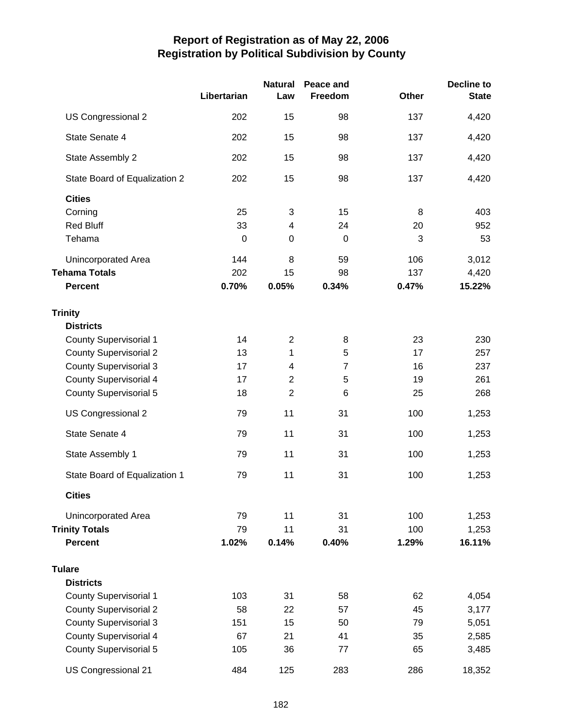# Report of Registration as of May 22, 2006
## Registration by Political Subdivision by County

| | Libertarian | Natural Law | Peace and Freedom | Other | Decline to State |
|---|---|---|---|---|---|
| US Congressional 2 | 202 | 15 | 98 | 137 | 4,420 |
| State Senate 4 | 202 | 15 | 98 | 137 | 4,420 |
| State Assembly 2 | 202 | 15 | 98 | 137 | 4,420 |
| State Board of Equalization 2 | 202 | 15 | 98 | 137 | 4,420 |
| **Cities** | | | | | |
| Corning | 25 | 3 | 15 | 8 | 403 |
| Red Bluff | 33 | 4 | 24 | 20 | 952 |
| Tehama | 0 | 0 | 0 | 3 | 53 |
| Unincorporated Area | 144 | 8 | 59 | 106 | 3,012 |
| **Tehama Totals** | 202 | 15 | 98 | 137 | 4,420 |
| **Percent** | **0.70%** | **0.05%** | **0.34%** | **0.47%** | **15.22%** |
| **Trinity** | | | | | |
| **Districts** | | | | | |
| County Supervisorial 1 | 14 | 2 | 8 | 23 | 230 |
| County Supervisorial 2 | 13 | 1 | 5 | 17 | 257 |
| County Supervisorial 3 | 17 | 4 | 7 | 16 | 237 |
| County Supervisorial 4 | 17 | 2 | 5 | 19 | 261 |
| County Supervisorial 5 | 18 | 2 | 6 | 25 | 268 |
| US Congressional 2 | 79 | 11 | 31 | 100 | 1,253 |
| State Senate 4 | 79 | 11 | 31 | 100 | 1,253 |
| State Assembly 1 | 79 | 11 | 31 | 100 | 1,253 |
| State Board of Equalization 1 | 79 | 11 | 31 | 100 | 1,253 |
| **Cities** | | | | | |
| Unincorporated Area | 79 | 11 | 31 | 100 | 1,253 |
| **Trinity Totals** | 79 | 11 | 31 | 100 | 1,253 |
| **Percent** | **1.02%** | **0.14%** | **0.40%** | **1.29%** | **16.11%** |
| **Tulare** | | | | | |
| **Districts** | | | | | |
| County Supervisorial 1 | 103 | 31 | 58 | 62 | 4,054 |
| County Supervisorial 2 | 58 | 22 | 57 | 45 | 3,177 |
| County Supervisorial 3 | 151 | 15 | 50 | 79 | 5,051 |
| County Supervisorial 4 | 67 | 21 | 41 | 35 | 2,585 |
| County Supervisorial 5 | 105 | 36 | 77 | 65 | 3,485 |
| US Congressional 21 | 484 | 125 | 283 | 286 | 18,352 |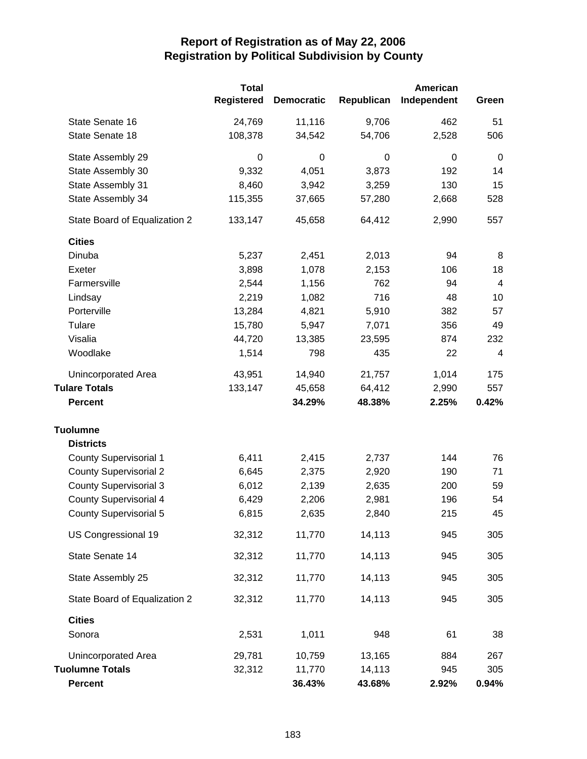# Report of Registration as of May 22, 2006
## Registration by Political Subdivision by County

| | Total Registered | Democratic | Republican | American Independent | Green |
|---|---|---|---|---|---|
| State Senate 16 | 24,769 | 11,116 | 9,706 | 462 | 51 |
| State Senate 18 | 108,378 | 34,542 | 54,706 | 2,528 | 506 |
| State Assembly 29 | 0 | 0 | 0 | 0 | 0 |
| State Assembly 30 | 9,332 | 4,051 | 3,873 | 192 | 14 |
| State Assembly 31 | 8,460 | 3,942 | 3,259 | 130 | 15 |
| State Assembly 34 | 115,355 | 37,665 | 57,280 | 2,668 | 528 |
| State Board of Equalization 2 | 133,147 | 45,658 | 64,412 | 2,990 | 557 |
| **Cities** | | | | | |
| Dinuba | 5,237 | 2,451 | 2,013 | 94 | 8 |
| Exeter | 3,898 | 1,078 | 2,153 | 106 | 18 |
| Farmersville | 2,544 | 1,156 | 762 | 94 | 4 |
| Lindsay | 2,219 | 1,082 | 716 | 48 | 10 |
| Porterville | 13,284 | 4,821 | 5,910 | 382 | 57 |
| Tulare | 15,780 | 5,947 | 7,071 | 356 | 49 |
| Visalia | 44,720 | 13,385 | 23,595 | 874 | 232 |
| Woodlake | 1,514 | 798 | 435 | 22 | 4 |
| Unincorporated Area | 43,951 | 14,940 | 21,757 | 1,014 | 175 |
| **Tulare Totals** | 133,147 | 45,658 | 64,412 | 2,990 | 557 |
| **Percent** | | **34.29%** | **48.38%** | **2.25%** | **0.42%** |
| **Tuolumne** | | | | | |
| **Districts** | | | | | |
| County Supervisorial 1 | 6,411 | 2,415 | 2,737 | 144 | 76 |
| County Supervisorial 2 | 6,645 | 2,375 | 2,920 | 190 | 71 |
| County Supervisorial 3 | 6,012 | 2,139 | 2,635 | 200 | 59 |
| County Supervisorial 4 | 6,429 | 2,206 | 2,981 | 196 | 54 |
| County Supervisorial 5 | 6,815 | 2,635 | 2,840 | 215 | 45 |
| US Congressional 19 | 32,312 | 11,770 | 14,113 | 945 | 305 |
| State Senate 14 | 32,312 | 11,770 | 14,113 | 945 | 305 |
| State Assembly 25 | 32,312 | 11,770 | 14,113 | 945 | 305 |
| State Board of Equalization 2 | 32,312 | 11,770 | 14,113 | 945 | 305 |
| **Cities** | | | | | |
| Sonora | 2,531 | 1,011 | 948 | 61 | 38 |
| Unincorporated Area | 29,781 | 10,759 | 13,165 | 884 | 267 |
| **Tuolumne Totals** | 32,312 | 11,770 | 14,113 | 945 | 305 |
| **Percent** | | **36.43%** | **43.68%** | **2.92%** | **0.94%** |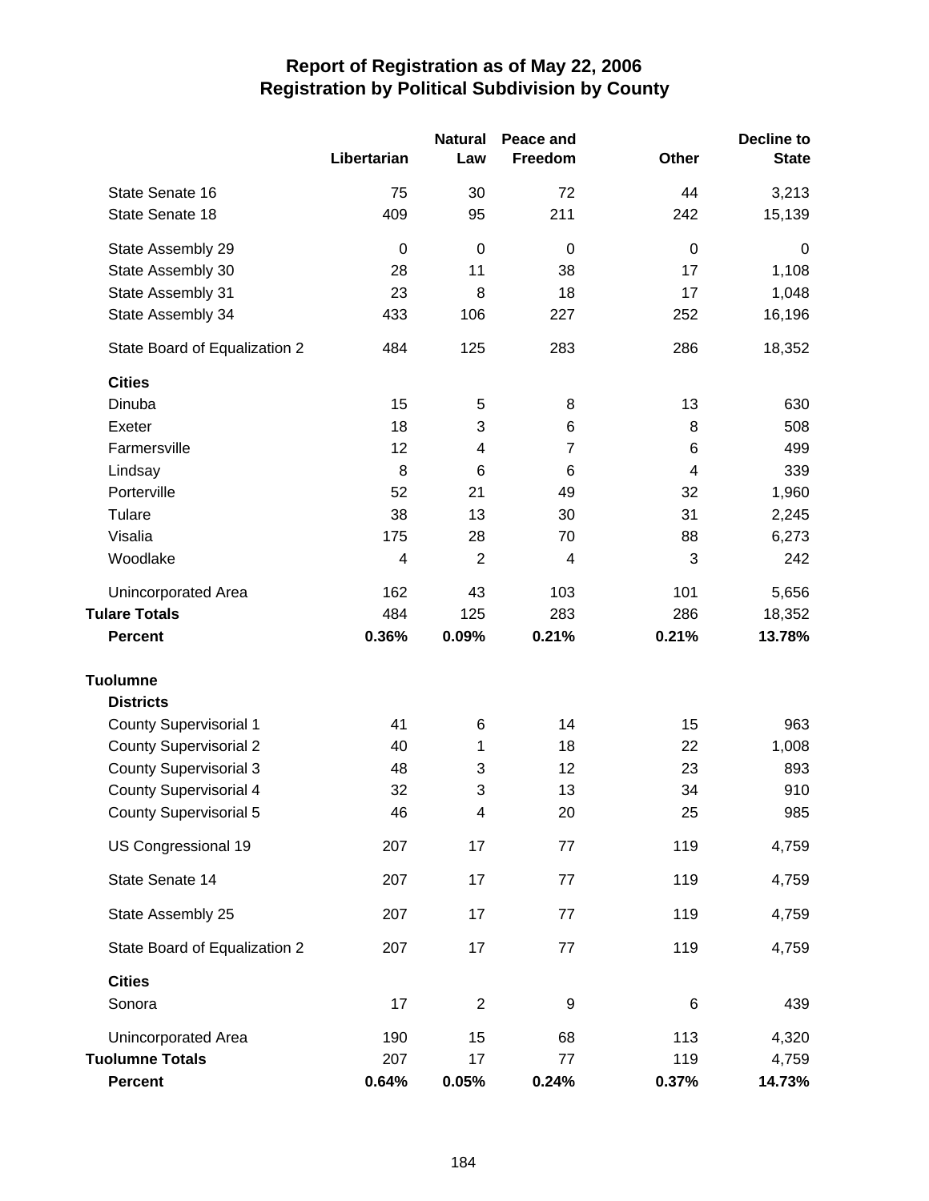# Report of Registration as of May 22, 2006
## Registration by Political Subdivision by County

| | Libertarian | Natural Law | Peace and Freedom | Other | Decline to State |
|---|---|---|---|---|---|
| State Senate 16 | 75 | 30 | 72 | 44 | 3,213 |
| State Senate 18 | 409 | 95 | 211 | 242 | 15,139 |
| State Assembly 29 | 0 | 0 | 0 | 0 | 0 |
| State Assembly 30 | 28 | 11 | 38 | 17 | 1,108 |
| State Assembly 31 | 23 | 8 | 18 | 17 | 1,048 |
| State Assembly 34 | 433 | 106 | 227 | 252 | 16,196 |
| State Board of Equalization 2 | 484 | 125 | 283 | 286 | 18,352 |
| **Cities** | | | | | |
| Dinuba | 15 | 5 | 8 | 13 | 630 |
| Exeter | 18 | 3 | 6 | 8 | 508 |
| Farmersville | 12 | 4 | 7 | 6 | 499 |
| Lindsay | 8 | 6 | 6 | 4 | 339 |
| Porterville | 52 | 21 | 49 | 32 | 1,960 |
| Tulare | 38 | 13 | 30 | 31 | 2,245 |
| Visalia | 175 | 28 | 70 | 88 | 6,273 |
| Woodlake | 4 | 2 | 4 | 3 | 242 |
| Unincorporated Area | 162 | 43 | 103 | 101 | 5,656 |
| **Tulare Totals** | 484 | 125 | 283 | 286 | 18,352 |
| **Percent** | **0.36%** | **0.09%** | **0.21%** | **0.21%** | **13.78%** |
| **Tuolumne** | | | | | |
| **Districts** | | | | | |
| County Supervisorial 1 | 41 | 6 | 14 | 15 | 963 |
| County Supervisorial 2 | 40 | 1 | 18 | 22 | 1,008 |
| County Supervisorial 3 | 48 | 3 | 12 | 23 | 893 |
| County Supervisorial 4 | 32 | 3 | 13 | 34 | 910 |
| County Supervisorial 5 | 46 | 4 | 20 | 25 | 985 |
| US Congressional 19 | 207 | 17 | 77 | 119 | 4,759 |
| State Senate 14 | 207 | 17 | 77 | 119 | 4,759 |
| State Assembly 25 | 207 | 17 | 77 | 119 | 4,759 |
| State Board of Equalization 2 | 207 | 17 | 77 | 119 | 4,759 |
| **Cities** | | | | | |
| Sonora | 17 | 2 | 9 | 6 | 439 |
| Unincorporated Area | 190 | 15 | 68 | 113 | 4,320 |
| **Tuolumne Totals** | 207 | 17 | 77 | 119 | 4,759 |
| **Percent** | **0.64%** | **0.05%** | **0.24%** | **0.37%** | **14.73%** |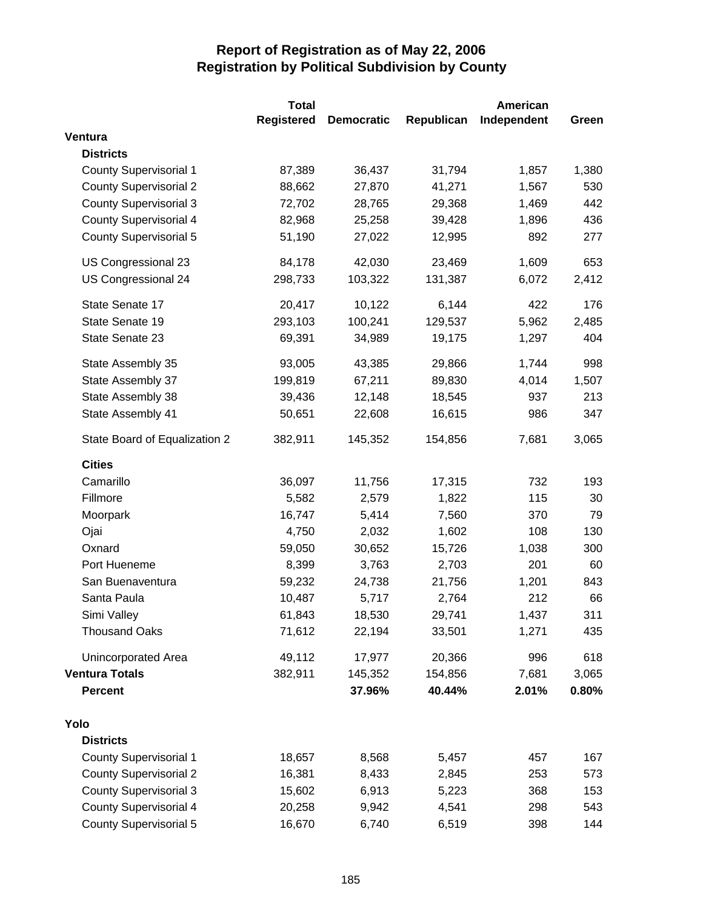# Report of Registration as of May 22, 2006
## Registration by Political Subdivision by County

| | Total Registered | Democratic | Republican | American Independent | Green |
|---|---|---|---|---|---|
| **Ventura** | | | | | |
| **Districts** | | | | | |
| County Supervisorial 1 | 87,389 | 36,437 | 31,794 | 1,857 | 1,380 |
| County Supervisorial 2 | 88,662 | 27,870 | 41,271 | 1,567 | 530 |
| County Supervisorial 3 | 72,702 | 28,765 | 29,368 | 1,469 | 442 |
| County Supervisorial 4 | 82,968 | 25,258 | 39,428 | 1,896 | 436 |
| County Supervisorial 5 | 51,190 | 27,022 | 12,995 | 892 | 277 |
| US Congressional 23 | 84,178 | 42,030 | 23,469 | 1,609 | 653 |
| US Congressional 24 | 298,733 | 103,322 | 131,387 | 6,072 | 2,412 |
| State Senate 17 | 20,417 | 10,122 | 6,144 | 422 | 176 |
| State Senate 19 | 293,103 | 100,241 | 129,537 | 5,962 | 2,485 |
| State Senate 23 | 69,391 | 34,989 | 19,175 | 1,297 | 404 |
| State Assembly 35 | 93,005 | 43,385 | 29,866 | 1,744 | 998 |
| State Assembly 37 | 199,819 | 67,211 | 89,830 | 4,014 | 1,507 |
| State Assembly 38 | 39,436 | 12,148 | 18,545 | 937 | 213 |
| State Assembly 41 | 50,651 | 22,608 | 16,615 | 986 | 347 |
| State Board of Equalization 2 | 382,911 | 145,352 | 154,856 | 7,681 | 3,065 |
| **Cities** | | | | | |
| Camarillo | 36,097 | 11,756 | 17,315 | 732 | 193 |
| Fillmore | 5,582 | 2,579 | 1,822 | 115 | 30 |
| Moorpark | 16,747 | 5,414 | 7,560 | 370 | 79 |
| Ojai | 4,750 | 2,032 | 1,602 | 108 | 130 |
| Oxnard | 59,050 | 30,652 | 15,726 | 1,038 | 300 |
| Port Hueneme | 8,399 | 3,763 | 2,703 | 201 | 60 |
| San Buenaventura | 59,232 | 24,738 | 21,756 | 1,201 | 843 |
| Santa Paula | 10,487 | 5,717 | 2,764 | 212 | 66 |
| Simi Valley | 61,843 | 18,530 | 29,741 | 1,437 | 311 |
| Thousand Oaks | 71,612 | 22,194 | 33,501 | 1,271 | 435 |
| Unincorporated Area | 49,112 | 17,977 | 20,366 | 996 | 618 |
| **Ventura Totals** | 382,911 | 145,352 | 154,856 | 7,681 | 3,065 |
| **Percent** | | **37.96%** | **40.44%** | **2.01%** | **0.80%** |
| **Yolo** | | | | | |
| **Districts** | | | | | |
| County Supervisorial 1 | 18,657 | 8,568 | 5,457 | 457 | 167 |
| County Supervisorial 2 | 16,381 | 8,433 | 2,845 | 253 | 573 |
| County Supervisorial 3 | 15,602 | 6,913 | 5,223 | 368 | 153 |
| County Supervisorial 4 | 20,258 | 9,942 | 4,541 | 298 | 543 |
| County Supervisorial 5 | 16,670 | 6,740 | 6,519 | 398 | 144 |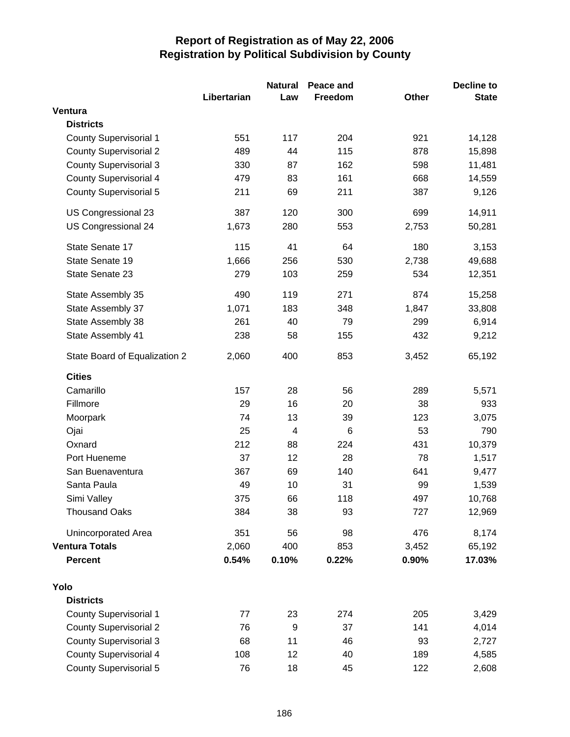# Report of Registration as of May 22, 2006
## Registration by Political Subdivision by County

| | Libertarian | Natural Law | Peace and Freedom | Other | Decline to State |
|---|---|---|---|---|---|
| **Ventura** | | | | | |
| **Districts** | | | | | |
| County Supervisorial 1 | 551 | 117 | 204 | 921 | 14,128 |
| County Supervisorial 2 | 489 | 44 | 115 | 878 | 15,898 |
| County Supervisorial 3 | 330 | 87 | 162 | 598 | 11,481 |
| County Supervisorial 4 | 479 | 83 | 161 | 668 | 14,559 |
| County Supervisorial 5 | 211 | 69 | 211 | 387 | 9,126 |
| US Congressional 23 | 387 | 120 | 300 | 699 | 14,911 |
| US Congressional 24 | 1,673 | 280 | 553 | 2,753 | 50,281 |
| State Senate 17 | 115 | 41 | 64 | 180 | 3,153 |
| State Senate 19 | 1,666 | 256 | 530 | 2,738 | 49,688 |
| State Senate 23 | 279 | 103 | 259 | 534 | 12,351 |
| State Assembly 35 | 490 | 119 | 271 | 874 | 15,258 |
| State Assembly 37 | 1,071 | 183 | 348 | 1,847 | 33,808 |
| State Assembly 38 | 261 | 40 | 79 | 299 | 6,914 |
| State Assembly 41 | 238 | 58 | 155 | 432 | 9,212 |
| State Board of Equalization 2 | 2,060 | 400 | 853 | 3,452 | 65,192 |
| **Cities** | | | | | |
| Camarillo | 157 | 28 | 56 | 289 | 5,571 |
| Fillmore | 29 | 16 | 20 | 38 | 933 |
| Moorpark | 74 | 13 | 39 | 123 | 3,075 |
| Ojai | 25 | 4 | 6 | 53 | 790 |
| Oxnard | 212 | 88 | 224 | 431 | 10,379 |
| Port Hueneme | 37 | 12 | 28 | 78 | 1,517 |
| San Buenaventura | 367 | 69 | 140 | 641 | 9,477 |
| Santa Paula | 49 | 10 | 31 | 99 | 1,539 |
| Simi Valley | 375 | 66 | 118 | 497 | 10,768 |
| Thousand Oaks | 384 | 38 | 93 | 727 | 12,969 |
| Unincorporated Area | 351 | 56 | 98 | 476 | 8,174 |
| **Ventura Totals** | 2,060 | 400 | 853 | 3,452 | 65,192 |
| **Percent** | **0.54%** | **0.10%** | **0.22%** | **0.90%** | **17.03%** |
| **Yolo** | | | | | |
| **Districts** | | | | | |
| County Supervisorial 1 | 77 | 23 | 274 | 205 | 3,429 |
| County Supervisorial 2 | 76 | 9 | 37 | 141 | 4,014 |
| County Supervisorial 3 | 68 | 11 | 46 | 93 | 2,727 |
| County Supervisorial 4 | 108 | 12 | 40 | 189 | 4,585 |
| County Supervisorial 5 | 76 | 18 | 45 | 122 | 2,608 |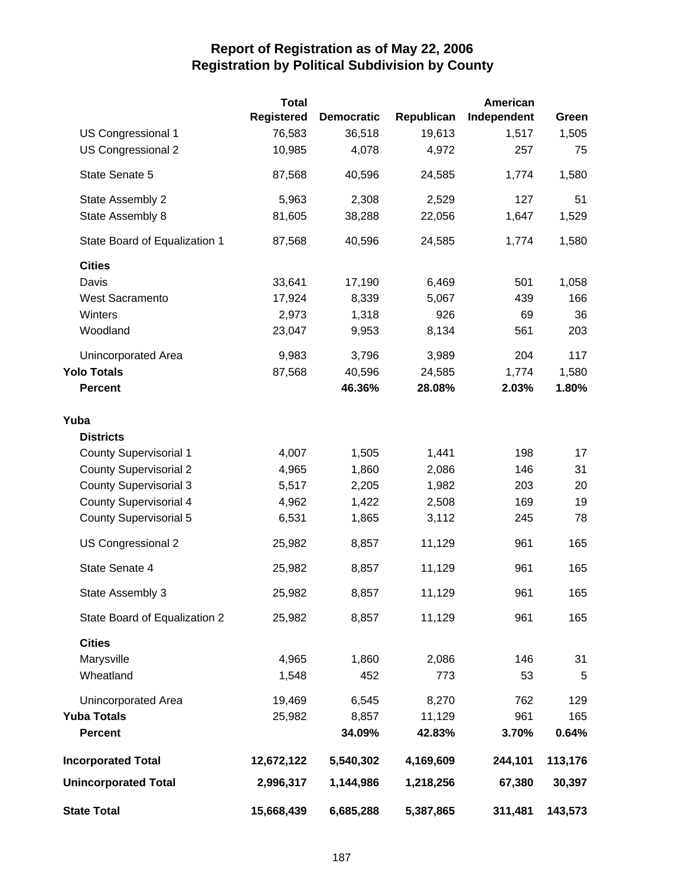# Report of Registration as of May 22, 2006
## Registration by Political Subdivision by County

| | Total Registered | Democratic | Republican | American Independent | Green |
|---|---|---|---|---|---|
| US Congressional 1 | 76,583 | 36,518 | 19,613 | 1,517 | 1,505 |
| US Congressional 2 | 10,985 | 4,078 | 4,972 | 257 | 75 |
| State Senate 5 | 87,568 | 40,596 | 24,585 | 1,774 | 1,580 |
| State Assembly 2 | 5,963 | 2,308 | 2,529 | 127 | 51 |
| State Assembly 8 | 81,605 | 38,288 | 22,056 | 1,647 | 1,529 |
| State Board of Equalization 1 | 87,568 | 40,596 | 24,585 | 1,774 | 1,580 |
| **Cities** | | | | | |
| Davis | 33,641 | 17,190 | 6,469 | 501 | 1,058 |
| West Sacramento | 17,924 | 8,339 | 5,067 | 439 | 166 |
| Winters | 2,973 | 1,318 | 926 | 69 | 36 |
| Woodland | 23,047 | 9,953 | 8,134 | 561 | 203 |
| Unincorporated Area | 9,983 | 3,796 | 3,989 | 204 | 117 |
| **Yolo Totals** | 87,568 | 40,596 | 24,585 | 1,774 | 1,580 |
| **Percent** | | **46.36%** | **28.08%** | **2.03%** | **1.80%** |
| **Yuba** | | | | | |
| **Districts** | | | | | |
| County Supervisorial 1 | 4,007 | 1,505 | 1,441 | 198 | 17 |
| County Supervisorial 2 | 4,965 | 1,860 | 2,086 | 146 | 31 |
| County Supervisorial 3 | 5,517 | 2,205 | 1,982 | 203 | 20 |
| County Supervisorial 4 | 4,962 | 1,422 | 2,508 | 169 | 19 |
| County Supervisorial 5 | 6,531 | 1,865 | 3,112 | 245 | 78 |
| US Congressional 2 | 25,982 | 8,857 | 11,129 | 961 | 165 |
| State Senate 4 | 25,982 | 8,857 | 11,129 | 961 | 165 |
| State Assembly 3 | 25,982 | 8,857 | 11,129 | 961 | 165 |
| State Board of Equalization 2 | 25,982 | 8,857 | 11,129 | 961 | 165 |
| **Cities** | | | | | |
| Marysville | 4,965 | 1,860 | 2,086 | 146 | 31 |
| Wheatland | 1,548 | 452 | 773 | 53 | 5 |
| Unincorporated Area | 19,469 | 6,545 | 8,270 | 762 | 129 |
| **Yuba Totals** | 25,982 | 8,857 | 11,129 | 961 | 165 |
| **Percent** | | **34.09%** | **42.83%** | **3.70%** | **0.64%** |
| **Incorporated Total** | **12,672,122** | **5,540,302** | **4,169,609** | **244,101** | **113,176** |
| **Unincorporated Total** | **2,996,317** | **1,144,986** | **1,218,256** | **67,380** | **30,397** |
| **State Total** | **15,668,439** | **6,685,288** | **5,387,865** | **311,481** | **143,573** |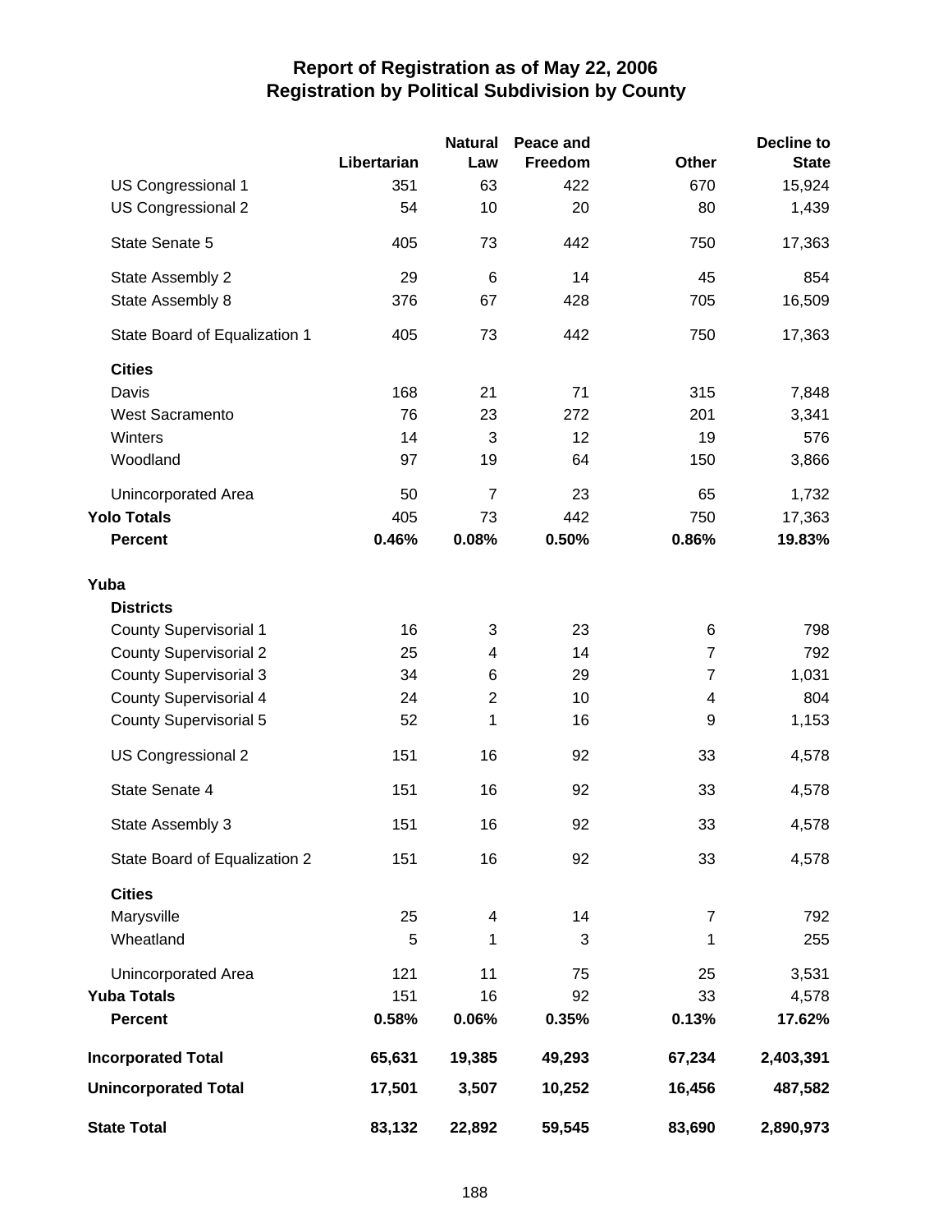# Report of Registration as of May 22, 2006
## Registration by Political Subdivision by County

| | Libertarian | Natural Law | Peace and Freedom | Other | Decline to State |
|---|---|---|---|---|---|
| US Congressional 1 | 351 | 63 | 422 | 670 | 15,924 |
| US Congressional 2 | 54 | 10 | 20 | 80 | 1,439 |
| State Senate 5 | 405 | 73 | 442 | 750 | 17,363 |
| State Assembly 2 | 29 | 6 | 14 | 45 | 854 |
| State Assembly 8 | 376 | 67 | 428 | 705 | 16,509 |
| State Board of Equalization 1 | 405 | 73 | 442 | 750 | 17,363 |
| **Cities** | | | | | |
| Davis | 168 | 21 | 71 | 315 | 7,848 |
| West Sacramento | 76 | 23 | 272 | 201 | 3,341 |
| Winters | 14 | 3 | 12 | 19 | 576 |
| Woodland | 97 | 19 | 64 | 150 | 3,866 |
| Unincorporated Area | 50 | 7 | 23 | 65 | 1,732 |
| **Yolo Totals** | 405 | 73 | 442 | 750 | 17,363 |
| **Percent** | **0.46%** | **0.08%** | **0.50%** | **0.86%** | **19.83%** |
| **Yuba** | | | | | |
| **Districts** | | | | | |
| County Supervisorial 1 | 16 | 3 | 23 | 6 | 798 |
| County Supervisorial 2 | 25 | 4 | 14 | 7 | 792 |
| County Supervisorial 3 | 34 | 6 | 29 | 7 | 1,031 |
| County Supervisorial 4 | 24 | 2 | 10 | 4 | 804 |
| County Supervisorial 5 | 52 | 1 | 16 | 9 | 1,153 |
| US Congressional 2 | 151 | 16 | 92 | 33 | 4,578 |
| State Senate 4 | 151 | 16 | 92 | 33 | 4,578 |
| State Assembly 3 | 151 | 16 | 92 | 33 | 4,578 |
| State Board of Equalization 2 | 151 | 16 | 92 | 33 | 4,578 |
| **Cities** | | | | | |
| Marysville | 25 | 4 | 14 | 7 | 792 |
| Wheatland | 5 | 1 | 3 | 1 | 255 |
| Unincorporated Area | 121 | 11 | 75 | 25 | 3,531 |
| **Yuba Totals** | 151 | 16 | 92 | 33 | 4,578 |
| **Percent** | **0.58%** | **0.06%** | **0.35%** | **0.13%** | **17.62%** |
| **Incorporated Total** | **65,631** | **19,385** | **49,293** | **67,234** | **2,403,391** |
| **Unincorporated Total** | **17,501** | **3,507** | **10,252** | **16,456** | **487,582** |
| **State Total** | **83,132** | **22,892** | **59,545** | **83,690** | **2,890,973** |